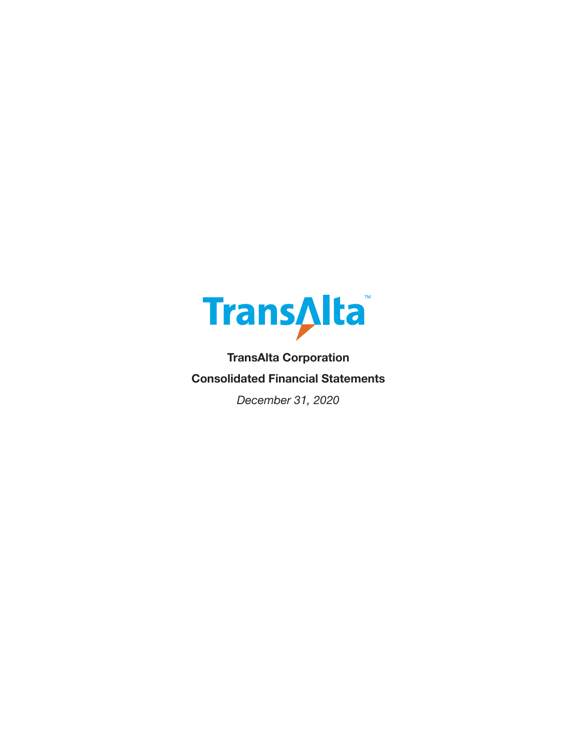TransAlta™

**TransAlta Corporation**

**Consolidated Financial Statements**

*December 31, 2020*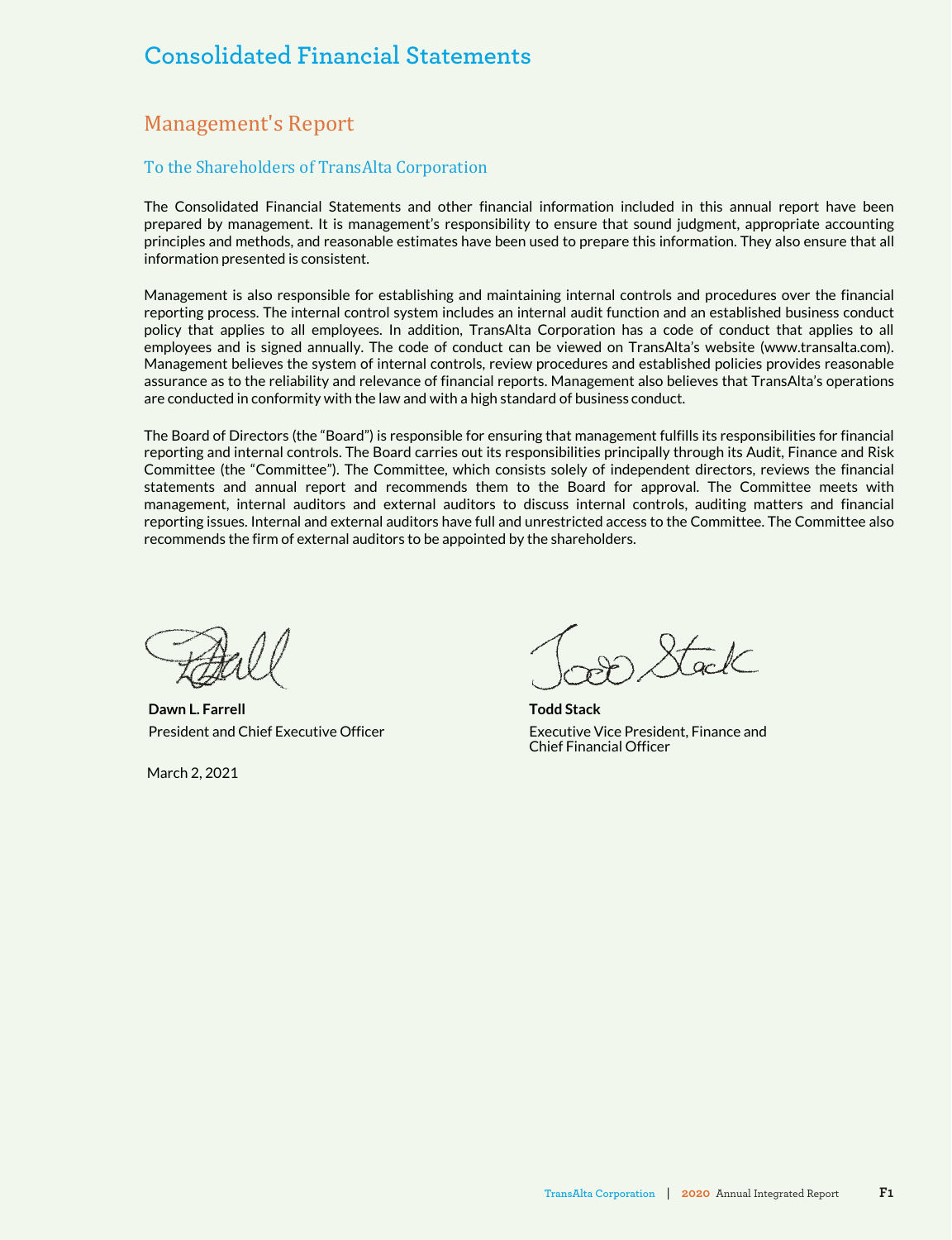# Consolidated Financial Statements

## Management's Report

### To the Shareholders of TransAlta Corporation

The Consolidated Financial Statements and other financial information included in this annual report have been prepared by management. It is management's responsibility to ensure that sound judgment, appropriate accounting principles and methods, and reasonable estimates have been used to prepare this information. They also ensure that all information presented is consistent.

Management is also responsible for establishing and maintaining internal controls and procedures over the financial reporting process. The internal control system includes an internal audit function and an established business conduct policy that applies to all employees. In addition, TransAlta Corporation has a code of conduct that applies to all employees and is signed annually. The code of conduct can be viewed on TransAlta's website (www.transalta.com). Management believes the system of internal controls, review procedures and established policies provides reasonable assurance as to the reliability and relevance of financial reports. Management also believes that TransAlta's operations are conducted in conformity with the law and with a high standard of business conduct.

The Board of Directors (the "Board") is responsible for ensuring that management fulfills its responsibilities for financial reporting and internal controls. The Board carries out its responsibilities principally through its Audit, Finance and Risk Committee (the "Committee"). The Committee, which consists solely of independent directors, reviews the financial statements and annual report and recommends them to the Board for approval. The Committee meets with management, internal auditors and external auditors to discuss internal controls, auditing matters and financial reporting issues. Internal and external auditors have full and unrestricted access to the Committee. The Committee also recommends the firm of external auditors to be appointed by the shareholders.

**Dawn L. Farrell**
President and Chief Executive Officer

**Todd Stack**
Executive Vice President, Finance and Chief Financial Officer

March 2, 2021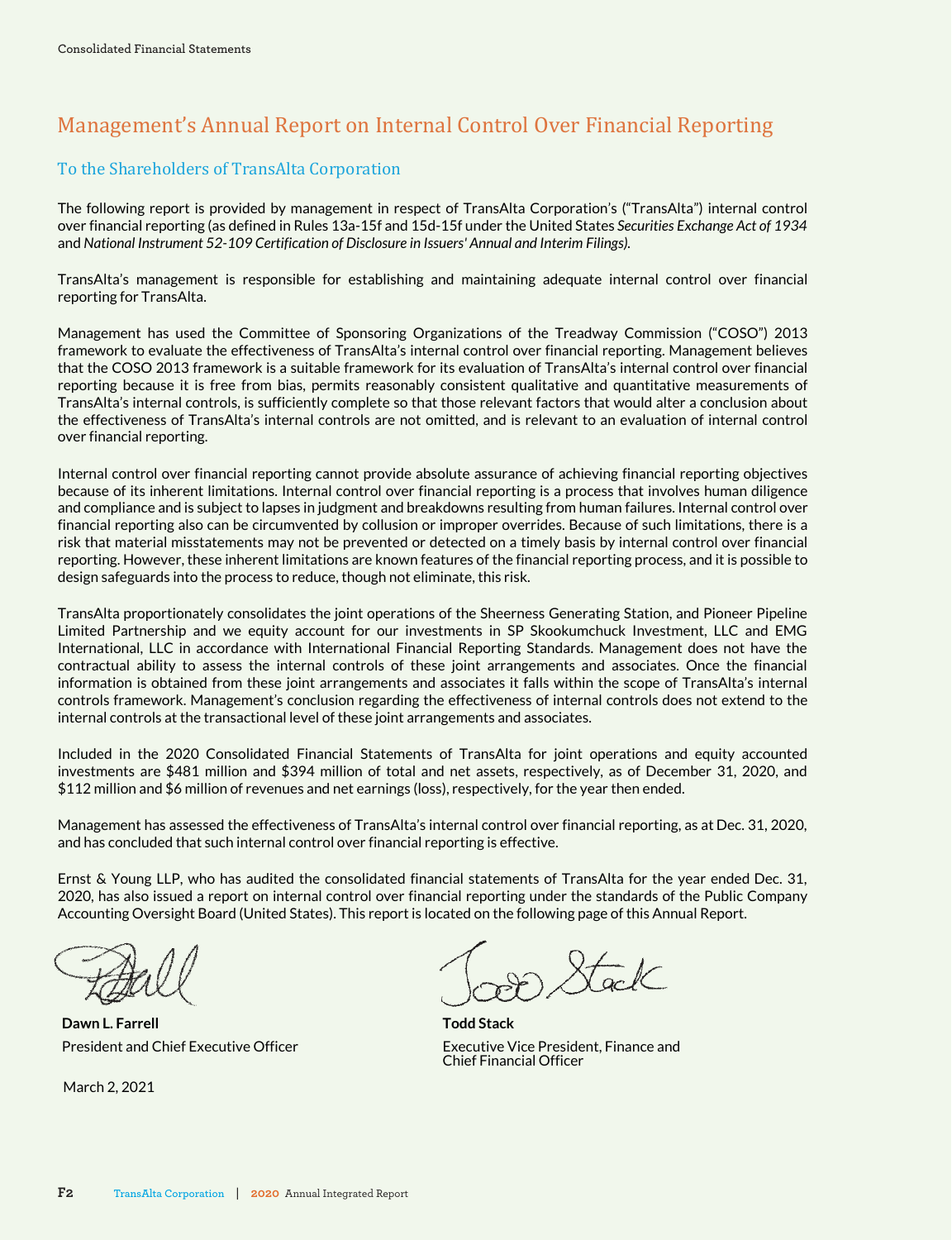# Management's Annual Report on Internal Control Over Financial Reporting

## To the Shareholders of TransAlta Corporation

The following report is provided by management in respect of TransAlta Corporation's ("TransAlta") internal control over financial reporting (as defined in Rules 13a-15f and 15d-15f under the United States *Securities Exchange Act of 1934* and *National Instrument 52-109 Certification of Disclosure in Issuers' Annual and Interim Filings).*

TransAlta's management is responsible for establishing and maintaining adequate internal control over financial reporting for TransAlta.

Management has used the Committee of Sponsoring Organizations of the Treadway Commission ("COSO") 2013 framework to evaluate the effectiveness of TransAlta's internal control over financial reporting. Management believes that the COSO 2013 framework is a suitable framework for its evaluation of TransAlta's internal control over financial reporting because it is free from bias, permits reasonably consistent qualitative and quantitative measurements of TransAlta's internal controls, is sufficiently complete so that those relevant factors that would alter a conclusion about the effectiveness of TransAlta's internal controls are not omitted, and is relevant to an evaluation of internal control over financial reporting.

Internal control over financial reporting cannot provide absolute assurance of achieving financial reporting objectives because of its inherent limitations. Internal control over financial reporting is a process that involves human diligence and compliance and is subject to lapses in judgment and breakdowns resulting from human failures. Internal control over financial reporting also can be circumvented by collusion or improper overrides. Because of such limitations, there is a risk that material misstatements may not be prevented or detected on a timely basis by internal control over financial reporting. However, these inherent limitations are known features of the financial reporting process, and it is possible to design safeguards into the process to reduce, though not eliminate, this risk.

TransAlta proportionately consolidates the joint operations of the Sheerness Generating Station, and Pioneer Pipeline Limited Partnership and we equity account for our investments in SP Skookumchuck Investment, LLC and EMG International, LLC in accordance with International Financial Reporting Standards. Management does not have the contractual ability to assess the internal controls of these joint arrangements and associates. Once the financial information is obtained from these joint arrangements and associates it falls within the scope of TransAlta's internal controls framework. Management's conclusion regarding the effectiveness of internal controls does not extend to the internal controls at the transactional level of these joint arrangements and associates.

Included in the 2020 Consolidated Financial Statements of TransAlta for joint operations and equity accounted investments are $481 million and $394 million of total and net assets, respectively, as of December 31, 2020, and $112 million and $6 million of revenues and net earnings (loss), respectively, for the year then ended.

Management has assessed the effectiveness of TransAlta's internal control over financial reporting, as at Dec. 31, 2020, and has concluded that such internal control over financial reporting is effective.

Ernst & Young LLP, who has audited the consolidated financial statements of TransAlta for the year ended Dec. 31, 2020, has also issued a report on internal control over financial reporting under the standards of the Public Company Accounting Oversight Board (United States). This report is located on the following page of this Annual Report.

**Dawn L. Farrell**
President and Chief Executive Officer

**Todd Stack**
Executive Vice President, Finance and Chief Financial Officer

March 2, 2021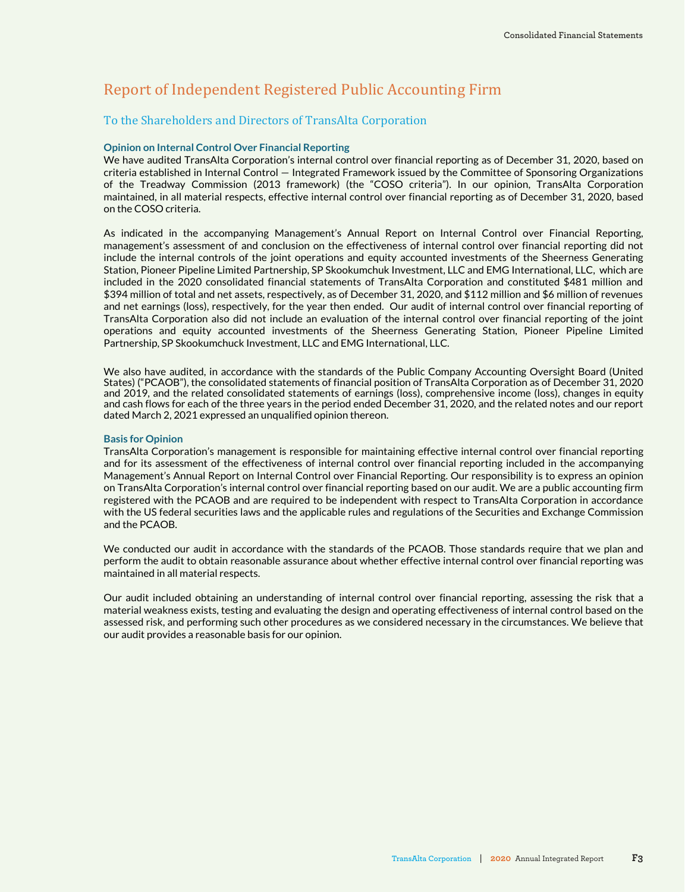# Report of Independent Registered Public Accounting Firm

## To the Shareholders and Directors of TransAlta Corporation

### Opinion on Internal Control Over Financial Reporting

We have audited TransAlta Corporation's internal control over financial reporting as of December 31, 2020, based on criteria established in Internal Control — Integrated Framework issued by the Committee of Sponsoring Organizations of the Treadway Commission (2013 framework) (the "COSO criteria"). In our opinion, TransAlta Corporation maintained, in all material respects, effective internal control over financial reporting as of December 31, 2020, based on the COSO criteria.

As indicated in the accompanying Management's Annual Report on Internal Control over Financial Reporting, management's assessment of and conclusion on the effectiveness of internal control over financial reporting did not include the internal controls of the joint operations and equity accounted investments of the Sheerness Generating Station, Pioneer Pipeline Limited Partnership, SP Skookumchuk Investment, LLC and EMG International, LLC, which are included in the 2020 consolidated financial statements of TransAlta Corporation and constituted $481 million and $394 million of total and net assets, respectively, as of December 31, 2020, and $112 million and $6 million of revenues and net earnings (loss), respectively, for the year then ended. Our audit of internal control over financial reporting of TransAlta Corporation also did not include an evaluation of the internal control over financial reporting of the joint operations and equity accounted investments of the Sheerness Generating Station, Pioneer Pipeline Limited Partnership, SP Skookumchuck Investment, LLC and EMG International, LLC.

We also have audited, in accordance with the standards of the Public Company Accounting Oversight Board (United States) ("PCAOB"), the consolidated statements of financial position of TransAlta Corporation as of December 31, 2020 and 2019, and the related consolidated statements of earnings (loss), comprehensive income (loss), changes in equity and cash flows for each of the three years in the period ended December 31, 2020, and the related notes and our report dated March 2, 2021 expressed an unqualified opinion thereon.

### Basis for Opinion

TransAlta Corporation's management is responsible for maintaining effective internal control over financial reporting and for its assessment of the effectiveness of internal control over financial reporting included in the accompanying Management's Annual Report on Internal Control over Financial Reporting. Our responsibility is to express an opinion on TransAlta Corporation's internal control over financial reporting based on our audit. We are a public accounting firm registered with the PCAOB and are required to be independent with respect to TransAlta Corporation in accordance with the US federal securities laws and the applicable rules and regulations of the Securities and Exchange Commission and the PCAOB.

We conducted our audit in accordance with the standards of the PCAOB. Those standards require that we plan and perform the audit to obtain reasonable assurance about whether effective internal control over financial reporting was maintained in all material respects.

Our audit included obtaining an understanding of internal control over financial reporting, assessing the risk that a material weakness exists, testing and evaluating the design and operating effectiveness of internal control based on the assessed risk, and performing such other procedures as we considered necessary in the circumstances. We believe that our audit provides a reasonable basis for our opinion.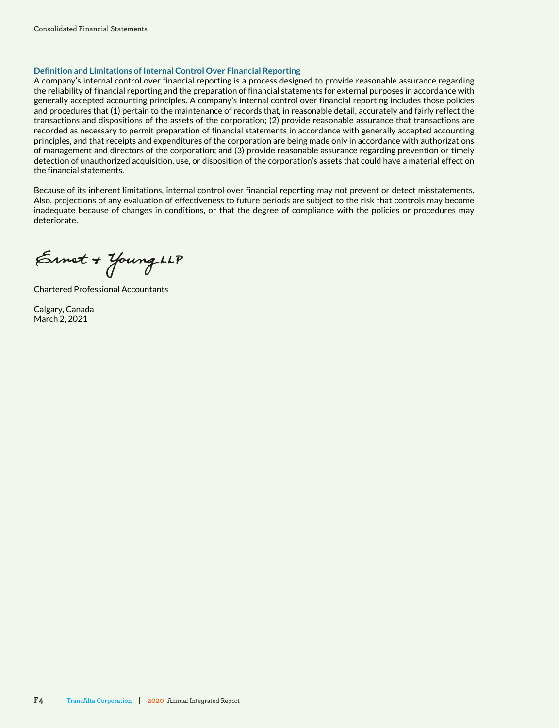### Definition and Limitations of Internal Control Over Financial Reporting

A company's internal control over financial reporting is a process designed to provide reasonable assurance regarding the reliability of financial reporting and the preparation of financial statements for external purposes in accordance with generally accepted accounting principles. A company's internal control over financial reporting includes those policies and procedures that (1) pertain to the maintenance of records that, in reasonable detail, accurately and fairly reflect the transactions and dispositions of the assets of the corporation; (2) provide reasonable assurance that transactions are recorded as necessary to permit preparation of financial statements in accordance with generally accepted accounting principles, and that receipts and expenditures of the corporation are being made only in accordance with authorizations of management and directors of the corporation; and (3) provide reasonable assurance regarding prevention or timely detection of unauthorized acquisition, use, or disposition of the corporation's assets that could have a material effect on the financial statements.

Because of its inherent limitations, internal control over financial reporting may not prevent or detect misstatements. Also, projections of any evaluation of effectiveness to future periods are subject to the risk that controls may become inadequate because of changes in conditions, or that the degree of compliance with the policies or procedures may deteriorate.

Ernst & Young LLP

Chartered Professional Accountants

Calgary, Canada
March 2, 2021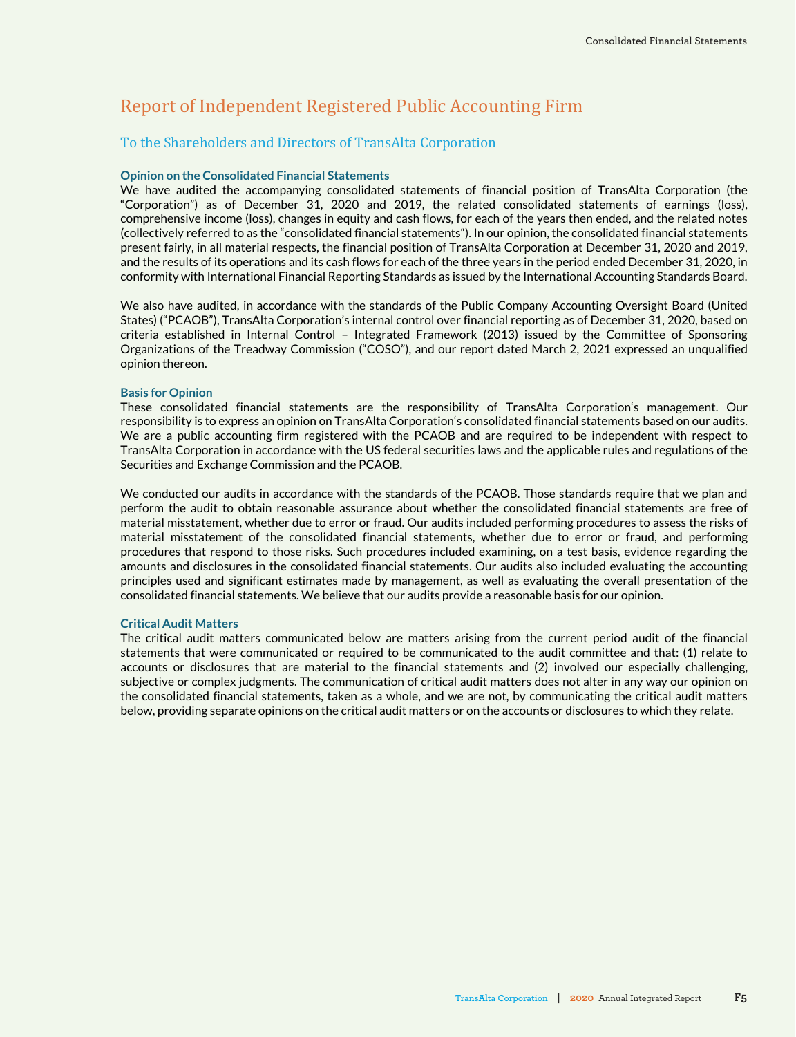# Report of Independent Registered Public Accounting Firm

## To the Shareholders and Directors of TransAlta Corporation

### Opinion on the Consolidated Financial Statements

We have audited the accompanying consolidated statements of financial position of TransAlta Corporation (the "Corporation") as of December 31, 2020 and 2019, the related consolidated statements of earnings (loss), comprehensive income (loss), changes in equity and cash flows, for each of the years then ended, and the related notes (collectively referred to as the "consolidated financial statements"). In our opinion, the consolidated financial statements present fairly, in all material respects, the financial position of TransAlta Corporation at December 31, 2020 and 2019, and the results of its operations and its cash flows for each of the three years in the period ended December 31, 2020, in conformity with International Financial Reporting Standards as issued by the International Accounting Standards Board.

We also have audited, in accordance with the standards of the Public Company Accounting Oversight Board (United States) ("PCAOB"), TransAlta Corporation's internal control over financial reporting as of December 31, 2020, based on criteria established in Internal Control – Integrated Framework (2013) issued by the Committee of Sponsoring Organizations of the Treadway Commission ("COSO"), and our report dated March 2, 2021 expressed an unqualified opinion thereon.

### Basis for Opinion

These consolidated financial statements are the responsibility of TransAlta Corporation's management. Our responsibility is to express an opinion on TransAlta Corporation's consolidated financial statements based on our audits. We are a public accounting firm registered with the PCAOB and are required to be independent with respect to TransAlta Corporation in accordance with the US federal securities laws and the applicable rules and regulations of the Securities and Exchange Commission and the PCAOB.

We conducted our audits in accordance with the standards of the PCAOB. Those standards require that we plan and perform the audit to obtain reasonable assurance about whether the consolidated financial statements are free of material misstatement, whether due to error or fraud. Our audits included performing procedures to assess the risks of material misstatement of the consolidated financial statements, whether due to error or fraud, and performing procedures that respond to those risks. Such procedures included examining, on a test basis, evidence regarding the amounts and disclosures in the consolidated financial statements. Our audits also included evaluating the accounting principles used and significant estimates made by management, as well as evaluating the overall presentation of the consolidated financial statements. We believe that our audits provide a reasonable basis for our opinion.

### Critical Audit Matters

The critical audit matters communicated below are matters arising from the current period audit of the financial statements that were communicated or required to be communicated to the audit committee and that: (1) relate to accounts or disclosures that are material to the financial statements and (2) involved our especially challenging, subjective or complex judgments. The communication of critical audit matters does not alter in any way our opinion on the consolidated financial statements, taken as a whole, and we are not, by communicating the critical audit matters below, providing separate opinions on the critical audit matters or on the accounts or disclosures to which they relate.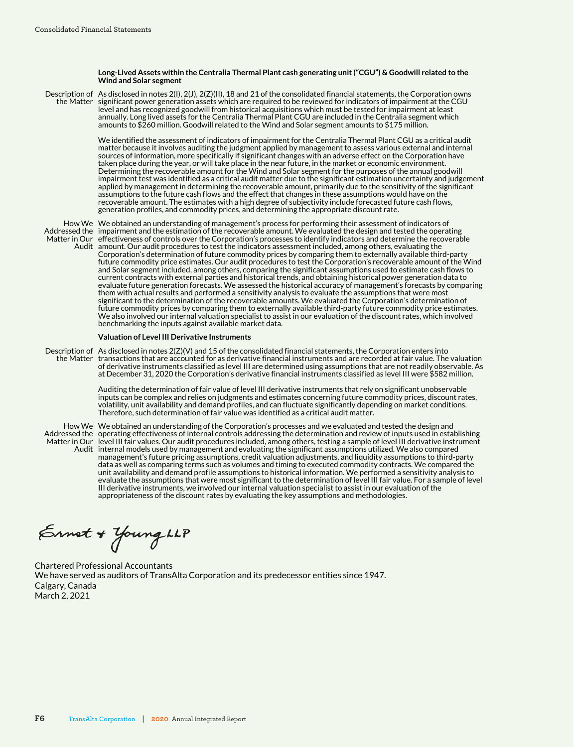**Long-Lived Assets within the Centralia Thermal Plant cash generating unit ("CGU") & Goodwill related to the Wind and Solar segment**

| | |
|---|---|
| Description of the Matter | As disclosed in notes 2(I), 2(J), 2(Z)(II), 18 and 21 of the consolidated financial statements, the Corporation owns significant power generation assets which are required to be reviewed for indicators of impairment at the CGU level and has recognized goodwill from historical acquisitions which must be tested for impairment at least annually. Long lived assets for the Centralia Thermal Plant CGU are included in the Centralia segment which amounts to $260 million. Goodwill related to the Wind and Solar segment amounts to $175 million.<br><br>We identified the assessment of indicators of impairment for the Centralia Thermal Plant CGU as a critical audit matter because it involves auditing the judgment applied by management to assess various external and internal sources of information, more specifically if significant changes with an adverse effect on the Corporation have taken place during the year, or will take place in the near future, in the market or economic environment. Determining the recoverable amount for the Wind and Solar segment for the purposes of the annual goodwill impairment test was identified as a critical audit matter due to the significant estimation uncertainty and judgement applied by management in determining the recoverable amount, primarily due to the sensitivity of the significant assumptions to the future cash flows and the effect that changes in these assumptions would have on the recoverable amount. The estimates with a high degree of subjectivity include forecasted future cash flows, generation profiles, and commodity prices, and determining the appropriate discount rate. |
| How We Addressed the Matter in Our Audit | We obtained an understanding of management's process for performing their assessment of indicators of impairment and the estimation of the recoverable amount. We evaluated the design and tested the operating effectiveness of controls over the Corporation's processes to identify indicators and determine the recoverable amount. Our audit procedures to test the indicators assessment included, among others, evaluating the Corporation's determination of future commodity prices by comparing them to externally available third-party future commodity price estimates. Our audit procedures to test the Corporation's recoverable amount of the Wind and Solar segment included, among others, comparing the significant assumptions used to estimate cash flows to current contracts with external parties and historical trends, and obtaining historical power generation data to evaluate future generation forecasts. We assessed the historical accuracy of management's forecasts by comparing them with actual results and performed a sensitivity analysis to evaluate the assumptions that were most significant to the determination of the recoverable amounts. We evaluated the Corporation's determination of future commodity prices by comparing them to externally available third-party future commodity price estimates. We also involved our internal valuation specialist to assist in our evaluation of the discount rates, which involved benchmarking the inputs against available market data. |

**Valuation of Level III Derivative Instruments**

| | |
|---|---|
| Description of the Matter | As disclosed in notes 2(Z)(V) and 15 of the consolidated financial statements, the Corporation enters into transactions that are accounted for as derivative financial instruments and are recorded at fair value. The valuation of derivative instruments classified as level III are determined using assumptions that are not readily observable. As at December 31, 2020 the Corporation's derivative financial instruments classified as level III were $582 million.<br><br>Auditing the determination of fair value of level III derivative instruments that rely on significant unobservable inputs can be complex and relies on judgments and estimates concerning future commodity prices, discount rates, volatility, unit availability and demand profiles, and can fluctuate significantly depending on market conditions. Therefore, such determination of fair value was identified as a critical audit matter. |
| How We Addressed the Matter in Our Audit | We obtained an understanding of the Corporation's processes and we evaluated and tested the design and operating effectiveness of internal controls addressing the determination and review of inputs used in establishing level III fair values. Our audit procedures included, among others, testing a sample of level III derivative instrument internal models used by management and evaluating the significant assumptions utilized. We also compared management's future pricing assumptions, credit valuation adjustments, and liquidity assumptions to third-party data as well as comparing terms such as volumes and timing to executed commodity contracts. We compared the unit availability and demand profile assumptions to historical information. We performed a sensitivity analysis to evaluate the assumptions that were most significant to the determination of level III fair value. For a sample of level III derivative instruments, we involved our internal valuation specialist to assist in our evaluation of the appropriateness of the discount rates by evaluating the key assumptions and methodologies. |

Ernst & Young LLP

Chartered Professional Accountants
We have served as auditors of TransAlta Corporation and its predecessor entities since 1947.
Calgary, Canada
March 2, 2021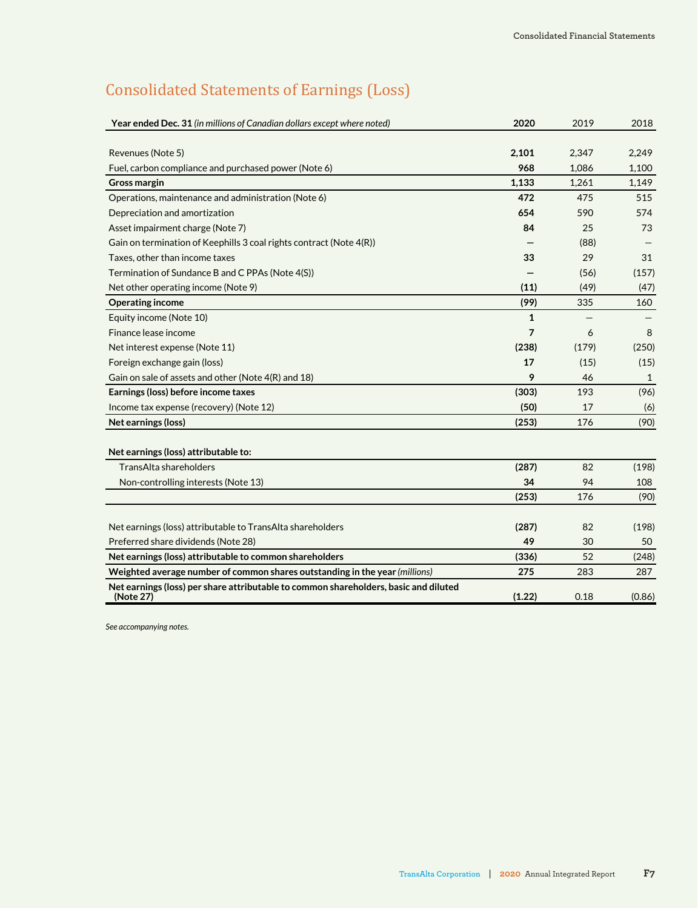# Consolidated Statements of Earnings (Loss)

| **Year ended Dec. 31** *(in millions of Canadian dollars except where noted)* | **2020** | 2019 | 2018 |
|---|---|---|---|
| Revenues (Note 5) | **2,101** | 2,347 | 2,249 |
| Fuel, carbon compliance and purchased power (Note 6) | **968** | 1,086 | 1,100 |
| **Gross margin** | **1,133** | 1,261 | 1,149 |
| Operations, maintenance and administration (Note 6) | **472** | 475 | 515 |
| Depreciation and amortization | **654** | 590 | 574 |
| Asset impairment charge (Note 7) | **84** | 25 | 73 |
| Gain on termination of Keephills 3 coal rights contract (Note 4(R)) | **—** | (88) | — |
| Taxes, other than income taxes | **33** | 29 | 31 |
| Termination of Sundance B and C PPAs (Note 4(S)) | **—** | (56) | (157) |
| Net other operating income (Note 9) | **(11)** | (49) | (47) |
| **Operating income** | **(99)** | 335 | 160 |
| Equity income (Note 10) | **1** | — | — |
| Finance lease income | **7** | 6 | 8 |
| Net interest expense (Note 11) | **(238)** | (179) | (250) |
| Foreign exchange gain (loss) | **17** | (15) | (15) |
| Gain on sale of assets and other (Note 4(R) and 18) | **9** | 46 | 1 |
| **Earnings (loss) before income taxes** | **(303)** | 193 | (96) |
| Income tax expense (recovery) (Note 12) | **(50)** | 17 | (6) |
| **Net earnings (loss)** | **(253)** | 176 | (90) |
| | | | |
| **Net earnings (loss) attributable to:** | | | |
| TransAlta shareholders | **(287)** | 82 | (198) |
| Non-controlling interests (Note 13) | **34** | 94 | 108 |
| | **(253)** | 176 | (90) |
| | | | |
| Net earnings (loss) attributable to TransAlta shareholders | **(287)** | 82 | (198) |
| Preferred share dividends (Note 28) | **49** | 30 | 50 |
| **Net earnings (loss) attributable to common shareholders** | **(336)** | 52 | (248) |
| **Weighted average number of common shares outstanding in the year** *(millions)* | **275** | 283 | 287 |
| **Net earnings (loss) per share attributable to common shareholders, basic and diluted (Note 27)** | **(1.22)** | 0.18 | (0.86) |

*See accompanying notes.*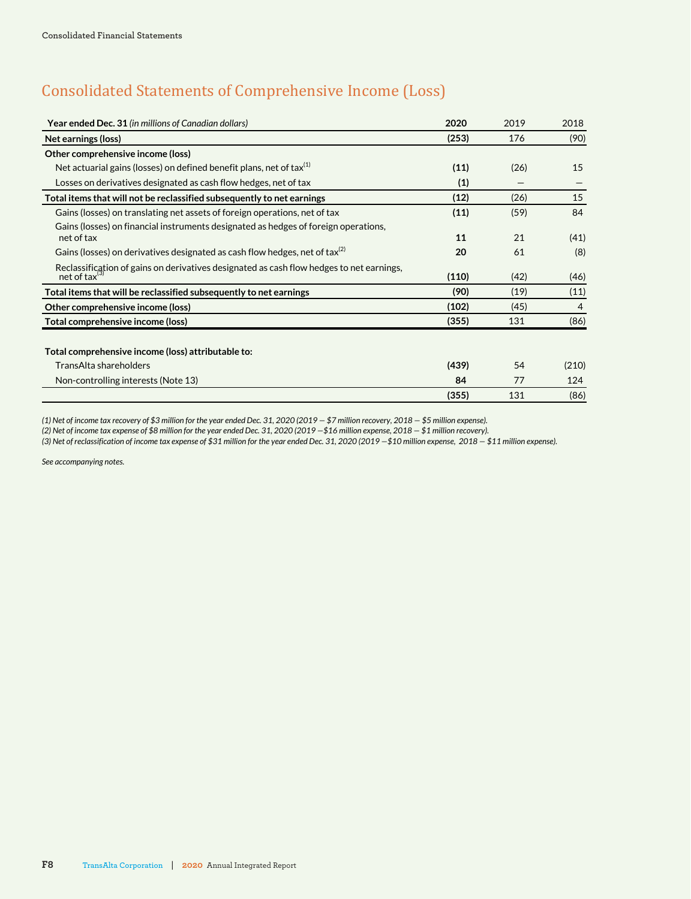# Consolidated Statements of Comprehensive Income (Loss)

| Year ended Dec. 31 *(in millions of Canadian dollars)* | 2020 | 2019 | 2018 |
|---|---|---|---|
| **Net earnings (loss)** | **(253)** | 176 | (90) |
| **Other comprehensive income (loss)** | | | |
| Net actuarial gains (losses) on defined benefit plans, net of tax[1] | **(11)** | (26) | 15 |
| Losses on derivatives designated as cash flow hedges, net of tax | **(1)** | — | — |
| **Total items that will not be reclassified subsequently to net earnings** | **(12)** | (26) | 15 |
| Gains (losses) on translating net assets of foreign operations, net of tax | **(11)** | (59) | 84 |
| Gains (losses) on financial instruments designated as hedges of foreign operations, net of tax | **11** | 21 | (41) |
| Gains (losses) on derivatives designated as cash flow hedges, net of tax[2] | **20** | 61 | (8) |
| Reclassification of gains on derivatives designated as cash flow hedges to net earnings, net of tax[3] | **(110)** | (42) | (46) |
| **Total items that will be reclassified subsequently to net earnings** | **(90)** | (19) | (11) |
| **Other comprehensive income (loss)** | **(102)** | (45) | 4 |
| **Total comprehensive income (loss)** | **(355)** | 131 | (86) |
| | | | |
| **Total comprehensive income (loss) attributable to:** | | | |
| TransAlta shareholders | **(439)** | 54 | (210) |
| Non-controlling interests (Note 13) | **84** | 77 | 124 |
| | **(355)** | 131 | (86) |

*(1) Net of income tax recovery of $3 million for the year ended Dec. 31, 2020 (2019 — $7 million recovery, 2018 — $5 million expense).*
*(2) Net of income tax expense of $8 million for the year ended Dec. 31, 2020 (2019 —$16 million expense, 2018 — $1 million recovery).*
*(3) Net of reclassification of income tax expense of $31 million for the year ended Dec. 31, 2020 (2019 —$10 million expense, 2018 — $11 million expense).*

*See accompanying notes.*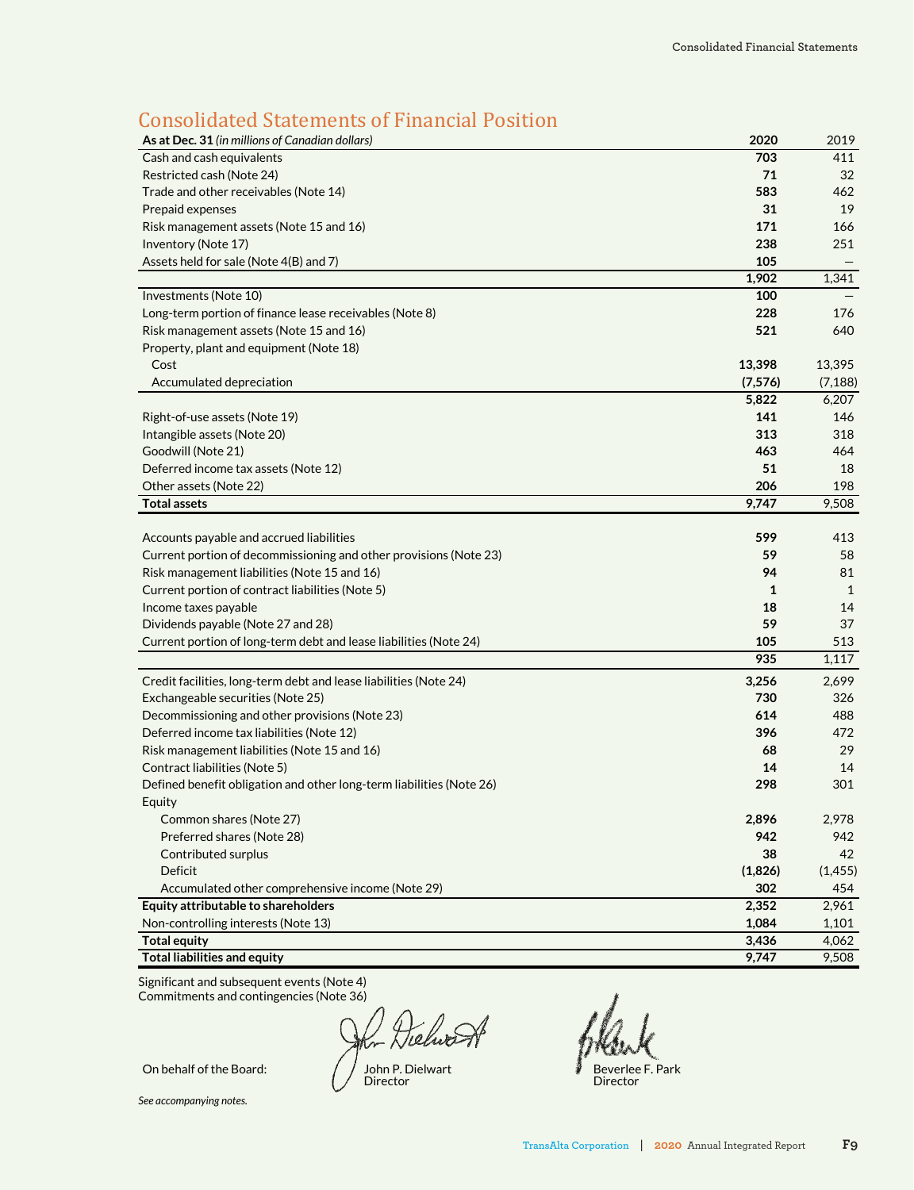## Consolidated Statements of Financial Position

| As at Dec. 31 *(in millions of Canadian dollars)* | 2020 | 2019 |
|---|---|---|
| Cash and cash equivalents | **703** | 411 |
| Restricted cash (Note 24) | **71** | 32 |
| Trade and other receivables (Note 14) | **583** | 462 |
| Prepaid expenses | **31** | 19 |
| Risk management assets (Note 15 and 16) | **171** | 166 |
| Inventory (Note 17) | **238** | 251 |
| Assets held for sale (Note 4(B) and 7) | **105** | — |
| | **1,902** | 1,341 |
| Investments (Note 10) | **100** | — |
| Long-term portion of finance lease receivables (Note 8) | **228** | 176 |
| Risk management assets (Note 15 and 16) | **521** | 640 |
| Property, plant and equipment (Note 18) | | |
| Cost | **13,398** | 13,395 |
| Accumulated depreciation | **(7,576)** | (7,188) |
| | **5,822** | 6,207 |
| Right-of-use assets (Note 19) | **141** | 146 |
| Intangible assets (Note 20) | **313** | 318 |
| Goodwill (Note 21) | **463** | 464 |
| Deferred income tax assets (Note 12) | **51** | 18 |
| Other assets (Note 22) | **206** | 198 |
| **Total assets** | **9,747** | 9,508 |
| | | |
| Accounts payable and accrued liabilities | **599** | 413 |
| Current portion of decommissioning and other provisions (Note 23) | **59** | 58 |
| Risk management liabilities (Note 15 and 16) | **94** | 81 |
| Current portion of contract liabilities (Note 5) | **1** | 1 |
| Income taxes payable | **18** | 14 |
| Dividends payable (Note 27 and 28) | **59** | 37 |
| Current portion of long-term debt and lease liabilities (Note 24) | **105** | 513 |
| | **935** | 1,117 |
| Credit facilities, long-term debt and lease liabilities (Note 24) | **3,256** | 2,699 |
| Exchangeable securities (Note 25) | **730** | 326 |
| Decommissioning and other provisions (Note 23) | **614** | 488 |
| Deferred income tax liabilities (Note 12) | **396** | 472 |
| Risk management liabilities (Note 15 and 16) | **68** | 29 |
| Contract liabilities (Note 5) | **14** | 14 |
| Defined benefit obligation and other long-term liabilities (Note 26) | **298** | 301 |
| Equity | | |
| Common shares (Note 27) | **2,896** | 2,978 |
| Preferred shares (Note 28) | **942** | 942 |
| Contributed surplus | **38** | 42 |
| Deficit | **(1,826)** | (1,455) |
| Accumulated other comprehensive income (Note 29) | **302** | 454 |
| **Equity attributable to shareholders** | **2,352** | 2,961 |
| Non-controlling interests (Note 13) | **1,084** | 1,101 |
| **Total equity** | **3,436** | 4,062 |
| **Total liabilities and equity** | **9,747** | 9,508 |

Significant and subsequent events (Note 4)
Commitments and contingencies (Note 36)

On behalf of the Board:

John P. Dielwart
Director

Beverlee F. Park
Director

*See accompanying notes.*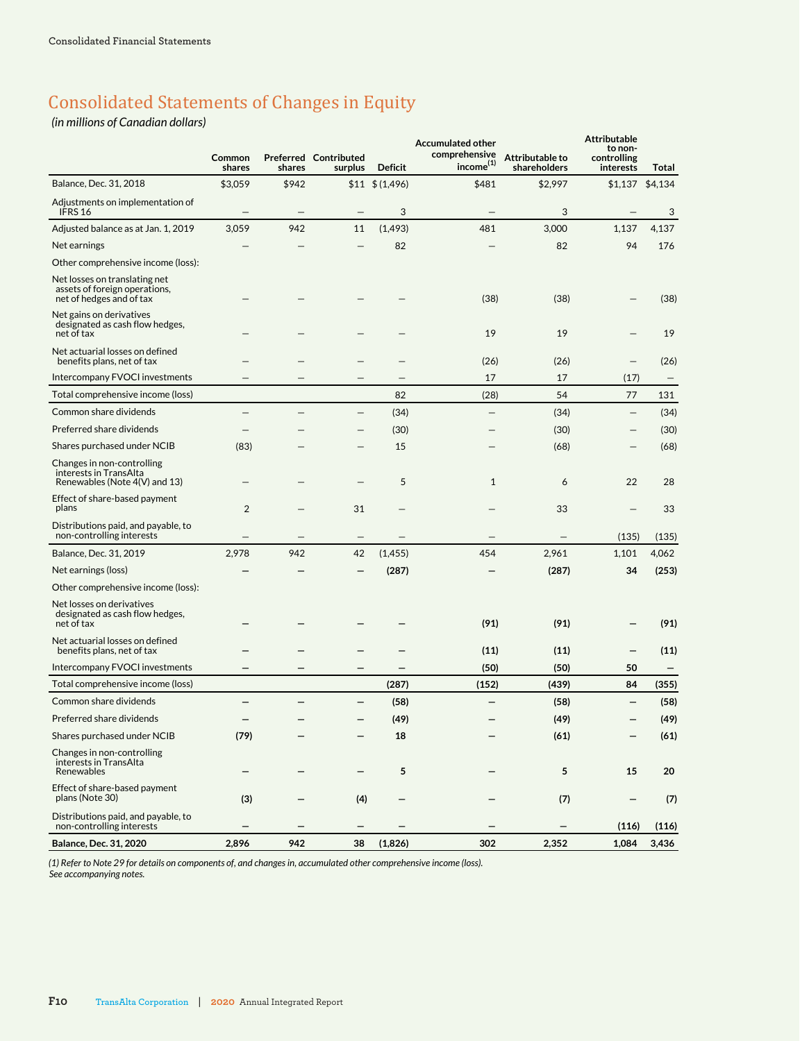# Consolidated Statements of Changes in Equity

*(in millions of Canadian dollars)*

| | Common shares | Preferred shares | Contributed surplus | Deficit | Accumulated other comprehensive income[(1)] | Attributable to shareholders | Attributable to non-controlling interests | Total |
|---|---|---|---|---|---|---|---|---|
| Balance, Dec. 31, 2018 | $3,059 | $942 | $11 | $ (1,496) | $481 | $2,997 | $1,137 | $4,134 |
| Adjustments on implementation of IFRS 16 | — | — | — | 3 | — | 3 | — | 3 |
| Adjusted balance as at Jan. 1, 2019 | 3,059 | 942 | 11 | (1,493) | 481 | 3,000 | 1,137 | 4,137 |
| Net earnings | — | — | — | 82 | — | 82 | 94 | 176 |
| Other comprehensive income (loss): | | | | | | | | |
| Net losses on translating net assets of foreign operations, net of hedges and of tax | — | — | — | — | (38) | (38) | — | (38) |
| Net gains on derivatives designated as cash flow hedges, net of tax | — | — | — | — | 19 | 19 | — | 19 |
| Net actuarial losses on defined benefits plans, net of tax | — | — | — | — | (26) | (26) | — | (26) |
| Intercompany FVOCI investments | — | — | — | — | 17 | 17 | (17) | — |
| Total comprehensive income (loss) | | | | 82 | (28) | 54 | 77 | 131 |
| Common share dividends | — | — | — | (34) | — | (34) | — | (34) |
| Preferred share dividends | — | — | — | (30) | — | (30) | — | (30) |
| Shares purchased under NCIB | (83) | — | — | 15 | — | (68) | — | (68) |
| Changes in non-controlling interests in TransAlta Renewables (Note 4(V) and 13) | — | — | — | 5 | 1 | 6 | 22 | 28 |
| Effect of share-based payment plans | 2 | — | 31 | — | — | 33 | — | 33 |
| Distributions paid, and payable, to non-controlling interests | — | — | — | — | — | — | (135) | (135) |
| Balance, Dec. 31, 2019 | 2,978 | 942 | 42 | (1,455) | 454 | 2,961 | 1,101 | 4,062 |
| **Net earnings (loss)** | **—** | **—** | **—** | **(287)** | **—** | **(287)** | **34** | **(253)** |
| Other comprehensive income (loss): | | | | | | | | |
| Net losses on derivatives designated as cash flow hedges, net of tax | **—** | **—** | **—** | **—** | **(91)** | **(91)** | **—** | **(91)** |
| Net actuarial losses on defined benefits plans, net of tax | **—** | **—** | **—** | **—** | **(11)** | **(11)** | **—** | **(11)** |
| Intercompany FVOCI investments | **—** | **—** | **—** | **—** | **(50)** | **(50)** | **50** | **—** |
| Total comprehensive income (loss) | | | | **(287)** | **(152)** | **(439)** | **84** | **(355)** |
| Common share dividends | **—** | **—** | **—** | **(58)** | **—** | **(58)** | **—** | **(58)** |
| Preferred share dividends | **—** | **—** | **—** | **(49)** | **—** | **(49)** | **—** | **(49)** |
| Shares purchased under NCIB | **(79)** | **—** | **—** | **18** | **—** | **(61)** | **—** | **(61)** |
| Changes in non-controlling interests in TransAlta Renewables | **—** | **—** | **—** | **5** | **—** | **5** | **15** | **20** |
| Effect of share-based payment plans (Note 30) | **(3)** | **—** | **(4)** | **—** | **—** | **(7)** | **—** | **(7)** |
| Distributions paid, and payable, to non-controlling interests | **—** | **—** | **—** | **—** | **—** | **—** | **(116)** | **(116)** |
| **Balance, Dec. 31, 2020** | **2,896** | **942** | **38** | **(1,826)** | **302** | **2,352** | **1,084** | **3,436** |

*(1) Refer to Note 29 for details on components of, and changes in, accumulated other comprehensive income (loss).*
*See accompanying notes.*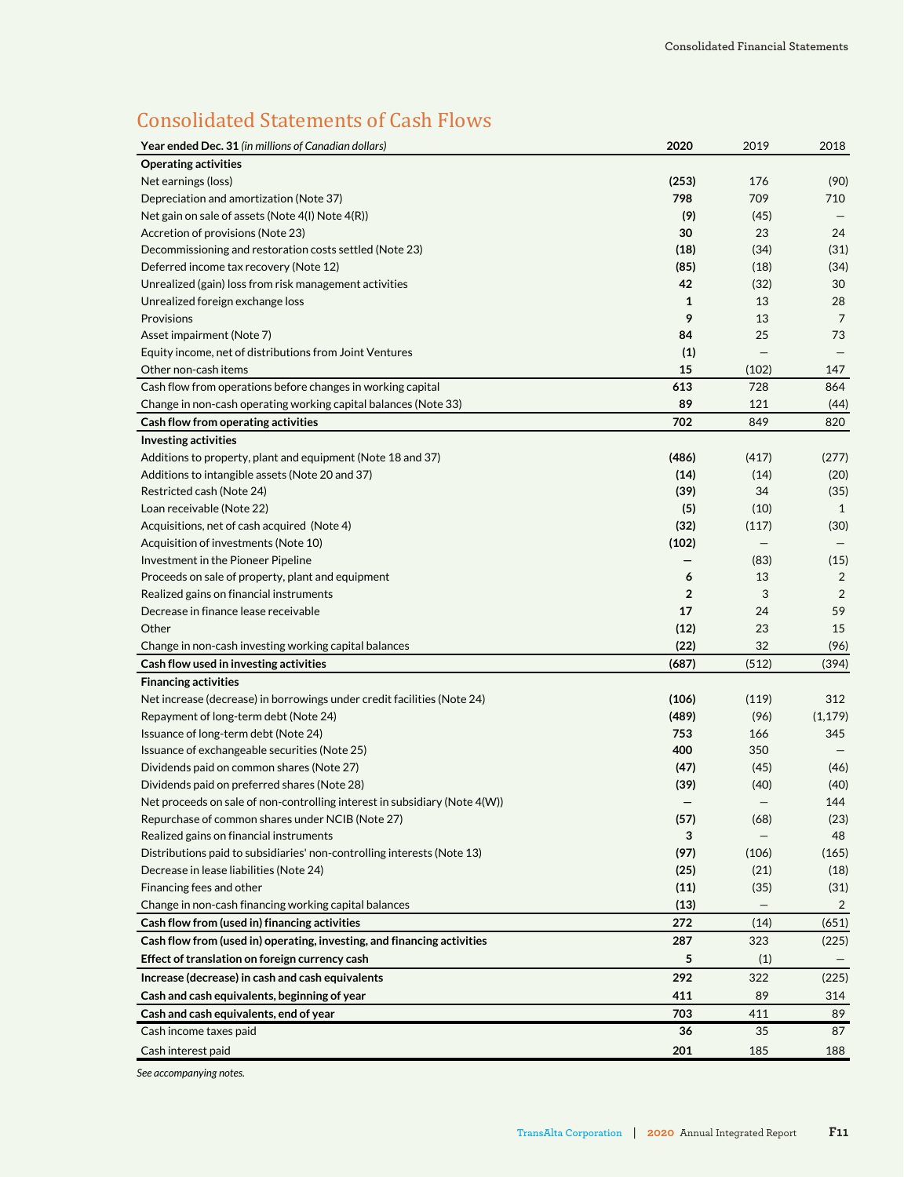# Consolidated Statements of Cash Flows

| Year ended Dec. 31 *(in millions of Canadian dollars)* | **2020** | 2019 | 2018 |
|---|---|---|---|
| **Operating activities** | | | |
| Net earnings (loss) | **(253)** | 176 | (90) |
| Depreciation and amortization (Note 37) | **798** | 709 | 710 |
| Net gain on sale of assets (Note 4(I) Note 4(R)) | **(9)** | (45) | — |
| Accretion of provisions (Note 23) | **30** | 23 | 24 |
| Decommissioning and restoration costs settled (Note 23) | **(18)** | (34) | (31) |
| Deferred income tax recovery (Note 12) | **(85)** | (18) | (34) |
| Unrealized (gain) loss from risk management activities | **42** | (32) | 30 |
| Unrealized foreign exchange loss | **1** | 13 | 28 |
| Provisions | **9** | 13 | 7 |
| Asset impairment (Note 7) | **84** | 25 | 73 |
| Equity income, net of distributions from Joint Ventures | **(1)** | — | — |
| Other non-cash items | **15** | (102) | 147 |
| Cash flow from operations before changes in working capital | **613** | 728 | 864 |
| Change in non-cash operating working capital balances (Note 33) | **89** | 121 | (44) |
| **Cash flow from operating activities** | **702** | 849 | 820 |
| **Investing activities** | | | |
| Additions to property, plant and equipment (Note 18 and 37) | **(486)** | (417) | (277) |
| Additions to intangible assets (Note 20 and 37) | **(14)** | (14) | (20) |
| Restricted cash (Note 24) | **(39)** | 34 | (35) |
| Loan receivable (Note 22) | **(5)** | (10) | 1 |
| Acquisitions, net of cash acquired (Note 4) | **(32)** | (117) | (30) |
| Acquisition of investments (Note 10) | **(102)** | — | — |
| Investment in the Pioneer Pipeline | **—** | (83) | (15) |
| Proceeds on sale of property, plant and equipment | **6** | 13 | 2 |
| Realized gains on financial instruments | **2** | 3 | 2 |
| Decrease in finance lease receivable | **17** | 24 | 59 |
| Other | **(12)** | 23 | 15 |
| Change in non-cash investing working capital balances | **(22)** | 32 | (96) |
| **Cash flow used in investing activities** | **(687)** | (512) | (394) |
| **Financing activities** | | | |
| Net increase (decrease) in borrowings under credit facilities (Note 24) | **(106)** | (119) | 312 |
| Repayment of long-term debt (Note 24) | **(489)** | (96) | (1,179) |
| Issuance of long-term debt (Note 24) | **753** | 166 | 345 |
| Issuance of exchangeable securities (Note 25) | **400** | 350 | — |
| Dividends paid on common shares (Note 27) | **(47)** | (45) | (46) |
| Dividends paid on preferred shares (Note 28) | **(39)** | (40) | (40) |
| Net proceeds on sale of non-controlling interest in subsidiary (Note 4(W)) | **—** | — | 144 |
| Repurchase of common shares under NCIB (Note 27) | **(57)** | (68) | (23) |
| Realized gains on financial instruments | **3** | — | 48 |
| Distributions paid to subsidiaries' non-controlling interests (Note 13) | **(97)** | (106) | (165) |
| Decrease in lease liabilities (Note 24) | **(25)** | (21) | (18) |
| Financing fees and other | **(11)** | (35) | (31) |
| Change in non-cash financing working capital balances | **(13)** | — | 2 |
| **Cash flow from (used in) financing activities** | **272** | (14) | (651) |
| **Cash flow from (used in) operating, investing, and financing activities** | **287** | 323 | (225) |
| **Effect of translation on foreign currency cash** | **5** | (1) | — |
| **Increase (decrease) in cash and cash equivalents** | **292** | 322 | (225) |
| **Cash and cash equivalents, beginning of year** | **411** | 89 | 314 |
| **Cash and cash equivalents, end of year** | **703** | 411 | 89 |
| Cash income taxes paid | **36** | 35 | 87 |
| Cash interest paid | **201** | 185 | 188 |

*See accompanying notes.*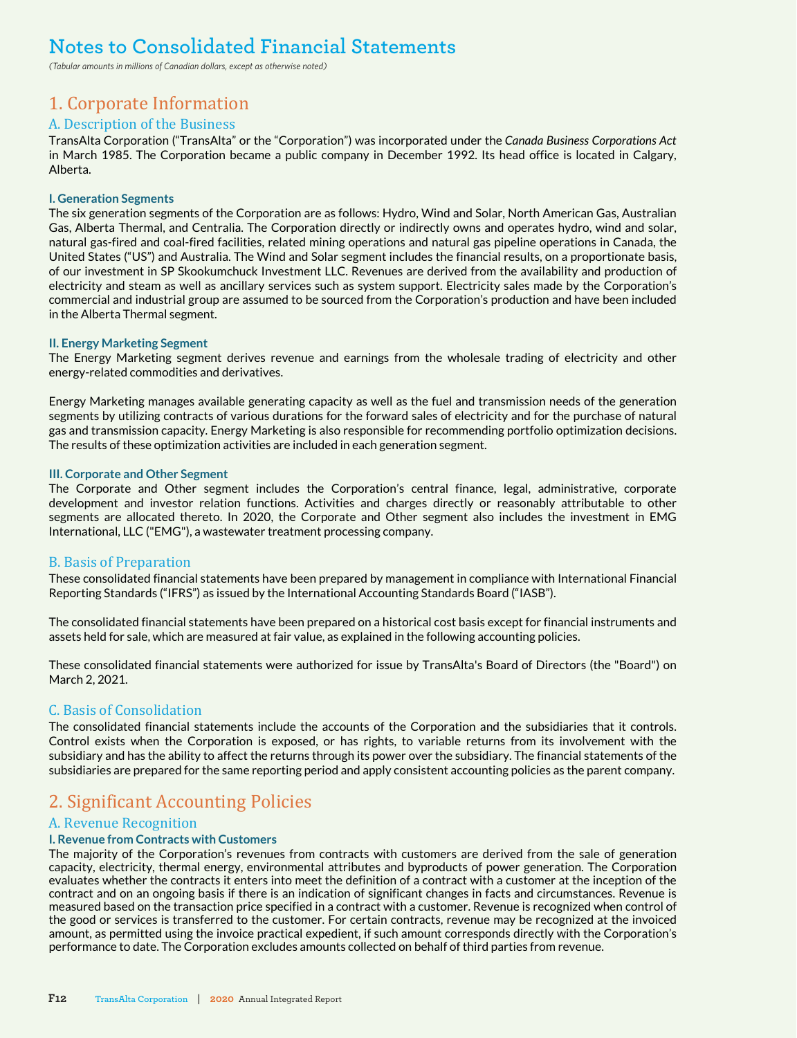# Notes to Consolidated Financial Statements

*(Tabular amounts in millions of Canadian dollars, except as otherwise noted)*

## 1. Corporate Information

### A. Description of the Business

TransAlta Corporation ("TransAlta" or the "Corporation") was incorporated under the *Canada Business Corporations Act* in March 1985. The Corporation became a public company in December 1992. Its head office is located in Calgary, Alberta.

#### I. Generation Segments

The six generation segments of the Corporation are as follows: Hydro, Wind and Solar, North American Gas, Australian Gas, Alberta Thermal, and Centralia. The Corporation directly or indirectly owns and operates hydro, wind and solar, natural gas-fired and coal-fired facilities, related mining operations and natural gas pipeline operations in Canada, the United States ("US") and Australia. The Wind and Solar segment includes the financial results, on a proportionate basis, of our investment in SP Skookumchuck Investment LLC. Revenues are derived from the availability and production of electricity and steam as well as ancillary services such as system support. Electricity sales made by the Corporation's commercial and industrial group are assumed to be sourced from the Corporation's production and have been included in the Alberta Thermal segment.

#### II. Energy Marketing Segment

The Energy Marketing segment derives revenue and earnings from the wholesale trading of electricity and other energy-related commodities and derivatives.

Energy Marketing manages available generating capacity as well as the fuel and transmission needs of the generation segments by utilizing contracts of various durations for the forward sales of electricity and for the purchase of natural gas and transmission capacity. Energy Marketing is also responsible for recommending portfolio optimization decisions. The results of these optimization activities are included in each generation segment.

#### III. Corporate and Other Segment

The Corporate and Other segment includes the Corporation's central finance, legal, administrative, corporate development and investor relation functions. Activities and charges directly or reasonably attributable to other segments are allocated thereto. In 2020, the Corporate and Other segment also includes the investment in EMG International, LLC ("EMG"), a wastewater treatment processing company.

### B. Basis of Preparation

These consolidated financial statements have been prepared by management in compliance with International Financial Reporting Standards ("IFRS") as issued by the International Accounting Standards Board ("IASB").

The consolidated financial statements have been prepared on a historical cost basis except for financial instruments and assets held for sale, which are measured at fair value, as explained in the following accounting policies.

These consolidated financial statements were authorized for issue by TransAlta's Board of Directors (the "Board") on March 2, 2021.

### C. Basis of Consolidation

The consolidated financial statements include the accounts of the Corporation and the subsidiaries that it controls. Control exists when the Corporation is exposed, or has rights, to variable returns from its involvement with the subsidiary and has the ability to affect the returns through its power over the subsidiary. The financial statements of the subsidiaries are prepared for the same reporting period and apply consistent accounting policies as the parent company.

## 2. Significant Accounting Policies

### A. Revenue Recognition

#### I. Revenue from Contracts with Customers

The majority of the Corporation's revenues from contracts with customers are derived from the sale of generation capacity, electricity, thermal energy, environmental attributes and byproducts of power generation. The Corporation evaluates whether the contracts it enters into meet the definition of a contract with a customer at the inception of the contract and on an ongoing basis if there is an indication of significant changes in facts and circumstances. Revenue is measured based on the transaction price specified in a contract with a customer. Revenue is recognized when control of the good or services is transferred to the customer. For certain contracts, revenue may be recognized at the invoiced amount, as permitted using the invoice practical expedient, if such amount corresponds directly with the Corporation's performance to date. The Corporation excludes amounts collected on behalf of third parties from revenue.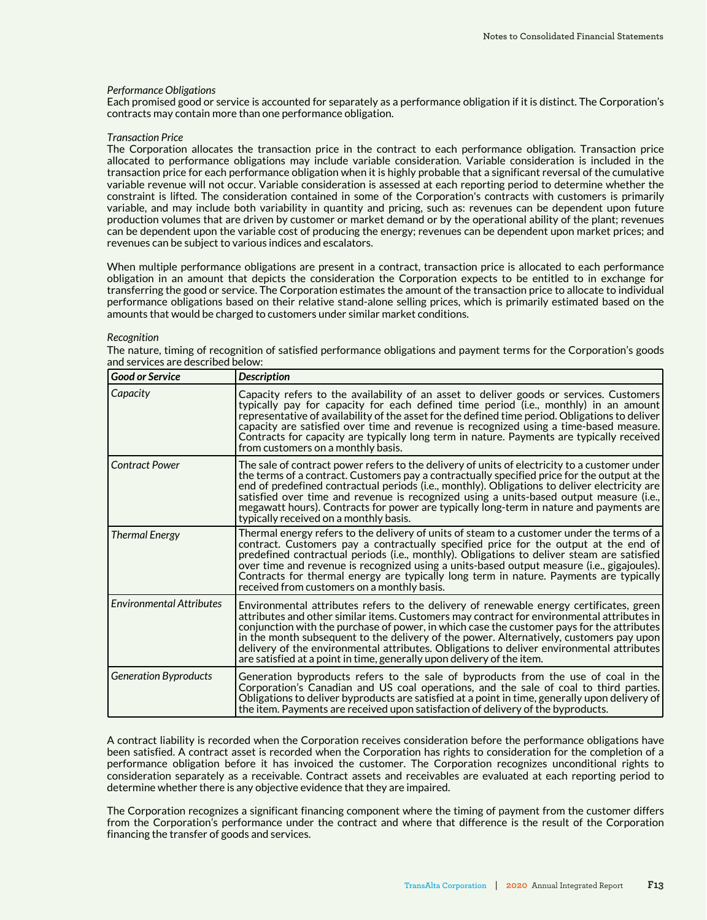*Performance Obligations*

Each promised good or service is accounted for separately as a performance obligation if it is distinct. The Corporation's contracts may contain more than one performance obligation.

*Transaction Price*

The Corporation allocates the transaction price in the contract to each performance obligation. Transaction price allocated to performance obligations may include variable consideration. Variable consideration is included in the transaction price for each performance obligation when it is highly probable that a significant reversal of the cumulative variable revenue will not occur. Variable consideration is assessed at each reporting period to determine whether the constraint is lifted. The consideration contained in some of the Corporation's contracts with customers is primarily variable, and may include both variability in quantity and pricing, such as: revenues can be dependent upon future production volumes that are driven by customer or market demand or by the operational ability of the plant; revenues can be dependent upon the variable cost of producing the energy; revenues can be dependent upon market prices; and revenues can be subject to various indices and escalators.

When multiple performance obligations are present in a contract, transaction price is allocated to each performance obligation in an amount that depicts the consideration the Corporation expects to be entitled to in exchange for transferring the good or service. The Corporation estimates the amount of the transaction price to allocate to individual performance obligations based on their relative stand-alone selling prices, which is primarily estimated based on the amounts that would be charged to customers under similar market conditions.

*Recognition*

The nature, timing of recognition of satisfied performance obligations and payment terms for the Corporation's goods and services are described below:

| *Good or Service* | *Description* |
|---|---|
| *Capacity* | Capacity refers to the availability of an asset to deliver goods or services. Customers typically pay for capacity for each defined time period (i.e., monthly) in an amount representative of availability of the asset for the defined time period. Obligations to deliver capacity are satisfied over time and revenue is recognized using a time-based measure. Contracts for capacity are typically long term in nature. Payments are typically received from customers on a monthly basis. |
| *Contract Power* | The sale of contract power refers to the delivery of units of electricity to a customer under the terms of a contract. Customers pay a contractually specified price for the output at the end of predefined contractual periods (i.e., monthly). Obligations to deliver electricity are satisfied over time and revenue is recognized using a units-based output measure (i.e., megawatt hours). Contracts for power are typically long-term in nature and payments are typically received on a monthly basis. |
| *Thermal Energy* | Thermal energy refers to the delivery of units of steam to a customer under the terms of a contract. Customers pay a contractually specified price for the output at the end of predefined contractual periods (i.e., monthly). Obligations to deliver steam are satisfied over time and revenue is recognized using a units-based output measure (i.e., gigajoules). Contracts for thermal energy are typically long term in nature. Payments are typically received from customers on a monthly basis. |
| *Environmental Attributes* | Environmental attributes refers to the delivery of renewable energy certificates, green attributes and other similar items. Customers may contract for environmental attributes in conjunction with the purchase of power, in which case the customer pays for the attributes in the month subsequent to the delivery of the power. Alternatively, customers pay upon delivery of the environmental attributes. Obligations to deliver environmental attributes are satisfied at a point in time, generally upon delivery of the item. |
| *Generation Byproducts* | Generation byproducts refers to the sale of byproducts from the use of coal in the Corporation's Canadian and US coal operations, and the sale of coal to third parties. Obligations to deliver byproducts are satisfied at a point in time, generally upon delivery of the item. Payments are received upon satisfaction of delivery of the byproducts. |

A contract liability is recorded when the Corporation receives consideration before the performance obligations have been satisfied. A contract asset is recorded when the Corporation has rights to consideration for the completion of a performance obligation before it has invoiced the customer. The Corporation recognizes unconditional rights to consideration separately as a receivable. Contract assets and receivables are evaluated at each reporting period to determine whether there is any objective evidence that they are impaired.

The Corporation recognizes a significant financing component where the timing of payment from the customer differs from the Corporation's performance under the contract and where that difference is the result of the Corporation financing the transfer of goods and services.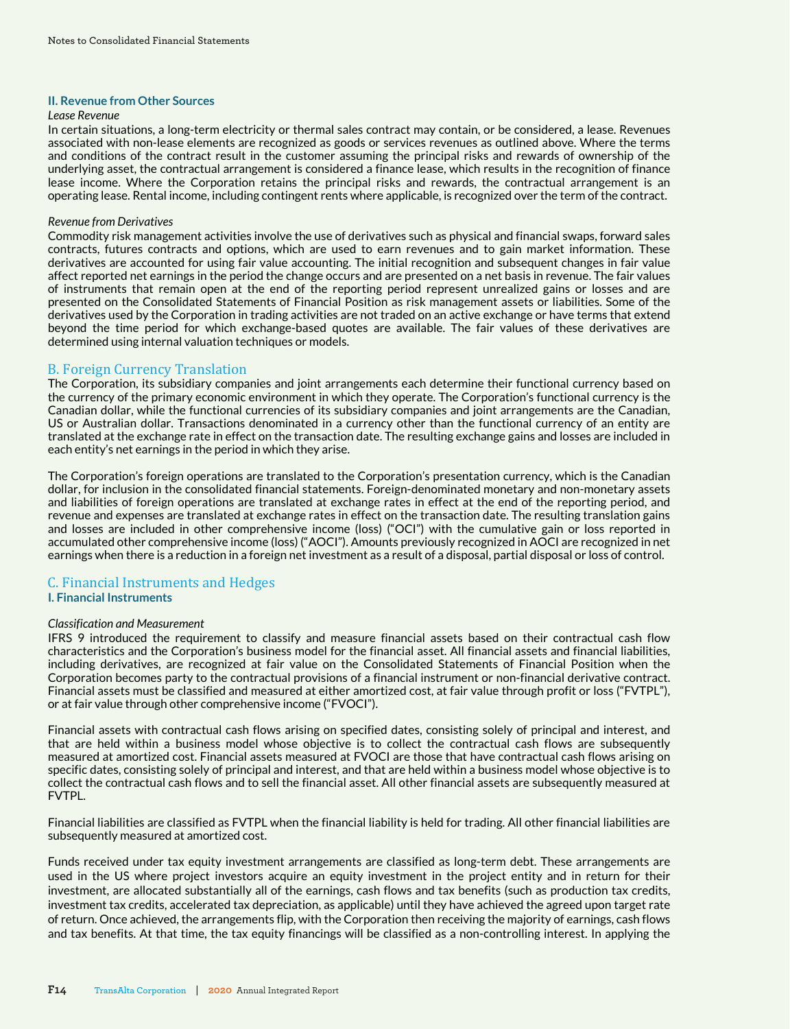### II. Revenue from Other Sources

*Lease Revenue*

In certain situations, a long-term electricity or thermal sales contract may contain, or be considered, a lease. Revenues associated with non-lease elements are recognized as goods or services revenues as outlined above. Where the terms and conditions of the contract result in the customer assuming the principal risks and rewards of ownership of the underlying asset, the contractual arrangement is considered a finance lease, which results in the recognition of finance lease income. Where the Corporation retains the principal risks and rewards, the contractual arrangement is an operating lease. Rental income, including contingent rents where applicable, is recognized over the term of the contract.

*Revenue from Derivatives*

Commodity risk management activities involve the use of derivatives such as physical and financial swaps, forward sales contracts, futures contracts and options, which are used to earn revenues and to gain market information. These derivatives are accounted for using fair value accounting. The initial recognition and subsequent changes in fair value affect reported net earnings in the period the change occurs and are presented on a net basis in revenue. The fair values of instruments that remain open at the end of the reporting period represent unrealized gains or losses and are presented on the Consolidated Statements of Financial Position as risk management assets or liabilities. Some of the derivatives used by the Corporation in trading activities are not traded on an active exchange or have terms that extend beyond the time period for which exchange-based quotes are available. The fair values of these derivatives are determined using internal valuation techniques or models.

## B. Foreign Currency Translation

The Corporation, its subsidiary companies and joint arrangements each determine their functional currency based on the currency of the primary economic environment in which they operate. The Corporation's functional currency is the Canadian dollar, while the functional currencies of its subsidiary companies and joint arrangements are the Canadian, US or Australian dollar. Transactions denominated in a currency other than the functional currency of an entity are translated at the exchange rate in effect on the transaction date. The resulting exchange gains and losses are included in each entity's net earnings in the period in which they arise.

The Corporation's foreign operations are translated to the Corporation's presentation currency, which is the Canadian dollar, for inclusion in the consolidated financial statements. Foreign-denominated monetary and non-monetary assets and liabilities of foreign operations are translated at exchange rates in effect at the end of the reporting period, and revenue and expenses are translated at exchange rates in effect on the transaction date. The resulting translation gains and losses are included in other comprehensive income (loss) ("OCI") with the cumulative gain or loss reported in accumulated other comprehensive income (loss) ("AOCI"). Amounts previously recognized in AOCI are recognized in net earnings when there is a reduction in a foreign net investment as a result of a disposal, partial disposal or loss of control.

## C. Financial Instruments and Hedges

### I. Financial Instruments

*Classification and Measurement*

IFRS 9 introduced the requirement to classify and measure financial assets based on their contractual cash flow characteristics and the Corporation's business model for the financial asset. All financial assets and financial liabilities, including derivatives, are recognized at fair value on the Consolidated Statements of Financial Position when the Corporation becomes party to the contractual provisions of a financial instrument or non-financial derivative contract. Financial assets must be classified and measured at either amortized cost, at fair value through profit or loss ("FVTPL"), or at fair value through other comprehensive income ("FVOCI").

Financial assets with contractual cash flows arising on specified dates, consisting solely of principal and interest, and that are held within a business model whose objective is to collect the contractual cash flows are subsequently measured at amortized cost. Financial assets measured at FVOCI are those that have contractual cash flows arising on specific dates, consisting solely of principal and interest, and that are held within a business model whose objective is to collect the contractual cash flows and to sell the financial asset. All other financial assets are subsequently measured at FVTPL.

Financial liabilities are classified as FVTPL when the financial liability is held for trading. All other financial liabilities are subsequently measured at amortized cost.

Funds received under tax equity investment arrangements are classified as long-term debt. These arrangements are used in the US where project investors acquire an equity investment in the project entity and in return for their investment, are allocated substantially all of the earnings, cash flows and tax benefits (such as production tax credits, investment tax credits, accelerated tax depreciation, as applicable) until they have achieved the agreed upon target rate of return. Once achieved, the arrangements flip, with the Corporation then receiving the majority of earnings, cash flows and tax benefits. At that time, the tax equity financings will be classified as a non-controlling interest. In applying the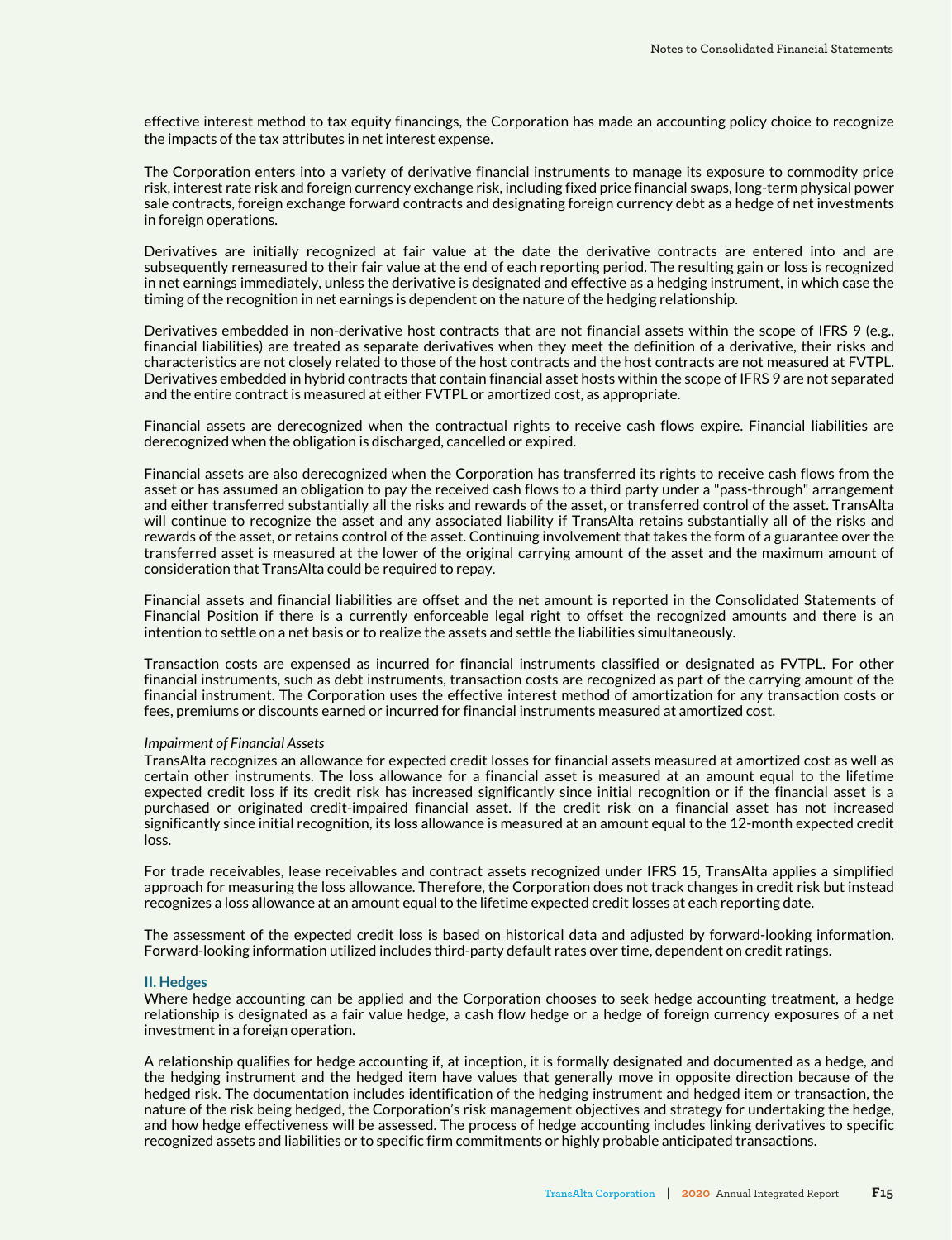effective interest method to tax equity financings, the Corporation has made an accounting policy choice to recognize the impacts of the tax attributes in net interest expense.

The Corporation enters into a variety of derivative financial instruments to manage its exposure to commodity price risk, interest rate risk and foreign currency exchange risk, including fixed price financial swaps, long-term physical power sale contracts, foreign exchange forward contracts and designating foreign currency debt as a hedge of net investments in foreign operations.

Derivatives are initially recognized at fair value at the date the derivative contracts are entered into and are subsequently remeasured to their fair value at the end of each reporting period. The resulting gain or loss is recognized in net earnings immediately, unless the derivative is designated and effective as a hedging instrument, in which case the timing of the recognition in net earnings is dependent on the nature of the hedging relationship.

Derivatives embedded in non-derivative host contracts that are not financial assets within the scope of IFRS 9 (e.g., financial liabilities) are treated as separate derivatives when they meet the definition of a derivative, their risks and characteristics are not closely related to those of the host contracts and the host contracts are not measured at FVTPL. Derivatives embedded in hybrid contracts that contain financial asset hosts within the scope of IFRS 9 are not separated and the entire contract is measured at either FVTPL or amortized cost, as appropriate.

Financial assets are derecognized when the contractual rights to receive cash flows expire. Financial liabilities are derecognized when the obligation is discharged, cancelled or expired.

Financial assets are also derecognized when the Corporation has transferred its rights to receive cash flows from the asset or has assumed an obligation to pay the received cash flows to a third party under a "pass-through" arrangement and either transferred substantially all the risks and rewards of the asset, or transferred control of the asset. TransAlta will continue to recognize the asset and any associated liability if TransAlta retains substantially all of the risks and rewards of the asset, or retains control of the asset. Continuing involvement that takes the form of a guarantee over the transferred asset is measured at the lower of the original carrying amount of the asset and the maximum amount of consideration that TransAlta could be required to repay.

Financial assets and financial liabilities are offset and the net amount is reported in the Consolidated Statements of Financial Position if there is a currently enforceable legal right to offset the recognized amounts and there is an intention to settle on a net basis or to realize the assets and settle the liabilities simultaneously.

Transaction costs are expensed as incurred for financial instruments classified or designated as FVTPL. For other financial instruments, such as debt instruments, transaction costs are recognized as part of the carrying amount of the financial instrument. The Corporation uses the effective interest method of amortization for any transaction costs or fees, premiums or discounts earned or incurred for financial instruments measured at amortized cost.

*Impairment of Financial Assets*

TransAlta recognizes an allowance for expected credit losses for financial assets measured at amortized cost as well as certain other instruments. The loss allowance for a financial asset is measured at an amount equal to the lifetime expected credit loss if its credit risk has increased significantly since initial recognition or if the financial asset is a purchased or originated credit-impaired financial asset. If the credit risk on a financial asset has not increased significantly since initial recognition, its loss allowance is measured at an amount equal to the 12-month expected credit loss.

For trade receivables, lease receivables and contract assets recognized under IFRS 15, TransAlta applies a simplified approach for measuring the loss allowance. Therefore, the Corporation does not track changes in credit risk but instead recognizes a loss allowance at an amount equal to the lifetime expected credit losses at each reporting date.

The assessment of the expected credit loss is based on historical data and adjusted by forward-looking information. Forward-looking information utilized includes third-party default rates over time, dependent on credit ratings.

### II. Hedges

Where hedge accounting can be applied and the Corporation chooses to seek hedge accounting treatment, a hedge relationship is designated as a fair value hedge, a cash flow hedge or a hedge of foreign currency exposures of a net investment in a foreign operation.

A relationship qualifies for hedge accounting if, at inception, it is formally designated and documented as a hedge, and the hedging instrument and the hedged item have values that generally move in opposite direction because of the hedged risk. The documentation includes identification of the hedging instrument and hedged item or transaction, the nature of the risk being hedged, the Corporation's risk management objectives and strategy for undertaking the hedge, and how hedge effectiveness will be assessed. The process of hedge accounting includes linking derivatives to specific recognized assets and liabilities or to specific firm commitments or highly probable anticipated transactions.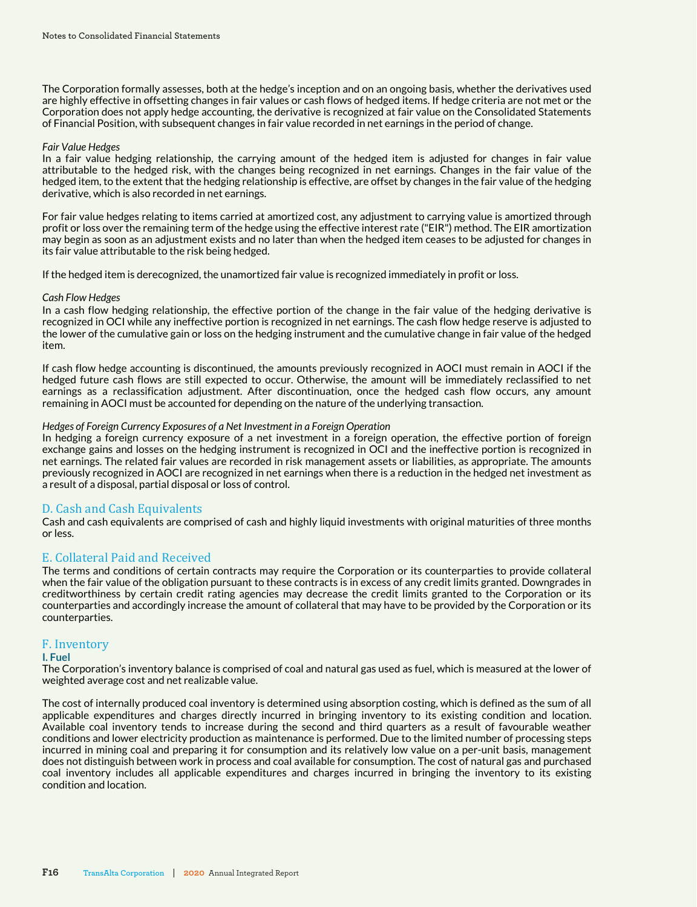The Corporation formally assesses, both at the hedge's inception and on an ongoing basis, whether the derivatives used are highly effective in offsetting changes in fair values or cash flows of hedged items. If hedge criteria are not met or the Corporation does not apply hedge accounting, the derivative is recognized at fair value on the Consolidated Statements of Financial Position, with subsequent changes in fair value recorded in net earnings in the period of change.

*Fair Value Hedges*

In a fair value hedging relationship, the carrying amount of the hedged item is adjusted for changes in fair value attributable to the hedged risk, with the changes being recognized in net earnings. Changes in the fair value of the hedged item, to the extent that the hedging relationship is effective, are offset by changes in the fair value of the hedging derivative, which is also recorded in net earnings.

For fair value hedges relating to items carried at amortized cost, any adjustment to carrying value is amortized through profit or loss over the remaining term of the hedge using the effective interest rate ("EIR") method. The EIR amortization may begin as soon as an adjustment exists and no later than when the hedged item ceases to be adjusted for changes in its fair value attributable to the risk being hedged.

If the hedged item is derecognized, the unamortized fair value is recognized immediately in profit or loss.

*Cash Flow Hedges*

In a cash flow hedging relationship, the effective portion of the change in the fair value of the hedging derivative is recognized in OCI while any ineffective portion is recognized in net earnings. The cash flow hedge reserve is adjusted to the lower of the cumulative gain or loss on the hedging instrument and the cumulative change in fair value of the hedged item.

If cash flow hedge accounting is discontinued, the amounts previously recognized in AOCI must remain in AOCI if the hedged future cash flows are still expected to occur. Otherwise, the amount will be immediately reclassified to net earnings as a reclassification adjustment. After discontinuation, once the hedged cash flow occurs, any amount remaining in AOCI must be accounted for depending on the nature of the underlying transaction.

*Hedges of Foreign Currency Exposures of a Net Investment in a Foreign Operation*

In hedging a foreign currency exposure of a net investment in a foreign operation, the effective portion of foreign exchange gains and losses on the hedging instrument is recognized in OCI and the ineffective portion is recognized in net earnings. The related fair values are recorded in risk management assets or liabilities, as appropriate. The amounts previously recognized in AOCI are recognized in net earnings when there is a reduction in the hedged net investment as a result of a disposal, partial disposal or loss of control.

## D. Cash and Cash Equivalents

Cash and cash equivalents are comprised of cash and highly liquid investments with original maturities of three months or less.

## E. Collateral Paid and Received

The terms and conditions of certain contracts may require the Corporation or its counterparties to provide collateral when the fair value of the obligation pursuant to these contracts is in excess of any credit limits granted. Downgrades in creditworthiness by certain credit rating agencies may decrease the credit limits granted to the Corporation or its counterparties and accordingly increase the amount of collateral that may have to be provided by the Corporation or its counterparties.

## F. Inventory

### I. Fuel

The Corporation's inventory balance is comprised of coal and natural gas used as fuel, which is measured at the lower of weighted average cost and net realizable value.

The cost of internally produced coal inventory is determined using absorption costing, which is defined as the sum of all applicable expenditures and charges directly incurred in bringing inventory to its existing condition and location. Available coal inventory tends to increase during the second and third quarters as a result of favourable weather conditions and lower electricity production as maintenance is performed. Due to the limited number of processing steps incurred in mining coal and preparing it for consumption and its relatively low value on a per-unit basis, management does not distinguish between work in process and coal available for consumption. The cost of natural gas and purchased coal inventory includes all applicable expenditures and charges incurred in bringing the inventory to its existing condition and location.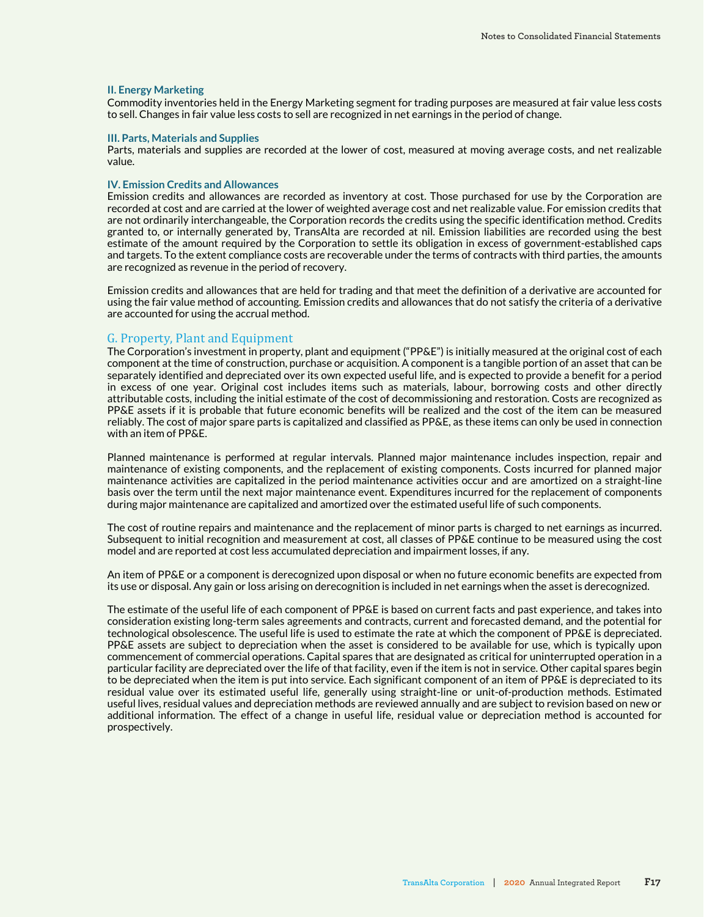### II. Energy Marketing

Commodity inventories held in the Energy Marketing segment for trading purposes are measured at fair value less costs to sell. Changes in fair value less costs to sell are recognized in net earnings in the period of change.

### III. Parts, Materials and Supplies

Parts, materials and supplies are recorded at the lower of cost, measured at moving average costs, and net realizable value.

### IV. Emission Credits and Allowances

Emission credits and allowances are recorded as inventory at cost. Those purchased for use by the Corporation are recorded at cost and are carried at the lower of weighted average cost and net realizable value. For emission credits that are not ordinarily interchangeable, the Corporation records the credits using the specific identification method. Credits granted to, or internally generated by, TransAlta are recorded at nil. Emission liabilities are recorded using the best estimate of the amount required by the Corporation to settle its obligation in excess of government-established caps and targets. To the extent compliance costs are recoverable under the terms of contracts with third parties, the amounts are recognized as revenue in the period of recovery.

Emission credits and allowances that are held for trading and that meet the definition of a derivative are accounted for using the fair value method of accounting. Emission credits and allowances that do not satisfy the criteria of a derivative are accounted for using the accrual method.

## G. Property, Plant and Equipment

The Corporation's investment in property, plant and equipment ("PP&E") is initially measured at the original cost of each component at the time of construction, purchase or acquisition. A component is a tangible portion of an asset that can be separately identified and depreciated over its own expected useful life, and is expected to provide a benefit for a period in excess of one year. Original cost includes items such as materials, labour, borrowing costs and other directly attributable costs, including the initial estimate of the cost of decommissioning and restoration. Costs are recognized as PP&E assets if it is probable that future economic benefits will be realized and the cost of the item can be measured reliably. The cost of major spare parts is capitalized and classified as PP&E, as these items can only be used in connection with an item of PP&E.

Planned maintenance is performed at regular intervals. Planned major maintenance includes inspection, repair and maintenance of existing components, and the replacement of existing components. Costs incurred for planned major maintenance activities are capitalized in the period maintenance activities occur and are amortized on a straight-line basis over the term until the next major maintenance event. Expenditures incurred for the replacement of components during major maintenance are capitalized and amortized over the estimated useful life of such components.

The cost of routine repairs and maintenance and the replacement of minor parts is charged to net earnings as incurred. Subsequent to initial recognition and measurement at cost, all classes of PP&E continue to be measured using the cost model and are reported at cost less accumulated depreciation and impairment losses, if any.

An item of PP&E or a component is derecognized upon disposal or when no future economic benefits are expected from its use or disposal. Any gain or loss arising on derecognition is included in net earnings when the asset is derecognized.

The estimate of the useful life of each component of PP&E is based on current facts and past experience, and takes into consideration existing long-term sales agreements and contracts, current and forecasted demand, and the potential for technological obsolescence. The useful life is used to estimate the rate at which the component of PP&E is depreciated. PP&E assets are subject to depreciation when the asset is considered to be available for use, which is typically upon commencement of commercial operations. Capital spares that are designated as critical for uninterrupted operation in a particular facility are depreciated over the life of that facility, even if the item is not in service. Other capital spares begin to be depreciated when the item is put into service. Each significant component of an item of PP&E is depreciated to its residual value over its estimated useful life, generally using straight-line or unit-of-production methods. Estimated useful lives, residual values and depreciation methods are reviewed annually and are subject to revision based on new or additional information. The effect of a change in useful life, residual value or depreciation method is accounted for prospectively.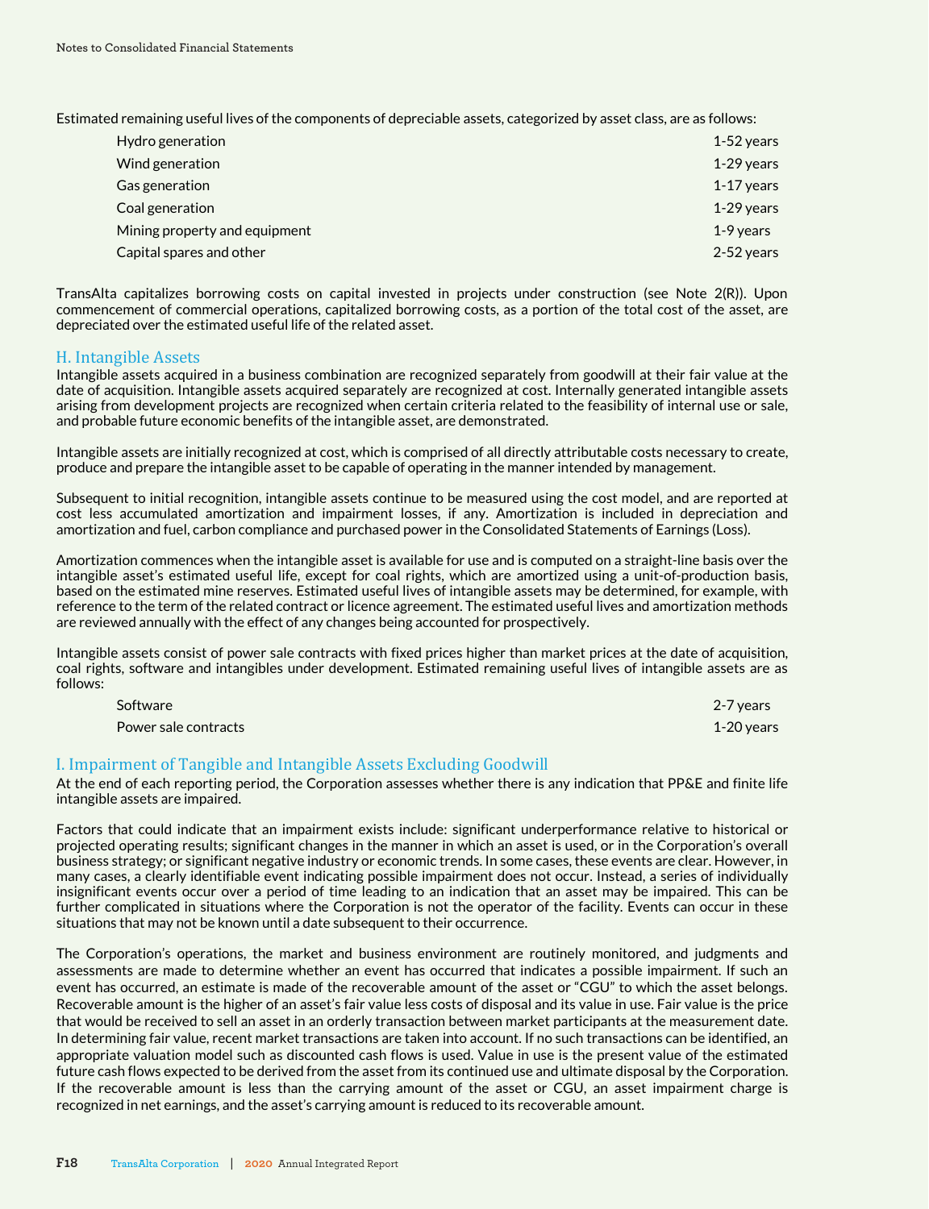Estimated remaining useful lives of the components of depreciable assets, categorized by asset class, are as follows:

| | |
|---|---|
| Hydro generation | 1-52 years |
| Wind generation | 1-29 years |
| Gas generation | 1-17 years |
| Coal generation | 1-29 years |
| Mining property and equipment | 1-9 years |
| Capital spares and other | 2-52 years |

TransAlta capitalizes borrowing costs on capital invested in projects under construction (see Note 2(R)). Upon commencement of commercial operations, capitalized borrowing costs, as a portion of the total cost of the asset, are depreciated over the estimated useful life of the related asset.

## H. Intangible Assets

Intangible assets acquired in a business combination are recognized separately from goodwill at their fair value at the date of acquisition. Intangible assets acquired separately are recognized at cost. Internally generated intangible assets arising from development projects are recognized when certain criteria related to the feasibility of internal use or sale, and probable future economic benefits of the intangible asset, are demonstrated.

Intangible assets are initially recognized at cost, which is comprised of all directly attributable costs necessary to create, produce and prepare the intangible asset to be capable of operating in the manner intended by management.

Subsequent to initial recognition, intangible assets continue to be measured using the cost model, and are reported at cost less accumulated amortization and impairment losses, if any. Amortization is included in depreciation and amortization and fuel, carbon compliance and purchased power in the Consolidated Statements of Earnings (Loss).

Amortization commences when the intangible asset is available for use and is computed on a straight-line basis over the intangible asset's estimated useful life, except for coal rights, which are amortized using a unit-of-production basis, based on the estimated mine reserves. Estimated useful lives of intangible assets may be determined, for example, with reference to the term of the related contract or licence agreement. The estimated useful lives and amortization methods are reviewed annually with the effect of any changes being accounted for prospectively.

Intangible assets consist of power sale contracts with fixed prices higher than market prices at the date of acquisition, coal rights, software and intangibles under development. Estimated remaining useful lives of intangible assets are as follows:

| | |
|---|---|
| Software | 2-7 years |
| Power sale contracts | 1-20 years |

## I. Impairment of Tangible and Intangible Assets Excluding Goodwill

At the end of each reporting period, the Corporation assesses whether there is any indication that PP&E and finite life intangible assets are impaired.

Factors that could indicate that an impairment exists include: significant underperformance relative to historical or projected operating results; significant changes in the manner in which an asset is used, or in the Corporation's overall business strategy; or significant negative industry or economic trends. In some cases, these events are clear. However, in many cases, a clearly identifiable event indicating possible impairment does not occur. Instead, a series of individually insignificant events occur over a period of time leading to an indication that an asset may be impaired. This can be further complicated in situations where the Corporation is not the operator of the facility. Events can occur in these situations that may not be known until a date subsequent to their occurrence.

The Corporation's operations, the market and business environment are routinely monitored, and judgments and assessments are made to determine whether an event has occurred that indicates a possible impairment. If such an event has occurred, an estimate is made of the recoverable amount of the asset or "CGU" to which the asset belongs. Recoverable amount is the higher of an asset's fair value less costs of disposal and its value in use. Fair value is the price that would be received to sell an asset in an orderly transaction between market participants at the measurement date. In determining fair value, recent market transactions are taken into account. If no such transactions can be identified, an appropriate valuation model such as discounted cash flows is used. Value in use is the present value of the estimated future cash flows expected to be derived from the asset from its continued use and ultimate disposal by the Corporation. If the recoverable amount is less than the carrying amount of the asset or CGU, an asset impairment charge is recognized in net earnings, and the asset's carrying amount is reduced to its recoverable amount.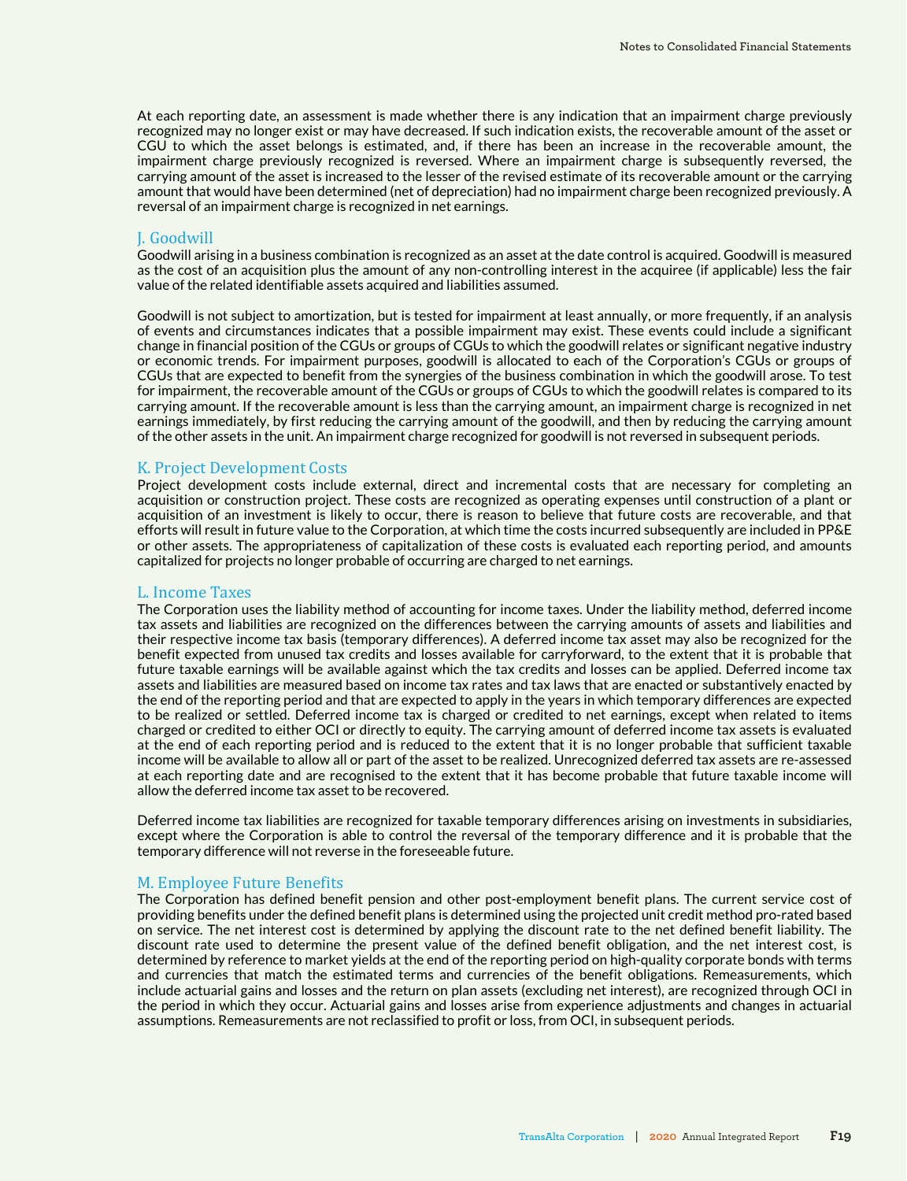At each reporting date, an assessment is made whether there is any indication that an impairment charge previously recognized may no longer exist or may have decreased. If such indication exists, the recoverable amount of the asset or CGU to which the asset belongs is estimated, and, if there has been an increase in the recoverable amount, the impairment charge previously recognized is reversed. Where an impairment charge is subsequently reversed, the carrying amount of the asset is increased to the lesser of the revised estimate of its recoverable amount or the carrying amount that would have been determined (net of depreciation) had no impairment charge been recognized previously. A reversal of an impairment charge is recognized in net earnings.

## J. Goodwill

Goodwill arising in a business combination is recognized as an asset at the date control is acquired. Goodwill is measured as the cost of an acquisition plus the amount of any non-controlling interest in the acquiree (if applicable) less the fair value of the related identifiable assets acquired and liabilities assumed.

Goodwill is not subject to amortization, but is tested for impairment at least annually, or more frequently, if an analysis of events and circumstances indicates that a possible impairment may exist. These events could include a significant change in financial position of the CGUs or groups of CGUs to which the goodwill relates or significant negative industry or economic trends. For impairment purposes, goodwill is allocated to each of the Corporation's CGUs or groups of CGUs that are expected to benefit from the synergies of the business combination in which the goodwill arose. To test for impairment, the recoverable amount of the CGUs or groups of CGUs to which the goodwill relates is compared to its carrying amount. If the recoverable amount is less than the carrying amount, an impairment charge is recognized in net earnings immediately, by first reducing the carrying amount of the goodwill, and then by reducing the carrying amount of the other assets in the unit. An impairment charge recognized for goodwill is not reversed in subsequent periods.

## K. Project Development Costs

Project development costs include external, direct and incremental costs that are necessary for completing an acquisition or construction project. These costs are recognized as operating expenses until construction of a plant or acquisition of an investment is likely to occur, there is reason to believe that future costs are recoverable, and that efforts will result in future value to the Corporation, at which time the costs incurred subsequently are included in PP&E or other assets. The appropriateness of capitalization of these costs is evaluated each reporting period, and amounts capitalized for projects no longer probable of occurring are charged to net earnings.

## L. Income Taxes

The Corporation uses the liability method of accounting for income taxes. Under the liability method, deferred income tax assets and liabilities are recognized on the differences between the carrying amounts of assets and liabilities and their respective income tax basis (temporary differences). A deferred income tax asset may also be recognized for the benefit expected from unused tax credits and losses available for carryforward, to the extent that it is probable that future taxable earnings will be available against which the tax credits and losses can be applied. Deferred income tax assets and liabilities are measured based on income tax rates and tax laws that are enacted or substantively enacted by the end of the reporting period and that are expected to apply in the years in which temporary differences are expected to be realized or settled. Deferred income tax is charged or credited to net earnings, except when related to items charged or credited to either OCI or directly to equity. The carrying amount of deferred income tax assets is evaluated at the end of each reporting period and is reduced to the extent that it is no longer probable that sufficient taxable income will be available to allow all or part of the asset to be realized. Unrecognized deferred tax assets are re-assessed at each reporting date and are recognised to the extent that it has become probable that future taxable income will allow the deferred income tax asset to be recovered.

Deferred income tax liabilities are recognized for taxable temporary differences arising on investments in subsidiaries, except where the Corporation is able to control the reversal of the temporary difference and it is probable that the temporary difference will not reverse in the foreseeable future.

## M. Employee Future Benefits

The Corporation has defined benefit pension and other post-employment benefit plans. The current service cost of providing benefits under the defined benefit plans is determined using the projected unit credit method pro-rated based on service. The net interest cost is determined by applying the discount rate to the net defined benefit liability. The discount rate used to determine the present value of the defined benefit obligation, and the net interest cost, is determined by reference to market yields at the end of the reporting period on high-quality corporate bonds with terms and currencies that match the estimated terms and currencies of the benefit obligations. Remeasurements, which include actuarial gains and losses and the return on plan assets (excluding net interest), are recognized through OCI in the period in which they occur. Actuarial gains and losses arise from experience adjustments and changes in actuarial assumptions. Remeasurements are not reclassified to profit or loss, from OCI, in subsequent periods.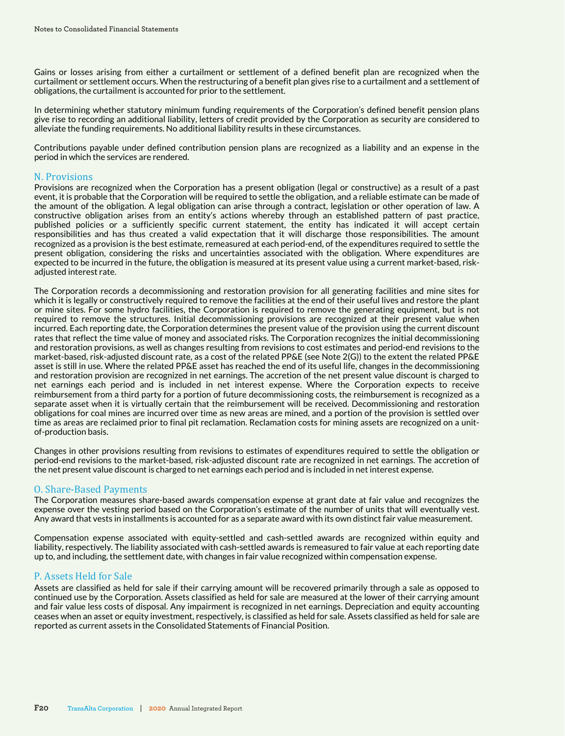Gains or losses arising from either a curtailment or settlement of a defined benefit plan are recognized when the curtailment or settlement occurs. When the restructuring of a benefit plan gives rise to a curtailment and a settlement of obligations, the curtailment is accounted for prior to the settlement.

In determining whether statutory minimum funding requirements of the Corporation's defined benefit pension plans give rise to recording an additional liability, letters of credit provided by the Corporation as security are considered to alleviate the funding requirements. No additional liability results in these circumstances.

Contributions payable under defined contribution pension plans are recognized as a liability and an expense in the period in which the services are rendered.

## N. Provisions

Provisions are recognized when the Corporation has a present obligation (legal or constructive) as a result of a past event, it is probable that the Corporation will be required to settle the obligation, and a reliable estimate can be made of the amount of the obligation. A legal obligation can arise through a contract, legislation or other operation of law. A constructive obligation arises from an entity's actions whereby through an established pattern of past practice, published policies or a sufficiently specific current statement, the entity has indicated it will accept certain responsibilities and has thus created a valid expectation that it will discharge those responsibilities. The amount recognized as a provision is the best estimate, remeasured at each period-end, of the expenditures required to settle the present obligation, considering the risks and uncertainties associated with the obligation. Where expenditures are expected to be incurred in the future, the obligation is measured at its present value using a current market-based, risk-adjusted interest rate.

The Corporation records a decommissioning and restoration provision for all generating facilities and mine sites for which it is legally or constructively required to remove the facilities at the end of their useful lives and restore the plant or mine sites. For some hydro facilities, the Corporation is required to remove the generating equipment, but is not required to remove the structures. Initial decommissioning provisions are recognized at their present value when incurred. Each reporting date, the Corporation determines the present value of the provision using the current discount rates that reflect the time value of money and associated risks. The Corporation recognizes the initial decommissioning and restoration provisions, as well as changes resulting from revisions to cost estimates and period-end revisions to the market-based, risk-adjusted discount rate, as a cost of the related PP&E (see Note 2(G)) to the extent the related PP&E asset is still in use. Where the related PP&E asset has reached the end of its useful life, changes in the decommissioning and restoration provisions are recognized in net earnings. The accretion of the net present value discount is charged to net earnings each period and is included in net interest expense. Where the Corporation expects to receive reimbursement from a third party for a portion of future decommissioning costs, the reimbursement is recognized as a separate asset when it is virtually certain that the reimbursement will be received. Decommissioning and restoration obligations for coal mines are incurred over time as new areas are mined, and a portion of the provision is settled over time as areas are reclaimed prior to final pit reclamation. Reclamation costs for mining assets are recognized on a unit-of-production basis.

Changes in other provisions resulting from revisions to estimates of expenditures required to settle the obligation or period-end revisions to the market-based, risk-adjusted discount rate are recognized in net earnings. The accretion of the net present value discount is charged to net earnings each period and is included in net interest expense.

## O. Share-Based Payments

The Corporation measures share-based awards compensation expense at grant date at fair value and recognizes the expense over the vesting period based on the Corporation's estimate of the number of units that will eventually vest. Any award that vests in installments is accounted for as a separate award with its own distinct fair value measurement.

Compensation expense associated with equity-settled and cash-settled awards are recognized within equity and liability, respectively. The liability associated with cash-settled awards is remeasured to fair value at each reporting date up to, and including, the settlement date, with changes in fair value recognized within compensation expense.

## P. Assets Held for Sale

Assets are classified as held for sale if their carrying amount will be recovered primarily through a sale as opposed to continued use by the Corporation. Assets classified as held for sale are measured at the lower of their carrying amount and fair value less costs of disposal. Any impairment is recognized in net earnings. Depreciation and equity accounting ceases when an asset or equity investment, respectively, is classified as held for sale. Assets classified as held for sale are reported as current assets in the Consolidated Statements of Financial Position.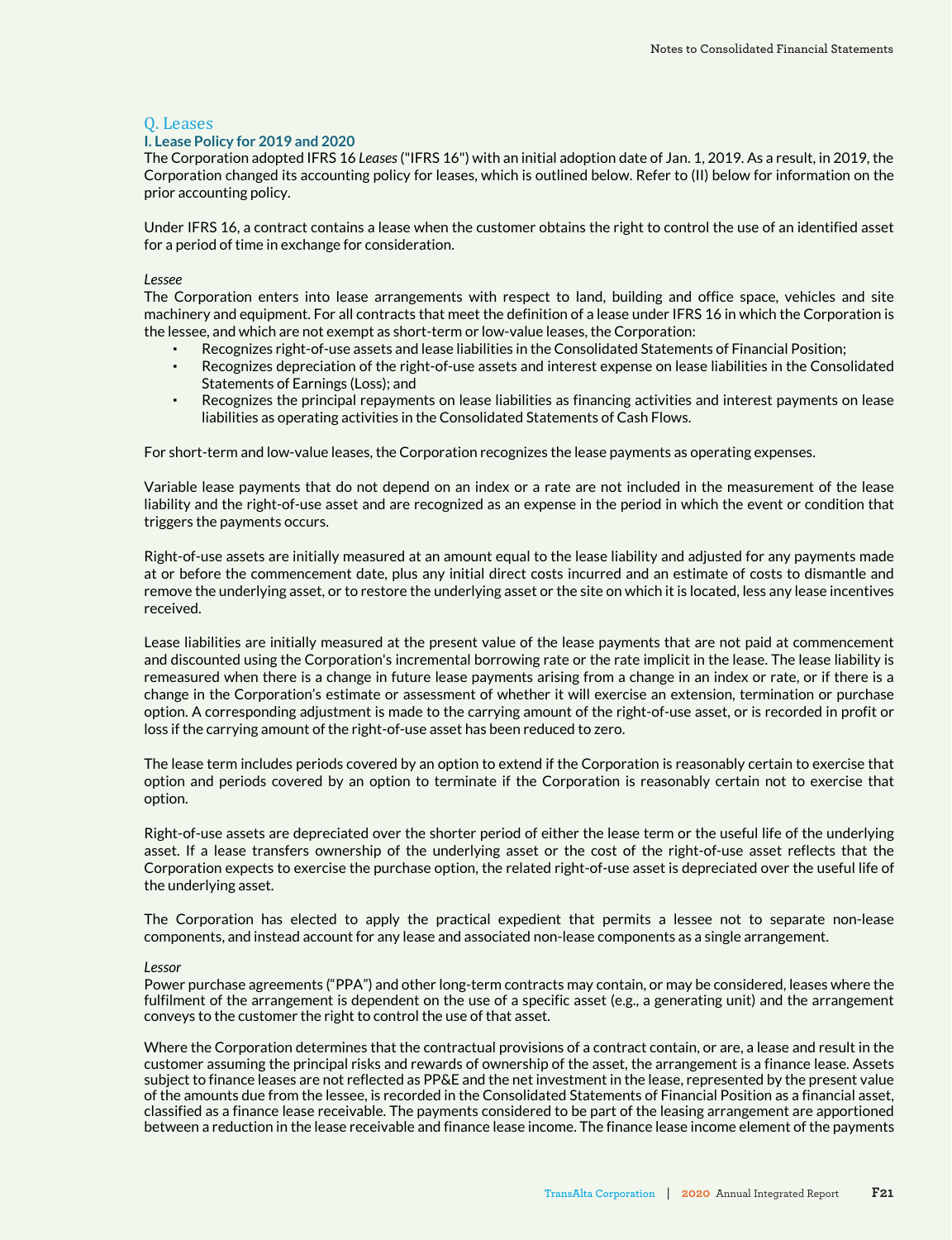## Q. Leases

### I. Lease Policy for 2019 and 2020

The Corporation adopted IFRS 16 *Leases* ("IFRS 16") with an initial adoption date of Jan. 1, 2019. As a result, in 2019, the Corporation changed its accounting policy for leases, which is outlined below. Refer to (II) below for information on the prior accounting policy.

Under IFRS 16, a contract contains a lease when the customer obtains the right to control the use of an identified asset for a period of time in exchange for consideration.

*Lessee*

The Corporation enters into lease arrangements with respect to land, building and office space, vehicles and site machinery and equipment. For all contracts that meet the definition of a lease under IFRS 16 in which the Corporation is the lessee, and which are not exempt as short-term or low-value leases, the Corporation:

- Recognizes right-of-use assets and lease liabilities in the Consolidated Statements of Financial Position;
- Recognizes depreciation of the right-of-use assets and interest expense on lease liabilities in the Consolidated Statements of Earnings (Loss); and
- Recognizes the principal repayments on lease liabilities as financing activities and interest payments on lease liabilities as operating activities in the Consolidated Statements of Cash Flows.

For short-term and low-value leases, the Corporation recognizes the lease payments as operating expenses.

Variable lease payments that do not depend on an index or a rate are not included in the measurement of the lease liability and the right-of-use asset and are recognized as an expense in the period in which the event or condition that triggers the payments occurs.

Right-of-use assets are initially measured at an amount equal to the lease liability and adjusted for any payments made at or before the commencement date, plus any initial direct costs incurred and an estimate of costs to dismantle and remove the underlying asset, or to restore the underlying asset or the site on which it is located, less any lease incentives received.

Lease liabilities are initially measured at the present value of the lease payments that are not paid at commencement and discounted using the Corporation's incremental borrowing rate or the rate implicit in the lease. The lease liability is remeasured when there is a change in future lease payments arising from a change in an index or rate, or if there is a change in the Corporation's estimate or assessment of whether it will exercise an extension, termination or purchase option. A corresponding adjustment is made to the carrying amount of the right-of-use asset, or is recorded in profit or loss if the carrying amount of the right-of-use asset has been reduced to zero.

The lease term includes periods covered by an option to extend if the Corporation is reasonably certain to exercise that option and periods covered by an option to terminate if the Corporation is reasonably certain not to exercise that option.

Right-of-use assets are depreciated over the shorter period of either the lease term or the useful life of the underlying asset. If a lease transfers ownership of the underlying asset or the cost of the right-of-use asset reflects that the Corporation expects to exercise the purchase option, the related right-of-use asset is depreciated over the useful life of the underlying asset.

The Corporation has elected to apply the practical expedient that permits a lessee not to separate non-lease components, and instead account for any lease and associated non-lease components as a single arrangement.

*Lessor*

Power purchase agreements ("PPA") and other long-term contracts may contain, or may be considered, leases where the fulfilment of the arrangement is dependent on the use of a specific asset (e.g., a generating unit) and the arrangement conveys to the customer the right to control the use of that asset.

Where the Corporation determines that the contractual provisions of a contract contain, or are, a lease and result in the customer assuming the principal risks and rewards of ownership of the asset, the arrangement is a finance lease. Assets subject to finance leases are not reflected as PP&E and the net investment in the lease, represented by the present value of the amounts due from the lessee, is recorded in the Consolidated Statements of Financial Position as a financial asset, classified as a finance lease receivable. The payments considered to be part of the leasing arrangement are apportioned between a reduction in the lease receivable and finance lease income. The finance lease income element of the payments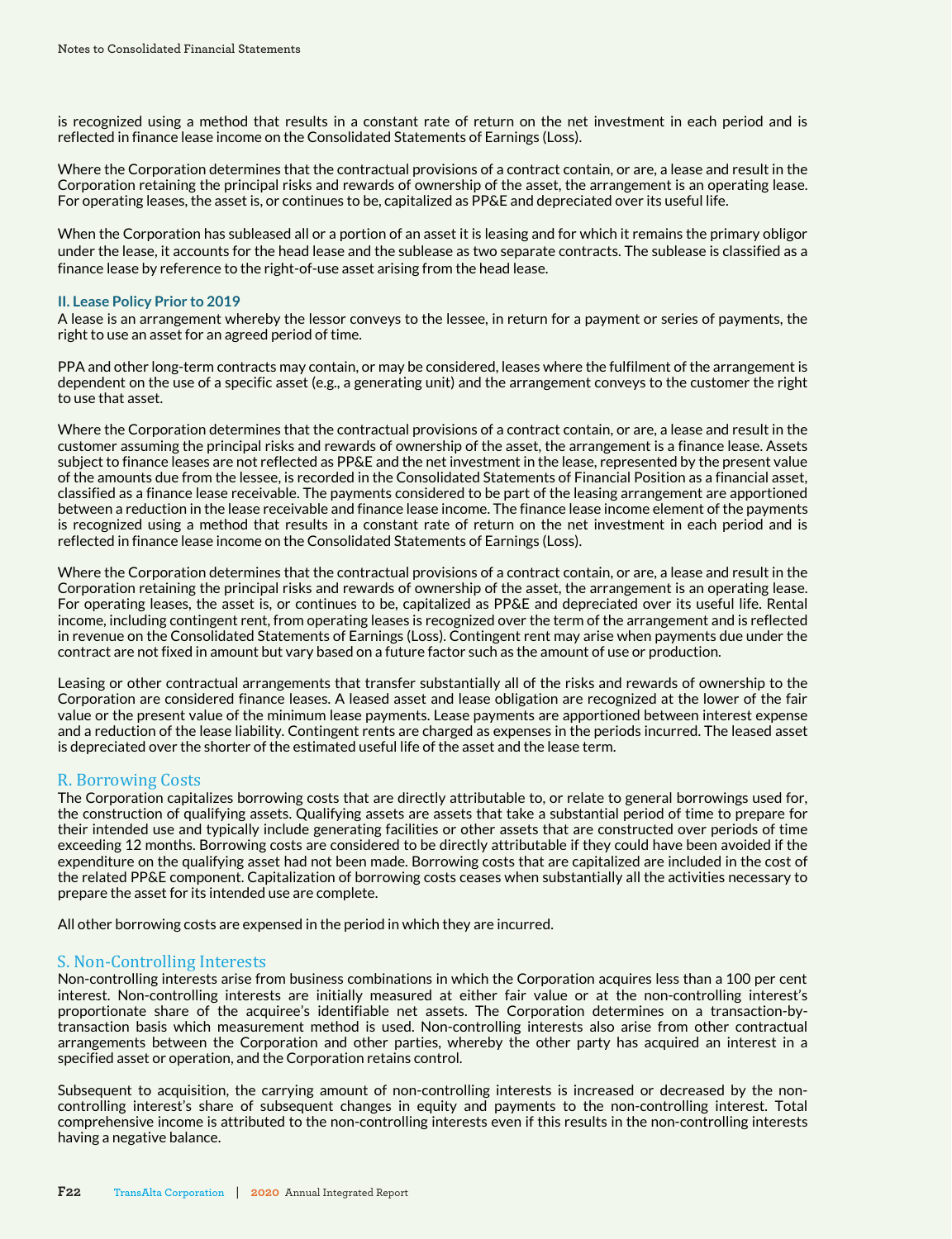is recognized using a method that results in a constant rate of return on the net investment in each period and is reflected in finance lease income on the Consolidated Statements of Earnings (Loss).

Where the Corporation determines that the contractual provisions of a contract contain, or are, a lease and result in the Corporation retaining the principal risks and rewards of ownership of the asset, the arrangement is an operating lease. For operating leases, the asset is, or continues to be, capitalized as PP&E and depreciated over its useful life.

When the Corporation has subleased all or a portion of an asset it is leasing and for which it remains the primary obligor under the lease, it accounts for the head lease and the sublease as two separate contracts. The sublease is classified as a finance lease by reference to the right-of-use asset arising from the head lease.

### II. Lease Policy Prior to 2019

A lease is an arrangement whereby the lessor conveys to the lessee, in return for a payment or series of payments, the right to use an asset for an agreed period of time.

PPA and other long-term contracts may contain, or may be considered, leases where the fulfilment of the arrangement is dependent on the use of a specific asset (e.g., a generating unit) and the arrangement conveys to the customer the right to use that asset.

Where the Corporation determines that the contractual provisions of a contract contain, or are, a lease and result in the customer assuming the principal risks and rewards of ownership of the asset, the arrangement is a finance lease. Assets subject to finance leases are not reflected as PP&E and the net investment in the lease, represented by the present value of the amounts due from the lessee, is recorded in the Consolidated Statements of Financial Position as a financial asset, classified as a finance lease receivable. The payments considered to be part of the leasing arrangement are apportioned between a reduction in the lease receivable and finance lease income. The finance lease income element of the payments is recognized using a method that results in a constant rate of return on the net investment in each period and is reflected in finance lease income on the Consolidated Statements of Earnings (Loss).

Where the Corporation determines that the contractual provisions of a contract contain, or are, a lease and result in the Corporation retaining the principal risks and rewards of ownership of the asset, the arrangement is an operating lease. For operating leases, the asset is, or continues to be, capitalized as PP&E and depreciated over its useful life. Rental income, including contingent rent, from operating leases is recognized over the term of the arrangement and is reflected in revenue on the Consolidated Statements of Earnings (Loss). Contingent rent may arise when payments due under the contract are not fixed in amount but vary based on a future factor such as the amount of use or production.

Leasing or other contractual arrangements that transfer substantially all of the risks and rewards of ownership to the Corporation are considered finance leases. A leased asset and lease obligation are recognized at the lower of the fair value or the present value of the minimum lease payments. Lease payments are apportioned between interest expense and a reduction of the lease liability. Contingent rents are charged as expenses in the periods incurred. The leased asset is depreciated over the shorter of the estimated useful life of the asset and the lease term.

## R. Borrowing Costs

The Corporation capitalizes borrowing costs that are directly attributable to, or relate to general borrowings used for, the construction of qualifying assets. Qualifying assets are assets that take a substantial period of time to prepare for their intended use and typically include generating facilities or other assets that are constructed over periods of time exceeding 12 months. Borrowing costs are considered to be directly attributable if they could have been avoided if the expenditure on the qualifying asset had not been made. Borrowing costs that are capitalized are included in the cost of the related PP&E component. Capitalization of borrowing costs ceases when substantially all the activities necessary to prepare the asset for its intended use are complete.

All other borrowing costs are expensed in the period in which they are incurred.

## S. Non-Controlling Interests

Non-controlling interests arise from business combinations in which the Corporation acquires less than a 100 per cent interest. Non-controlling interests are initially measured at either fair value or at the non-controlling interest's proportionate share of the acquiree's identifiable net assets. The Corporation determines on a transaction-by-transaction basis which measurement method is used. Non-controlling interests also arise from other contractual arrangements between the Corporation and other parties, whereby the other party has acquired an interest in a specified asset or operation, and the Corporation retains control.

Subsequent to acquisition, the carrying amount of non-controlling interests is increased or decreased by the non-controlling interest's share of subsequent changes in equity and payments to the non-controlling interest. Total comprehensive income is attributed to the non-controlling interests even if this results in the non-controlling interests having a negative balance.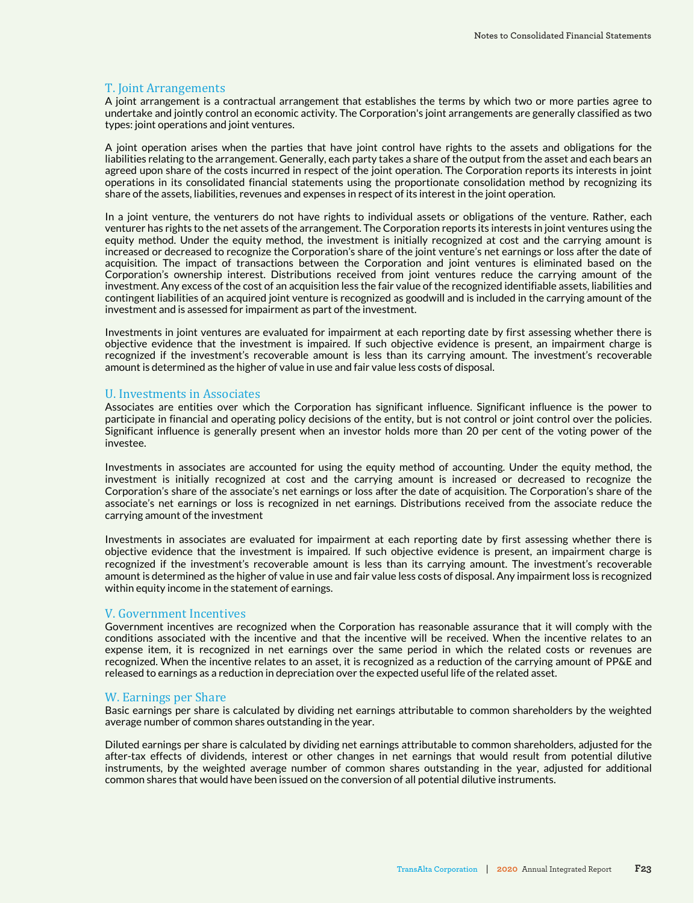### T. Joint Arrangements

A joint arrangement is a contractual arrangement that establishes the terms by which two or more parties agree to undertake and jointly control an economic activity. The Corporation's joint arrangements are generally classified as two types: joint operations and joint ventures.

A joint operation arises when the parties that have joint control have rights to the assets and obligations for the liabilities relating to the arrangement. Generally, each party takes a share of the output from the asset and each bears an agreed upon share of the costs incurred in respect of the joint operation. The Corporation reports its interests in joint operations in its consolidated financial statements using the proportionate consolidation method by recognizing its share of the assets, liabilities, revenues and expenses in respect of its interest in the joint operation.

In a joint venture, the venturers do not have rights to individual assets or obligations of the venture. Rather, each venturer has rights to the net assets of the arrangement. The Corporation reports its interests in joint ventures using the equity method. Under the equity method, the investment is initially recognized at cost and the carrying amount is increased or decreased to recognize the Corporation's share of the joint venture's net earnings or loss after the date of acquisition. The impact of transactions between the Corporation and joint ventures is eliminated based on the Corporation's ownership interest. Distributions received from joint ventures reduce the carrying amount of the investment. Any excess of the cost of an acquisition less the fair value of the recognized identifiable assets, liabilities and contingent liabilities of an acquired joint venture is recognized as goodwill and is included in the carrying amount of the investment and is assessed for impairment as part of the investment.

Investments in joint ventures are evaluated for impairment at each reporting date by first assessing whether there is objective evidence that the investment is impaired. If such objective evidence is present, an impairment charge is recognized if the investment's recoverable amount is less than its carrying amount. The investment's recoverable amount is determined as the higher of value in use and fair value less costs of disposal.

### U. Investments in Associates

Associates are entities over which the Corporation has significant influence. Significant influence is the power to participate in financial and operating policy decisions of the entity, but is not control or joint control over the policies. Significant influence is generally present when an investor holds more than 20 per cent of the voting power of the investee.

Investments in associates are accounted for using the equity method of accounting. Under the equity method, the investment is initially recognized at cost and the carrying amount is increased or decreased to recognize the Corporation's share of the associate's net earnings or loss after the date of acquisition. The Corporation's share of the associate's net earnings or loss is recognized in net earnings. Distributions received from the associate reduce the carrying amount of the investment

Investments in associates are evaluated for impairment at each reporting date by first assessing whether there is objective evidence that the investment is impaired. If such objective evidence is present, an impairment charge is recognized if the investment's recoverable amount is less than its carrying amount. The investment's recoverable amount is determined as the higher of value in use and fair value less costs of disposal. Any impairment loss is recognized within equity income in the statement of earnings.

### V. Government Incentives

Government incentives are recognized when the Corporation has reasonable assurance that it will comply with the conditions associated with the incentive and that the incentive will be received. When the incentive relates to an expense item, it is recognized in net earnings over the same period in which the related costs or revenues are recognized. When the incentive relates to an asset, it is recognized as a reduction of the carrying amount of PP&E and released to earnings as a reduction in depreciation over the expected useful life of the related asset.

### W. Earnings per Share

Basic earnings per share is calculated by dividing net earnings attributable to common shareholders by the weighted average number of common shares outstanding in the year.

Diluted earnings per share is calculated by dividing net earnings attributable to common shareholders, adjusted for the after-tax effects of dividends, interest or other changes in net earnings that would result from potential dilutive instruments, by the weighted average number of common shares outstanding in the year, adjusted for additional common shares that would have been issued on the conversion of all potential dilutive instruments.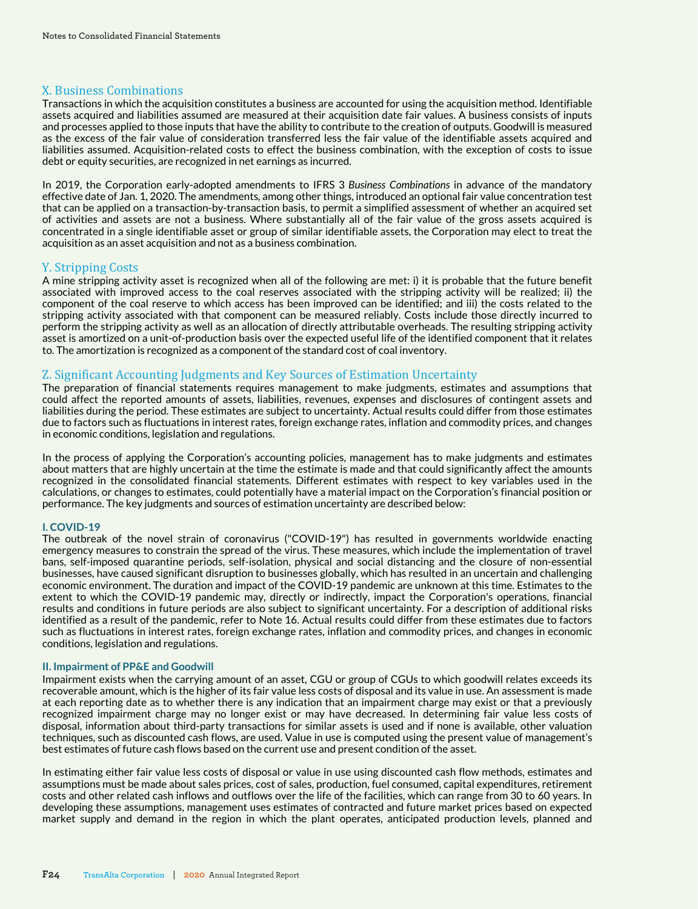## X. Business Combinations

Transactions in which the acquisition constitutes a business are accounted for using the acquisition method. Identifiable assets acquired and liabilities assumed are measured at their acquisition date fair values. A business consists of inputs and processes applied to those inputs that have the ability to contribute to the creation of outputs. Goodwill is measured as the excess of the fair value of consideration transferred less the fair value of the identifiable assets acquired and liabilities assumed. Acquisition-related costs to effect the business combination, with the exception of costs to issue debt or equity securities, are recognized in net earnings as incurred.

In 2019, the Corporation early-adopted amendments to IFRS 3 *Business Combinations* in advance of the mandatory effective date of Jan. 1, 2020. The amendments, among other things, introduced an optional fair value concentration test that can be applied on a transaction-by-transaction basis, to permit a simplified assessment of whether an acquired set of activities and assets are not a business. Where substantially all of the fair value of the gross assets acquired is concentrated in a single identifiable asset or group of similar identifiable assets, the Corporation may elect to treat the acquisition as an asset acquisition and not as a business combination.

## Y. Stripping Costs

A mine stripping activity asset is recognized when all of the following are met: i) it is probable that the future benefit associated with improved access to the coal reserves associated with the stripping activity will be realized; ii) the component of the coal reserve to which access has been improved can be identified; and iii) the costs related to the stripping activity associated with that component can be measured reliably. Costs include those directly incurred to perform the stripping activity as well as an allocation of directly attributable overheads. The resulting stripping activity asset is amortized on a unit-of-production basis over the expected useful life of the identified component that it relates to. The amortization is recognized as a component of the standard cost of coal inventory.

## Z. Significant Accounting Judgments and Key Sources of Estimation Uncertainty

The preparation of financial statements requires management to make judgments, estimates and assumptions that could affect the reported amounts of assets, liabilities, revenues, expenses and disclosures of contingent assets and liabilities during the period. These estimates are subject to uncertainty. Actual results could differ from those estimates due to factors such as fluctuations in interest rates, foreign exchange rates, inflation and commodity prices, and changes in economic conditions, legislation and regulations.

In the process of applying the Corporation's accounting policies, management has to make judgments and estimates about matters that are highly uncertain at the time the estimate is made and that could significantly affect the amounts recognized in the consolidated financial statements. Different estimates with respect to key variables used in the calculations, or changes to estimates, could potentially have a material impact on the Corporation's financial position or performance. The key judgments and sources of estimation uncertainty are described below:

### I. COVID-19

The outbreak of the novel strain of coronavirus ("COVID-19") has resulted in governments worldwide enacting emergency measures to constrain the spread of the virus. These measures, which include the implementation of travel bans, self-imposed quarantine periods, self-isolation, physical and social distancing and the closure of non-essential businesses, have caused significant disruption to businesses globally, which has resulted in an uncertain and challenging economic environment. The duration and impact of the COVID-19 pandemic are unknown at this time. Estimates to the extent to which the COVID-19 pandemic may, directly or indirectly, impact the Corporation's operations, financial results and conditions in future periods are also subject to significant uncertainty. For a description of additional risks identified as a result of the pandemic, refer to Note 16. Actual results could differ from these estimates due to factors such as fluctuations in interest rates, foreign exchange rates, inflation and commodity prices, and changes in economic conditions, legislation and regulations.

### II. Impairment of PP&E and Goodwill

Impairment exists when the carrying amount of an asset, CGU or group of CGUs to which goodwill relates exceeds its recoverable amount, which is the higher of its fair value less costs of disposal and its value in use. An assessment is made at each reporting date as to whether there is any indication that an impairment charge may exist or that a previously recognized impairment charge may no longer exist or may have decreased. In determining fair value less costs of disposal, information about third-party transactions for similar assets is used and if none is available, other valuation techniques, such as discounted cash flows, are used. Value in use is computed using the present value of management's best estimates of future cash flows based on the current use and present condition of the asset.

In estimating either fair value less costs of disposal or value in use using discounted cash flow methods, estimates and assumptions must be made about sales prices, cost of sales, production, fuel consumed, capital expenditures, retirement costs and other related cash inflows and outflows over the life of the facilities, which can range from 30 to 60 years. In developing these assumptions, management uses estimates of contracted and future market prices based on expected market supply and demand in the region in which the plant operates, anticipated production levels, planned and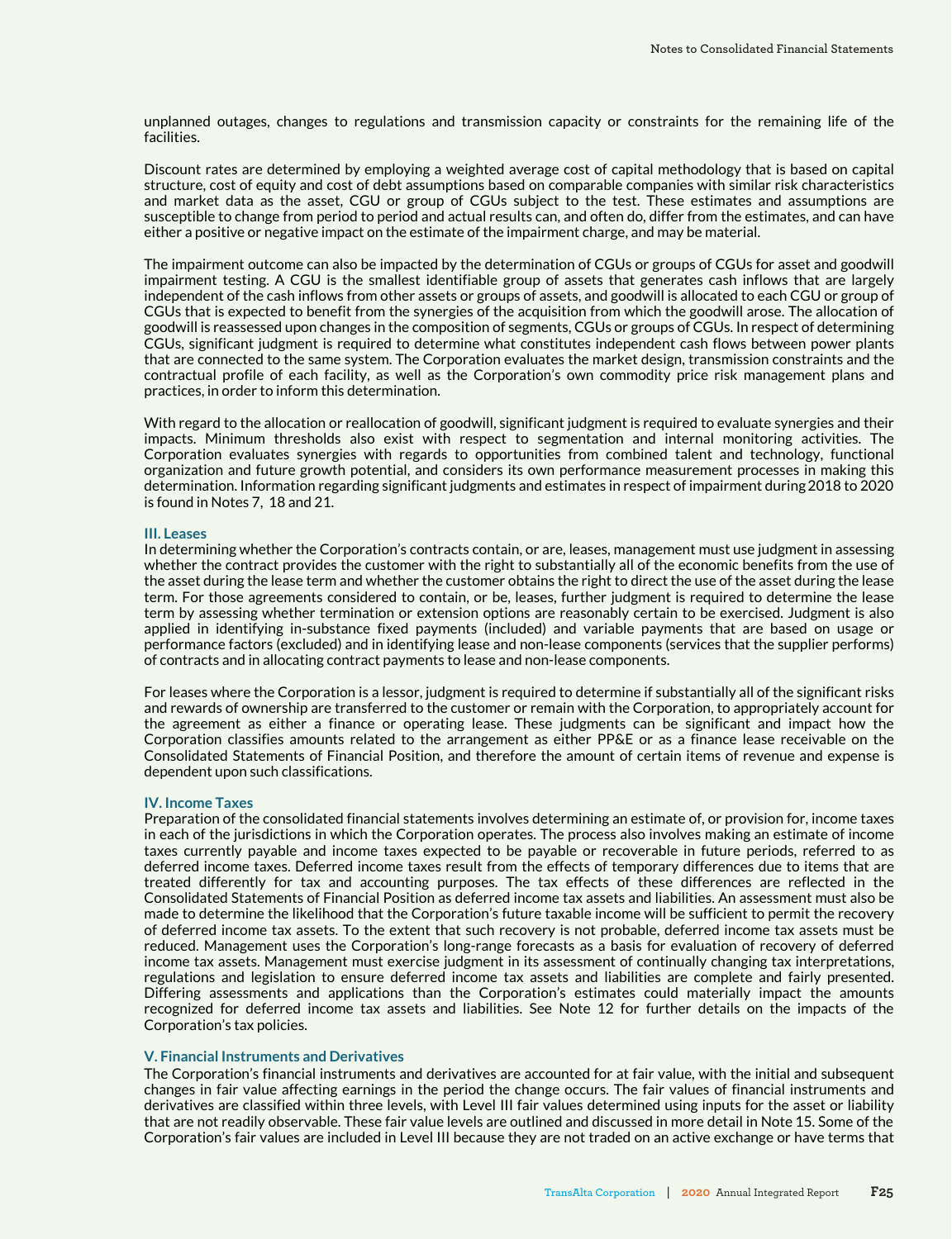unplanned outages, changes to regulations and transmission capacity or constraints for the remaining life of the facilities.

Discount rates are determined by employing a weighted average cost of capital methodology that is based on capital structure, cost of equity and cost of debt assumptions based on comparable companies with similar risk characteristics and market data as the asset, CGU or group of CGUs subject to the test. These estimates and assumptions are susceptible to change from period to period and actual results can, and often do, differ from the estimates, and can have either a positive or negative impact on the estimate of the impairment charge, and may be material.

The impairment outcome can also be impacted by the determination of CGUs or groups of CGUs for asset and goodwill impairment testing. A CGU is the smallest identifiable group of assets that generates cash inflows that are largely independent of the cash inflows from other assets or groups of assets, and goodwill is allocated to each CGU or group of CGUs that is expected to benefit from the synergies of the acquisition from which the goodwill arose. The allocation of goodwill is reassessed upon changes in the composition of segments, CGUs or groups of CGUs. In respect of determining CGUs, significant judgment is required to determine what constitutes independent cash flows between power plants that are connected to the same system. The Corporation evaluates the market design, transmission constraints and the contractual profile of each facility, as well as the Corporation's own commodity price risk management plans and practices, in order to inform this determination.

With regard to the allocation or reallocation of goodwill, significant judgment is required to evaluate synergies and their impacts. Minimum thresholds also exist with respect to segmentation and internal monitoring activities. The Corporation evaluates synergies with regards to opportunities from combined talent and technology, functional organization and future growth potential, and considers its own performance measurement processes in making this determination. Information regarding significant judgments and estimates in respect of impairment during 2018 to 2020 is found in Notes 7, 18 and 21.

### III. Leases

In determining whether the Corporation's contracts contain, or are, leases, management must use judgment in assessing whether the contract provides the customer with the right to substantially all of the economic benefits from the use of the asset during the lease term and whether the customer obtains the right to direct the use of the asset during the lease term. For those agreements considered to contain, or be, leases, further judgment is required to determine the lease term by assessing whether termination or extension options are reasonably certain to be exercised. Judgment is also applied in identifying in-substance fixed payments (included) and variable payments that are based on usage or performance factors (excluded) and in identifying lease and non-lease components (services that the supplier performs) of contracts and in allocating contract payments to lease and non-lease components.

For leases where the Corporation is a lessor, judgment is required to determine if substantially all of the significant risks and rewards of ownership are transferred to the customer or remain with the Corporation, to appropriately account for the agreement as either a finance or operating lease. These judgments can be significant and impact how the Corporation classifies amounts related to the arrangement as either PP&E or as a finance lease receivable on the Consolidated Statements of Financial Position, and therefore the amount of certain items of revenue and expense is dependent upon such classifications.

### IV. Income Taxes

Preparation of the consolidated financial statements involves determining an estimate of, or provision for, income taxes in each of the jurisdictions in which the Corporation operates. The process also involves making an estimate of income taxes currently payable and income taxes expected to be payable or recoverable in future periods, referred to as deferred income taxes. Deferred income taxes result from the effects of temporary differences due to items that are treated differently for tax and accounting purposes. The tax effects of these differences are reflected in the Consolidated Statements of Financial Position as deferred income tax assets and liabilities. An assessment must also be made to determine the likelihood that the Corporation's future taxable income will be sufficient to permit the recovery of deferred income tax assets. To the extent that such recovery is not probable, deferred income tax assets must be reduced. Management uses the Corporation's long-range forecasts as a basis for evaluation of recovery of deferred income tax assets. Management must exercise judgment in its assessment of continually changing tax interpretations, regulations and legislation to ensure deferred income tax assets and liabilities are complete and fairly presented. Differing assessments and applications than the Corporation's estimates could materially impact the amounts recognized for deferred income tax assets and liabilities. See Note 12 for further details on the impacts of the Corporation's tax policies.

### V. Financial Instruments and Derivatives

The Corporation's financial instruments and derivatives are accounted for at fair value, with the initial and subsequent changes in fair value affecting earnings in the period the change occurs. The fair values of financial instruments and derivatives are classified within three levels, with Level III fair values determined using inputs for the asset or liability that are not readily observable. These fair value levels are outlined and discussed in more detail in Note 15. Some of the Corporation's fair values are included in Level III because they are not traded on an active exchange or have terms that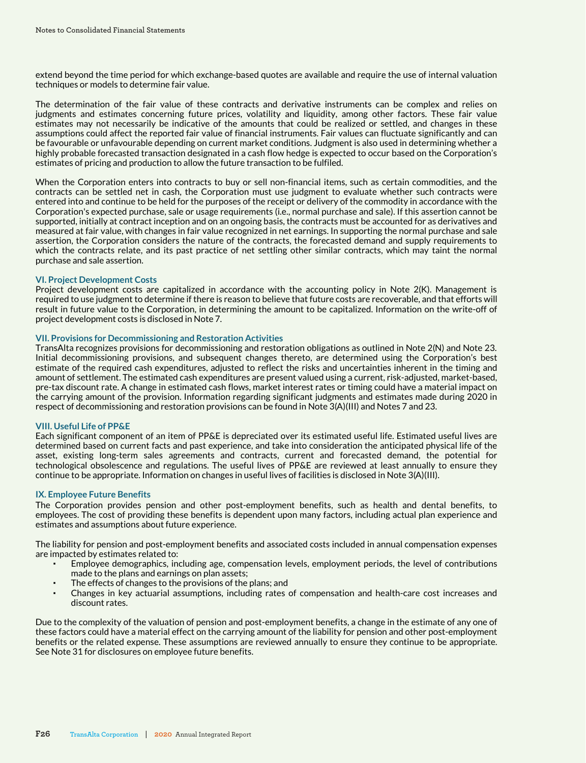extend beyond the time period for which exchange-based quotes are available and require the use of internal valuation techniques or models to determine fair value.

The determination of the fair value of these contracts and derivative instruments can be complex and relies on judgments and estimates concerning future prices, volatility and liquidity, among other factors. These fair value estimates may not necessarily be indicative of the amounts that could be realized or settled, and changes in these assumptions could affect the reported fair value of financial instruments. Fair values can fluctuate significantly and can be favourable or unfavourable depending on current market conditions. Judgment is also used in determining whether a highly probable forecasted transaction designated in a cash flow hedge is expected to occur based on the Corporation's estimates of pricing and production to allow the future transaction to be fulfiled.

When the Corporation enters into contracts to buy or sell non-financial items, such as certain commodities, and the contracts can be settled net in cash, the Corporation must use judgment to evaluate whether such contracts were entered into and continue to be held for the purposes of the receipt or delivery of the commodity in accordance with the Corporation's expected purchase, sale or usage requirements (i.e., normal purchase and sale). If this assertion cannot be supported, initially at contract inception and on an ongoing basis, the contracts must be accounted for as derivatives and measured at fair value, with changes in fair value recognized in net earnings. In supporting the normal purchase and sale assertion, the Corporation considers the nature of the contracts, the forecasted demand and supply requirements to which the contracts relate, and its past practice of net settling other similar contracts, which may taint the normal purchase and sale assertion.

### VI. Project Development Costs

Project development costs are capitalized in accordance with the accounting policy in Note 2(K). Management is required to use judgment to determine if there is reason to believe that future costs are recoverable, and that efforts will result in future value to the Corporation, in determining the amount to be capitalized. Information on the write-off of project development costs is disclosed in Note 7.

### VII. Provisions for Decommissioning and Restoration Activities

TransAlta recognizes provisions for decommissioning and restoration obligations as outlined in Note 2(N) and Note 23. Initial decommissioning provisions, and subsequent changes thereto, are determined using the Corporation's best estimate of the required cash expenditures, adjusted to reflect the risks and uncertainties inherent in the timing and amount of settlement. The estimated cash expenditures are present valued using a current, risk-adjusted, market-based, pre-tax discount rate. A change in estimated cash flows, market interest rates or timing could have a material impact on the carrying amount of the provision. Information regarding significant judgments and estimates made during 2020 in respect of decommissioning and restoration provisions can be found in Note 3(A)(III) and Notes 7 and 23.

### VIII. Useful Life of PP&E

Each significant component of an item of PP&E is depreciated over its estimated useful life. Estimated useful lives are determined based on current facts and past experience, and take into consideration the anticipated physical life of the asset, existing long-term sales agreements and contracts, current and forecasted demand, the potential for technological obsolescence and regulations. The useful lives of PP&E are reviewed at least annually to ensure they continue to be appropriate. Information on changes in useful lives of facilities is disclosed in Note 3(A)(III).

### IX. Employee Future Benefits

The Corporation provides pension and other post-employment benefits, such as health and dental benefits, to employees. The cost of providing these benefits is dependent upon many factors, including actual plan experience and estimates and assumptions about future experience.

The liability for pension and post-employment benefits and associated costs included in annual compensation expenses are impacted by estimates related to:

- Employee demographics, including age, compensation levels, employment periods, the level of contributions made to the plans and earnings on plan assets;
- The effects of changes to the provisions of the plans; and
- Changes in key actuarial assumptions, including rates of compensation and health-care cost increases and discount rates.

Due to the complexity of the valuation of pension and post-employment benefits, a change in the estimate of any one of these factors could have a material effect on the carrying amount of the liability for pension and other post-employment benefits or the related expense. These assumptions are reviewed annually to ensure they continue to be appropriate. See Note 31 for disclosures on employee future benefits.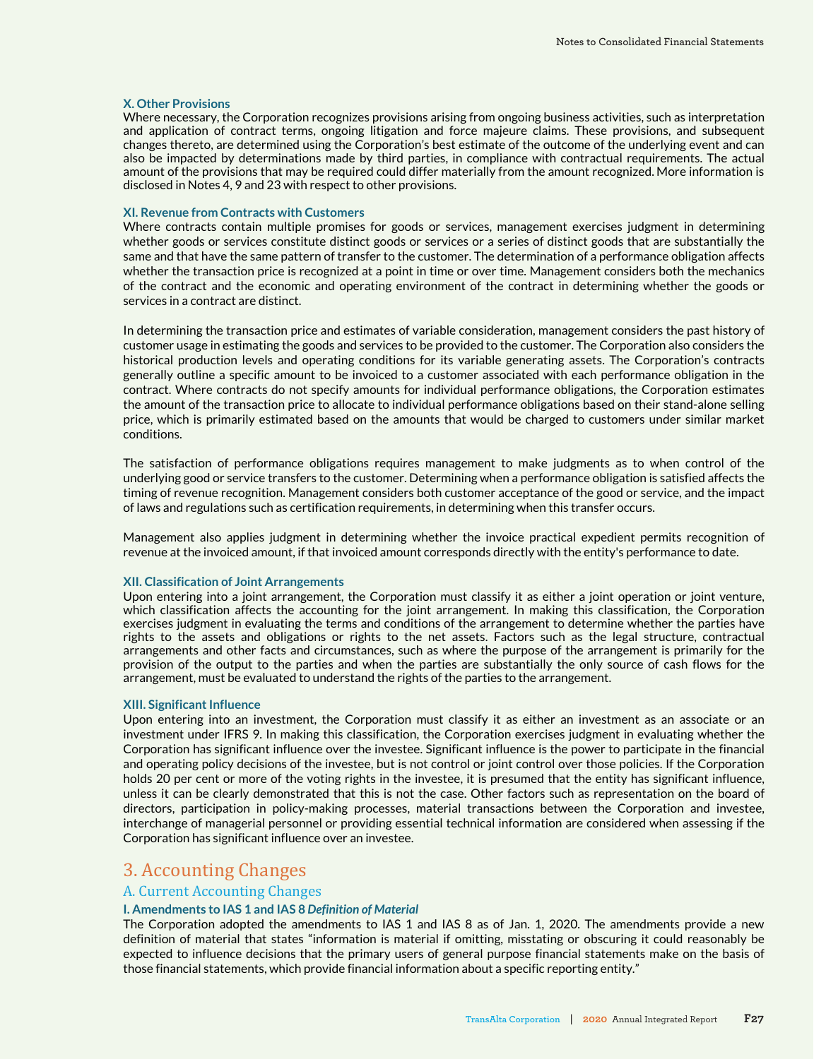### X. Other Provisions

Where necessary, the Corporation recognizes provisions arising from ongoing business activities, such as interpretation and application of contract terms, ongoing litigation and force majeure claims. These provisions, and subsequent changes thereto, are determined using the Corporation's best estimate of the outcome of the underlying event and can also be impacted by determinations made by third parties, in compliance with contractual requirements. The actual amount of the provisions that may be required could differ materially from the amount recognized. More information is disclosed in Notes 4, 9 and 23 with respect to other provisions.

### XI. Revenue from Contracts with Customers

Where contracts contain multiple promises for goods or services, management exercises judgment in determining whether goods or services constitute distinct goods or services or a series of distinct goods that are substantially the same and that have the same pattern of transfer to the customer. The determination of a performance obligation affects whether the transaction price is recognized at a point in time or over time. Management considers both the mechanics of the contract and the economic and operating environment of the contract in determining whether the goods or services in a contract are distinct.

In determining the transaction price and estimates of variable consideration, management considers the past history of customer usage in estimating the goods and services to be provided to the customer. The Corporation also considers the historical production levels and operating conditions for its variable generating assets. The Corporation's contracts generally outline a specific amount to be invoiced to a customer associated with each performance obligation in the contract. Where contracts do not specify amounts for individual performance obligations, the Corporation estimates the amount of the transaction price to allocate to individual performance obligations based on their stand-alone selling price, which is primarily estimated based on the amounts that would be charged to customers under similar market conditions.

The satisfaction of performance obligations requires management to make judgments as to when control of the underlying good or service transfers to the customer. Determining when a performance obligation is satisfied affects the timing of revenue recognition. Management considers both customer acceptance of the good or service, and the impact of laws and regulations such as certification requirements, in determining when this transfer occurs.

Management also applies judgment in determining whether the invoice practical expedient permits recognition of revenue at the invoiced amount, if that invoiced amount corresponds directly with the entity's performance to date.

### XII. Classification of Joint Arrangements

Upon entering into a joint arrangement, the Corporation must classify it as either a joint operation or joint venture, which classification affects the accounting for the joint arrangement. In making this classification, the Corporation exercises judgment in evaluating the terms and conditions of the arrangement to determine whether the parties have rights to the assets and obligations or rights to the net assets. Factors such as the legal structure, contractual arrangements and other facts and circumstances, such as where the purpose of the arrangement is primarily for the provision of the output to the parties and when the parties are substantially the only source of cash flows for the arrangement, must be evaluated to understand the rights of the parties to the arrangement.

### XIII. Significant Influence

Upon entering into an investment, the Corporation must classify it as either an investment as an associate or an investment under IFRS 9. In making this classification, the Corporation exercises judgment in evaluating whether the Corporation has significant influence over the investee. Significant influence is the power to participate in the financial and operating policy decisions of the investee, but is not control or joint control over those policies. If the Corporation holds 20 per cent or more of the voting rights in the investee, it is presumed that the entity has significant influence, unless it can be clearly demonstrated that this is not the case. Other factors such as representation on the board of directors, participation in policy-making processes, material transactions between the Corporation and investee, interchange of managerial personnel or providing essential technical information are considered when assessing if the Corporation has significant influence over an investee.

# 3. Accounting Changes

## A. Current Accounting Changes

### I. Amendments to IAS 1 and IAS 8 *Definition of Material*

The Corporation adopted the amendments to IAS 1 and IAS 8 as of Jan. 1, 2020. The amendments provide a new definition of material that states "information is material if omitting, misstating or obscuring it could reasonably be expected to influence decisions that the primary users of general purpose financial statements make on the basis of those financial statements, which provide financial information about a specific reporting entity."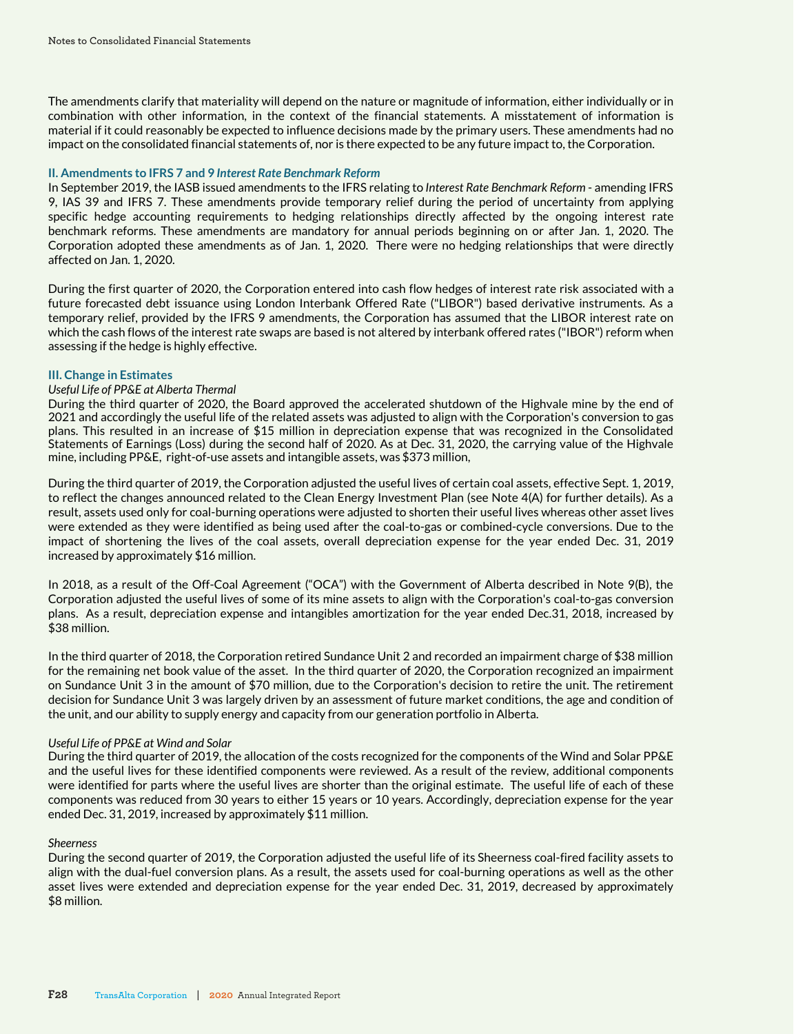The amendments clarify that materiality will depend on the nature or magnitude of information, either individually or in combination with other information, in the context of the financial statements. A misstatement of information is material if it could reasonably be expected to influence decisions made by the primary users. These amendments had no impact on the consolidated financial statements of, nor is there expected to be any future impact to, the Corporation.

### II. Amendments to IFRS 7 and 9 *Interest Rate Benchmark Reform*

In September 2019, the IASB issued amendments to the IFRS relating to *Interest Rate Benchmark Reform* - amending IFRS 9, IAS 39 and IFRS 7. These amendments provide temporary relief during the period of uncertainty from applying specific hedge accounting requirements to hedging relationships directly affected by the ongoing interest rate benchmark reforms. These amendments are mandatory for annual periods beginning on or after Jan. 1, 2020. The Corporation adopted these amendments as of Jan. 1, 2020. There were no hedging relationships that were directly affected on Jan. 1, 2020.

During the first quarter of 2020, the Corporation entered into cash flow hedges of interest rate risk associated with a future forecasted debt issuance using London Interbank Offered Rate ("LIBOR") based derivative instruments. As a temporary relief, provided by the IFRS 9 amendments, the Corporation has assumed that the LIBOR interest rate on which the cash flows of the interest rate swaps are based is not altered by interbank offered rates ("IBOR") reform when assessing if the hedge is highly effective.

### III. Change in Estimates

*Useful Life of PP&E at Alberta Thermal*

During the third quarter of 2020, the Board approved the accelerated shutdown of the Highvale mine by the end of 2021 and accordingly the useful life of the related assets was adjusted to align with the Corporation's conversion to gas plans. This resulted in an increase of $15 million in depreciation expense that was recognized in the Consolidated Statements of Earnings (Loss) during the second half of 2020. As at Dec. 31, 2020, the carrying value of the Highvale mine, including PP&E, right-of-use assets and intangible assets, was $373 million,

During the third quarter of 2019, the Corporation adjusted the useful lives of certain coal assets, effective Sept. 1, 2019, to reflect the changes announced related to the Clean Energy Investment Plan (see Note 4(A) for further details). As a result, assets used only for coal-burning operations were adjusted to shorten their useful lives whereas other asset lives were extended as they were identified as being used after the coal-to-gas or combined-cycle conversions. Due to the impact of shortening the lives of the coal assets, overall depreciation expense for the year ended Dec. 31, 2019 increased by approximately $16 million.

In 2018, as a result of the Off-Coal Agreement ("OCA") with the Government of Alberta described in Note 9(B), the Corporation adjusted the useful lives of some of its mine assets to align with the Corporation's coal-to-gas conversion plans. As a result, depreciation expense and intangibles amortization for the year ended Dec.31, 2018, increased by $38 million.

In the third quarter of 2018, the Corporation retired Sundance Unit 2 and recorded an impairment charge of $38 million for the remaining net book value of the asset. In the third quarter of 2020, the Corporation recognized an impairment on Sundance Unit 3 in the amount of $70 million, due to the Corporation's decision to retire the unit. The retirement decision for Sundance Unit 3 was largely driven by an assessment of future market conditions, the age and condition of the unit, and our ability to supply energy and capacity from our generation portfolio in Alberta.

*Useful Life of PP&E at Wind and Solar*

During the third quarter of 2019, the allocation of the costs recognized for the components of the Wind and Solar PP&E and the useful lives for these identified components were reviewed. As a result of the review, additional components were identified for parts where the useful lives are shorter than the original estimate. The useful life of each of these components was reduced from 30 years to either 15 years or 10 years. Accordingly, depreciation expense for the year ended Dec. 31, 2019, increased by approximately $11 million.

*Sheerness*

During the second quarter of 2019, the Corporation adjusted the useful life of its Sheerness coal-fired facility assets to align with the dual-fuel conversion plans. As a result, the assets used for coal-burning operations as well as the other asset lives were extended and depreciation expense for the year ended Dec. 31, 2019, decreased by approximately $8 million.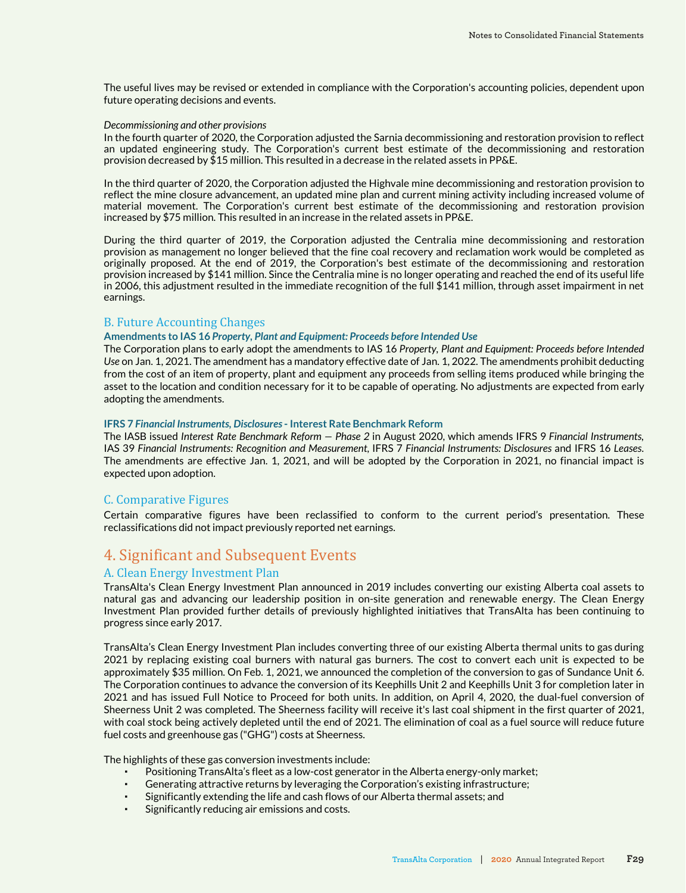The useful lives may be revised or extended in compliance with the Corporation's accounting policies, dependent upon future operating decisions and events.

*Decommissioning and other provisions*

In the fourth quarter of 2020, the Corporation adjusted the Sarnia decommissioning and restoration provision to reflect an updated engineering study. The Corporation's current best estimate of the decommissioning and restoration provision decreased by $15 million. This resulted in a decrease in the related assets in PP&E.

In the third quarter of 2020, the Corporation adjusted the Highvale mine decommissioning and restoration provision to reflect the mine closure advancement, an updated mine plan and current mining activity including increased volume of material movement. The Corporation's current best estimate of the decommissioning and restoration provision increased by $75 million. This resulted in an increase in the related assets in PP&E.

During the third quarter of 2019, the Corporation adjusted the Centralia mine decommissioning and restoration provision as management no longer believed that the fine coal recovery and reclamation work would be completed as originally proposed. At the end of 2019, the Corporation's best estimate of the decommissioning and restoration provision increased by $141 million. Since the Centralia mine is no longer operating and reached the end of its useful life in 2006, this adjustment resulted in the immediate recognition of the full $141 million, through asset impairment in net earnings.

## B. Future Accounting Changes

**Amendments to IAS 16 *Property, Plant and Equipment: Proceeds before Intended Use***

The Corporation plans to early adopt the amendments to IAS 16 *Property, Plant and Equipment: Proceeds before Intended Use* on Jan. 1, 2021. The amendment has a mandatory effective date of Jan. 1, 2022. The amendments prohibit deducting from the cost of an item of property, plant and equipment any proceeds from selling items produced while bringing the asset to the location and condition necessary for it to be capable of operating. No adjustments are expected from early adopting the amendments.

**IFRS 7 *Financial Instruments, Disclosures* - Interest Rate Benchmark Reform**

The IASB issued *Interest Rate Benchmark Reform — Phase 2* in August 2020, which amends IFRS 9 *Financial Instruments*, IAS 39 *Financial Instruments: Recognition and Measurement*, IFRS 7 *Financial Instruments: Disclosures* and IFRS 16 *Leases*. The amendments are effective Jan. 1, 2021, and will be adopted by the Corporation in 2021, no financial impact is expected upon adoption.

## C. Comparative Figures

Certain comparative figures have been reclassified to conform to the current period's presentation. These reclassifications did not impact previously reported net earnings.

# 4. Significant and Subsequent Events

## A. Clean Energy Investment Plan

TransAlta's Clean Energy Investment Plan announced in 2019 includes converting our existing Alberta coal assets to natural gas and advancing our leadership position in on-site generation and renewable energy. The Clean Energy Investment Plan provided further details of previously highlighted initiatives that TransAlta has been continuing to progress since early 2017.

TransAlta's Clean Energy Investment Plan includes converting three of our existing Alberta thermal units to gas during 2021 by replacing existing coal burners with natural gas burners. The cost to convert each unit is expected to be approximately $35 million. On Feb. 1, 2021, we announced the completion of the conversion to gas of Sundance Unit 6. The Corporation continues to advance the conversion of its Keephills Unit 2 and Keephills Unit 3 for completion later in 2021 and has issued Full Notice to Proceed for both units. In addition, on April 4, 2020, the dual-fuel conversion of Sheerness Unit 2 was completed. The Sheerness facility will receive it's last coal shipment in the first quarter of 2021, with coal stock being actively depleted until the end of 2021. The elimination of coal as a fuel source will reduce future fuel costs and greenhouse gas ("GHG") costs at Sheerness.

The highlights of these gas conversion investments include:

- Positioning TransAlta's fleet as a low-cost generator in the Alberta energy-only market;
- Generating attractive returns by leveraging the Corporation's existing infrastructure;
- Significantly extending the life and cash flows of our Alberta thermal assets; and
- Significantly reducing air emissions and costs.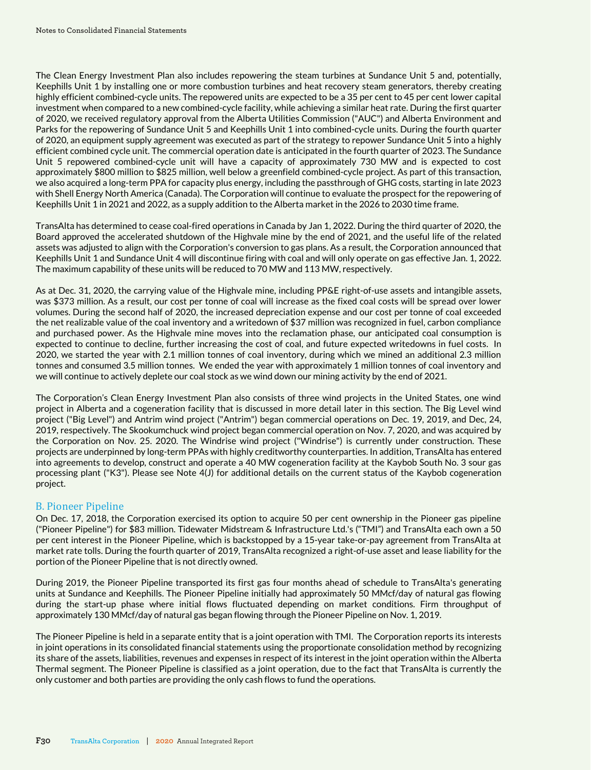The Clean Energy Investment Plan also includes repowering the steam turbines at Sundance Unit 5 and, potentially, Keephills Unit 1 by installing one or more combustion turbines and heat recovery steam generators, thereby creating highly efficient combined-cycle units. The repowered units are expected to be a 35 per cent to 45 per cent lower capital investment when compared to a new combined-cycle facility, while achieving a similar heat rate. During the first quarter of 2020, we received regulatory approval from the Alberta Utilities Commission ("AUC") and Alberta Environment and Parks for the repowering of Sundance Unit 5 and Keephills Unit 1 into combined-cycle units. During the fourth quarter of 2020, an equipment supply agreement was executed as part of the strategy to repower Sundance Unit 5 into a highly efficient combined cycle unit. The commercial operation date is anticipated in the fourth quarter of 2023. The Sundance Unit 5 repowered combined-cycle unit will have a capacity of approximately 730 MW and is expected to cost approximately $800 million to $825 million, well below a greenfield combined-cycle project. As part of this transaction, we also acquired a long-term PPA for capacity plus energy, including the passthrough of GHG costs, starting in late 2023 with Shell Energy North America (Canada). The Corporation will continue to evaluate the prospect for the repowering of Keephills Unit 1 in 2021 and 2022, as a supply addition to the Alberta market in the 2026 to 2030 time frame.

TransAlta has determined to cease coal-fired operations in Canada by Jan 1, 2022. During the third quarter of 2020, the Board approved the accelerated shutdown of the Highvale mine by the end of 2021, and the useful life of the related assets was adjusted to align with the Corporation's conversion to gas plans. As a result, the Corporation announced that Keephills Unit 1 and Sundance Unit 4 will discontinue firing with coal and will only operate on gas effective Jan. 1, 2022. The maximum capability of these units will be reduced to 70 MW and 113 MW, respectively.

As at Dec. 31, 2020, the carrying value of the Highvale mine, including PP&E right-of-use assets and intangible assets, was $373 million. As a result, our cost per tonne of coal will increase as the fixed coal costs will be spread over lower volumes. During the second half of 2020, the increased depreciation expense and our cost per tonne of coal exceeded the net realizable value of the coal inventory and a writedown of $37 million was recognized in fuel, carbon compliance and purchased power. As the Highvale mine moves into the reclamation phase, our anticipated coal consumption is expected to continue to decline, further increasing the cost of coal, and future expected writedowns in fuel costs. In 2020, we started the year with 2.1 million tonnes of coal inventory, during which we mined an additional 2.3 million tonnes and consumed 3.5 million tonnes. We ended the year with approximately 1 million tonnes of coal inventory and we will continue to actively deplete our coal stock as we wind down our mining activity by the end of 2021.

The Corporation's Clean Energy Investment Plan also consists of three wind projects in the United States, one wind project in Alberta and a cogeneration facility that is discussed in more detail later in this section. The Big Level wind project ("Big Level") and Antrim wind project ("Antrim") began commercial operations on Dec. 19, 2019, and Dec, 24, 2019, respectively. The Skookumchuck wind project began commercial operation on Nov. 7, 2020, and was acquired by the Corporation on Nov. 25. 2020. The Windrise wind project ("Windrise") is currently under construction. These projects are underpinned by long-term PPAs with highly creditworthy counterparties. In addition, TransAlta has entered into agreements to develop, construct and operate a 40 MW cogeneration facility at the Kaybob South No. 3 sour gas processing plant ("K3"). Please see Note 4(J) for additional details on the current status of the Kaybob cogeneration project.

## B. Pioneer Pipeline

On Dec. 17, 2018, the Corporation exercised its option to acquire 50 per cent ownership in the Pioneer gas pipeline ("Pioneer Pipeline") for $83 million. Tidewater Midstream & Infrastructure Ltd.'s ("TMI") and TransAlta each own a 50 per cent interest in the Pioneer Pipeline, which is backstopped by a 15-year take-or-pay agreement from TransAlta at market rate tolls. During the fourth quarter of 2019, TransAlta recognized a right-of-use asset and lease liability for the portion of the Pioneer Pipeline that is not directly owned.

During 2019, the Pioneer Pipeline transported its first gas four months ahead of schedule to TransAlta's generating units at Sundance and Keephills. The Pioneer Pipeline initially had approximately 50 MMcf/day of natural gas flowing during the start-up phase where initial flows fluctuated depending on market conditions. Firm throughput of approximately 130 MMcf/day of natural gas began flowing through the Pioneer Pipeline on Nov. 1, 2019.

The Pioneer Pipeline is held in a separate entity that is a joint operation with TMI. The Corporation reports its interests in joint operations in its consolidated financial statements using the proportionate consolidation method by recognizing its share of the assets, liabilities, revenues and expenses in respect of its interest in the joint operation within the Alberta Thermal segment. The Pioneer Pipeline is classified as a joint operation, due to the fact that TransAlta is currently the only customer and both parties are providing the only cash flows to fund the operations.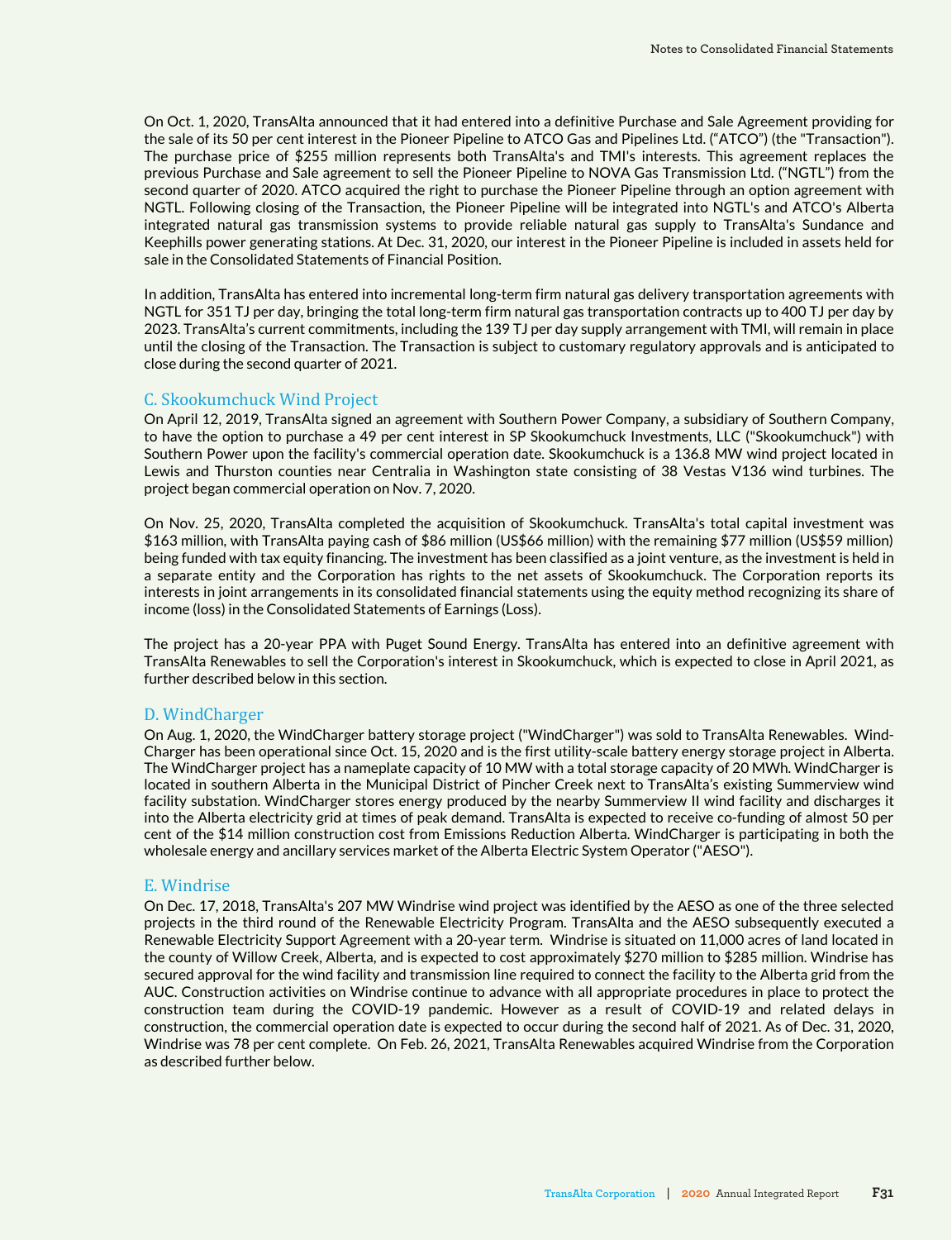On Oct. 1, 2020, TransAlta announced that it had entered into a definitive Purchase and Sale Agreement providing for the sale of its 50 per cent interest in the Pioneer Pipeline to ATCO Gas and Pipelines Ltd. ("ATCO") (the "Transaction"). The purchase price of $255 million represents both TransAlta's and TMI's interests. This agreement replaces the previous Purchase and Sale agreement to sell the Pioneer Pipeline to NOVA Gas Transmission Ltd. ("NGTL") from the second quarter of 2020. ATCO acquired the right to purchase the Pioneer Pipeline through an option agreement with NGTL. Following closing of the Transaction, the Pioneer Pipeline will be integrated into NGTL's and ATCO's Alberta integrated natural gas transmission systems to provide reliable natural gas supply to TransAlta's Sundance and Keephills power generating stations. At Dec. 31, 2020, our interest in the Pioneer Pipeline is included in assets held for sale in the Consolidated Statements of Financial Position.

In addition, TransAlta has entered into incremental long-term firm natural gas delivery transportation agreements with NGTL for 351 TJ per day, bringing the total long-term firm natural gas transportation contracts up to 400 TJ per day by 2023. TransAlta's current commitments, including the 139 TJ per day supply arrangement with TMI, will remain in place until the closing of the Transaction. The Transaction is subject to customary regulatory approvals and is anticipated to close during the second quarter of 2021.

## C. Skookumchuck Wind Project

On April 12, 2019, TransAlta signed an agreement with Southern Power Company, a subsidiary of Southern Company, to have the option to purchase a 49 per cent interest in SP Skookumchuck Investments, LLC ("Skookumchuck") with Southern Power upon the facility's commercial operation date. Skookumchuck is a 136.8 MW wind project located in Lewis and Thurston counties near Centralia in Washington state consisting of 38 Vestas V136 wind turbines. The project began commercial operation on Nov. 7, 2020.

On Nov. 25, 2020, TransAlta completed the acquisition of Skookumchuck. TransAlta's total capital investment was $163 million, with TransAlta paying cash of $86 million (US$66 million) with the remaining $77 million (US$59 million) being funded with tax equity financing. The investment has been classified as a joint venture, as the investment is held in a separate entity and the Corporation has rights to the net assets of Skookumchuck. The Corporation reports its interests in joint arrangements in its consolidated financial statements using the equity method recognizing its share of income (loss) in the Consolidated Statements of Earnings (Loss).

The project has a 20-year PPA with Puget Sound Energy. TransAlta has entered into an definitive agreement with TransAlta Renewables to sell the Corporation's interest in Skookumchuck, which is expected to close in April 2021, as further described below in this section.

## D. WindCharger

On Aug. 1, 2020, the WindCharger battery storage project ("WindCharger") was sold to TransAlta Renewables. WindCharger has been operational since Oct. 15, 2020 and is the first utility-scale battery energy storage project in Alberta. The WindCharger project has a nameplate capacity of 10 MW with a total storage capacity of 20 MWh. WindCharger is located in southern Alberta in the Municipal District of Pincher Creek next to TransAlta's existing Summerview wind facility substation. WindCharger stores energy produced by the nearby Summerview II wind facility and discharges it into the Alberta electricity grid at times of peak demand. TransAlta is expected to receive co-funding of almost 50 per cent of the $14 million construction cost from Emissions Reduction Alberta. WindCharger is participating in both the wholesale energy and ancillary services market of the Alberta Electric System Operator ("AESO").

## E. Windrise

On Dec. 17, 2018, TransAlta's 207 MW Windrise wind project was identified by the AESO as one of the three selected projects in the third round of the Renewable Electricity Program. TransAlta and the AESO subsequently executed a Renewable Electricity Support Agreement with a 20-year term. Windrise is situated on 11,000 acres of land located in the county of Willow Creek, Alberta, and is expected to cost approximately $270 million to $285 million. Windrise has secured approval for the wind facility and transmission line required to connect the facility to the Alberta grid from the AUC. Construction activities on Windrise continue to advance with all appropriate procedures in place to protect the construction team during the COVID-19 pandemic. However as a result of COVID-19 and related delays in construction, the commercial operation date is expected to occur during the second half of 2021. As of Dec. 31, 2020, Windrise was 78 per cent complete. On Feb. 26, 2021, TransAlta Renewables acquired Windrise from the Corporation as described further below.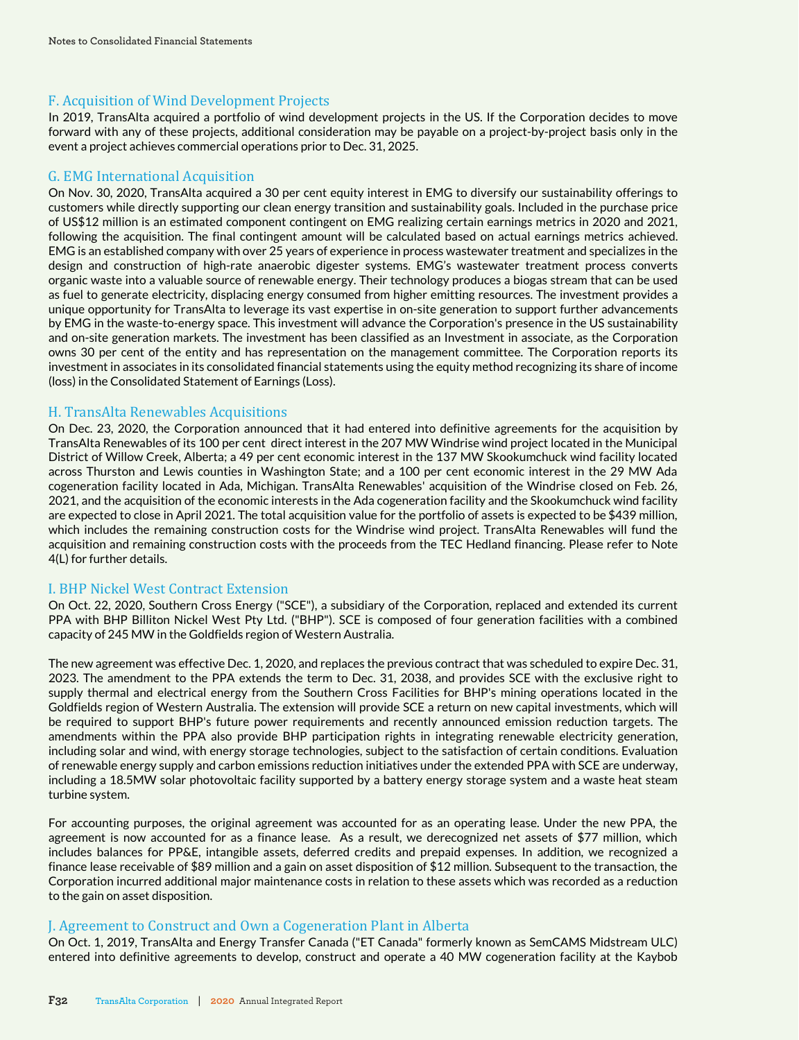### F. Acquisition of Wind Development Projects

In 2019, TransAlta acquired a portfolio of wind development projects in the US. If the Corporation decides to move forward with any of these projects, additional consideration may be payable on a project-by-project basis only in the event a project achieves commercial operations prior to Dec. 31, 2025.

### G. EMG International Acquisition

On Nov. 30, 2020, TransAlta acquired a 30 per cent equity interest in EMG to diversify our sustainability offerings to customers while directly supporting our clean energy transition and sustainability goals. Included in the purchase price of US$12 million is an estimated component contingent on EMG realizing certain earnings metrics in 2020 and 2021, following the acquisition. The final contingent amount will be calculated based on actual earnings metrics achieved. EMG is an established company with over 25 years of experience in process wastewater treatment and specializes in the design and construction of high-rate anaerobic digester systems. EMG's wastewater treatment process converts organic waste into a valuable source of renewable energy. Their technology produces a biogas stream that can be used as fuel to generate electricity, displacing energy consumed from higher emitting resources. The investment provides a unique opportunity for TransAlta to leverage its vast expertise in on-site generation to support further advancements by EMG in the waste-to-energy space. This investment will advance the Corporation's presence in the US sustainability and on-site generation markets. The investment has been classified as an Investment in associate, as the Corporation owns 30 per cent of the entity and has representation on the management committee. The Corporation reports its investment in associates in its consolidated financial statements using the equity method recognizing its share of income (loss) in the Consolidated Statement of Earnings (Loss).

### H. TransAlta Renewables Acquisitions

On Dec. 23, 2020, the Corporation announced that it had entered into definitive agreements for the acquisition by TransAlta Renewables of its 100 per cent direct interest in the 207 MW Windrise wind project located in the Municipal District of Willow Creek, Alberta; a 49 per cent economic interest in the 137 MW Skookumchuck wind facility located across Thurston and Lewis counties in Washington State; and a 100 per cent economic interest in the 29 MW Ada cogeneration facility located in Ada, Michigan. TransAlta Renewables' acquisition of the Windrise closed on Feb. 26, 2021, and the acquisition of the economic interests in the Ada cogeneration facility and the Skookumchuck wind facility are expected to close in April 2021. The total acquisition value for the portfolio of assets is expected to be $439 million, which includes the remaining construction costs for the Windrise wind project. TransAlta Renewables will fund the acquisition and remaining construction costs with the proceeds from the TEC Hedland financing. Please refer to Note 4(L) for further details.

### I. BHP Nickel West Contract Extension

On Oct. 22, 2020, Southern Cross Energy ("SCE"), a subsidiary of the Corporation, replaced and extended its current PPA with BHP Billiton Nickel West Pty Ltd. ("BHP"). SCE is composed of four generation facilities with a combined capacity of 245 MW in the Goldfields region of Western Australia.

The new agreement was effective Dec. 1, 2020, and replaces the previous contract that was scheduled to expire Dec. 31, 2023. The amendment to the PPA extends the term to Dec. 31, 2038, and provides SCE with the exclusive right to supply thermal and electrical energy from the Southern Cross Facilities for BHP's mining operations located in the Goldfields region of Western Australia. The extension will provide SCE a return on new capital investments, which will be required to support BHP's future power requirements and recently announced emission reduction targets. The amendments within the PPA also provide BHP participation rights in integrating renewable electricity generation, including solar and wind, with energy storage technologies, subject to the satisfaction of certain conditions. Evaluation of renewable energy supply and carbon emissions reduction initiatives under the extended PPA with SCE are underway, including a 18.5MW solar photovoltaic facility supported by a battery energy storage system and a waste heat steam turbine system.

For accounting purposes, the original agreement was accounted for as an operating lease. Under the new PPA, the agreement is now accounted for as a finance lease. As a result, we derecognized net assets of $77 million, which includes balances for PP&E, intangible assets, deferred credits and prepaid expenses. In addition, we recognized a finance lease receivable of $89 million and a gain on asset disposition of $12 million. Subsequent to the transaction, the Corporation incurred additional major maintenance costs in relation to these assets which was recorded as a reduction to the gain on asset disposition.

### J. Agreement to Construct and Own a Cogeneration Plant in Alberta

On Oct. 1, 2019, TransAlta and Energy Transfer Canada ("ET Canada" formerly known as SemCAMS Midstream ULC) entered into definitive agreements to develop, construct and operate a 40 MW cogeneration facility at the Kaybob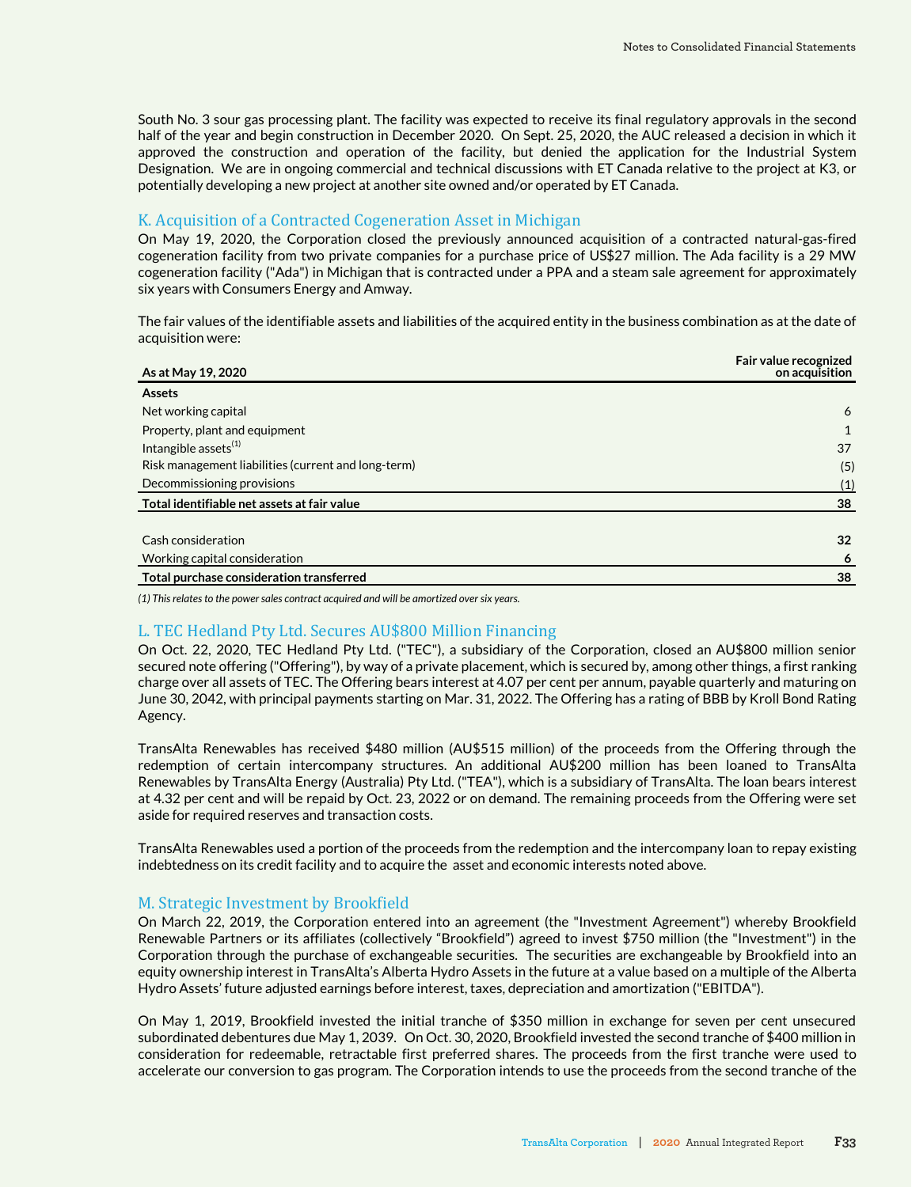South No. 3 sour gas processing plant. The facility was expected to receive its final regulatory approvals in the second half of the year and begin construction in December 2020. On Sept. 25, 2020, the AUC released a decision in which it approved the construction and operation of the facility, but denied the application for the Industrial System Designation. We are in ongoing commercial and technical discussions with ET Canada relative to the project at K3, or potentially developing a new project at another site owned and/or operated by ET Canada.

## K. Acquisition of a Contracted Cogeneration Asset in Michigan

On May 19, 2020, the Corporation closed the previously announced acquisition of a contracted natural-gas-fired cogeneration facility from two private companies for a purchase price of US$27 million. The Ada facility is a 29 MW cogeneration facility ("Ada") in Michigan that is contracted under a PPA and a steam sale agreement for approximately six years with Consumers Energy and Amway.

The fair values of the identifiable assets and liabilities of the acquired entity in the business combination as at the date of acquisition were:

| As at May 19, 2020 | Fair value recognized on acquisition |
|---|---|
| **Assets** | |
| Net working capital | 6 |
| Property, plant and equipment | 1 |
| Intangible assets(1) | 37 |
| Risk management liabilities (current and long-term) | (5) |
| Decommissioning provisions | (1) |
| **Total identifiable net assets at fair value** | **38** |
| | |
| Cash consideration | **32** |
| Working capital consideration | **6** |
| **Total purchase consideration transferred** | **38** |

*(1) This relates to the power sales contract acquired and will be amortized over six years.*

## L. TEC Hedland Pty Ltd. Secures AU$800 Million Financing

On Oct. 22, 2020, TEC Hedland Pty Ltd. ("TEC"), a subsidiary of the Corporation, closed an AU$800 million senior secured note offering ("Offering"), by way of a private placement, which is secured by, among other things, a first ranking charge over all assets of TEC. The Offering bears interest at 4.07 per cent per annum, payable quarterly and maturing on June 30, 2042, with principal payments starting on Mar. 31, 2022. The Offering has a rating of BBB by Kroll Bond Rating Agency.

TransAlta Renewables has received $480 million (AU$515 million) of the proceeds from the Offering through the redemption of certain intercompany structures. An additional AU$200 million has been loaned to TransAlta Renewables by TransAlta Energy (Australia) Pty Ltd. ("TEA"), which is a subsidiary of TransAlta. The loan bears interest at 4.32 per cent and will be repaid by Oct. 23, 2022 or on demand. The remaining proceeds from the Offering were set aside for required reserves and transaction costs.

TransAlta Renewables used a portion of the proceeds from the redemption and the intercompany loan to repay existing indebtedness on its credit facility and to acquire the asset and economic interests noted above.

## M. Strategic Investment by Brookfield

On March 22, 2019, the Corporation entered into an agreement (the "Investment Agreement") whereby Brookfield Renewable Partners or its affiliates (collectively "Brookfield") agreed to invest $750 million (the "Investment") in the Corporation through the purchase of exchangeable securities. The securities are exchangeable by Brookfield into an equity ownership interest in TransAlta's Alberta Hydro Assets in the future at a value based on a multiple of the Alberta Hydro Assets' future adjusted earnings before interest, taxes, depreciation and amortization ("EBITDA").

On May 1, 2019, Brookfield invested the initial tranche of $350 million in exchange for seven per cent unsecured subordinated debentures due May 1, 2039. On Oct. 30, 2020, Brookfield invested the second tranche of $400 million in consideration for redeemable, retractable first preferred shares. The proceeds from the first tranche were used to accelerate our conversion to gas program. The Corporation intends to use the proceeds from the second tranche of the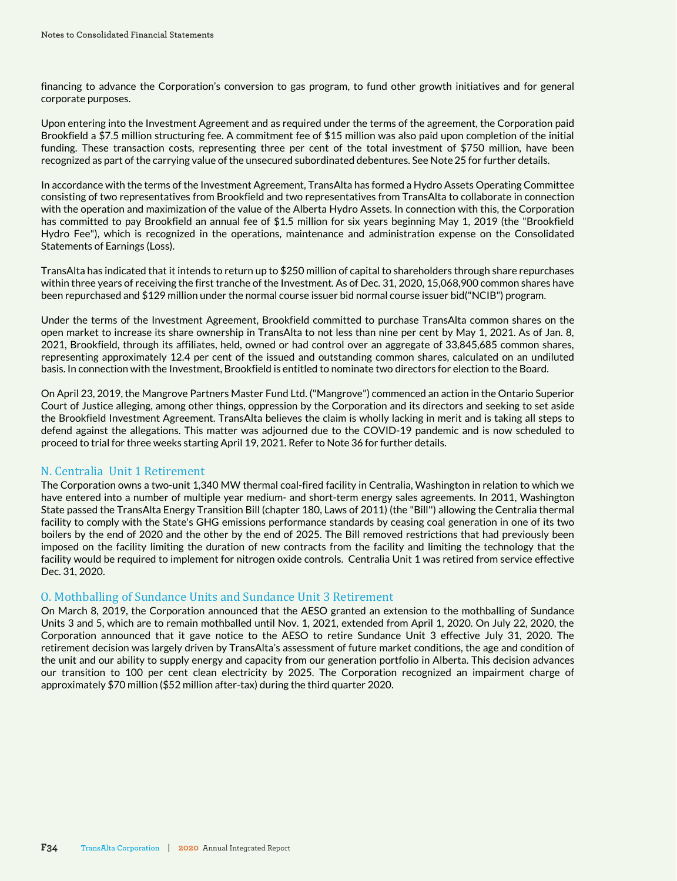financing to advance the Corporation's conversion to gas program, to fund other growth initiatives and for general corporate purposes.

Upon entering into the Investment Agreement and as required under the terms of the agreement, the Corporation paid Brookfield a $7.5 million structuring fee. A commitment fee of $15 million was also paid upon completion of the initial funding. These transaction costs, representing three per cent of the total investment of $750 million, have been recognized as part of the carrying value of the unsecured subordinated debentures. See Note 25 for further details.

In accordance with the terms of the Investment Agreement, TransAlta has formed a Hydro Assets Operating Committee consisting of two representatives from Brookfield and two representatives from TransAlta to collaborate in connection with the operation and maximization of the value of the Alberta Hydro Assets. In connection with this, the Corporation has committed to pay Brookfield an annual fee of $1.5 million for six years beginning May 1, 2019 (the "Brookfield Hydro Fee"), which is recognized in the operations, maintenance and administration expense on the Consolidated Statements of Earnings (Loss).

TransAlta has indicated that it intends to return up to $250 million of capital to shareholders through share repurchases within three years of receiving the first tranche of the Investment. As of Dec. 31, 2020, 15,068,900 common shares have been repurchased and $129 million under the normal course issuer bid normal course issuer bid("NCIB") program.

Under the terms of the Investment Agreement, Brookfield committed to purchase TransAlta common shares on the open market to increase its share ownership in TransAlta to not less than nine per cent by May 1, 2021. As of Jan. 8, 2021, Brookfield, through its affiliates, held, owned or had control over an aggregate of 33,845,685 common shares, representing approximately 12.4 per cent of the issued and outstanding common shares, calculated on an undiluted basis. In connection with the Investment, Brookfield is entitled to nominate two directors for election to the Board.

On April 23, 2019, the Mangrove Partners Master Fund Ltd. ("Mangrove") commenced an action in the Ontario Superior Court of Justice alleging, among other things, oppression by the Corporation and its directors and seeking to set aside the Brookfield Investment Agreement. TransAlta believes the claim is wholly lacking in merit and is taking all steps to defend against the allegations. This matter was adjourned due to the COVID-19 pandemic and is now scheduled to proceed to trial for three weeks starting April 19, 2021. Refer to Note 36 for further details.

## N. Centralia Unit 1 Retirement

The Corporation owns a two-unit 1,340 MW thermal coal-fired facility in Centralia, Washington in relation to which we have entered into a number of multiple year medium- and short-term energy sales agreements. In 2011, Washington State passed the TransAlta Energy Transition Bill (chapter 180, Laws of 2011) (the "Bill") allowing the Centralia thermal facility to comply with the State's GHG emissions performance standards by ceasing coal generation in one of its two boilers by the end of 2020 and the other by the end of 2025. The Bill removed restrictions that had previously been imposed on the facility limiting the duration of new contracts from the facility and limiting the technology that the facility would be required to implement for nitrogen oxide controls. Centralia Unit 1 was retired from service effective Dec. 31, 2020.

## O. Mothballing of Sundance Units and Sundance Unit 3 Retirement

On March 8, 2019, the Corporation announced that the AESO granted an extension to the mothballing of Sundance Units 3 and 5, which are to remain mothballed until Nov. 1, 2021, extended from April 1, 2020. On July 22, 2020, the Corporation announced that it gave notice to the AESO to retire Sundance Unit 3 effective July 31, 2020. The retirement decision was largely driven by TransAlta's assessment of future market conditions, the age and condition of the unit and our ability to supply energy and capacity from our generation portfolio in Alberta. This decision advances our transition to 100 per cent clean electricity by 2025. The Corporation recognized an impairment charge of approximately $70 million ($52 million after-tax) during the third quarter 2020.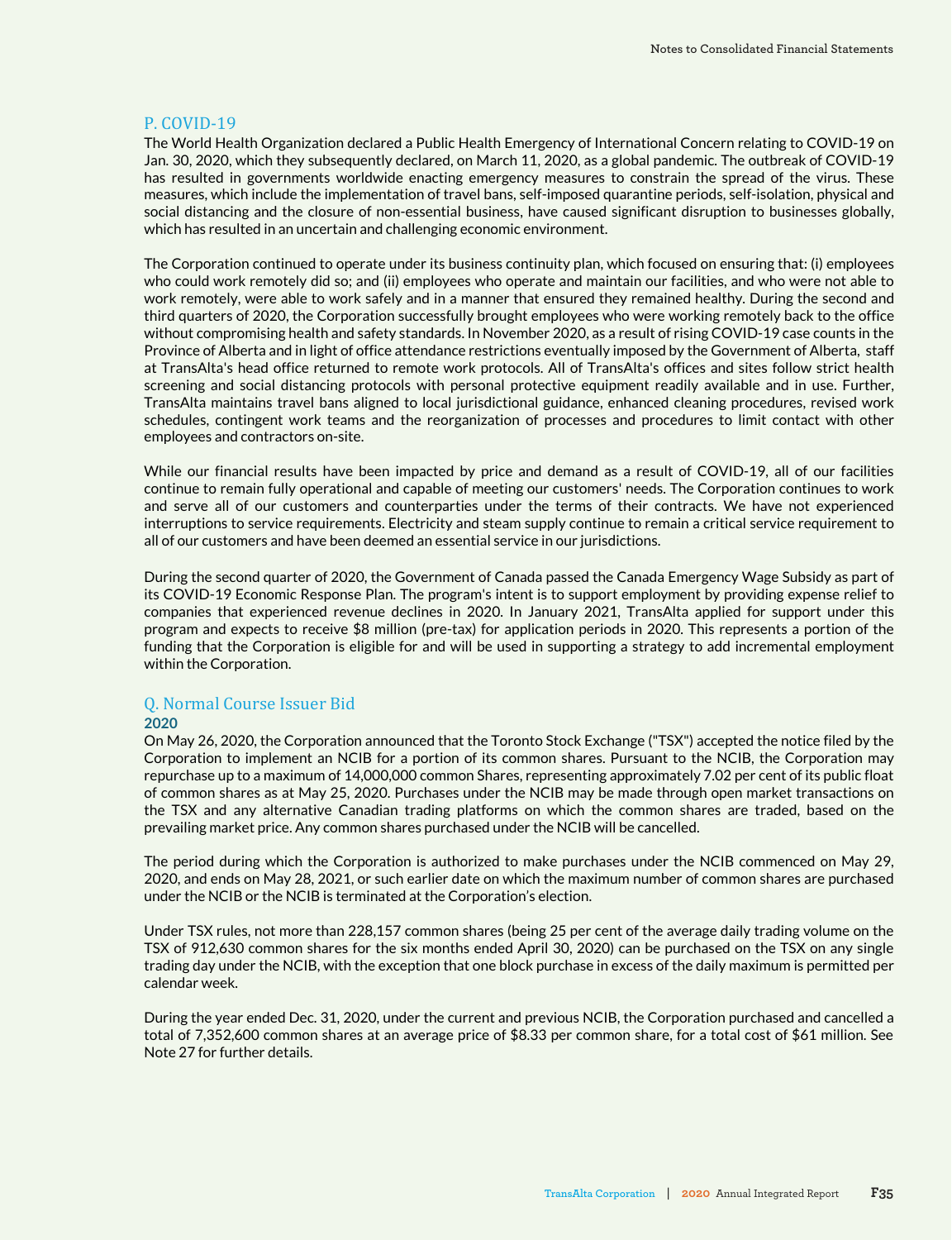## P. COVID-19

The World Health Organization declared a Public Health Emergency of International Concern relating to COVID-19 on Jan. 30, 2020, which they subsequently declared, on March 11, 2020, as a global pandemic. The outbreak of COVID-19 has resulted in governments worldwide enacting emergency measures to constrain the spread of the virus. These measures, which include the implementation of travel bans, self-imposed quarantine periods, self-isolation, physical and social distancing and the closure of non-essential business, have caused significant disruption to businesses globally, which has resulted in an uncertain and challenging economic environment.

The Corporation continued to operate under its business continuity plan, which focused on ensuring that: (i) employees who could work remotely did so; and (ii) employees who operate and maintain our facilities, and who were not able to work remotely, were able to work safely and in a manner that ensured they remained healthy. During the second and third quarters of 2020, the Corporation successfully brought employees who were working remotely back to the office without compromising health and safety standards. In November 2020, as a result of rising COVID-19 case counts in the Province of Alberta and in light of office attendance restrictions eventually imposed by the Government of Alberta, staff at TransAlta's head office returned to remote work protocols. All of TransAlta's offices and sites follow strict health screening and social distancing protocols with personal protective equipment readily available and in use. Further, TransAlta maintains travel bans aligned to local jurisdictional guidance, enhanced cleaning procedures, revised work schedules, contingent work teams and the reorganization of processes and procedures to limit contact with other employees and contractors on-site.

While our financial results have been impacted by price and demand as a result of COVID-19, all of our facilities continue to remain fully operational and capable of meeting our customers' needs. The Corporation continues to work and serve all of our customers and counterparties under the terms of their contracts. We have not experienced interruptions to service requirements. Electricity and steam supply continue to remain a critical service requirement to all of our customers and have been deemed an essential service in our jurisdictions.

During the second quarter of 2020, the Government of Canada passed the Canada Emergency Wage Subsidy as part of its COVID-19 Economic Response Plan. The program's intent is to support employment by providing expense relief to companies that experienced revenue declines in 2020. In January 2021, TransAlta applied for support under this program and expects to receive $8 million (pre-tax) for application periods in 2020. This represents a portion of the funding that the Corporation is eligible for and will be used in supporting a strategy to add incremental employment within the Corporation.

## Q. Normal Course Issuer Bid

### 2020

On May 26, 2020, the Corporation announced that the Toronto Stock Exchange ("TSX") accepted the notice filed by the Corporation to implement an NCIB for a portion of its common shares. Pursuant to the NCIB, the Corporation may repurchase up to a maximum of 14,000,000 common Shares, representing approximately 7.02 per cent of its public float of common shares as at May 25, 2020. Purchases under the NCIB may be made through open market transactions on the TSX and any alternative Canadian trading platforms on which the common shares are traded, based on the prevailing market price. Any common shares purchased under the NCIB will be cancelled.

The period during which the Corporation is authorized to make purchases under the NCIB commenced on May 29, 2020, and ends on May 28, 2021, or such earlier date on which the maximum number of common shares are purchased under the NCIB or the NCIB is terminated at the Corporation's election.

Under TSX rules, not more than 228,157 common shares (being 25 per cent of the average daily trading volume on the TSX of 912,630 common shares for the six months ended April 30, 2020) can be purchased on the TSX on any single trading day under the NCIB, with the exception that one block purchase in excess of the daily maximum is permitted per calendar week.

During the year ended Dec. 31, 2020, under the current and previous NCIB, the Corporation purchased and cancelled a total of 7,352,600 common shares at an average price of $8.33 per common share, for a total cost of $61 million. See Note 27 for further details.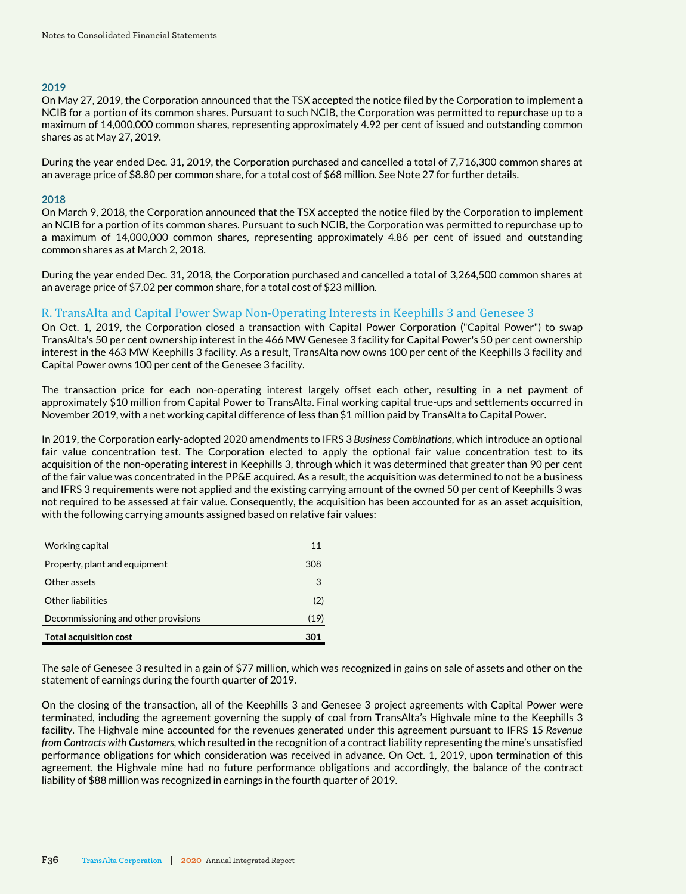### 2019

On May 27, 2019, the Corporation announced that the TSX accepted the notice filed by the Corporation to implement a NCIB for a portion of its common shares. Pursuant to such NCIB, the Corporation was permitted to repurchase up to a maximum of 14,000,000 common shares, representing approximately 4.92 per cent of issued and outstanding common shares as at May 27, 2019.

During the year ended Dec. 31, 2019, the Corporation purchased and cancelled a total of 7,716,300 common shares at an average price of $8.80 per common share, for a total cost of $68 million. See Note 27 for further details.

### 2018

On March 9, 2018, the Corporation announced that the TSX accepted the notice filed by the Corporation to implement an NCIB for a portion of its common shares. Pursuant to such NCIB, the Corporation was permitted to repurchase up to a maximum of 14,000,000 common shares, representing approximately 4.86 per cent of issued and outstanding common shares as at March 2, 2018.

During the year ended Dec. 31, 2018, the Corporation purchased and cancelled a total of 3,264,500 common shares at an average price of $7.02 per common share, for a total cost of $23 million.

## R. TransAlta and Capital Power Swap Non-Operating Interests in Keephills 3 and Genesee 3

On Oct. 1, 2019, the Corporation closed a transaction with Capital Power Corporation ("Capital Power") to swap TransAlta's 50 per cent ownership interest in the 466 MW Genesee 3 facility for Capital Power's 50 per cent ownership interest in the 463 MW Keephills 3 facility. As a result, TransAlta now owns 100 per cent of the Keephills 3 facility and Capital Power owns 100 per cent of the Genesee 3 facility.

The transaction price for each non-operating interest largely offset each other, resulting in a net payment of approximately $10 million from Capital Power to TransAlta. Final working capital true-ups and settlements occurred in November 2019, with a net working capital difference of less than $1 million paid by TransAlta to Capital Power.

In 2019, the Corporation early-adopted 2020 amendments to IFRS 3 *Business Combinations*, which introduce an optional fair value concentration test. The Corporation elected to apply the optional fair value concentration test to its acquisition of the non-operating interest in Keephills 3, through which it was determined that greater than 90 per cent of the fair value was concentrated in the PP&E acquired. As a result, the acquisition was determined to not be a business and IFRS 3 requirements were not applied and the existing carrying amount of the owned 50 per cent of Keephills 3 was not required to be assessed at fair value. Consequently, the acquisition has been accounted for as an asset acquisition, with the following carrying amounts assigned based on relative fair values:

| | |
|---|---|
| Working capital | 11 |
| Property, plant and equipment | 308 |
| Other assets | 3 |
| Other liabilities | (2) |
| Decommissioning and other provisions | (19) |
| **Total acquisition cost** | **301** |

The sale of Genesee 3 resulted in a gain of $77 million, which was recognized in gains on sale of assets and other on the statement of earnings during the fourth quarter of 2019.

On the closing of the transaction, all of the Keephills 3 and Genesee 3 project agreements with Capital Power were terminated, including the agreement governing the supply of coal from TransAlta's Highvale mine to the Keephills 3 facility. The Highvale mine accounted for the revenues generated under this agreement pursuant to IFRS 15 *Revenue from Contracts with Customers*, which resulted in the recognition of a contract liability representing the mine's unsatisfied performance obligations for which consideration was received in advance. On Oct. 1, 2019, upon termination of this agreement, the Highvale mine had no future performance obligations and accordingly, the balance of the contract liability of $88 million was recognized in earnings in the fourth quarter of 2019.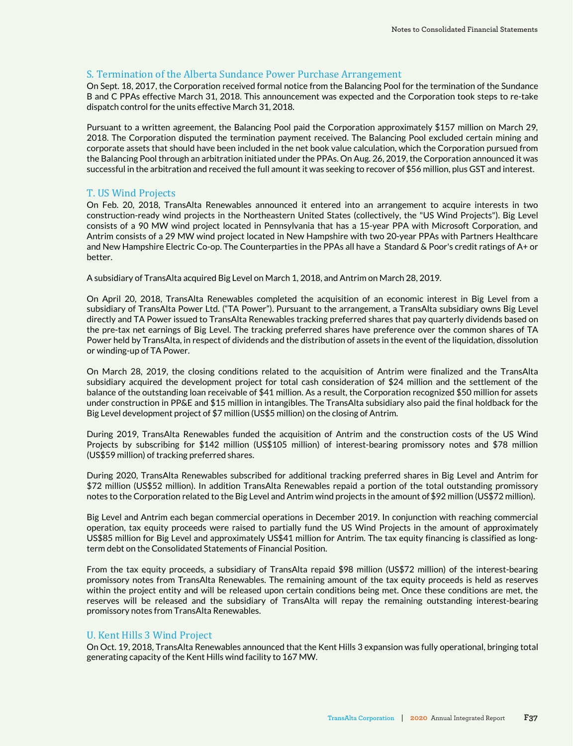## S. Termination of the Alberta Sundance Power Purchase Arrangement

On Sept. 18, 2017, the Corporation received formal notice from the Balancing Pool for the termination of the Sundance B and C PPAs effective March 31, 2018. This announcement was expected and the Corporation took steps to re-take dispatch control for the units effective March 31, 2018.

Pursuant to a written agreement, the Balancing Pool paid the Corporation approximately $157 million on March 29, 2018. The Corporation disputed the termination payment received. The Balancing Pool excluded certain mining and corporate assets that should have been included in the net book value calculation, which the Corporation pursued from the Balancing Pool through an arbitration initiated under the PPAs. On Aug. 26, 2019, the Corporation announced it was successful in the arbitration and received the full amount it was seeking to recover of $56 million, plus GST and interest.

## T. US Wind Projects

On Feb. 20, 2018, TransAlta Renewables announced it entered into an arrangement to acquire interests in two construction-ready wind projects in the Northeastern United States (collectively, the "US Wind Projects"). Big Level consists of a 90 MW wind project located in Pennsylvania that has a 15-year PPA with Microsoft Corporation, and Antrim consists of a 29 MW wind project located in New Hampshire with two 20-year PPAs with Partners Healthcare and New Hampshire Electric Co-op. The Counterparties in the PPAs all have a Standard & Poor's credit ratings of A+ or better.

A subsidiary of TransAlta acquired Big Level on March 1, 2018, and Antrim on March 28, 2019.

On April 20, 2018, TransAlta Renewables completed the acquisition of an economic interest in Big Level from a subsidiary of TransAlta Power Ltd. ("TA Power"). Pursuant to the arrangement, a TransAlta subsidiary owns Big Level directly and TA Power issued to TransAlta Renewables tracking preferred shares that pay quarterly dividends based on the pre-tax net earnings of Big Level. The tracking preferred shares have preference over the common shares of TA Power held by TransAlta, in respect of dividends and the distribution of assets in the event of the liquidation, dissolution or winding-up of TA Power.

On March 28, 2019, the closing conditions related to the acquisition of Antrim were finalized and the TransAlta subsidiary acquired the development project for total cash consideration of $24 million and the settlement of the balance of the outstanding loan receivable of $41 million. As a result, the Corporation recognized $50 million for assets under construction in PP&E and $15 million in intangibles. The TransAlta subsidiary also paid the final holdback for the Big Level development project of $7 million (US$5 million) on the closing of Antrim.

During 2019, TransAlta Renewables funded the acquisition of Antrim and the construction costs of the US Wind Projects by subscribing for $142 million (US$105 million) of interest-bearing promissory notes and $78 million (US$59 million) of tracking preferred shares.

During 2020, TransAlta Renewables subscribed for additional tracking preferred shares in Big Level and Antrim for $72 million (US$52 million). In addition TransAlta Renewables repaid a portion of the total outstanding promissory notes to the Corporation related to the Big Level and Antrim wind projects in the amount of $92 million (US$72 million).

Big Level and Antrim each began commercial operations in December 2019. In conjunction with reaching commercial operation, tax equity proceeds were raised to partially fund the US Wind Projects in the amount of approximately US$85 million for Big Level and approximately US$41 million for Antrim. The tax equity financing is classified as long-term debt on the Consolidated Statements of Financial Position.

From the tax equity proceeds, a subsidiary of TransAlta repaid $98 million (US$72 million) of the interest-bearing promissory notes from TransAlta Renewables. The remaining amount of the tax equity proceeds is held as reserves within the project entity and will be released upon certain conditions being met. Once these conditions are met, the reserves will be released and the subsidiary of TransAlta will repay the remaining outstanding interest-bearing promissory notes from TransAlta Renewables.

## U. Kent Hills 3 Wind Project

On Oct. 19, 2018, TransAlta Renewables announced that the Kent Hills 3 expansion was fully operational, bringing total generating capacity of the Kent Hills wind facility to 167 MW.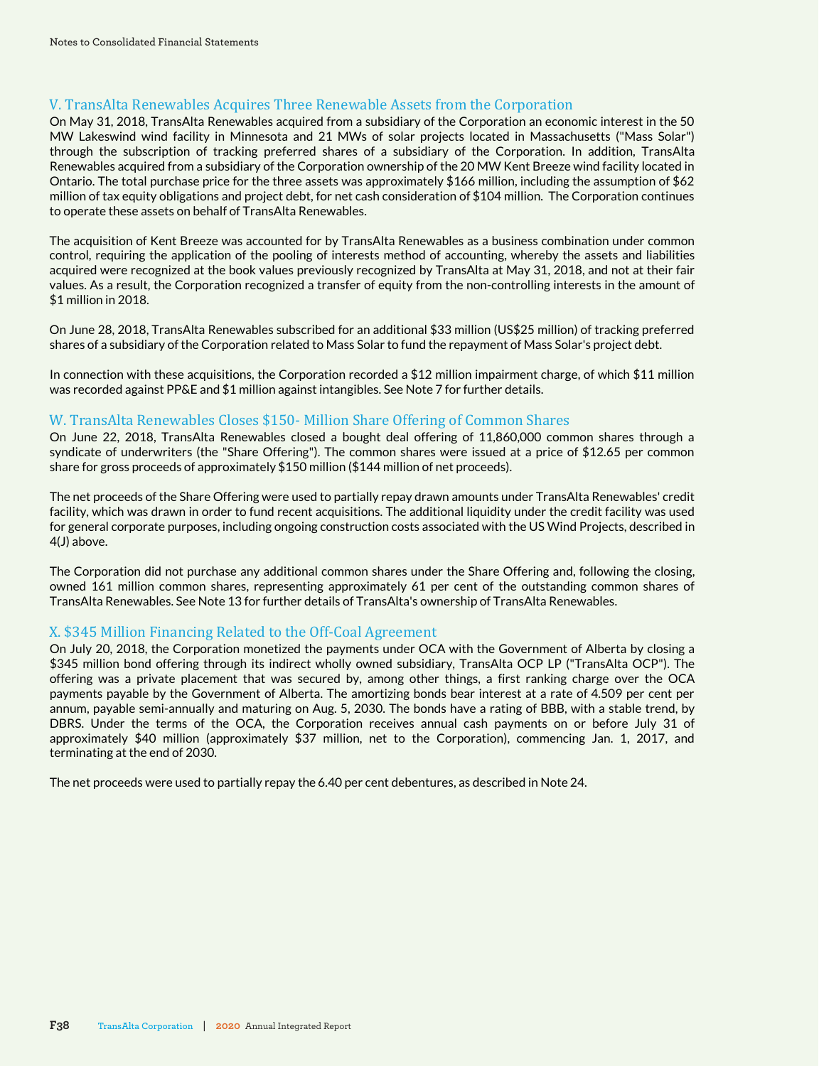### V. TransAlta Renewables Acquires Three Renewable Assets from the Corporation

On May 31, 2018, TransAlta Renewables acquired from a subsidiary of the Corporation an economic interest in the 50 MW Lakeswind wind facility in Minnesota and 21 MWs of solar projects located in Massachusetts ("Mass Solar") through the subscription of tracking preferred shares of a subsidiary of the Corporation. In addition, TransAlta Renewables acquired from a subsidiary of the Corporation ownership of the 20 MW Kent Breeze wind facility located in Ontario. The total purchase price for the three assets was approximately $166 million, including the assumption of $62 million of tax equity obligations and project debt, for net cash consideration of $104 million. The Corporation continues to operate these assets on behalf of TransAlta Renewables.

The acquisition of Kent Breeze was accounted for by TransAlta Renewables as a business combination under common control, requiring the application of the pooling of interests method of accounting, whereby the assets and liabilities acquired were recognized at the book values previously recognized by TransAlta at May 31, 2018, and not at their fair values. As a result, the Corporation recognized a transfer of equity from the non-controlling interests in the amount of $1 million in 2018.

On June 28, 2018, TransAlta Renewables subscribed for an additional $33 million (US$25 million) of tracking preferred shares of a subsidiary of the Corporation related to Mass Solar to fund the repayment of Mass Solar's project debt.

In connection with these acquisitions, the Corporation recorded a $12 million impairment charge, of which $11 million was recorded against PP&E and $1 million against intangibles. See Note 7 for further details.

### W. TransAlta Renewables Closes $150- Million Share Offering of Common Shares

On June 22, 2018, TransAlta Renewables closed a bought deal offering of 11,860,000 common shares through a syndicate of underwriters (the "Share Offering"). The common shares were issued at a price of $12.65 per common share for gross proceeds of approximately $150 million ($144 million of net proceeds).

The net proceeds of the Share Offering were used to partially repay drawn amounts under TransAlta Renewables' credit facility, which was drawn in order to fund recent acquisitions. The additional liquidity under the credit facility was used for general corporate purposes, including ongoing construction costs associated with the US Wind Projects, described in 4(J) above.

The Corporation did not purchase any additional common shares under the Share Offering and, following the closing, owned 161 million common shares, representing approximately 61 per cent of the outstanding common shares of TransAlta Renewables. See Note 13 for further details of TransAlta's ownership of TransAlta Renewables.

### X. $345 Million Financing Related to the Off-Coal Agreement

On July 20, 2018, the Corporation monetized the payments under OCA with the Government of Alberta by closing a $345 million bond offering through its indirect wholly owned subsidiary, TransAlta OCP LP ("TransAlta OCP"). The offering was a private placement that was secured by, among other things, a first ranking charge over the OCA payments payable by the Government of Alberta. The amortizing bonds bear interest at a rate of 4.509 per cent per annum, payable semi-annually and maturing on Aug. 5, 2030. The bonds have a rating of BBB, with a stable trend, by DBRS. Under the terms of the OCA, the Corporation receives annual cash payments on or before July 31 of approximately $40 million (approximately $37 million, net to the Corporation), commencing Jan. 1, 2017, and terminating at the end of 2030.

The net proceeds were used to partially repay the 6.40 per cent debentures, as described in Note 24.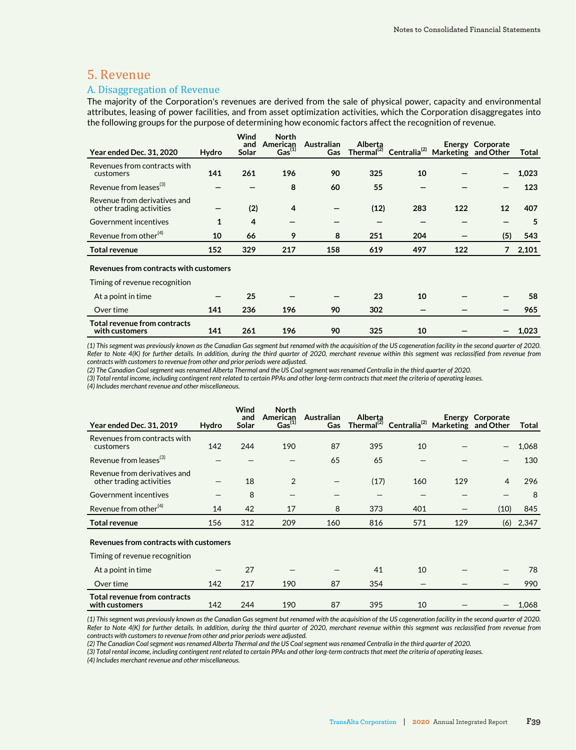# 5. Revenue

## A. Disaggregation of Revenue

The majority of the Corporation's revenues are derived from the sale of physical power, capacity and environmental attributes, leasing of power facilities, and from asset optimization activities, which the Corporation disaggregates into the following groups for the purpose of determining how economic factors affect the recognition of revenue.

| Year ended Dec. 31, 2020 | Hydro | Wind and Solar | North American Gas[1] | Australian Gas | Alberta Thermal[2] | Centralia[2] | Energy Marketing | Corporate and Other | Total |
|---|---|---|---|---|---|---|---|---|---|
| Revenues from contracts with customers | **141** | **261** | **196** | **90** | **325** | **10** | **—** | **—** | **1,023** |
| Revenue from leases[3] | **—** | **—** | **8** | **60** | **55** | **—** | **—** | **—** | **123** |
| Revenue from derivatives and other trading activities | **—** | **(2)** | **4** | **—** | **(12)** | **283** | **122** | **12** | **407** |
| Government incentives | **1** | **4** | **—** | **—** | **—** | **—** | **—** | **—** | **5** |
| Revenue from other[4] | **10** | **66** | **9** | **8** | **251** | **204** | **—** | **(5)** | **543** |
| **Total revenue** | **152** | **329** | **217** | **158** | **619** | **497** | **122** | **7** | **2,101** |
| **Revenues from contracts with customers** | | | | | | | | | |
| Timing of revenue recognition | | | | | | | | | |
| At a point in time | **—** | **25** | **—** | **—** | **23** | **10** | **—** | **—** | **58** |
| Over time | **141** | **236** | **196** | **90** | **302** | **—** | **—** | **—** | **965** |
| **Total revenue from contracts with customers** | **141** | **261** | **196** | **90** | **325** | **10** | **—** | **—** | **1,023** |

*(1) This segment was previously known as the Canadian Gas segment but renamed with the acquisition of the US cogeneration facility in the second quarter of 2020. Refer to Note 4(K) for further details. In addition, during the third quarter of 2020, merchant revenue within this segment was reclassified from revenue from contracts with customers to revenue from other and prior periods were adjusted.*

*(2) The Canadian Coal segment was renamed Alberta Thermal and the US Coal segment was renamed Centralia in the third quarter of 2020.*

*(3) Total rental income, including contingent rent related to certain PPAs and other long-term contracts that meet the criteria of operating leases.*

*(4) Includes merchant revenue and other miscellaneous.*

| Year ended Dec. 31, 2019 | Hydro | Wind and Solar | North American Gas[1] | Australian Gas | Alberta Thermal[2] | Centralia[2] | Energy Marketing | Corporate and Other | Total |
|---|---|---|---|---|---|---|---|---|---|
| Revenues from contracts with customers | 142 | 244 | 190 | 87 | 395 | 10 | — | — | 1,068 |
| Revenue from leases[3] | — | — | — | 65 | 65 | — | — | — | 130 |
| Revenue from derivatives and other trading activities | — | 18 | 2 | — | (17) | 160 | 129 | 4 | 296 |
| Government incentives | — | 8 | — | — | — | — | — | — | 8 |
| Revenue from other[4] | 14 | 42 | 17 | 8 | 373 | 401 | — | (10) | 845 |
| **Total revenue** | 156 | 312 | 209 | 160 | 816 | 571 | 129 | (6) | 2,347 |
| **Revenues from contracts with customers** | | | | | | | | | |
| Timing of revenue recognition | | | | | | | | | |
| At a point in time | — | 27 | — | — | 41 | 10 | — | — | 78 |
| Over time | 142 | 217 | 190 | 87 | 354 | — | — | — | 990 |
| **Total revenue from contracts with customers** | 142 | 244 | 190 | 87 | 395 | 10 | — | — | 1,068 |

*(1) This segment was previously known as the Canadian Gas segment but renamed with the acquisition of the US cogeneration facility in the second quarter of 2020. Refer to Note 4(K) for further details. In addition, during the third quarter of 2020, merchant revenue within this segment was reclassified from revenue from contracts with customers to revenue from other and prior periods were adjusted.*

*(2) The Canadian Coal segment was renamed Alberta Thermal and the US Coal segment was renamed Centralia in the third quarter of 2020.*

*(3) Total rental income, including contingent rent related to certain PPAs and other long-term contracts that meet the criteria of operating leases.*

*(4) Includes merchant revenue and other miscellaneous.*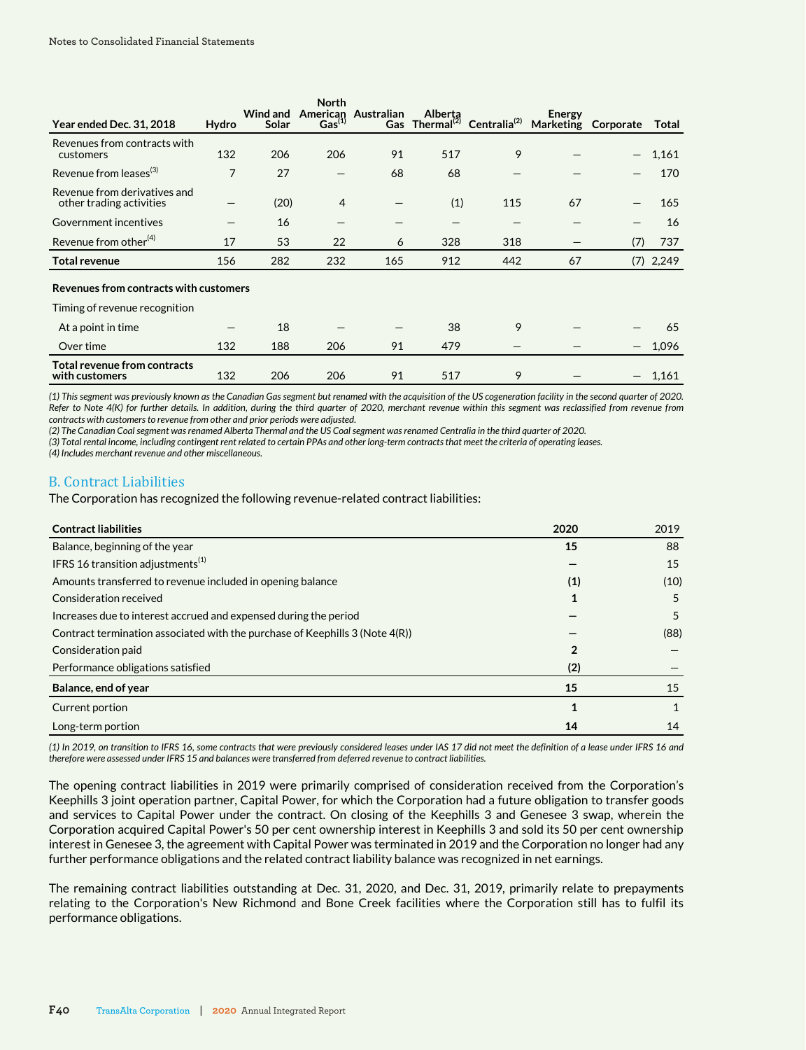| Year ended Dec. 31, 2018 | Hydro | Wind and Solar | North American Gas[(1)] | Australian Gas | Alberta Thermal[(2)] | Centralia[(2)] | Energy Marketing | Corporate | Total |
|---|---|---|---|---|---|---|---|---|---|
| Revenues from contracts with customers | 132 | 206 | 206 | 91 | 517 | 9 | — | — | 1,161 |
| Revenue from leases[(3)] | 7 | 27 | — | 68 | 68 | — | — | — | 170 |
| Revenue from derivatives and other trading activities | — | (20) | 4 | — | (1) | 115 | 67 | — | 165 |
| Government incentives | — | 16 | — | — | — | — | — | — | 16 |
| Revenue from other[(4)] | 17 | 53 | 22 | 6 | 328 | 318 | — | (7) | 737 |
| **Total revenue** | 156 | 282 | 232 | 165 | 912 | 442 | 67 | (7) | 2,249 |
| **Revenues from contracts with customers** | | | | | | | | | |
| Timing of revenue recognition | | | | | | | | | |
| At a point in time | — | 18 | — | — | 38 | 9 | — | — | 65 |
| Over time | 132 | 188 | 206 | 91 | 479 | — | — | — | 1,096 |
| **Total revenue from contracts with customers** | 132 | 206 | 206 | 91 | 517 | 9 | — | — | 1,161 |

*(1) This segment was previously known as the Canadian Gas segment but renamed with the acquisition of the US cogeneration facility in the second quarter of 2020. Refer to Note 4(K) for further details. In addition, during the third quarter of 2020, merchant revenue within this segment was reclassified from revenue from contracts with customers to revenue from other and prior periods were adjusted.*
*(2) The Canadian Coal segment was renamed Alberta Thermal and the US Coal segment was renamed Centralia in the third quarter of 2020.*
*(3) Total rental income, including contingent rent related to certain PPAs and other long-term contracts that meet the criteria of operating leases.*
*(4) Includes merchant revenue and other miscellaneous.*

## B. Contract Liabilities

The Corporation has recognized the following revenue-related contract liabilities:

| Contract liabilities | 2020 | 2019 |
|---|---|---|
| Balance, beginning of the year | **15** | 88 |
| IFRS 16 transition adjustments[(1)] | **—** | 15 |
| Amounts transferred to revenue included in opening balance | **(1)** | (10) |
| Consideration received | **1** | 5 |
| Increases due to interest accrued and expensed during the period | **—** | 5 |
| Contract termination associated with the purchase of Keephills 3 (Note 4(R)) | **—** | (88) |
| Consideration paid | **2** | — |
| Performance obligations satisfied | **(2)** | — |
| **Balance, end of year** | **15** | 15 |
| Current portion | **1** | 1 |
| Long-term portion | **14** | 14 |

*(1) In 2019, on transition to IFRS 16, some contracts that were previously considered leases under IAS 17 did not meet the definition of a lease under IFRS 16 and therefore were assessed under IFRS 15 and balances were transferred from deferred revenue to contract liabilities.*

The opening contract liabilities in 2019 were primarily comprised of consideration received from the Corporation's Keephills 3 joint operation partner, Capital Power, for which the Corporation had a future obligation to transfer goods and services to Capital Power under the contract. On closing of the Keephills 3 and Genesee 3 swap, wherein the Corporation acquired Capital Power's 50 per cent ownership interest in Keephills 3 and sold its 50 per cent ownership interest in Genesee 3, the agreement with Capital Power was terminated in 2019 and the Corporation no longer had any further performance obligations and the related contract liability balance was recognized in net earnings.

The remaining contract liabilities outstanding at Dec. 31, 2020, and Dec. 31, 2019, primarily relate to prepayments relating to the Corporation's New Richmond and Bone Creek facilities where the Corporation still has to fulfil its performance obligations.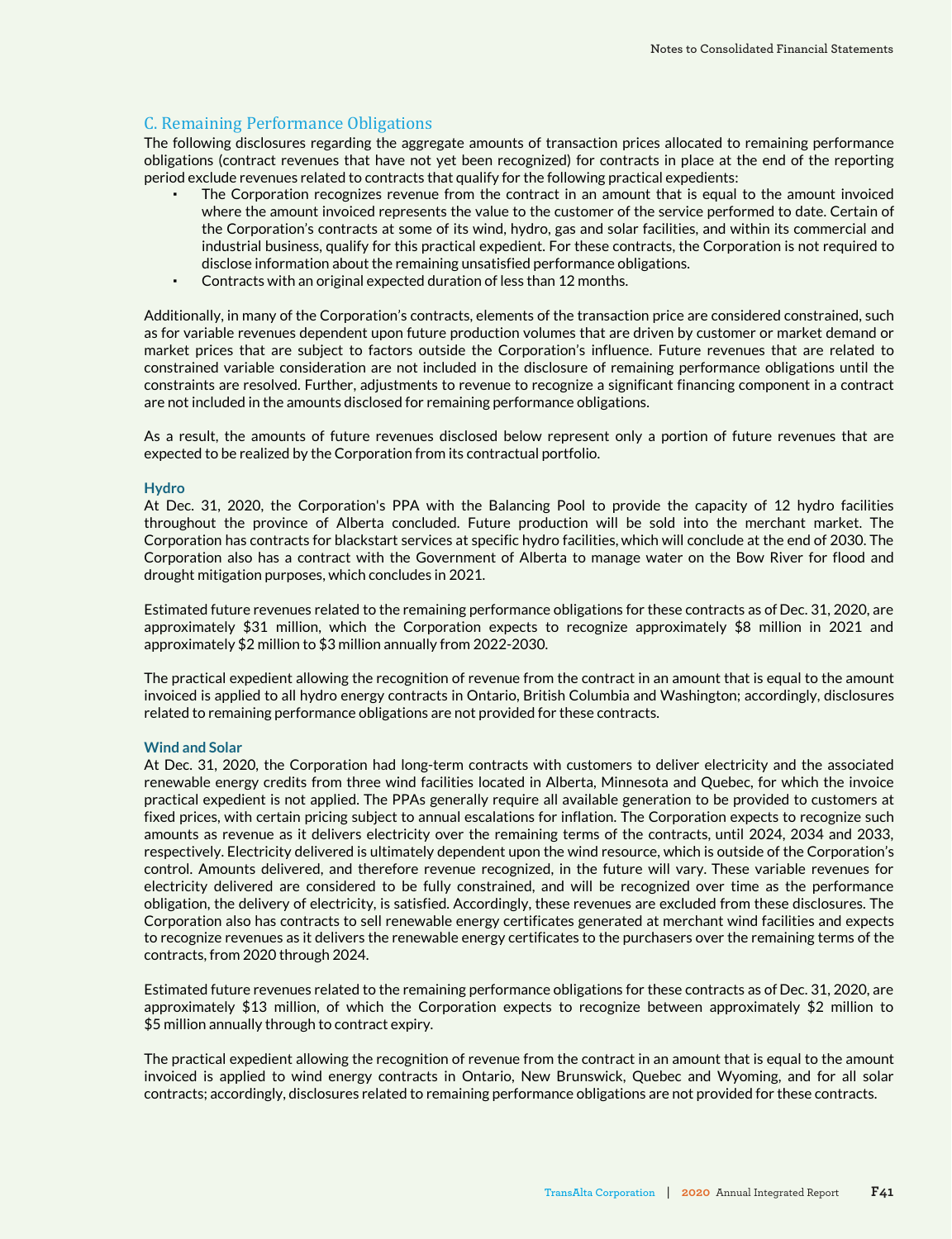## C. Remaining Performance Obligations

The following disclosures regarding the aggregate amounts of transaction prices allocated to remaining performance obligations (contract revenues that have not yet been recognized) for contracts in place at the end of the reporting period exclude revenues related to contracts that qualify for the following practical expedients:

- The Corporation recognizes revenue from the contract in an amount that is equal to the amount invoiced where the amount invoiced represents the value to the customer of the service performed to date. Certain of the Corporation's contracts at some of its wind, hydro, gas and solar facilities, and within its commercial and industrial business, qualify for this practical expedient. For these contracts, the Corporation is not required to disclose information about the remaining unsatisfied performance obligations.
- Contracts with an original expected duration of less than 12 months.

Additionally, in many of the Corporation's contracts, elements of the transaction price are considered constrained, such as for variable revenues dependent upon future production volumes that are driven by customer or market demand or market prices that are subject to factors outside the Corporation's influence. Future revenues that are related to constrained variable consideration are not included in the disclosure of remaining performance obligations until the constraints are resolved. Further, adjustments to revenue to recognize a significant financing component in a contract are not included in the amounts disclosed for remaining performance obligations.

As a result, the amounts of future revenues disclosed below represent only a portion of future revenues that are expected to be realized by the Corporation from its contractual portfolio.

### Hydro

At Dec. 31, 2020, the Corporation's PPA with the Balancing Pool to provide the capacity of 12 hydro facilities throughout the province of Alberta concluded. Future production will be sold into the merchant market. The Corporation has contracts for blackstart services at specific hydro facilities, which will conclude at the end of 2030. The Corporation also has a contract with the Government of Alberta to manage water on the Bow River for flood and drought mitigation purposes, which concludes in 2021.

Estimated future revenues related to the remaining performance obligations for these contracts as of Dec. 31, 2020, are approximately $31 million, which the Corporation expects to recognize approximately $8 million in 2021 and approximately $2 million to $3 million annually from 2022-2030.

The practical expedient allowing the recognition of revenue from the contract in an amount that is equal to the amount invoiced is applied to all hydro energy contracts in Ontario, British Columbia and Washington; accordingly, disclosures related to remaining performance obligations are not provided for these contracts.

### Wind and Solar

At Dec. 31, 2020, the Corporation had long-term contracts with customers to deliver electricity and the associated renewable energy credits from three wind facilities located in Alberta, Minnesota and Quebec, for which the invoice practical expedient is not applied. The PPAs generally require all available generation to be provided to customers at fixed prices, with certain pricing subject to annual escalations for inflation. The Corporation expects to recognize such amounts as revenue as it delivers electricity over the remaining terms of the contracts, until 2024, 2034 and 2033, respectively. Electricity delivered is ultimately dependent upon the wind resource, which is outside of the Corporation's control. Amounts delivered, and therefore revenue recognized, in the future will vary. These variable revenues for electricity delivered are considered to be fully constrained, and will be recognized over time as the performance obligation, the delivery of electricity, is satisfied. Accordingly, these revenues are excluded from these disclosures. The Corporation also has contracts to sell renewable energy certificates generated at merchant wind facilities and expects to recognize revenues as it delivers the renewable energy certificates to the purchasers over the remaining terms of the contracts, from 2020 through 2024.

Estimated future revenues related to the remaining performance obligations for these contracts as of Dec. 31, 2020, are approximately $13 million, of which the Corporation expects to recognize between approximately $2 million to $5 million annually through to contract expiry.

The practical expedient allowing the recognition of revenue from the contract in an amount that is equal to the amount invoiced is applied to wind energy contracts in Ontario, New Brunswick, Quebec and Wyoming, and for all solar contracts; accordingly, disclosures related to remaining performance obligations are not provided for these contracts.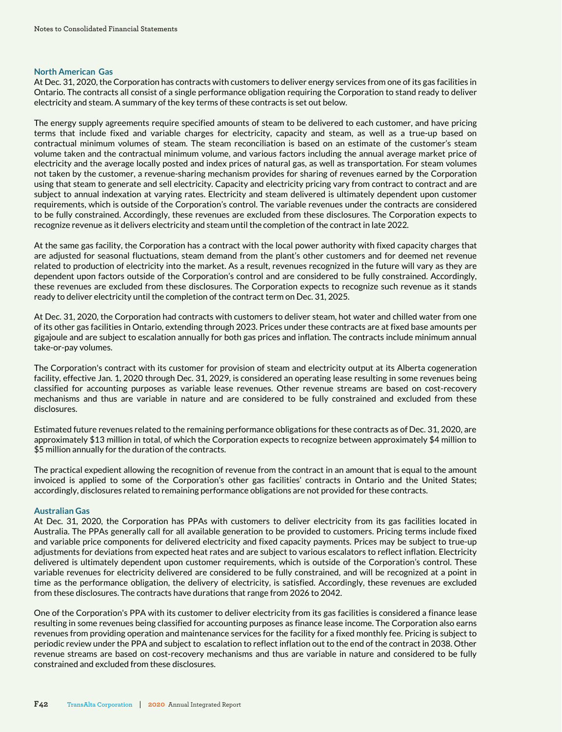### North American Gas

At Dec. 31, 2020, the Corporation has contracts with customers to deliver energy services from one of its gas facilities in Ontario. The contracts all consist of a single performance obligation requiring the Corporation to stand ready to deliver electricity and steam. A summary of the key terms of these contracts is set out below.

The energy supply agreements require specified amounts of steam to be delivered to each customer, and have pricing terms that include fixed and variable charges for electricity, capacity and steam, as well as a true-up based on contractual minimum volumes of steam. The steam reconciliation is based on an estimate of the customer's steam volume taken and the contractual minimum volume, and various factors including the annual average market price of electricity and the average locally posted and index prices of natural gas, as well as transportation. For steam volumes not taken by the customer, a revenue-sharing mechanism provides for sharing of revenues earned by the Corporation using that steam to generate and sell electricity. Capacity and electricity pricing vary from contract to contract and are subject to annual indexation at varying rates. Electricity and steam delivered is ultimately dependent upon customer requirements, which is outside of the Corporation's control. The variable revenues under the contracts are considered to be fully constrained. Accordingly, these revenues are excluded from these disclosures. The Corporation expects to recognize revenue as it delivers electricity and steam until the completion of the contract in late 2022.

At the same gas facility, the Corporation has a contract with the local power authority with fixed capacity charges that are adjusted for seasonal fluctuations, steam demand from the plant's other customers and for deemed net revenue related to production of electricity into the market. As a result, revenues recognized in the future will vary as they are dependent upon factors outside of the Corporation's control and are considered to be fully constrained. Accordingly, these revenues are excluded from these disclosures. The Corporation expects to recognize such revenue as it stands ready to deliver electricity until the completion of the contract term on Dec. 31, 2025.

At Dec. 31, 2020, the Corporation had contracts with customers to deliver steam, hot water and chilled water from one of its other gas facilities in Ontario, extending through 2023. Prices under these contracts are at fixed base amounts per gigajoule and are subject to escalation annually for both gas prices and inflation. The contracts include minimum annual take-or-pay volumes.

The Corporation's contract with its customer for provision of steam and electricity output at its Alberta cogeneration facility, effective Jan. 1, 2020 through Dec. 31, 2029, is considered an operating lease resulting in some revenues being classified for accounting purposes as variable lease revenues. Other revenue streams are based on cost-recovery mechanisms and thus are variable in nature and are considered to be fully constrained and excluded from these disclosures.

Estimated future revenues related to the remaining performance obligations for these contracts as of Dec. 31, 2020, are approximately $13 million in total, of which the Corporation expects to recognize between approximately $4 million to $5 million annually for the duration of the contracts.

The practical expedient allowing the recognition of revenue from the contract in an amount that is equal to the amount invoiced is applied to some of the Corporation's other gas facilities' contracts in Ontario and the United States; accordingly, disclosures related to remaining performance obligations are not provided for these contracts.

### Australian Gas

At Dec. 31, 2020, the Corporation has PPAs with customers to deliver electricity from its gas facilities located in Australia. The PPAs generally call for all available generation to be provided to customers. Pricing terms include fixed and variable price components for delivered electricity and fixed capacity payments. Prices may be subject to true-up adjustments for deviations from expected heat rates and are subject to various escalators to reflect inflation. Electricity delivered is ultimately dependent upon customer requirements, which is outside of the Corporation's control. These variable revenues for electricity delivered are considered to be fully constrained, and will be recognized at a point in time as the performance obligation, the delivery of electricity, is satisfied. Accordingly, these revenues are excluded from these disclosures. The contracts have durations that range from 2026 to 2042.

One of the Corporation's PPA with its customer to deliver electricity from its gas facilities is considered a finance lease resulting in some revenues being classified for accounting purposes as finance lease income. The Corporation also earns revenues from providing operation and maintenance services for the facility for a fixed monthly fee. Pricing is subject to periodic review under the PPA and subject to escalation to reflect inflation out to the end of the contract in 2038. Other revenue streams are based on cost-recovery mechanisms and thus are variable in nature and considered to be fully constrained and excluded from these disclosures.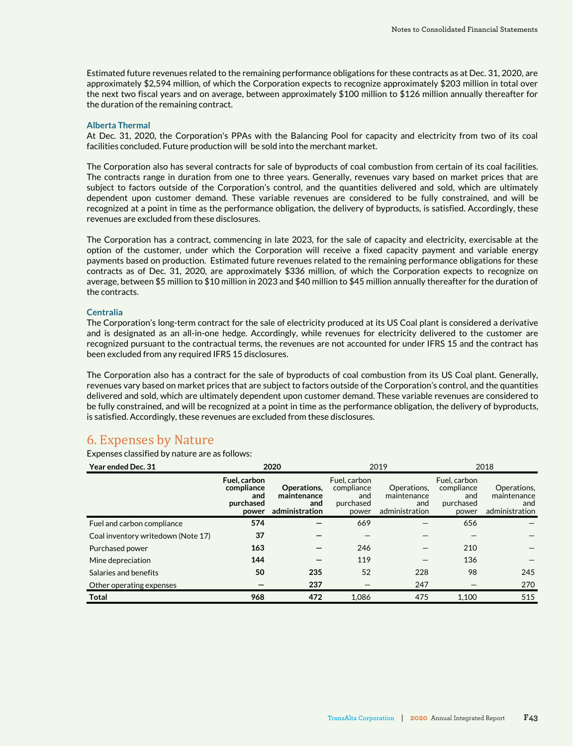Estimated future revenues related to the remaining performance obligations for these contracts as at Dec. 31, 2020, are approximately $2,594 million, of which the Corporation expects to recognize approximately $203 million in total over the next two fiscal years and on average, between approximately $100 million to $126 million annually thereafter for the duration of the remaining contract.

### Alberta Thermal

At Dec. 31, 2020, the Corporation's PPAs with the Balancing Pool for capacity and electricity from two of its coal facilities concluded. Future production will be sold into the merchant market.

The Corporation also has several contracts for sale of byproducts of coal combustion from certain of its coal facilities. The contracts range in duration from one to three years. Generally, revenues vary based on market prices that are subject to factors outside of the Corporation's control, and the quantities delivered and sold, which are ultimately dependent upon customer demand. These variable revenues are considered to be fully constrained, and will be recognized at a point in time as the performance obligation, the delivery of byproducts, is satisfied. Accordingly, these revenues are excluded from these disclosures.

The Corporation has a contract, commencing in late 2023, for the sale of capacity and electricity, exercisable at the option of the customer, under which the Corporation will receive a fixed capacity payment and variable energy payments based on production. Estimated future revenues related to the remaining performance obligations for these contracts as of Dec. 31, 2020, are approximately $336 million, of which the Corporation expects to recognize on average, between $5 million to $10 million in 2023 and $40 million to $45 million annually thereafter for the duration of the contracts.

### Centralia

The Corporation's long-term contract for the sale of electricity produced at its US Coal plant is considered a derivative and is designated as an all-in-one hedge. Accordingly, while revenues for electricity delivered to the customer are recognized pursuant to the contractual terms, the revenues are not accounted for under IFRS 15 and the contract has been excluded from any required IFRS 15 disclosures.

The Corporation also has a contract for the sale of byproducts of coal combustion from its US Coal plant. Generally, revenues vary based on market prices that are subject to factors outside of the Corporation's control, and the quantities delivered and sold, which are ultimately dependent upon customer demand. These variable revenues are considered to be fully constrained, and will be recognized at a point in time as the performance obligation, the delivery of byproducts, is satisfied. Accordingly, these revenues are excluded from these disclosures.

## 6. Expenses by Nature

Expenses classified by nature are as follows:

| Year ended Dec. 31 | 2020 | | 2019 | | 2018 | |
|---|---|---|---|---|---|---|
| | **Fuel, carbon compliance and purchased power** | **Operations, maintenance and administration** | Fuel, carbon compliance and purchased power | Operations, maintenance and administration | Fuel, carbon compliance and purchased power | Operations, maintenance and administration |
| Fuel and carbon compliance | **574** | **—** | 669 | — | 656 | — |
| Coal inventory writedown (Note 17) | **37** | **—** | — | — | — | — |
| Purchased power | **163** | **—** | 246 | — | 210 | — |
| Mine depreciation | **144** | **—** | 119 | — | 136 | — |
| Salaries and benefits | **50** | **235** | 52 | 228 | 98 | 245 |
| Other operating expenses | **—** | **237** | — | 247 | — | 270 |
| **Total** | **968** | **472** | 1,086 | 475 | 1,100 | 515 |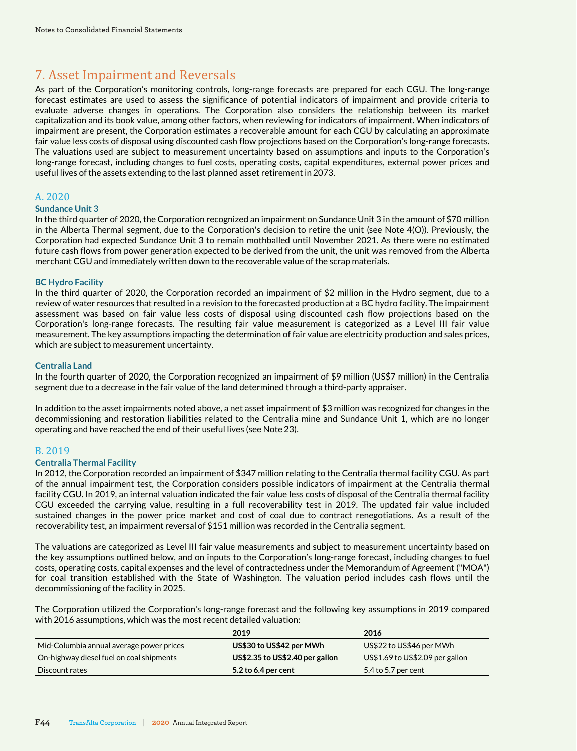# 7. Asset Impairment and Reversals

As part of the Corporation's monitoring controls, long-range forecasts are prepared for each CGU. The long-range forecast estimates are used to assess the significance of potential indicators of impairment and provide criteria to evaluate adverse changes in operations. The Corporation also considers the relationship between its market capitalization and its book value, among other factors, when reviewing for indicators of impairment. When indicators of impairment are present, the Corporation estimates a recoverable amount for each CGU by calculating an approximate fair value less costs of disposal using discounted cash flow projections based on the Corporation's long-range forecasts. The valuations used are subject to measurement uncertainty based on assumptions and inputs to the Corporation's long-range forecast, including changes to fuel costs, operating costs, capital expenditures, external power prices and useful lives of the assets extending to the last planned asset retirement in 2073.

## A. 2020

### Sundance Unit 3

In the third quarter of 2020, the Corporation recognized an impairment on Sundance Unit 3 in the amount of $70 million in the Alberta Thermal segment, due to the Corporation's decision to retire the unit (see Note 4(O)). Previously, the Corporation had expected Sundance Unit 3 to remain mothballed until November 2021. As there were no estimated future cash flows from power generation expected to be derived from the unit, the unit was removed from the Alberta merchant CGU and immediately written down to the recoverable value of the scrap materials.

### BC Hydro Facility

In the third quarter of 2020, the Corporation recorded an impairment of $2 million in the Hydro segment, due to a review of water resources that resulted in a revision to the forecasted production at a BC hydro facility. The impairment assessment was based on fair value less costs of disposal using discounted cash flow projections based on the Corporation's long-range forecasts. The resulting fair value measurement is categorized as a Level III fair value measurement. The key assumptions impacting the determination of fair value are electricity production and sales prices, which are subject to measurement uncertainty.

### Centralia Land

In the fourth quarter of 2020, the Corporation recognized an impairment of $9 million (US$7 million) in the Centralia segment due to a decrease in the fair value of the land determined through a third-party appraiser.

In addition to the asset impairments noted above, a net asset impairment of $3 million was recognized for changes in the decommissioning and restoration liabilities related to the Centralia mine and Sundance Unit 1, which are no longer operating and have reached the end of their useful lives (see Note 23).

## B. 2019

### Centralia Thermal Facility

In 2012, the Corporation recorded an impairment of $347 million relating to the Centralia thermal facility CGU. As part of the annual impairment test, the Corporation considers possible indicators of impairment at the Centralia thermal facility CGU. In 2019, an internal valuation indicated the fair value less costs of disposal of the Centralia thermal facility CGU exceeded the carrying value, resulting in a full recoverability test in 2019. The updated fair value included sustained changes in the power price market and cost of coal due to contract renegotiations. As a result of the recoverability test, an impairment reversal of $151 million was recorded in the Centralia segment.

The valuations are categorized as Level III fair value measurements and subject to measurement uncertainty based on the key assumptions outlined below, and on inputs to the Corporation's long-range forecast, including changes to fuel costs, operating costs, capital expenses and the level of contractedness under the Memorandum of Agreement ("MOA") for coal transition established with the State of Washington. The valuation period includes cash flows until the decommissioning of the facility in 2025.

The Corporation utilized the Corporation's long-range forecast and the following key assumptions in 2019 compared with 2016 assumptions, which was the most recent detailed valuation:

| | 2019 | 2016 |
|---|---|---|
| Mid-Columbia annual average power prices | **US$30 to US$42 per MWh** | US$22 to US$46 per MWh |
| On-highway diesel fuel on coal shipments | **US$2.35 to US$2.40 per gallon** | US$1.69 to US$2.09 per gallon |
| Discount rates | **5.2 to 6.4 per cent** | 5.4 to 5.7 per cent |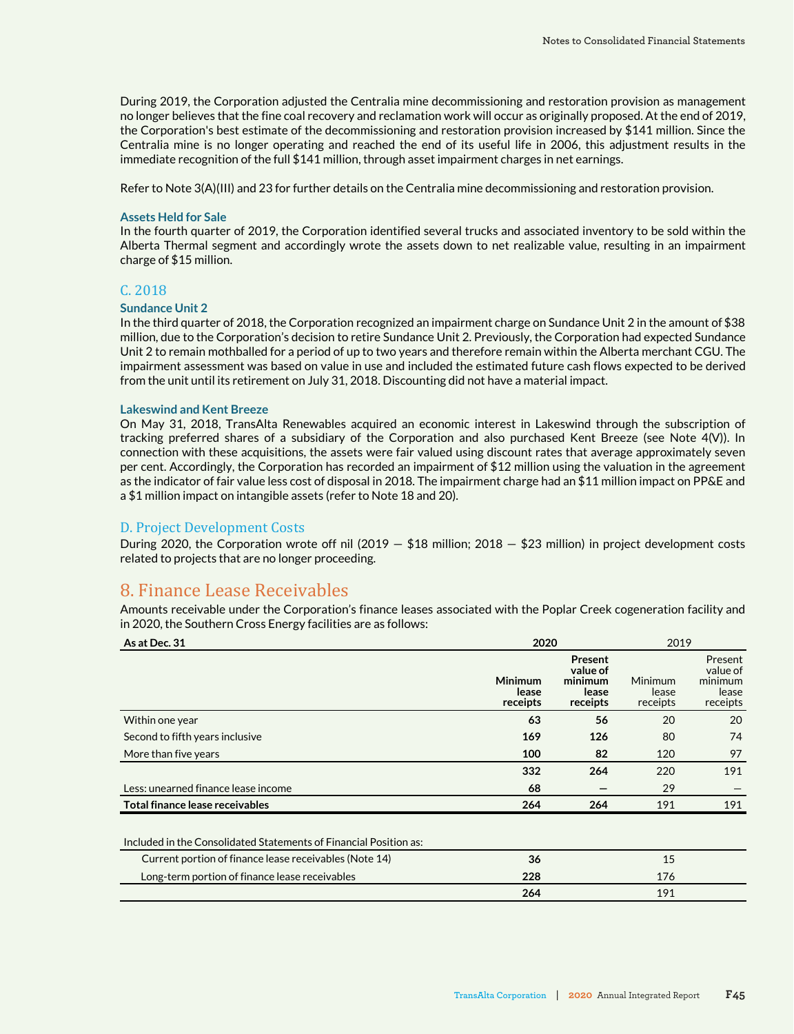During 2019, the Corporation adjusted the Centralia mine decommissioning and restoration provision as management no longer believes that the fine coal recovery and reclamation work will occur as originally proposed. At the end of 2019, the Corporation's best estimate of the decommissioning and restoration provision increased by $141 million. Since the Centralia mine is no longer operating and reached the end of its useful life in 2006, this adjustment results in the immediate recognition of the full $141 million, through asset impairment charges in net earnings.

Refer to Note 3(A)(III) and 23 for further details on the Centralia mine decommissioning and restoration provision.

#### Assets Held for Sale

In the fourth quarter of 2019, the Corporation identified several trucks and associated inventory to be sold within the Alberta Thermal segment and accordingly wrote the assets down to net realizable value, resulting in an impairment charge of $15 million.

### C. 2018

#### Sundance Unit 2

In the third quarter of 2018, the Corporation recognized an impairment charge on Sundance Unit 2 in the amount of $38 million, due to the Corporation's decision to retire Sundance Unit 2. Previously, the Corporation had expected Sundance Unit 2 to remain mothballed for a period of up to two years and therefore remain within the Alberta merchant CGU. The impairment assessment was based on value in use and included the estimated future cash flows expected to be derived from the unit until its retirement on July 31, 2018. Discounting did not have a material impact.

#### Lakeswind and Kent Breeze

On May 31, 2018, TransAlta Renewables acquired an economic interest in Lakeswind through the subscription of tracking preferred shares of a subsidiary of the Corporation and also purchased Kent Breeze (see Note 4(V)). In connection with these acquisitions, the assets were fair valued using discount rates that average approximately seven per cent. Accordingly, the Corporation has recorded an impairment of $12 million using the valuation in the agreement as the indicator of fair value less cost of disposal in 2018. The impairment charge had an $11 million impact on PP&E and a $1 million impact on intangible assets (refer to Note 18 and 20).

### D. Project Development Costs

During 2020, the Corporation wrote off nil (2019 — $18 million; 2018 — $23 million) in project development costs related to projects that are no longer proceeding.

## 8. Finance Lease Receivables

Amounts receivable under the Corporation's finance leases associated with the Poplar Creek cogeneration facility and in 2020, the Southern Cross Energy facilities are as follows:

| As at Dec. 31 | 2020 | | 2019 | |
|---|---|---|---|---|
| | **Minimum lease receipts** | **Present value of minimum lease receipts** | Minimum lease receipts | Present value of minimum lease receipts |
| Within one year | **63** | **56** | 20 | 20 |
| Second to fifth years inclusive | **169** | **126** | 80 | 74 |
| More than five years | **100** | **82** | 120 | 97 |
| | **332** | **264** | 220 | 191 |
| Less: unearned finance lease income | **68** | **—** | 29 | — |
| **Total finance lease receivables** | **264** | **264** | 191 | 191 |

| Included in the Consolidated Statements of Financial Position as: | 2020 | 2019 |
|---|---|---|
| Current portion of finance lease receivables (Note 14) | **36** | 15 |
| Long-term portion of finance lease receivables | **228** | 176 |
| | **264** | 191 |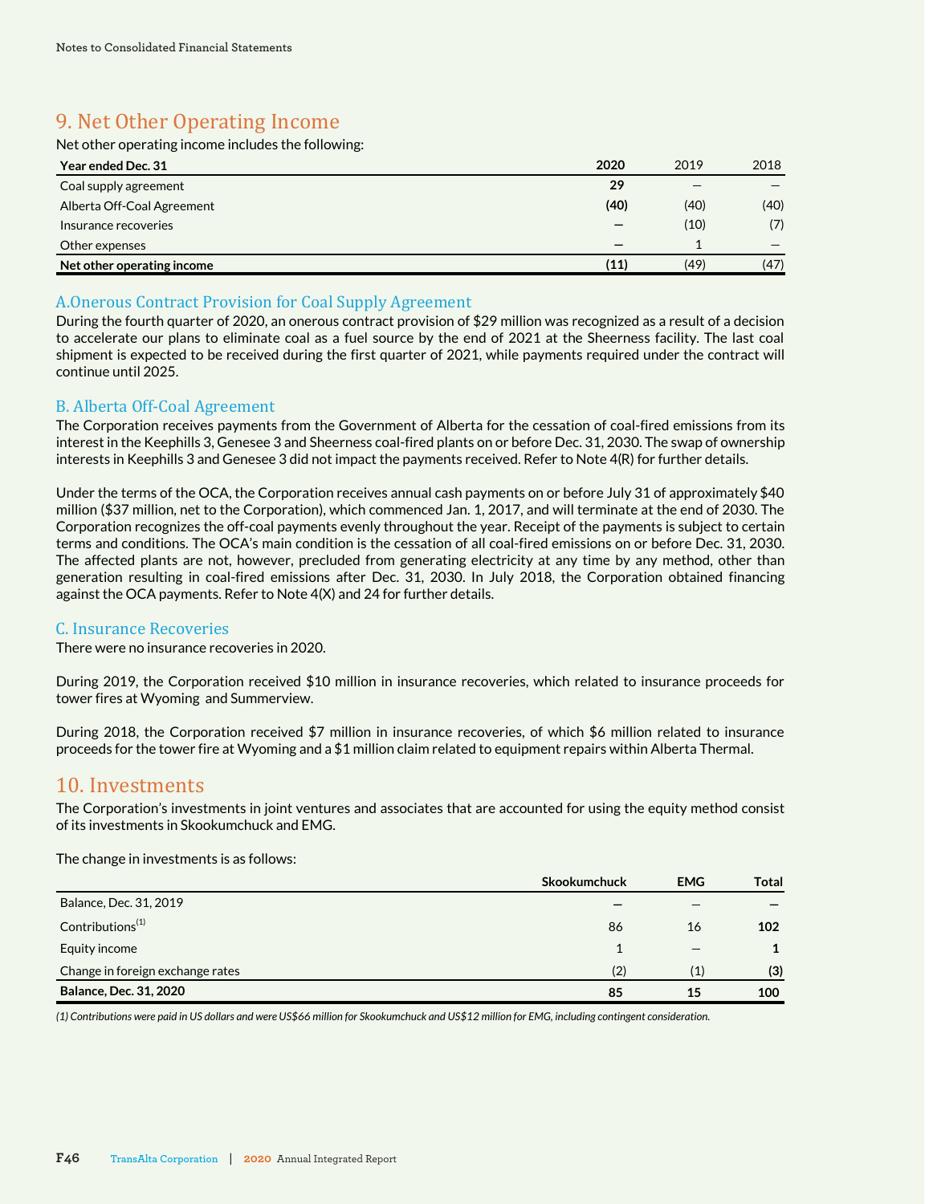## 9. Net Other Operating Income

Net other operating income includes the following:

| Year ended Dec. 31 | 2020 | 2019 | 2018 |
|---|---|---|---|
| Coal supply agreement | **29** | — | — |
| Alberta Off-Coal Agreement | **(40)** | (40) | (40) |
| Insurance recoveries | **—** | (10) | (7) |
| Other expenses | **—** | 1 | — |
| **Net other operating income** | **(11)** | (49) | (47) |

### A. Onerous Contract Provision for Coal Supply Agreement

During the fourth quarter of 2020, an onerous contract provision of $29 million was recognized as a result of a decision to accelerate our plans to eliminate coal as a fuel source by the end of 2021 at the Sheerness facility. The last coal shipment is expected to be received during the first quarter of 2021, while payments required under the contract will continue until 2025.

### B. Alberta Off-Coal Agreement

The Corporation receives payments from the Government of Alberta for the cessation of coal-fired emissions from its interest in the Keephills 3, Genesee 3 and Sheerness coal-fired plants on or before Dec. 31, 2030. The swap of ownership interests in Keephills 3 and Genesee 3 did not impact the payments received. Refer to Note 4(R) for further details.

Under the terms of the OCA, the Corporation receives annual cash payments on or before July 31 of approximately $40 million ($37 million, net to the Corporation), which commenced Jan. 1, 2017, and will terminate at the end of 2030. The Corporation recognizes the off-coal payments evenly throughout the year. Receipt of the payments is subject to certain terms and conditions. The OCA's main condition is the cessation of all coal-fired emissions on or before Dec. 31, 2030. The affected plants are not, however, precluded from generating electricity at any time by any method, other than generation resulting in coal-fired emissions after Dec. 31, 2030. In July 2018, the Corporation obtained financing against the OCA payments. Refer to Note 4(X) and 24 for further details.

### C. Insurance Recoveries

There were no insurance recoveries in 2020.

During 2019, the Corporation received $10 million in insurance recoveries, which related to insurance proceeds for tower fires at Wyoming and Summerview.

During 2018, the Corporation received $7 million in insurance recoveries, of which $6 million related to insurance proceeds for the tower fire at Wyoming and a $1 million claim related to equipment repairs within Alberta Thermal.

## 10. Investments

The Corporation's investments in joint ventures and associates that are accounted for using the equity method consist of its investments in Skookumchuck and EMG.

The change in investments is as follows:

| | Skookumchuck | EMG | Total |
|---|---|---|---|
| Balance, Dec. 31, 2019 | — | — | — |
| Contributions[(1)] | 86 | 16 | **102** |
| Equity income | 1 | — | **1** |
| Change in foreign exchange rates | (2) | (1) | **(3)** |
| **Balance, Dec. 31, 2020** | **85** | **15** | **100** |

*(1) Contributions were paid in US dollars and were US$66 million for Skookumchuck and US$12 million for EMG, including contingent consideration.*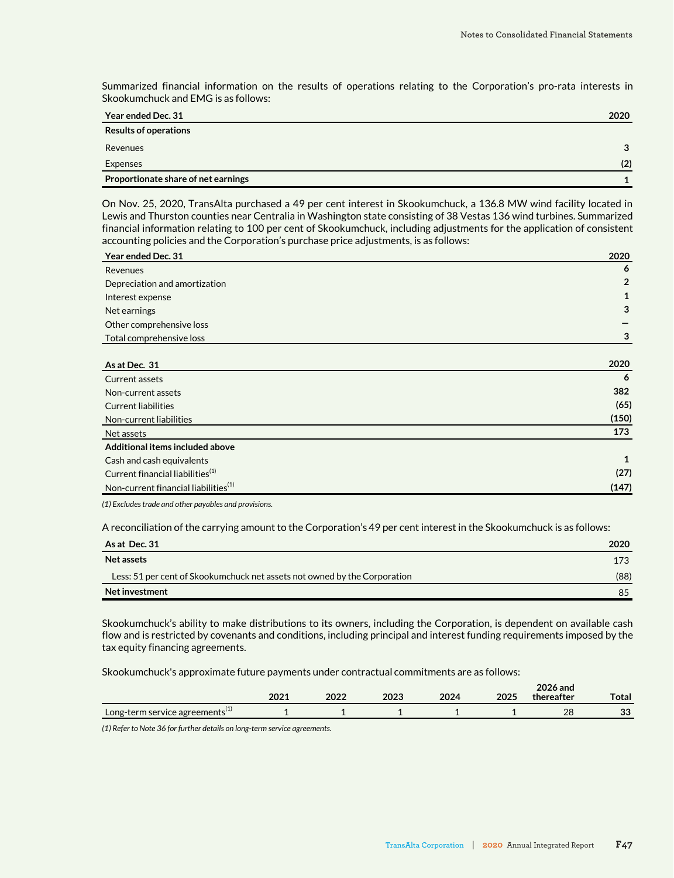Summarized financial information on the results of operations relating to the Corporation's pro-rata interests in Skookumchuck and EMG is as follows:

| Year ended Dec. 31 | 2020 |
|---|---|
| **Results of operations** | |
| Revenues | 3 |
| Expenses | (2) |
| **Proportionate share of net earnings** | 1 |

On Nov. 25, 2020, TransAlta purchased a 49 per cent interest in Skookumchuck, a 136.8 MW wind facility located in Lewis and Thurston counties near Centralia in Washington state consisting of 38 Vestas 136 wind turbines. Summarized financial information relating to 100 per cent of Skookumchuck, including adjustments for the application of consistent accounting policies and the Corporation's purchase price adjustments, is as follows:

| Year ended Dec. 31 | 2020 |
|---|---|
| Revenues | 6 |
| Depreciation and amortization | 2 |
| Interest expense | 1 |
| Net earnings | 3 |
| Other comprehensive loss | — |
| Total comprehensive loss | 3 |

| As at Dec. 31 | 2020 |
|---|---|
| Current assets | 6 |
| Non-current assets | 382 |
| Current liabilities | (65) |
| Non-current liabilities | (150) |
| Net assets | 173 |
| **Additional items included above** | |
| Cash and cash equivalents | 1 |
| Current financial liabilities[1] | (27) |
| Non-current financial liabilities[1] | (147) |

*(1) Excludes trade and other payables and provisions.*

A reconciliation of the carrying amount to the Corporation's 49 per cent interest in the Skookumchuck is as follows:

| As at Dec. 31 | 2020 |
|---|---|
| **Net assets** | 173 |
| Less: 51 per cent of Skookumchuck net assets not owned by the Corporation | (88) |
| **Net investment** | 85 |

Skookumchuck's ability to make distributions to its owners, including the Corporation, is dependent on available cash flow and is restricted by covenants and conditions, including principal and interest funding requirements imposed by the tax equity financing agreements.

Skookumchuck's approximate future payments under contractual commitments are as follows:

| | 2021 | 2022 | 2023 | 2024 | 2025 | 2026 and thereafter | Total |
|---|---|---|---|---|---|---|---|
| Long-term service agreements[1] | 1 | 1 | 1 | 1 | 1 | 28 | 33 |

*(1) Refer to Note 36 for further details on long-term service agreements.*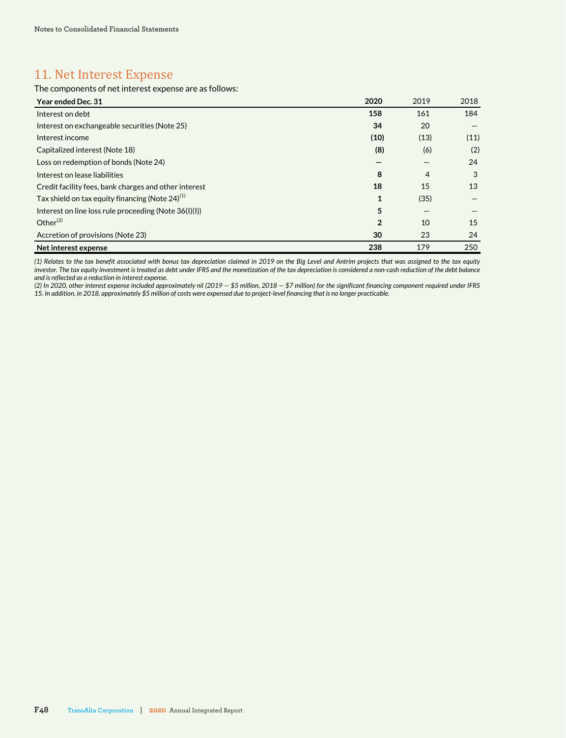## 11. Net Interest Expense

The components of net interest expense are as follows:

| Year ended Dec. 31 | 2020 | 2019 | 2018 |
|---|---|---|---|
| Interest on debt | **158** | 161 | 184 |
| Interest on exchangeable securities (Note 25) | **34** | 20 | — |
| Interest income | **(10)** | (13) | (11) |
| Capitalized interest (Note 18) | **(8)** | (6) | (2) |
| Loss on redemption of bonds (Note 24) | **—** | — | 24 |
| Interest on lease liabilities | **8** | 4 | 3 |
| Credit facility fees, bank charges and other interest | **18** | 15 | 13 |
| Tax shield on tax equity financing (Note 24)[1] | **1** | (35) | — |
| Interest on line loss rule proceeding (Note 36(I)(I)) | **5** | — | — |
| Other[2] | **2** | 10 | 15 |
| Accretion of provisions (Note 23) | **30** | 23 | 24 |
| **Net interest expense** | **238** | 179 | 250 |

*(1) Relates to the tax benefit associated with bonus tax depreciation claimed in 2019 on the Big Level and Antrim projects that was assigned to the tax equity investor. The tax equity investment is treated as debt under IFRS and the monetization of the tax depreciation is considered a non-cash reduction of the debt balance and is reflected as a reduction in interest expense.*

*(2) In 2020, other interest expense included approximately nil (2019 — $5 million, 2018 — $7 million) for the significant financing component required under IFRS 15. In addition, in 2018, approximately $5 million of costs were expensed due to project-level financing that is no longer practicable.*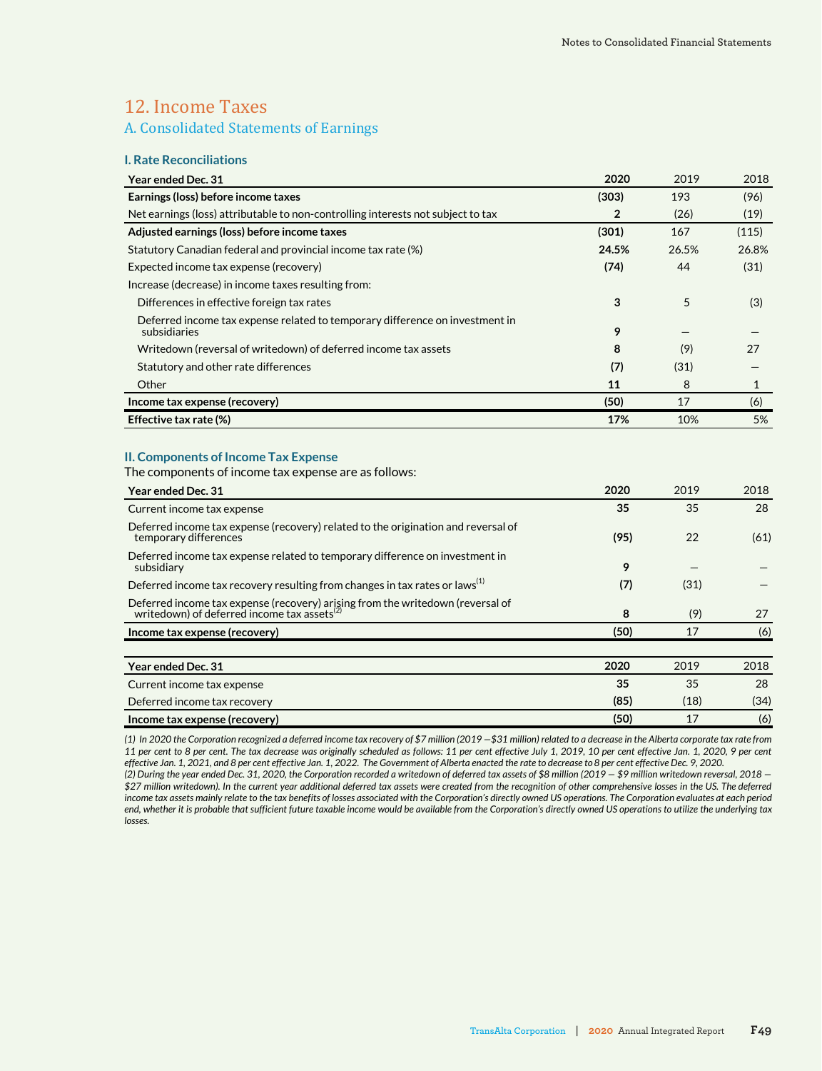# 12. Income Taxes

## A. Consolidated Statements of Earnings

### I. Rate Reconciliations

| Year ended Dec. 31 | 2020 | 2019 | 2018 |
|---|---|---|---|
| **Earnings (loss) before income taxes** | **(303)** | 193 | (96) |
| Net earnings (loss) attributable to non-controlling interests not subject to tax | **2** | (26) | (19) |
| **Adjusted earnings (loss) before income taxes** | **(301)** | 167 | (115) |
| Statutory Canadian federal and provincial income tax rate (%) | **24.5%** | 26.5% | 26.8% |
| Expected income tax expense (recovery) | **(74)** | 44 | (31) |
| Increase (decrease) in income taxes resulting from: | | | |
| Differences in effective foreign tax rates | **3** | 5 | (3) |
| Deferred income tax expense related to temporary difference on investment in subsidiaries | **9** | — | — |
| Writedown (reversal of writedown) of deferred income tax assets | **8** | (9) | 27 |
| Statutory and other rate differences | **(7)** | (31) | — |
| Other | **11** | 8 | 1 |
| **Income tax expense (recovery)** | **(50)** | 17 | (6) |
| **Effective tax rate (%)** | **17%** | 10% | 5% |

### II. Components of Income Tax Expense

The components of income tax expense are as follows:

| Year ended Dec. 31 | 2020 | 2019 | 2018 |
|---|---|---|---|
| Current income tax expense | **35** | 35 | 28 |
| Deferred income tax expense (recovery) related to the origination and reversal of temporary differences | **(95)** | 22 | (61) |
| Deferred income tax expense related to temporary difference on investment in subsidiary | **9** | — | — |
| Deferred income tax recovery resulting from changes in tax rates or laws[1] | **(7)** | (31) | — |
| Deferred income tax expense (recovery) arising from the writedown (reversal of writedown) of deferred income tax assets[2] | **8** | (9) | 27 |
| **Income tax expense (recovery)** | **(50)** | 17 | (6) |

| Year ended Dec. 31 | 2020 | 2019 | 2018 |
|---|---|---|---|
| Current income tax expense | **35** | 35 | 28 |
| Deferred income tax recovery | **(85)** | (18) | (34) |
| **Income tax expense (recovery)** | **(50)** | 17 | (6) |

*(1) In 2020 the Corporation recognized a deferred income tax recovery of $7 million (2019 —$31 million) related to a decrease in the Alberta corporate tax rate from 11 per cent to 8 per cent. The tax decrease was originally scheduled as follows: 11 per cent effective July 1, 2019, 10 per cent effective Jan. 1, 2020, 9 per cent effective Jan. 1, 2021, and 8 per cent effective Jan. 1, 2022. The Government of Alberta enacted the rate to decrease to 8 per cent effective Dec. 9, 2020.*

*(2) During the year ended Dec. 31, 2020, the Corporation recorded a writedown of deferred tax assets of $8 million (2019 — $9 million writedown reversal, 2018 — $27 million writedown). In the current year additional deferred tax assets were created from the recognition of other comprehensive losses in the US. The deferred income tax assets mainly relate to the tax benefits of losses associated with the Corporation's directly owned US operations. The Corporation evaluates at each period end, whether it is probable that sufficient future taxable income would be available from the Corporation's directly owned US operations to utilize the underlying tax losses.*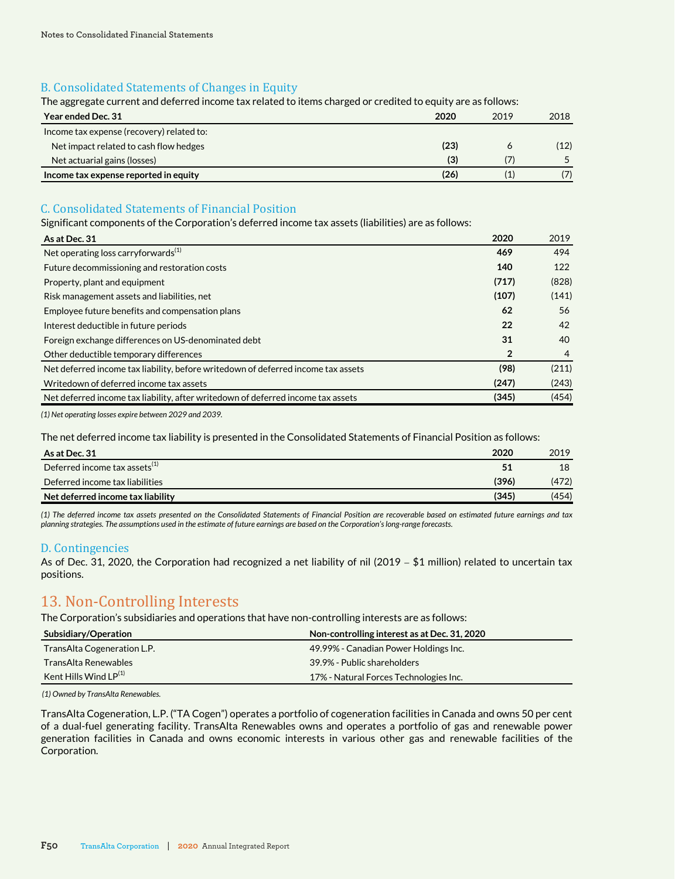### B. Consolidated Statements of Changes in Equity

The aggregate current and deferred income tax related to items charged or credited to equity are as follows:

| Year ended Dec. 31 | 2020 | 2019 | 2018 |
|---|---|---|---|
| Income tax expense (recovery) related to: | | | |
| Net impact related to cash flow hedges | **(23)** | 6 | (12) |
| Net actuarial gains (losses) | **(3)** | (7) | 5 |
| **Income tax expense reported in equity** | **(26)** | (1) | (7) |

### C. Consolidated Statements of Financial Position

Significant components of the Corporation's deferred income tax assets (liabilities) are as follows:

| As at Dec. 31 | 2020 | 2019 |
|---|---|---|
| Net operating loss carryforwards[1] | **469** | 494 |
| Future decommissioning and restoration costs | **140** | 122 |
| Property, plant and equipment | **(717)** | (828) |
| Risk management assets and liabilities, net | **(107)** | (141) |
| Employee future benefits and compensation plans | **62** | 56 |
| Interest deductible in future periods | **22** | 42 |
| Foreign exchange differences on US-denominated debt | **31** | 40 |
| Other deductible temporary differences | **2** | 4 |
| Net deferred income tax liability, before writedown of deferred income tax assets | **(98)** | (211) |
| Writedown of deferred income tax assets | **(247)** | (243) |
| Net deferred income tax liability, after writedown of deferred income tax assets | **(345)** | (454) |

*(1) Net operating losses expire between 2029 and 2039.*

The net deferred income tax liability is presented in the Consolidated Statements of Financial Position as follows:

| As at Dec. 31 | 2020 | 2019 |
|---|---|---|
| Deferred income tax assets[1] | **51** | 18 |
| Deferred income tax liabilities | **(396)** | (472) |
| **Net deferred income tax liability** | **(345)** | (454) |

*(1) The deferred income tax assets presented on the Consolidated Statements of Financial Position are recoverable based on estimated future earnings and tax planning strategies. The assumptions used in the estimate of future earnings are based on the Corporation's long-range forecasts.*

### D. Contingencies

As of Dec. 31, 2020, the Corporation had recognized a net liability of nil (2019 – $1 million) related to uncertain tax positions.

## 13. Non-Controlling Interests

The Corporation's subsidiaries and operations that have non-controlling interests are as follows:

| Subsidiary/Operation | Non-controlling interest as at Dec. 31, 2020 |
|---|---|
| TransAlta Cogeneration L.P. | 49.99% - Canadian Power Holdings Inc. |
| TransAlta Renewables | 39.9% - Public shareholders |
| Kent Hills Wind LP[1] | 17% - Natural Forces Technologies Inc. |

*(1) Owned by TransAlta Renewables.*

TransAlta Cogeneration, L.P. ("TA Cogen") operates a portfolio of cogeneration facilities in Canada and owns 50 per cent of a dual-fuel generating facility. TransAlta Renewables owns and operates a portfolio of gas and renewable power generation facilities in Canada and owns economic interests in various other gas and renewable facilities of the Corporation.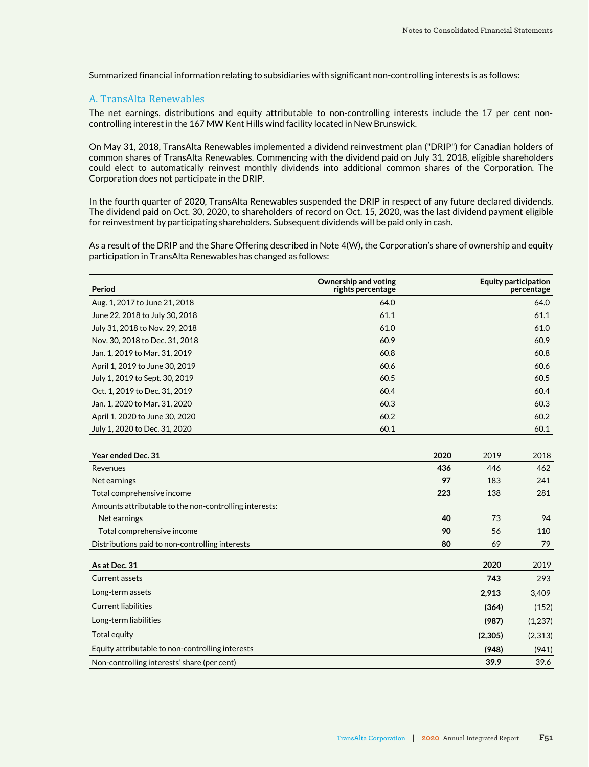Summarized financial information relating to subsidiaries with significant non-controlling interests is as follows:

## A. TransAlta Renewables

The net earnings, distributions and equity attributable to non-controlling interests include the 17 per cent non-controlling interest in the 167 MW Kent Hills wind facility located in New Brunswick.

On May 31, 2018, TransAlta Renewables implemented a dividend reinvestment plan ("DRIP") for Canadian holders of common shares of TransAlta Renewables. Commencing with the dividend paid on July 31, 2018, eligible shareholders could elect to automatically reinvest monthly dividends into additional common shares of the Corporation. The Corporation does not participate in the DRIP.

In the fourth quarter of 2020, TransAlta Renewables suspended the DRIP in respect of any future declared dividends. The dividend paid on Oct. 30, 2020, to shareholders of record on Oct. 15, 2020, was the last dividend payment eligible for reinvestment by participating shareholders. Subsequent dividends will be paid only in cash.

As a result of the DRIP and the Share Offering described in Note 4(W), the Corporation's share of ownership and equity participation in TransAlta Renewables has changed as follows:

| Period | Ownership and voting rights percentage | Equity participation percentage |
|---|---|---|
| Aug. 1, 2017 to June 21, 2018 | 64.0 | 64.0 |
| June 22, 2018 to July 30, 2018 | 61.1 | 61.1 |
| July 31, 2018 to Nov. 29, 2018 | 61.0 | 61.0 |
| Nov. 30, 2018 to Dec. 31, 2018 | 60.9 | 60.9 |
| Jan. 1, 2019 to Mar. 31, 2019 | 60.8 | 60.8 |
| April 1, 2019 to June 30, 2019 | 60.6 | 60.6 |
| July 1, 2019 to Sept. 30, 2019 | 60.5 | 60.5 |
| Oct. 1, 2019 to Dec. 31, 2019 | 60.4 | 60.4 |
| Jan. 1, 2020 to Mar. 31, 2020 | 60.3 | 60.3 |
| April 1, 2020 to June 30, 2020 | 60.2 | 60.2 |
| July 1, 2020 to Dec. 31, 2020 | 60.1 | 60.1 |

| Year ended Dec. 31 | 2020 | 2019 | 2018 |
|---|---|---|---|
| Revenues | **436** | 446 | 462 |
| Net earnings | **97** | 183 | 241 |
| Total comprehensive income | **223** | 138 | 281 |
| Amounts attributable to the non-controlling interests: | | | |
| Net earnings | **40** | 73 | 94 |
| Total comprehensive income | **90** | 56 | 110 |
| Distributions paid to non-controlling interests | **80** | 69 | 79 |

| As at Dec. 31 | 2020 | 2019 |
|---|---|---|
| Current assets | **743** | 293 |
| Long-term assets | **2,913** | 3,409 |
| Current liabilities | **(364)** | (152) |
| Long-term liabilities | **(987)** | (1,237) |
| Total equity | **(2,305)** | (2,313) |
| Equity attributable to non-controlling interests | **(948)** | (941) |
| Non-controlling interests' share (per cent) | **39.9** | 39.6 |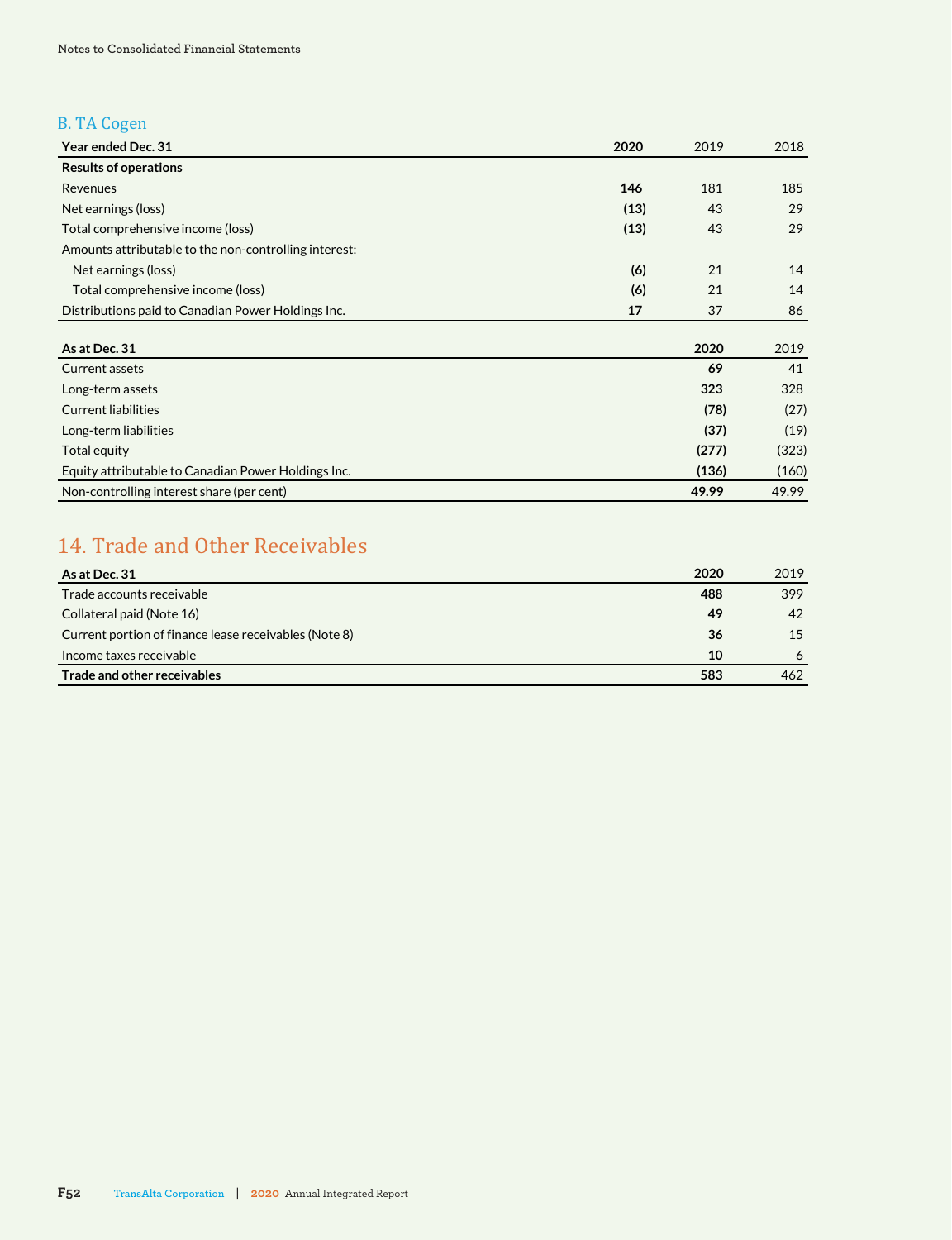### B. TA Cogen

| Year ended Dec. 31 | **2020** | 2019 | 2018 |
|---|---|---|---|
| **Results of operations** | | | |
| Revenues | **146** | 181 | 185 |
| Net earnings (loss) | **(13)** | 43 | 29 |
| Total comprehensive income (loss) | **(13)** | 43 | 29 |
| Amounts attributable to the non-controlling interest: | | | |
| Net earnings (loss) | **(6)** | 21 | 14 |
| Total comprehensive income (loss) | **(6)** | 21 | 14 |
| Distributions paid to Canadian Power Holdings Inc. | **17** | 37 | 86 |

| As at Dec. 31 | **2020** | 2019 |
|---|---|---|
| Current assets | **69** | 41 |
| Long-term assets | **323** | 328 |
| Current liabilities | **(78)** | (27) |
| Long-term liabilities | **(37)** | (19) |
| Total equity | **(277)** | (323) |
| Equity attributable to Canadian Power Holdings Inc. | **(136)** | (160) |
| Non-controlling interest share (per cent) | **49.99** | 49.99 |

## 14. Trade and Other Receivables

| As at Dec. 31 | **2020** | 2019 |
|---|---|---|
| Trade accounts receivable | **488** | 399 |
| Collateral paid (Note 16) | **49** | 42 |
| Current portion of finance lease receivables (Note 8) | **36** | 15 |
| Income taxes receivable | **10** | 6 |
| **Trade and other receivables** | **583** | 462 |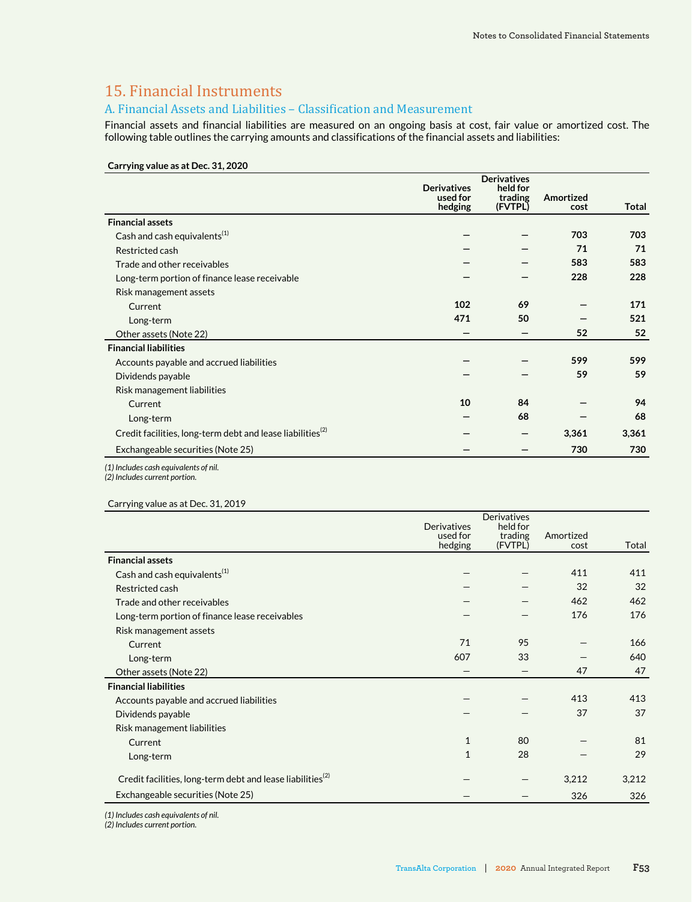## 15. Financial Instruments

### A. Financial Assets and Liabilities – Classification and Measurement

Financial assets and financial liabilities are measured on an ongoing basis at cost, fair value or amortized cost. The following table outlines the carrying amounts and classifications of the financial assets and liabilities:

**Carrying value as at Dec. 31, 2020**

| | Derivatives used for hedging | Derivatives held for trading (FVTPL) | Amortized cost | Total |
|---|---|---|---|---|
| **Financial assets** | | | | |
| Cash and cash equivalents[(1)] | — | — | 703 | 703 |
| Restricted cash | — | — | 71 | 71 |
| Trade and other receivables | — | — | 583 | 583 |
| Long-term portion of finance lease receivable | — | — | 228 | 228 |
| Risk management assets | | | | |
| Current | 102 | 69 | — | 171 |
| Long-term | 471 | 50 | — | 521 |
| Other assets (Note 22) | — | — | 52 | 52 |
| **Financial liabilities** | | | | |
| Accounts payable and accrued liabilities | — | — | 599 | 599 |
| Dividends payable | — | — | 59 | 59 |
| Risk management liabilities | | | | |
| Current | 10 | 84 | — | 94 |
| Long-term | — | 68 | — | 68 |
| Credit facilities, long-term debt and lease liabilities[(2)] | — | — | 3,361 | 3,361 |
| Exchangeable securities (Note 25) | — | — | 730 | 730 |

*(1) Includes cash equivalents of nil.*
*(2) Includes current portion.*

Carrying value as at Dec. 31, 2019

| | Derivatives used for hedging | Derivatives held for trading (FVTPL) | Amortized cost | Total |
|---|---|---|---|---|
| **Financial assets** | | | | |
| Cash and cash equivalents[(1)] | — | — | 411 | 411 |
| Restricted cash | — | — | 32 | 32 |
| Trade and other receivables | — | — | 462 | 462 |
| Long-term portion of finance lease receivables | — | — | 176 | 176 |
| Risk management assets | | | | |
| Current | 71 | 95 | — | 166 |
| Long-term | 607 | 33 | — | 640 |
| Other assets (Note 22) | — | — | 47 | 47 |
| **Financial liabilities** | | | | |
| Accounts payable and accrued liabilities | — | — | 413 | 413 |
| Dividends payable | — | — | 37 | 37 |
| Risk management liabilities | | | | |
| Current | 1 | 80 | — | 81 |
| Long-term | 1 | 28 | — | 29 |
| Credit facilities, long-term debt and lease liabilities[(2)] | — | — | 3,212 | 3,212 |
| Exchangeable securities (Note 25) | — | — | 326 | 326 |

*(1) Includes cash equivalents of nil.*
*(2) Includes current portion.*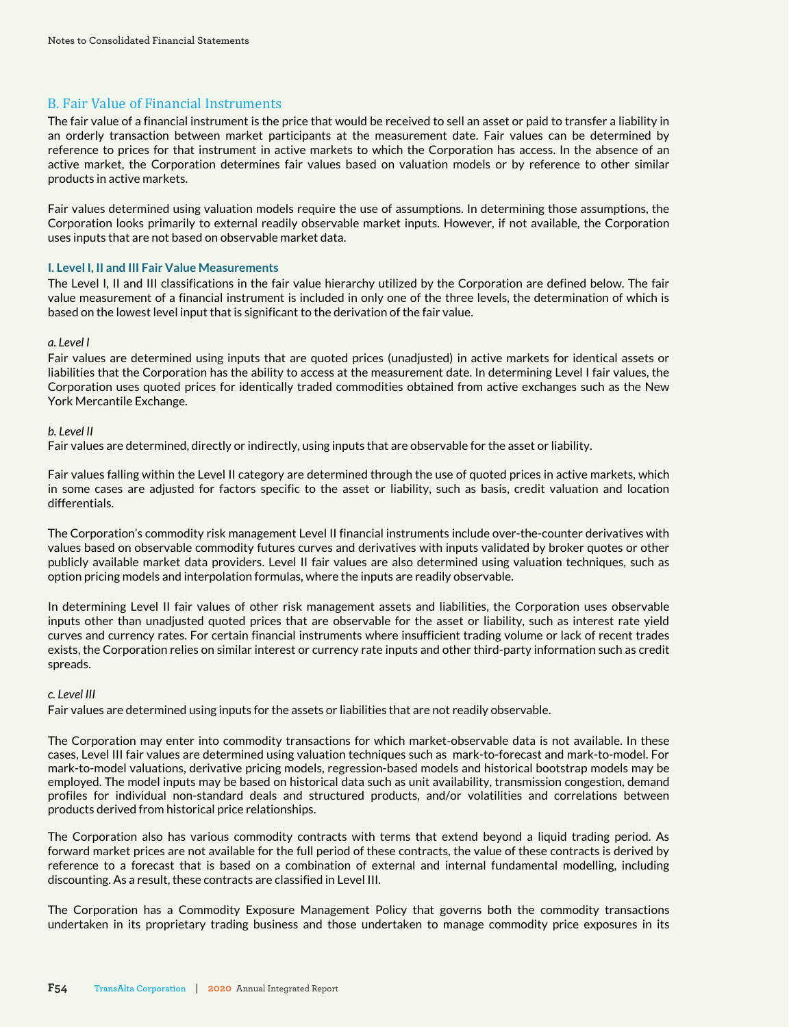## B. Fair Value of Financial Instruments

The fair value of a financial instrument is the price that would be received to sell an asset or paid to transfer a liability in an orderly transaction between market participants at the measurement date. Fair values can be determined by reference to prices for that instrument in active markets to which the Corporation has access. In the absence of an active market, the Corporation determines fair values based on valuation models or by reference to other similar products in active markets.

Fair values determined using valuation models require the use of assumptions. In determining those assumptions, the Corporation looks primarily to external readily observable market inputs. However, if not available, the Corporation uses inputs that are not based on observable market data.

### I. Level I, II and III Fair Value Measurements

The Level I, II and III classifications in the fair value hierarchy utilized by the Corporation are defined below. The fair value measurement of a financial instrument is included in only one of the three levels, the determination of which is based on the lowest level input that is significant to the derivation of the fair value.

*a. Level I*

Fair values are determined using inputs that are quoted prices (unadjusted) in active markets for identical assets or liabilities that the Corporation has the ability to access at the measurement date. In determining Level I fair values, the Corporation uses quoted prices for identically traded commodities obtained from active exchanges such as the New York Mercantile Exchange.

*b. Level II*

Fair values are determined, directly or indirectly, using inputs that are observable for the asset or liability.

Fair values falling within the Level II category are determined through the use of quoted prices in active markets, which in some cases are adjusted for factors specific to the asset or liability, such as basis, credit valuation and location differentials.

The Corporation's commodity risk management Level II financial instruments include over-the-counter derivatives with values based on observable commodity futures curves and derivatives with inputs validated by broker quotes or other publicly available market data providers. Level II fair values are also determined using valuation techniques, such as option pricing models and interpolation formulas, where the inputs are readily observable.

In determining Level II fair values of other risk management assets and liabilities, the Corporation uses observable inputs other than unadjusted quoted prices that are observable for the asset or liability, such as interest rate yield curves and currency rates. For certain financial instruments where insufficient trading volume or lack of recent trades exists, the Corporation relies on similar interest or currency rate inputs and other third-party information such as credit spreads.

*c. Level III*

Fair values are determined using inputs for the assets or liabilities that are not readily observable.

The Corporation may enter into commodity transactions for which market-observable data is not available. In these cases, Level III fair values are determined using valuation techniques such as mark-to-forecast and mark-to-model. For mark-to-model valuations, derivative pricing models, regression-based models and historical bootstrap models may be employed. The model inputs may be based on historical data such as unit availability, transmission congestion, demand profiles for individual non-standard deals and structured products, and/or volatilities and correlations between products derived from historical price relationships.

The Corporation also has various commodity contracts with terms that extend beyond a liquid trading period. As forward market prices are not available for the full period of these contracts, the value of these contracts is derived by reference to a forecast that is based on a combination of external and internal fundamental modelling, including discounting. As a result, these contracts are classified in Level III.

The Corporation has a Commodity Exposure Management Policy that governs both the commodity transactions undertaken in its proprietary trading business and those undertaken to manage commodity price exposures in its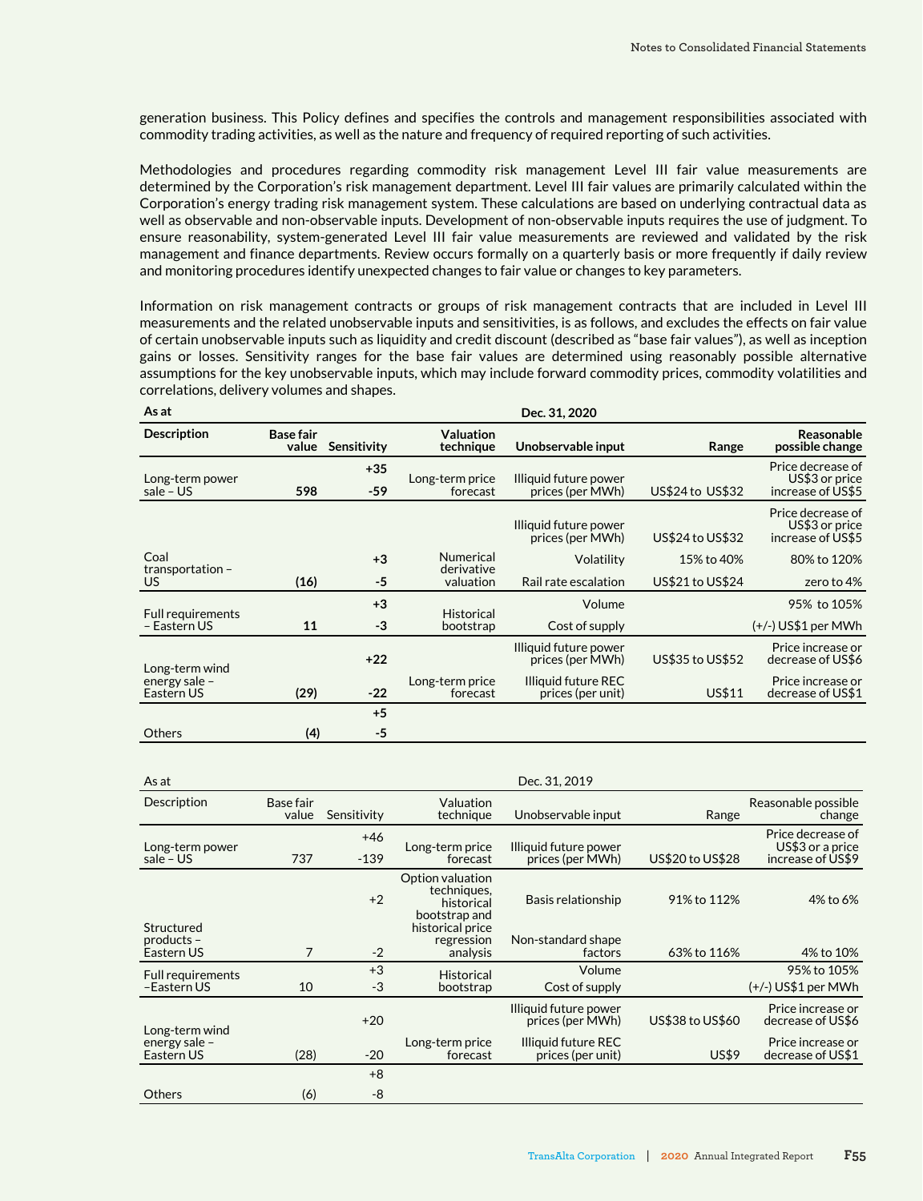generation business. This Policy defines and specifies the controls and management responsibilities associated with commodity trading activities, as well as the nature and frequency of required reporting of such activities.

Methodologies and procedures regarding commodity risk management Level III fair value measurements are determined by the Corporation's risk management department. Level III fair values are primarily calculated within the Corporation's energy trading risk management system. These calculations are based on underlying contractual data as well as observable and non-observable inputs. Development of non-observable inputs requires the use of judgment. To ensure reasonability, system-generated Level III fair value measurements are reviewed and validated by the risk management and finance departments. Review occurs formally on a quarterly basis or more frequently if daily review and monitoring procedures identify unexpected changes to fair value or changes to key parameters.

Information on risk management contracts or groups of risk management contracts that are included in Level III measurements and the related unobservable inputs and sensitivities, is as follows, and excludes the effects on fair value of certain unobservable inputs such as liquidity and credit discount (described as "base fair values"), as well as inception gains or losses. Sensitivity ranges for the base fair values are determined using reasonably possible alternative assumptions for the key unobservable inputs, which may include forward commodity prices, commodity volatilities and correlations, delivery volumes and shapes.

| As at | | | Dec. 31, 2020 | | | |
|---|---|---|---|---|---|---|
| **Description** | **Base fair value** | **Sensitivity** | **Valuation technique** | **Unobservable input** | **Range** | **Reasonable possible change** |
| Long-term power sale – US | 598 | +35 / -59 | Long-term price forecast | Illiquid future power prices (per MWh) | US$24 to US$32 | Price decrease of US$3 or price increase of US$5 |
| Coal transportation – US | (16) | +3 / -5 | Numerical derivative valuation | Illiquid future power prices (per MWh) | US$24 to US$32 | Price decrease of US$3 or price increase of US$5 |
| | | | | Volatility | 15% to 40% | 80% to 120% |
| | | | | Rail rate escalation | US$21 to US$24 | zero to 4% |
| Full requirements – Eastern US | 11 | +3 / -3 | Historical bootstrap | Volume | | 95% to 105% |
| | | | | Cost of supply | | (+/-) US$1 per MWh |
| Long-term wind energy sale – Eastern US | (29) | +22 / -22 | Long-term price forecast | Illiquid future power prices (per MWh) | US$35 to US$52 | Price increase or decrease of US$6 |
| | | | | Illiquid future REC prices (per unit) | US$11 | Price increase or decrease of US$1 |
| Others | (4) | +5 / -5 | | | | |

| As at | | | Dec. 31, 2019 | | | |
|---|---|---|---|---|---|---|
| Description | Base fair value | Sensitivity | Valuation technique | Unobservable input | Range | Reasonable possible change |
| Long-term power sale – US | 737 | +46 / -139 | Long-term price forecast | Illiquid future power prices (per MWh) | US$20 to US$28 | Price decrease of US$3 or a price increase of US$9 |
| Structured products – Eastern US | 7 | +2 / -2 | Option valuation techniques, historical bootstrap and historical price regression analysis | Basis relationship | 91% to 112% | 4% to 6% |
| | | | | Non-standard shape factors | 63% to 116% | 4% to 10% |
| Full requirements –Eastern US | 10 | +3 / -3 | Historical bootstrap | Volume | | 95% to 105% |
| | | | | Cost of supply | | (+/-) US$1 per MWh |
| Long-term wind energy sale – Eastern US | (28) | +20 / -20 | Long-term price forecast | Illiquid future power prices (per MWh) | US$38 to US$60 | Price increase or decrease of US$6 |
| | | | | Illiquid future REC prices (per unit) | US$9 | Price increase or decrease of US$1 |
| Others | (6) | +8 / -8 | | | | |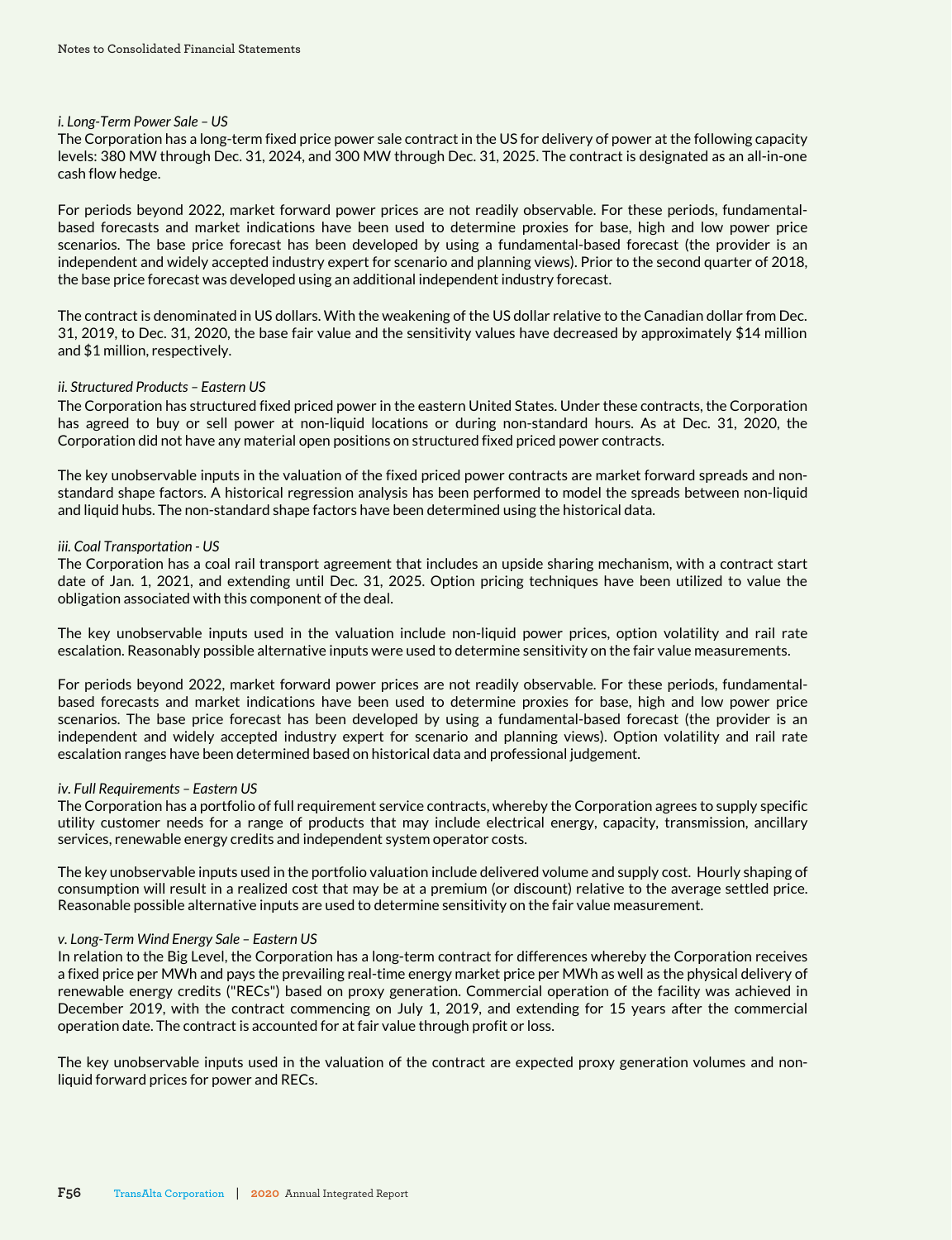*i. Long-Term Power Sale – US*

The Corporation has a long-term fixed price power sale contract in the US for delivery of power at the following capacity levels: 380 MW through Dec. 31, 2024, and 300 MW through Dec. 31, 2025. The contract is designated as an all-in-one cash flow hedge.

For periods beyond 2022, market forward power prices are not readily observable. For these periods, fundamental-based forecasts and market indications have been used to determine proxies for base, high and low power price scenarios. The base price forecast has been developed by using a fundamental-based forecast (the provider is an independent and widely accepted industry expert for scenario and planning views). Prior to the second quarter of 2018, the base price forecast was developed using an additional independent industry forecast.

The contract is denominated in US dollars. With the weakening of the US dollar relative to the Canadian dollar from Dec. 31, 2019, to Dec. 31, 2020, the base fair value and the sensitivity values have decreased by approximately $14 million and $1 million, respectively.

*ii. Structured Products – Eastern US*

The Corporation has structured fixed priced power in the eastern United States. Under these contracts, the Corporation has agreed to buy or sell power at non-liquid locations or during non-standard hours. As at Dec. 31, 2020, the Corporation did not have any material open positions on structured fixed priced power contracts.

The key unobservable inputs in the valuation of the fixed priced power contracts are market forward spreads and non-standard shape factors. A historical regression analysis has been performed to model the spreads between non-liquid and liquid hubs. The non-standard shape factors have been determined using the historical data.

*iii. Coal Transportation - US*

The Corporation has a coal rail transport agreement that includes an upside sharing mechanism, with a contract start date of Jan. 1, 2021, and extending until Dec. 31, 2025. Option pricing techniques have been utilized to value the obligation associated with this component of the deal.

The key unobservable inputs used in the valuation include non-liquid power prices, option volatility and rail rate escalation. Reasonably possible alternative inputs were used to determine sensitivity on the fair value measurements.

For periods beyond 2022, market forward power prices are not readily observable. For these periods, fundamental-based forecasts and market indications have been used to determine proxies for base, high and low power price scenarios. The base price forecast has been developed by using a fundamental-based forecast (the provider is an independent and widely accepted industry expert for scenario and planning views). Option volatility and rail rate escalation ranges have been determined based on historical data and professional judgement.

*iv. Full Requirements – Eastern US*

The Corporation has a portfolio of full requirement service contracts, whereby the Corporation agrees to supply specific utility customer needs for a range of products that may include electrical energy, capacity, transmission, ancillary services, renewable energy credits and independent system operator costs.

The key unobservable inputs used in the portfolio valuation include delivered volume and supply cost. Hourly shaping of consumption will result in a realized cost that may be at a premium (or discount) relative to the average settled price. Reasonable possible alternative inputs are used to determine sensitivity on the fair value measurement.

*v. Long-Term Wind Energy Sale – Eastern US*

In relation to the Big Level, the Corporation has a long-term contract for differences whereby the Corporation receives a fixed price per MWh and pays the prevailing real-time energy market price per MWh as well as the physical delivery of renewable energy credits ("RECs") based on proxy generation. Commercial operation of the facility was achieved in December 2019, with the contract commencing on July 1, 2019, and extending for 15 years after the commercial operation date. The contract is accounted for at fair value through profit or loss.

The key unobservable inputs used in the valuation of the contract are expected proxy generation volumes and non-liquid forward prices for power and RECs.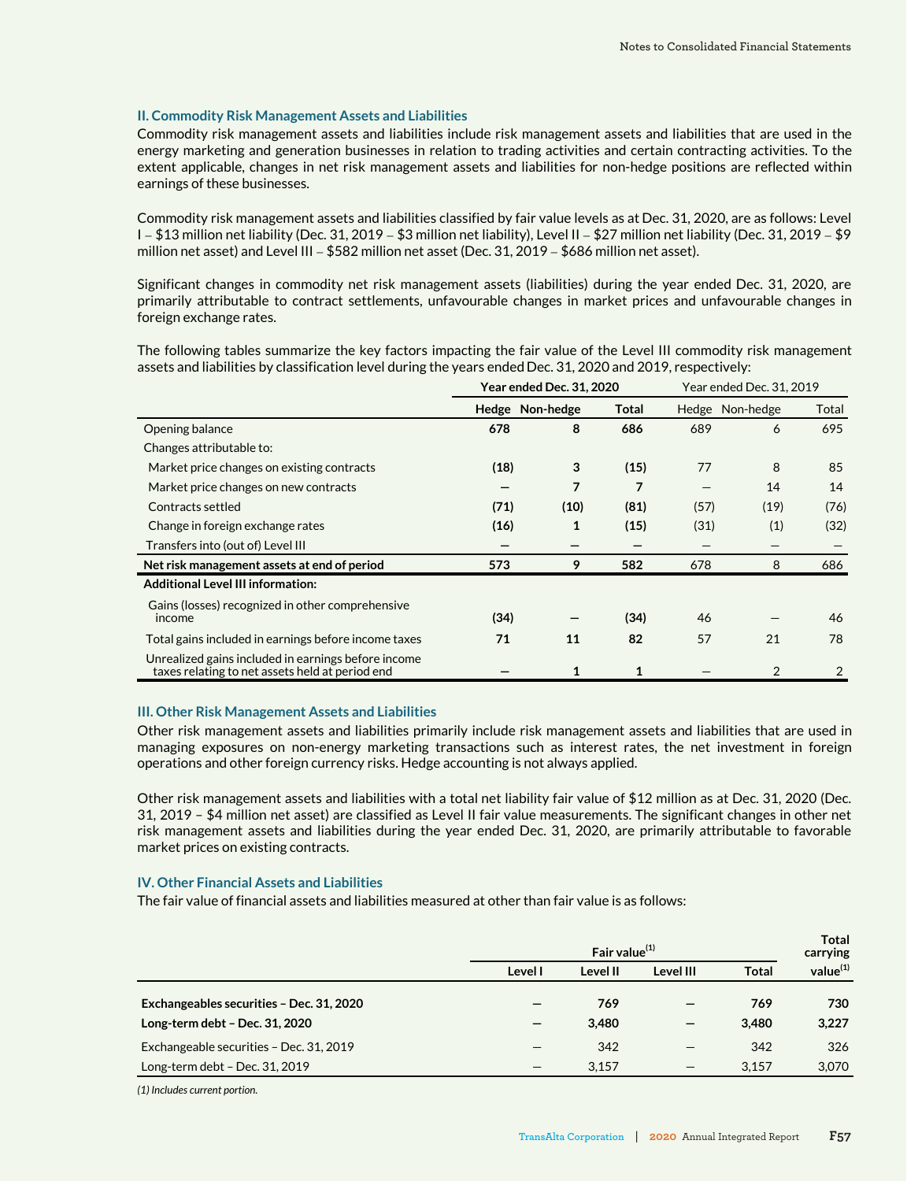## II. Commodity Risk Management Assets and Liabilities

Commodity risk management assets and liabilities include risk management assets and liabilities that are used in the energy marketing and generation businesses in relation to trading activities and certain contracting activities. To the extent applicable, changes in net risk management assets and liabilities for non-hedge positions are reflected within earnings of these businesses.

Commodity risk management assets and liabilities classified by fair value levels as at Dec. 31, 2020, are as follows: Level I – $13 million net liability (Dec. 31, 2019 – $3 million net liability), Level II – $27 million net liability (Dec. 31, 2019 – $9 million net asset) and Level III – $582 million net asset (Dec. 31, 2019 – $686 million net asset).

Significant changes in commodity net risk management assets (liabilities) during the year ended Dec. 31, 2020, are primarily attributable to contract settlements, unfavourable changes in market prices and unfavourable changes in foreign exchange rates.

The following tables summarize the key factors impacting the fair value of the Level III commodity risk management assets and liabilities by classification level during the years ended Dec. 31, 2020 and 2019, respectively:

| | **Year ended Dec. 31, 2020** | | | Year ended Dec. 31, 2019 | | |
|---|---|---|---|---|---|---|
| | **Hedge** | **Non-hedge** | **Total** | Hedge | Non-hedge | Total |
| Opening balance | **678** | **8** | **686** | 689 | 6 | 695 |
| Changes attributable to: | | | | | | |
| Market price changes on existing contracts | **(18)** | **3** | **(15)** | 77 | 8 | 85 |
| Market price changes on new contracts | **—** | **7** | **7** | — | 14 | 14 |
| Contracts settled | **(71)** | **(10)** | **(81)** | (57) | (19) | (76) |
| Change in foreign exchange rates | **(16)** | **1** | **(15)** | (31) | (1) | (32) |
| Transfers into (out of) Level III | **—** | **—** | **—** | — | — | — |
| **Net risk management assets at end of period** | **573** | **9** | **582** | 678 | 8 | 686 |
| **Additional Level III information:** | | | | | | |
| Gains (losses) recognized in other comprehensive income | **(34)** | **—** | **(34)** | 46 | — | 46 |
| Total gains included in earnings before income taxes | **71** | **11** | **82** | 57 | 21 | 78 |
| Unrealized gains included in earnings before income taxes relating to net assets held at period end | **—** | **1** | **1** | — | 2 | 2 |

## III. Other Risk Management Assets and Liabilities

Other risk management assets and liabilities primarily include risk management assets and liabilities that are used in managing exposures on non-energy marketing transactions such as interest rates, the net investment in foreign operations and other foreign currency risks. Hedge accounting is not always applied.

Other risk management assets and liabilities with a total net liability fair value of $12 million as at Dec. 31, 2020 (Dec. 31, 2019 – $4 million net asset) are classified as Level II fair value measurements. The significant changes in other net risk management assets and liabilities during the year ended Dec. 31, 2020, are primarily attributable to favorable market prices on existing contracts.

## IV. Other Financial Assets and Liabilities

The fair value of financial assets and liabilities measured at other than fair value is as follows:

| | **Fair value**(1) | | | | **Total carrying value**(1) |
|---|---|---|---|---|---|
| | **Level I** | **Level II** | **Level III** | **Total** | |
| **Exchangeables securities – Dec. 31, 2020** | **—** | **769** | **—** | **769** | **730** |
| **Long-term debt – Dec. 31, 2020** | **—** | **3,480** | **—** | **3,480** | **3,227** |
| Exchangeable securities – Dec. 31, 2019 | — | 342 | — | 342 | 326 |
| Long-term debt – Dec. 31, 2019 | — | 3,157 | — | 3,157 | 3,070 |

*(1) Includes current portion.*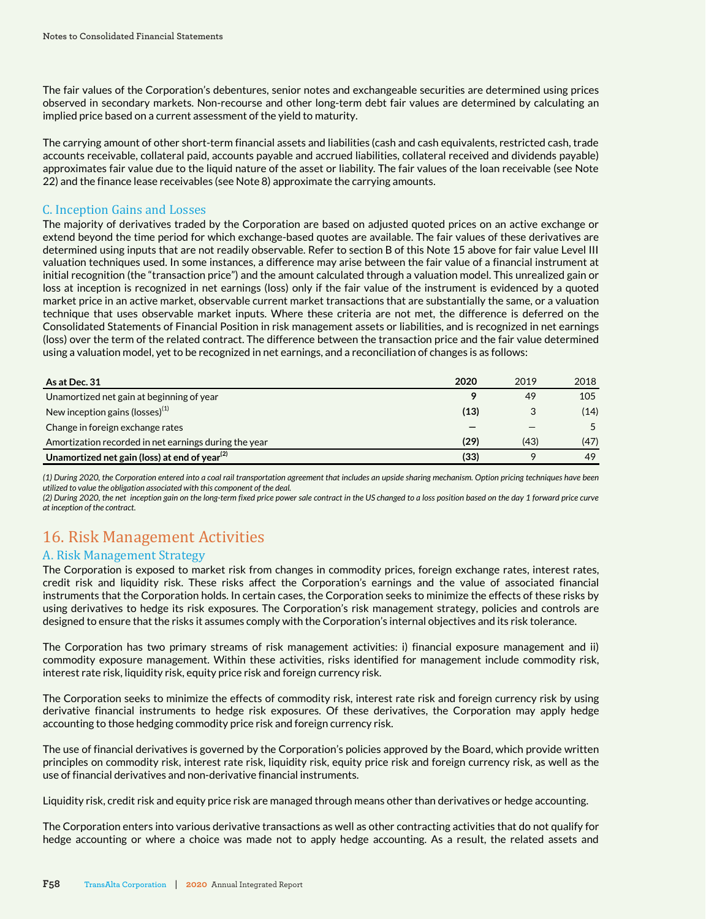The fair values of the Corporation's debentures, senior notes and exchangeable securities are determined using prices observed in secondary markets. Non-recourse and other long-term debt fair values are determined by calculating an implied price based on a current assessment of the yield to maturity.

The carrying amount of other short-term financial assets and liabilities (cash and cash equivalents, restricted cash, trade accounts receivable, collateral paid, accounts payable and accrued liabilities, collateral received and dividends payable) approximates fair value due to the liquid nature of the asset or liability. The fair values of the loan receivable (see Note 22) and the finance lease receivables (see Note 8) approximate the carrying amounts.

### C. Inception Gains and Losses

The majority of derivatives traded by the Corporation are based on adjusted quoted prices on an active exchange or extend beyond the time period for which exchange-based quotes are available. The fair values of these derivatives are determined using inputs that are not readily observable. Refer to section B of this Note 15 above for fair value Level III valuation techniques used. In some instances, a difference may arise between the fair value of a financial instrument at initial recognition (the "transaction price") and the amount calculated through a valuation model. This unrealized gain or loss at inception is recognized in net earnings (loss) only if the fair value of the instrument is evidenced by a quoted market price in an active market, observable current market transactions that are substantially the same, or a valuation technique that uses observable market inputs. Where these criteria are not met, the difference is deferred on the Consolidated Statements of Financial Position in risk management assets or liabilities, and is recognized in net earnings (loss) over the term of the related contract. The difference between the transaction price and the fair value determined using a valuation model, yet to be recognized in net earnings, and a reconciliation of changes is as follows:

| As at Dec. 31 | 2020 | 2019 | 2018 |
|---|---|---|---|
| Unamortized net gain at beginning of year | **9** | 49 | 105 |
| New inception gains (losses)[1] | **(13)** | 3 | (14) |
| Change in foreign exchange rates | **—** | — | 5 |
| Amortization recorded in net earnings during the year | **(29)** | (43) | (47) |
| **Unamortized net gain (loss) at end of year[2]** | **(33)** | 9 | 49 |

*(1) During 2020, the Corporation entered into a coal rail transportation agreement that includes an upside sharing mechanism. Option pricing techniques have been utilized to value the obligation associated with this component of the deal.*
*(2) During 2020, the net inception gain on the long-term fixed price power sale contract in the US changed to a loss position based on the day 1 forward price curve at inception of the contract.*

## 16. Risk Management Activities

### A. Risk Management Strategy

The Corporation is exposed to market risk from changes in commodity prices, foreign exchange rates, interest rates, credit risk and liquidity risk. These risks affect the Corporation's earnings and the value of associated financial instruments that the Corporation holds. In certain cases, the Corporation seeks to minimize the effects of these risks by using derivatives to hedge its risk exposures. The Corporation's risk management strategy, policies and controls are designed to ensure that the risks it assumes comply with the Corporation's internal objectives and its risk tolerance.

The Corporation has two primary streams of risk management activities: i) financial exposure management and ii) commodity exposure management. Within these activities, risks identified for management include commodity risk, interest rate risk, liquidity risk, equity price risk and foreign currency risk.

The Corporation seeks to minimize the effects of commodity risk, interest rate risk and foreign currency risk by using derivative financial instruments to hedge risk exposures. Of these derivatives, the Corporation may apply hedge accounting to those hedging commodity price risk and foreign currency risk.

The use of financial derivatives is governed by the Corporation's policies approved by the Board, which provide written principles on commodity risk, interest rate risk, liquidity risk, equity price risk and foreign currency risk, as well as the use of financial derivatives and non-derivative financial instruments.

Liquidity risk, credit risk and equity price risk are managed through means other than derivatives or hedge accounting.

The Corporation enters into various derivative transactions as well as other contracting activities that do not qualify for hedge accounting or where a choice was made not to apply hedge accounting. As a result, the related assets and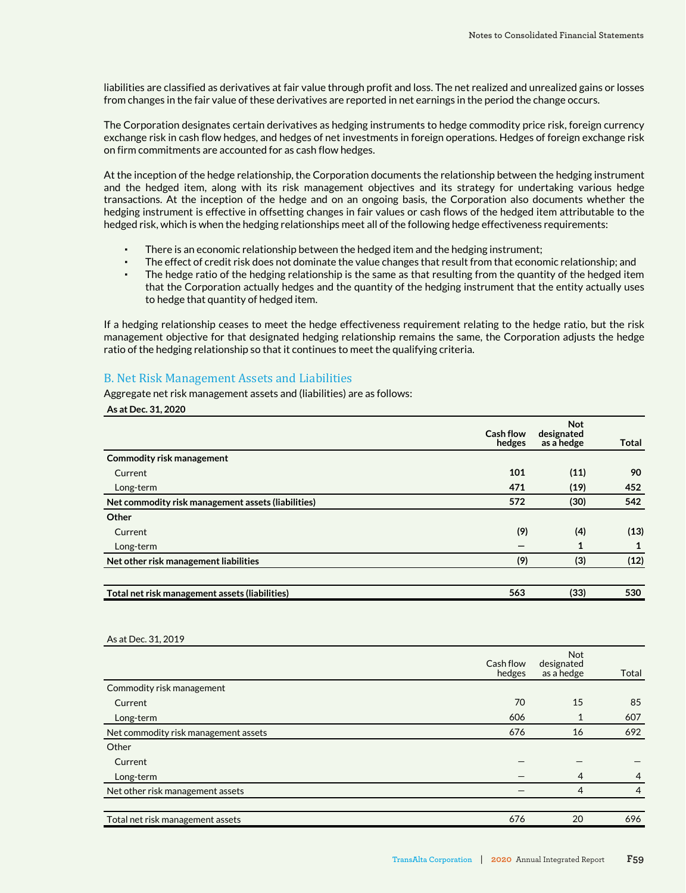liabilities are classified as derivatives at fair value through profit and loss. The net realized and unrealized gains or losses from changes in the fair value of these derivatives are reported in net earnings in the period the change occurs.

The Corporation designates certain derivatives as hedging instruments to hedge commodity price risk, foreign currency exchange risk in cash flow hedges, and hedges of net investments in foreign operations. Hedges of foreign exchange risk on firm commitments are accounted for as cash flow hedges.

At the inception of the hedge relationship, the Corporation documents the relationship between the hedging instrument and the hedged item, along with its risk management objectives and its strategy for undertaking various hedge transactions. At the inception of the hedge and on an ongoing basis, the Corporation also documents whether the hedging instrument is effective in offsetting changes in fair values or cash flows of the hedged item attributable to the hedged risk, which is when the hedging relationships meet all of the following hedge effectiveness requirements:

- There is an economic relationship between the hedged item and the hedging instrument;
- The effect of credit risk does not dominate the value changes that result from that economic relationship; and
- The hedge ratio of the hedging relationship is the same as that resulting from the quantity of the hedged item that the Corporation actually hedges and the quantity of the hedging instrument that the entity actually uses to hedge that quantity of hedged item.

If a hedging relationship ceases to meet the hedge effectiveness requirement relating to the hedge ratio, but the risk management objective for that designated hedging relationship remains the same, the Corporation adjusts the hedge ratio of the hedging relationship so that it continues to meet the qualifying criteria.

## B. Net Risk Management Assets and Liabilities

Aggregate net risk management assets and (liabilities) are as follows:

**As at Dec. 31, 2020**

| | Cash flow hedges | Not designated as a hedge | Total |
|---|---|---|---|
| **Commodity risk management** | | | |
| Current | **101** | **(11)** | **90** |
| Long-term | **471** | **(19)** | **452** |
| **Net commodity risk management assets (liabilities)** | **572** | **(30)** | **542** |
| **Other** | | | |
| Current | **(9)** | **(4)** | **(13)** |
| Long-term | **—** | **1** | **1** |
| **Net other risk management liabilities** | **(9)** | **(3)** | **(12)** |
| **Total net risk management assets (liabilities)** | **563** | **(33)** | **530** |

As at Dec. 31, 2019

| | Cash flow hedges | Not designated as a hedge | Total |
|---|---|---|---|
| Commodity risk management | | | |
| Current | 70 | 15 | 85 |
| Long-term | 606 | 1 | 607 |
| Net commodity risk management assets | 676 | 16 | 692 |
| Other | | | |
| Current | — | — | — |
| Long-term | — | 4 | 4 |
| Net other risk management assets | — | 4 | 4 |
| Total net risk management assets | 676 | 20 | 696 |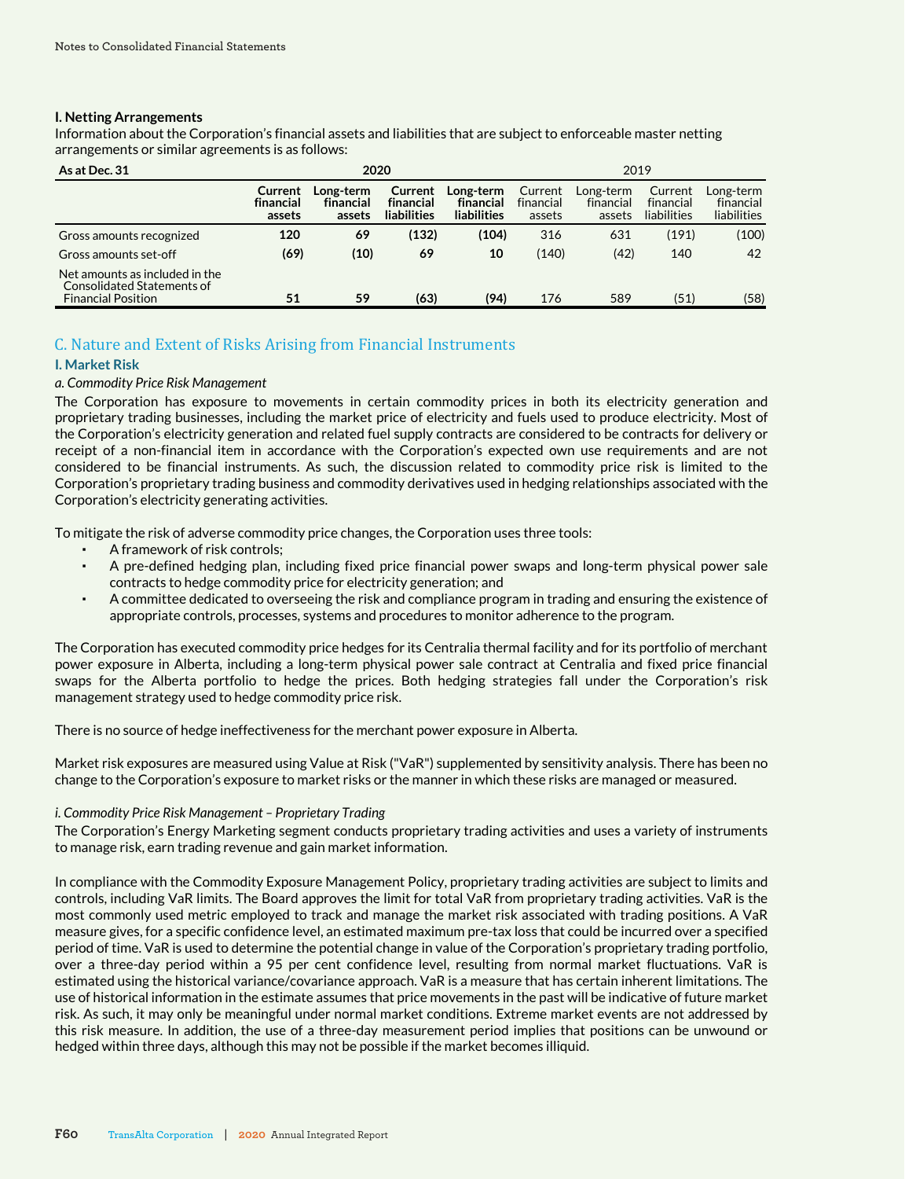### I. Netting Arrangements

Information about the Corporation's financial assets and liabilities that are subject to enforceable master netting arrangements or similar agreements is as follows:

| As at Dec. 31 | 2020 | | | | 2019 | | | |
|---|---|---|---|---|---|---|---|---|
| | **Current financial assets** | **Long-term financial assets** | **Current financial liabilities** | **Long-term financial liabilities** | Current financial assets | Long-term financial assets | Current financial liabilities | Long-term financial liabilities |
| Gross amounts recognized | **120** | **69** | **(132)** | **(104)** | 316 | 631 | (191) | (100) |
| Gross amounts set-off | **(69)** | **(10)** | **69** | **10** | (140) | (42) | 140 | 42 |
| Net amounts as included in the Consolidated Statements of Financial Position | **51** | **59** | **(63)** | **(94)** | 176 | 589 | (51) | (58) |

## C. Nature and Extent of Risks Arising from Financial Instruments

### I. Market Risk

*a. Commodity Price Risk Management*

The Corporation has exposure to movements in certain commodity prices in both its electricity generation and proprietary trading businesses, including the market price of electricity and fuels used to produce electricity. Most of the Corporation's electricity generation and related fuel supply contracts are considered to be contracts for delivery or receipt of a non-financial item in accordance with the Corporation's expected own use requirements and are not considered to be financial instruments. As such, the discussion related to commodity price risk is limited to the Corporation's proprietary trading business and commodity derivatives used in hedging relationships associated with the Corporation's electricity generating activities.

To mitigate the risk of adverse commodity price changes, the Corporation uses three tools:

- A framework of risk controls;
- A pre-defined hedging plan, including fixed price financial power swaps and long-term physical power sale contracts to hedge commodity price for electricity generation; and
- A committee dedicated to overseeing the risk and compliance program in trading and ensuring the existence of appropriate controls, processes, systems and procedures to monitor adherence to the program.

The Corporation has executed commodity price hedges for its Centralia thermal facility and for its portfolio of merchant power exposure in Alberta, including a long-term physical power sale contract at Centralia and fixed price financial swaps for the Alberta portfolio to hedge the prices. Both hedging strategies fall under the Corporation's risk management strategy used to hedge commodity price risk.

There is no source of hedge ineffectiveness for the merchant power exposure in Alberta.

Market risk exposures are measured using Value at Risk ("VaR") supplemented by sensitivity analysis. There has been no change to the Corporation's exposure to market risks or the manner in which these risks are managed or measured.

*i. Commodity Price Risk Management – Proprietary Trading*

The Corporation's Energy Marketing segment conducts proprietary trading activities and uses a variety of instruments to manage risk, earn trading revenue and gain market information.

In compliance with the Commodity Exposure Management Policy, proprietary trading activities are subject to limits and controls, including VaR limits. The Board approves the limit for total VaR from proprietary trading activities. VaR is the most commonly used metric employed to track and manage the market risk associated with trading positions. A VaR measure gives, for a specific confidence level, an estimated maximum pre-tax loss that could be incurred over a specified period of time. VaR is used to determine the potential change in value of the Corporation's proprietary trading portfolio, over a three-day period within a 95 per cent confidence level, resulting from normal market fluctuations. VaR is estimated using the historical variance/covariance approach. VaR is a measure that has certain inherent limitations. The use of historical information in the estimate assumes that price movements in the past will be indicative of future market risk. As such, it may only be meaningful under normal market conditions. Extreme market events are not addressed by this risk measure. In addition, the use of a three-day measurement period implies that positions can be unwound or hedged within three days, although this may not be possible if the market becomes illiquid.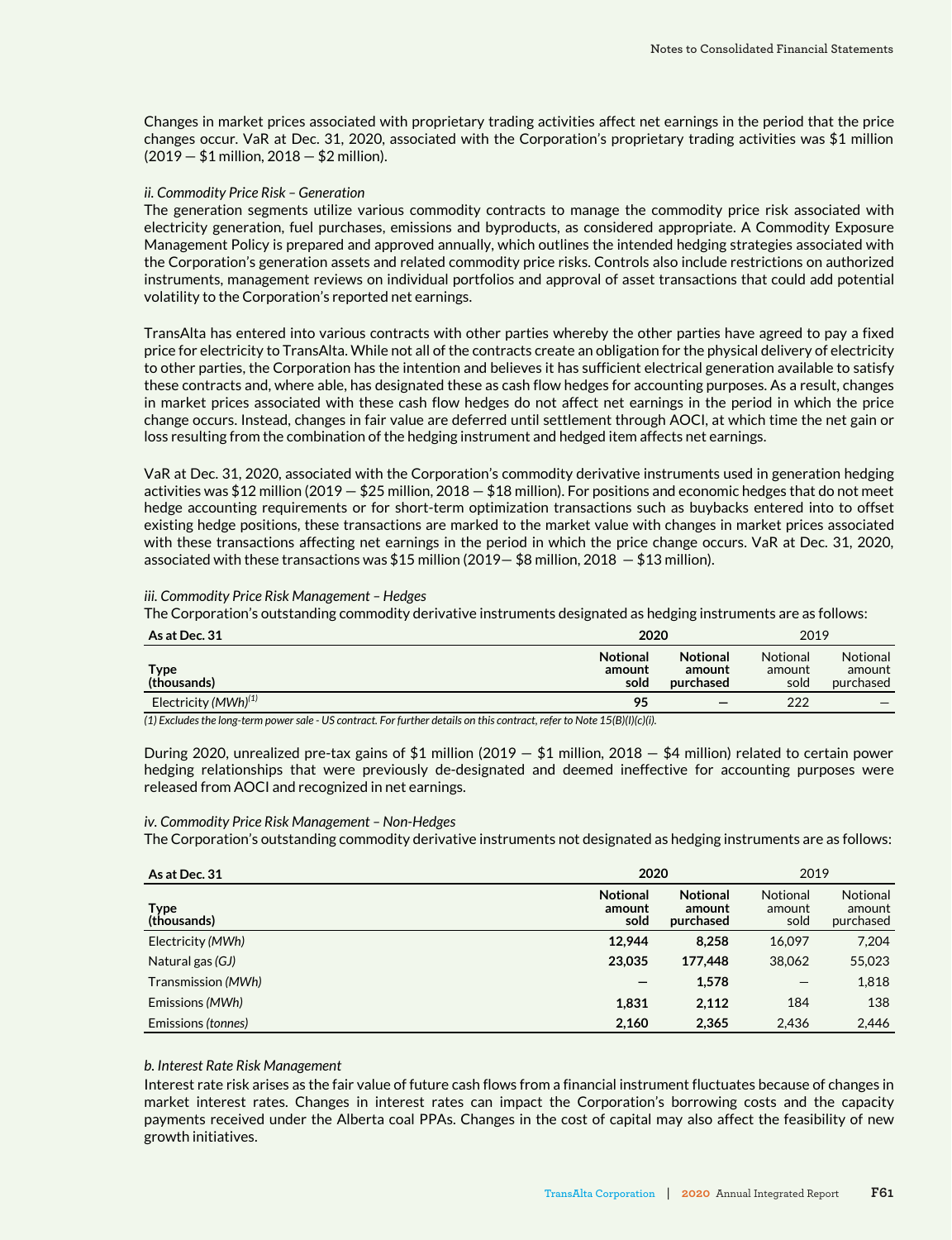Changes in market prices associated with proprietary trading activities affect net earnings in the period that the price changes occur. VaR at Dec. 31, 2020, associated with the Corporation's proprietary trading activities was $1 million (2019 — $1 million, 2018 — $2 million).

*ii. Commodity Price Risk – Generation*

The generation segments utilize various commodity contracts to manage the commodity price risk associated with electricity generation, fuel purchases, emissions and byproducts, as considered appropriate. A Commodity Exposure Management Policy is prepared and approved annually, which outlines the intended hedging strategies associated with the Corporation's generation assets and related commodity price risks. Controls also include restrictions on authorized instruments, management reviews on individual portfolios and approval of asset transactions that could add potential volatility to the Corporation's reported net earnings.

TransAlta has entered into various contracts with other parties whereby the other parties have agreed to pay a fixed price for electricity to TransAlta. While not all of the contracts create an obligation for the physical delivery of electricity to other parties, the Corporation has the intention and believes it has sufficient electrical generation available to satisfy these contracts and, where able, has designated these as cash flow hedges for accounting purposes. As a result, changes in market prices associated with these cash flow hedges do not affect net earnings in the period in which the price change occurs. Instead, changes in fair value are deferred until settlement through AOCI, at which time the net gain or loss resulting from the combination of the hedging instrument and hedged item affects net earnings.

VaR at Dec. 31, 2020, associated with the Corporation's commodity derivative instruments used in generation hedging activities was $12 million (2019 — $25 million, 2018 — $18 million). For positions and economic hedges that do not meet hedge accounting requirements or for short-term optimization transactions such as buybacks entered into to offset existing hedge positions, these transactions are marked to the market value with changes in market prices associated with these transactions affecting net earnings in the period in which the price change occurs. VaR at Dec. 31, 2020, associated with these transactions was $15 million (2019— $8 million, 2018 — $13 million).

*iii. Commodity Price Risk Management – Hedges*

The Corporation's outstanding commodity derivative instruments designated as hedging instruments are as follows:

| As at Dec. 31 | 2020 | | 2019 | |
|---|---|---|---|---|
| **Type (thousands)** | **Notional amount sold** | **Notional amount purchased** | Notional amount sold | Notional amount purchased |
| Electricity *(MWh)*[1] | **95** | **—** | 222 | — |

*(1) Excludes the long-term power sale - US contract. For further details on this contract, refer to Note 15(B)(I)(c)(i).*

During 2020, unrealized pre-tax gains of $1 million (2019 — $1 million, 2018 — $4 million) related to certain power hedging relationships that were previously de-designated and deemed ineffective for accounting purposes were released from AOCI and recognized in net earnings.

*iv. Commodity Price Risk Management – Non-Hedges*

The Corporation's outstanding commodity derivative instruments not designated as hedging instruments are as follows:

| As at Dec. 31 | 2020 | | 2019 | |
|---|---|---|---|---|
| **Type (thousands)** | **Notional amount sold** | **Notional amount purchased** | Notional amount sold | Notional amount purchased |
| Electricity *(MWh)* | **12,944** | **8,258** | 16,097 | 7,204 |
| Natural gas *(GJ)* | **23,035** | **177,448** | 38,062 | 55,023 |
| Transmission *(MWh)* | **—** | **1,578** | — | 1,818 |
| Emissions *(MWh)* | **1,831** | **2,112** | 184 | 138 |
| Emissions *(tonnes)* | **2,160** | **2,365** | 2,436 | 2,446 |

*b. Interest Rate Risk Management*

Interest rate risk arises as the fair value of future cash flows from a financial instrument fluctuates because of changes in market interest rates. Changes in interest rates can impact the Corporation's borrowing costs and the capacity payments received under the Alberta coal PPAs. Changes in the cost of capital may also affect the feasibility of new growth initiatives.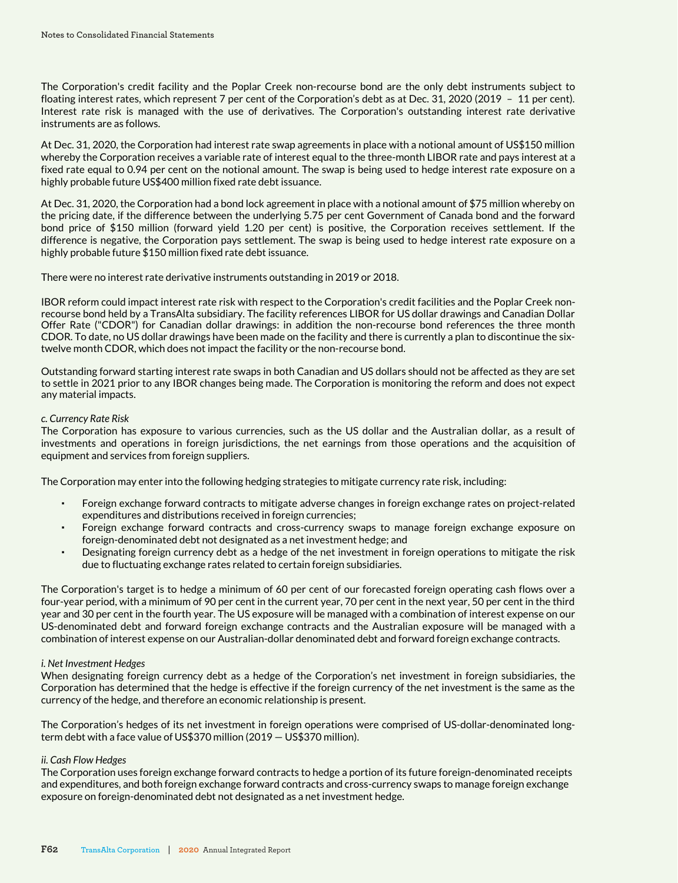The Corporation's credit facility and the Poplar Creek non-recourse bond are the only debt instruments subject to floating interest rates, which represent 7 per cent of the Corporation's debt as at Dec. 31, 2020 (2019 – 11 per cent). Interest rate risk is managed with the use of derivatives. The Corporation's outstanding interest rate derivative instruments are as follows.

At Dec. 31, 2020, the Corporation had interest rate swap agreements in place with a notional amount of US$150 million whereby the Corporation receives a variable rate of interest equal to the three-month LIBOR rate and pays interest at a fixed rate equal to 0.94 per cent on the notional amount. The swap is being used to hedge interest rate exposure on a highly probable future US$400 million fixed rate debt issuance.

At Dec. 31, 2020, the Corporation had a bond lock agreement in place with a notional amount of $75 million whereby on the pricing date, if the difference between the underlying 5.75 per cent Government of Canada bond and the forward bond price of $150 million (forward yield 1.20 per cent) is positive, the Corporation receives settlement. If the difference is negative, the Corporation pays settlement. The swap is being used to hedge interest rate exposure on a highly probable future $150 million fixed rate debt issuance.

There were no interest rate derivative instruments outstanding in 2019 or 2018.

IBOR reform could impact interest rate risk with respect to the Corporation's credit facilities and the Poplar Creek non-recourse bond held by a TransAlta subsidiary. The facility references LIBOR for US dollar drawings and Canadian Dollar Offer Rate ("CDOR") for Canadian dollar drawings: in addition the non-recourse bond references the three month CDOR. To date, no US dollar drawings have been made on the facility and there is currently a plan to discontinue the six-twelve month CDOR, which does not impact the facility or the non-recourse bond.

Outstanding forward starting interest rate swaps in both Canadian and US dollars should not be affected as they are set to settle in 2021 prior to any IBOR changes being made. The Corporation is monitoring the reform and does not expect any material impacts.

*c. Currency Rate Risk*

The Corporation has exposure to various currencies, such as the US dollar and the Australian dollar, as a result of investments and operations in foreign jurisdictions, the net earnings from those operations and the acquisition of equipment and services from foreign suppliers.

The Corporation may enter into the following hedging strategies to mitigate currency rate risk, including:

- Foreign exchange forward contracts to mitigate adverse changes in foreign exchange rates on project-related expenditures and distributions received in foreign currencies;
- Foreign exchange forward contracts and cross-currency swaps to manage foreign exchange exposure on foreign-denominated debt not designated as a net investment hedge; and
- Designating foreign currency debt as a hedge of the net investment in foreign operations to mitigate the risk due to fluctuating exchange rates related to certain foreign subsidiaries.

The Corporation's target is to hedge a minimum of 60 per cent of our forecasted foreign operating cash flows over a four-year period, with a minimum of 90 per cent in the current year, 70 per cent in the next year, 50 per cent in the third year and 30 per cent in the fourth year. The US exposure will be managed with a combination of interest expense on our US-denominated debt and forward foreign exchange contracts and the Australian exposure will be managed with a combination of interest expense on our Australian-dollar denominated debt and forward foreign exchange contracts.

*i. Net Investment Hedges*

When designating foreign currency debt as a hedge of the Corporation's net investment in foreign subsidiaries, the Corporation has determined that the hedge is effective if the foreign currency of the net investment is the same as the currency of the hedge, and therefore an economic relationship is present.

The Corporation's hedges of its net investment in foreign operations were comprised of US-dollar-denominated long-term debt with a face value of US$370 million (2019 — US$370 million).

*ii. Cash Flow Hedges*

The Corporation uses foreign exchange forward contracts to hedge a portion of its future foreign-denominated receipts and expenditures, and both foreign exchange forward contracts and cross-currency swaps to manage foreign exchange exposure on foreign-denominated debt not designated as a net investment hedge.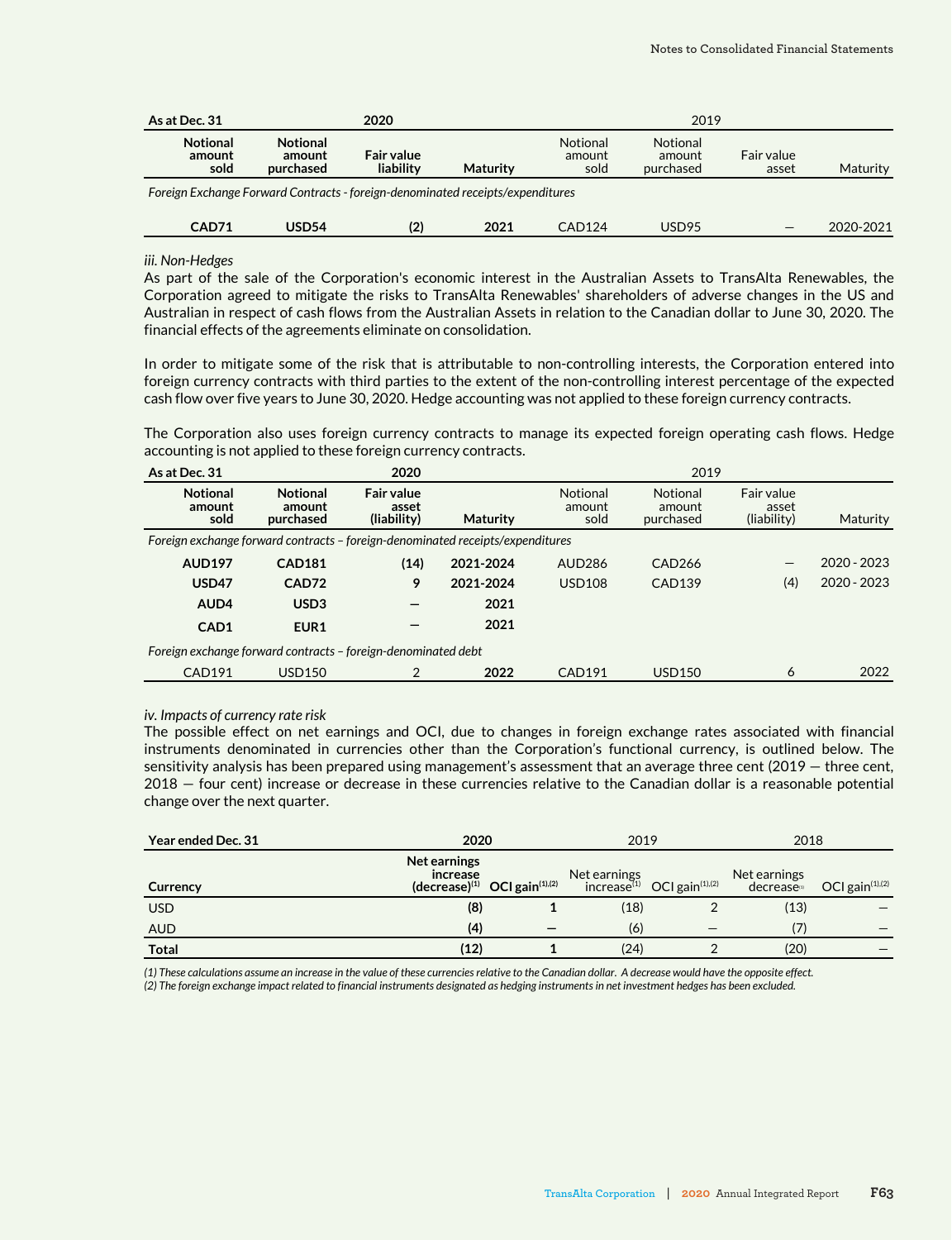| As at Dec. 31 | 2020 | | | 2019 | | | |
|---|---|---|---|---|---|---|---|
| **Notional amount sold** | **Notional amount purchased** | **Fair value liability** | **Maturity** | Notional amount sold | Notional amount purchased | Fair value asset | Maturity |
| *Foreign Exchange Forward Contracts - foreign-denominated receipts/expenditures* | | | | | | | |
| **CAD71** | **USD54** | **(2)** | **2021** | CAD124 | USD95 | — | 2020-2021 |

*iii. Non-Hedges*

As part of the sale of the Corporation's economic interest in the Australian Assets to TransAlta Renewables, the Corporation agreed to mitigate the risks to TransAlta Renewables' shareholders of adverse changes in the US and Australian in respect of cash flows from the Australian Assets in relation to the Canadian dollar to June 30, 2020. The financial effects of the agreements eliminate on consolidation.

In order to mitigate some of the risk that is attributable to non-controlling interests, the Corporation entered into foreign currency contracts with third parties to the extent of the non-controlling interest percentage of the expected cash flow over five years to June 30, 2020. Hedge accounting was not applied to these foreign currency contracts.

The Corporation also uses foreign currency contracts to manage its expected foreign operating cash flows. Hedge accounting is not applied to these foreign currency contracts.

| As at Dec. 31 | 2020 | | | 2019 | | | |
|---|---|---|---|---|---|---|---|
| **Notional amount sold** | **Notional amount purchased** | **Fair value asset (liability)** | **Maturity** | Notional amount sold | Notional amount purchased | Fair value asset (liability) | Maturity |
| *Foreign exchange forward contracts – foreign-denominated receipts/expenditures* | | | | | | | |
| **AUD197** | **CAD181** | **(14)** | **2021-2024** | AUD286 | CAD266 | — | 2020 - 2023 |
| **USD47** | **CAD72** | **9** | **2021-2024** | USD108 | CAD139 | (4) | 2020 - 2023 |
| **AUD4** | **USD3** | **—** | **2021** | | | | |
| **CAD1** | **EUR1** | **—** | **2021** | | | | |
| *Foreign exchange forward contracts – foreign-denominated debt* | | | | | | | |
| CAD191 | USD150 | 2 | **2022** | CAD191 | USD150 | 6 | 2022 |

*iv. Impacts of currency rate risk*

The possible effect on net earnings and OCI, due to changes in foreign exchange rates associated with financial instruments denominated in currencies other than the Corporation's functional currency, is outlined below. The sensitivity analysis has been prepared using management's assessment that an average three cent (2019 — three cent, 2018 — four cent) increase or decrease in these currencies relative to the Canadian dollar is a reasonable potential change over the next quarter.

| Year ended Dec. 31 | 2020 | | 2019 | | 2018 | |
|---|---|---|---|---|---|---|
| **Currency** | **Net earnings increase (decrease)[1]** | **OCI gain[1,2]** | Net earnings increase[1] | OCI gain[1,2] | Net earnings decrease[1] | OCI gain[1,2] |
| USD | **(8)** | **1** | (18) | 2 | (13) | — |
| AUD | **(4)** | **—** | (6) | — | (7) | — |
| **Total** | **(12)** | **1** | (24) | 2 | (20) | — |

*(1) These calculations assume an increase in the value of these currencies relative to the Canadian dollar. A decrease would have the opposite effect.*
*(2) The foreign exchange impact related to financial instruments designated as hedging instruments in net investment hedges has been excluded.*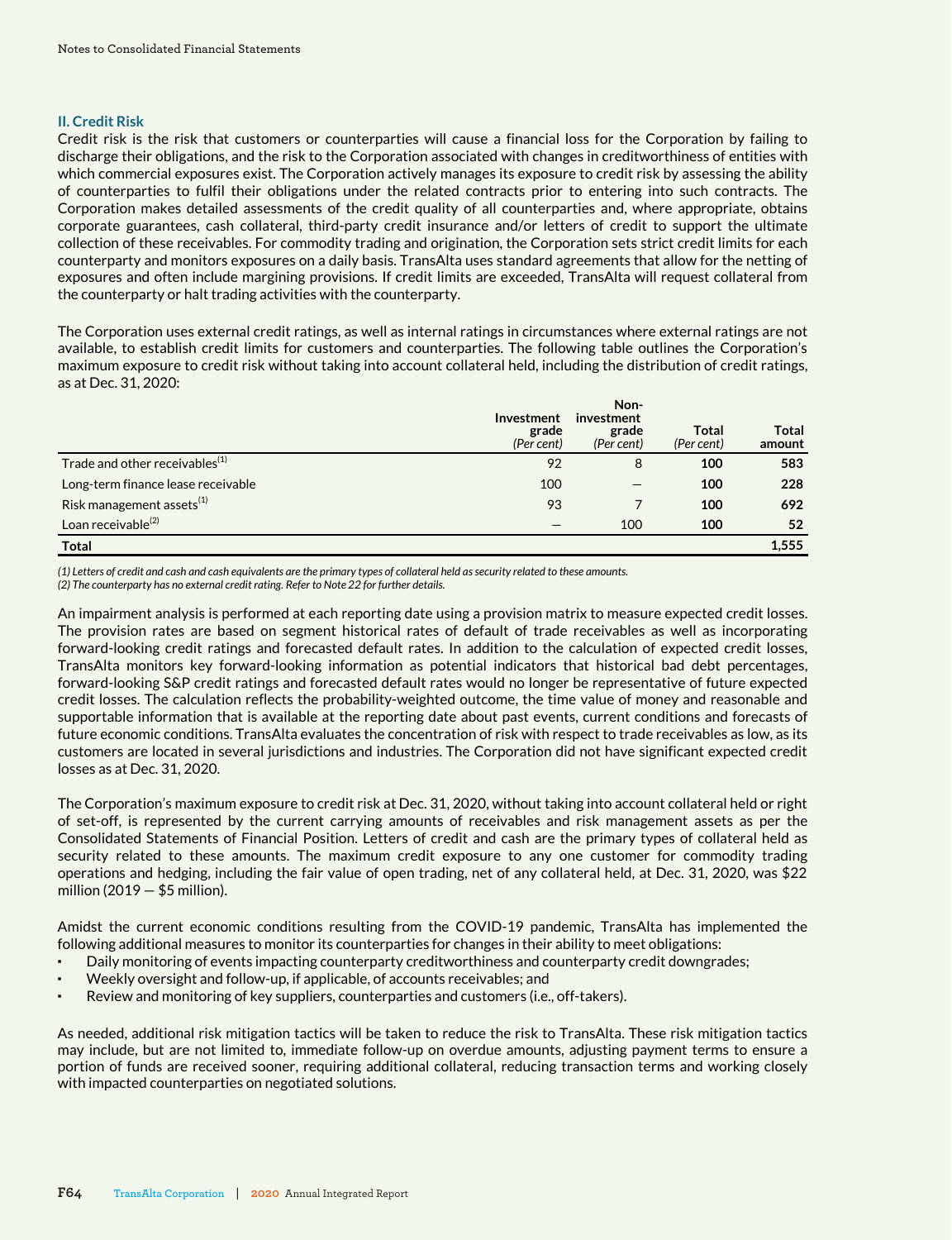### II. Credit Risk

Credit risk is the risk that customers or counterparties will cause a financial loss for the Corporation by failing to discharge their obligations, and the risk to the Corporation associated with changes in creditworthiness of entities with which commercial exposures exist. The Corporation actively manages its exposure to credit risk by assessing the ability of counterparties to fulfil their obligations under the related contracts prior to entering into such contracts. The Corporation makes detailed assessments of the credit quality of all counterparties and, where appropriate, obtains corporate guarantees, cash collateral, third-party credit insurance and/or letters of credit to support the ultimate collection of these receivables. For commodity trading and origination, the Corporation sets strict credit limits for each counterparty and monitors exposures on a daily basis. TransAlta uses standard agreements that allow for the netting of exposures and often include margining provisions. If credit limits are exceeded, TransAlta will request collateral from the counterparty or halt trading activities with the counterparty.

The Corporation uses external credit ratings, as well as internal ratings in circumstances where external ratings are not available, to establish credit limits for customers and counterparties. The following table outlines the Corporation's maximum exposure to credit risk without taking into account collateral held, including the distribution of credit ratings, as at Dec. 31, 2020:

| | Investment grade *(Per cent)* | Non-investment grade *(Per cent)* | Total *(Per cent)* | Total amount |
|---|---|---|---|---|
| Trade and other receivables[(1)] | 92 | 8 | **100** | **583** |
| Long-term finance lease receivable | 100 | — | **100** | **228** |
| Risk management assets[(1)] | 93 | 7 | **100** | **692** |
| Loan receivable[(2)] | — | 100 | **100** | **52** |
| **Total** | | | | **1,555** |

*(1) Letters of credit and cash and cash equivalents are the primary types of collateral held as security related to these amounts.*
*(2) The counterparty has no external credit rating. Refer to Note 22 for further details.*

An impairment analysis is performed at each reporting date using a provision matrix to measure expected credit losses. The provision rates are based on segment historical rates of default of trade receivables as well as incorporating forward-looking credit ratings and forecasted default rates. In addition to the calculation of expected credit losses, TransAlta monitors key forward-looking information as potential indicators that historical bad debt percentages, forward-looking S&P credit ratings and forecasted default rates would no longer be representative of future expected credit losses. The calculation reflects the probability-weighted outcome, the time value of money and reasonable and supportable information that is available at the reporting date about past events, current conditions and forecasts of future economic conditions. TransAlta evaluates the concentration of risk with respect to trade receivables as low, as its customers are located in several jurisdictions and industries. The Corporation did not have significant expected credit losses as at Dec. 31, 2020.

The Corporation's maximum exposure to credit risk at Dec. 31, 2020, without taking into account collateral held or right of set-off, is represented by the current carrying amounts of receivables and risk management assets as per the Consolidated Statements of Financial Position. Letters of credit and cash are the primary types of collateral held as security related to these amounts. The maximum credit exposure to any one customer for commodity trading operations and hedging, including the fair value of open trading, net of any collateral held, at Dec. 31, 2020, was $22 million (2019 — $5 million).

Amidst the current economic conditions resulting from the COVID-19 pandemic, TransAlta has implemented the following additional measures to monitor its counterparties for changes in their ability to meet obligations:

- Daily monitoring of events impacting counterparty creditworthiness and counterparty credit downgrades;
- Weekly oversight and follow-up, if applicable, of accounts receivables; and
- Review and monitoring of key suppliers, counterparties and customers (i.e., off-takers).

As needed, additional risk mitigation tactics will be taken to reduce the risk to TransAlta. These risk mitigation tactics may include, but are not limited to, immediate follow-up on overdue amounts, adjusting payment terms to ensure a portion of funds are received sooner, requiring additional collateral, reducing transaction terms and working closely with impacted counterparties on negotiated solutions.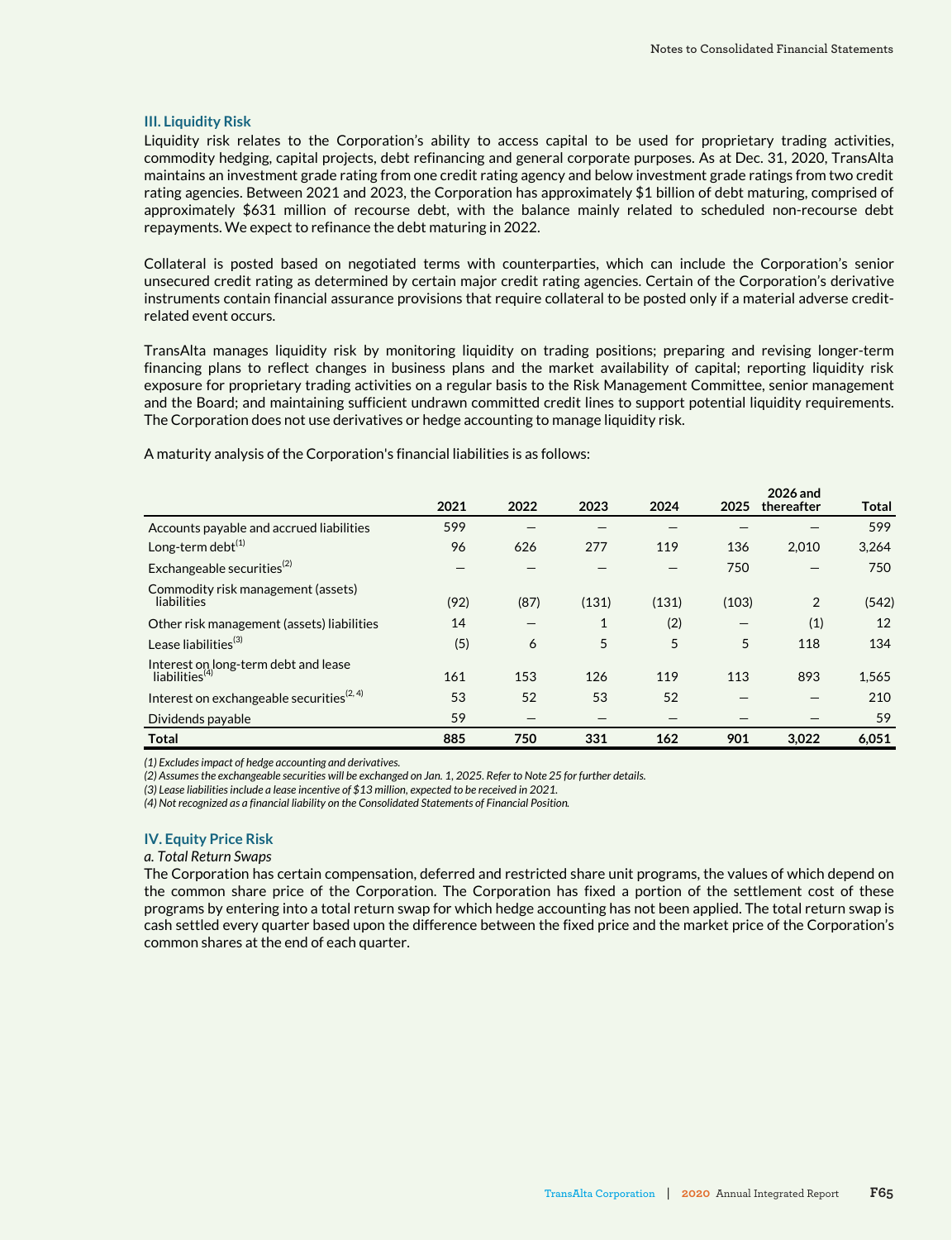### III. Liquidity Risk

Liquidity risk relates to the Corporation's ability to access capital to be used for proprietary trading activities, commodity hedging, capital projects, debt refinancing and general corporate purposes. As at Dec. 31, 2020, TransAlta maintains an investment grade rating from one credit rating agency and below investment grade ratings from two credit rating agencies. Between 2021 and 2023, the Corporation has approximately $1 billion of debt maturing, comprised of approximately $631 million of recourse debt, with the balance mainly related to scheduled non-recourse debt repayments. We expect to refinance the debt maturing in 2022.

Collateral is posted based on negotiated terms with counterparties, which can include the Corporation's senior unsecured credit rating as determined by certain major credit rating agencies. Certain of the Corporation's derivative instruments contain financial assurance provisions that require collateral to be posted only if a material adverse credit-related event occurs.

TransAlta manages liquidity risk by monitoring liquidity on trading positions; preparing and revising longer-term financing plans to reflect changes in business plans and the market availability of capital; reporting liquidity risk exposure for proprietary trading activities on a regular basis to the Risk Management Committee, senior management and the Board; and maintaining sufficient undrawn committed credit lines to support potential liquidity requirements. The Corporation does not use derivatives or hedge accounting to manage liquidity risk.

A maturity analysis of the Corporation's financial liabilities is as follows:

| | 2021 | 2022 | 2023 | 2024 | 2025 | 2026 and thereafter | Total |
|---|---|---|---|---|---|---|---|
| Accounts payable and accrued liabilities | 599 | — | — | — | — | — | 599 |
| Long-term debt[1] | 96 | 626 | 277 | 119 | 136 | 2,010 | 3,264 |
| Exchangeable securities[2] | — | — | — | — | 750 | — | 750 |
| Commodity risk management (assets) liabilities | (92) | (87) | (131) | (131) | (103) | 2 | (542) |
| Other risk management (assets) liabilities | 14 | — | 1 | (2) | — | (1) | 12 |
| Lease liabilities[3] | (5) | 6 | 5 | 5 | 5 | 118 | 134 |
| Interest on long-term debt and lease liabilities[4] | 161 | 153 | 126 | 119 | 113 | 893 | 1,565 |
| Interest on exchangeable securities[2, 4] | 53 | 52 | 53 | 52 | — | — | 210 |
| Dividends payable | 59 | — | — | — | — | — | 59 |
| **Total** | **885** | **750** | **331** | **162** | **901** | **3,022** | **6,051** |

*(1) Excludes impact of hedge accounting and derivatives.*
*(2) Assumes the exchangeable securities will be exchanged on Jan. 1, 2025. Refer to Note 25 for further details.*
*(3) Lease liabilities include a lease incentive of $13 million, expected to be received in 2021.*
*(4) Not recognized as a financial liability on the Consolidated Statements of Financial Position.*

### IV. Equity Price Risk

*a. Total Return Swaps*

The Corporation has certain compensation, deferred and restricted share unit programs, the values of which depend on the common share price of the Corporation. The Corporation has fixed a portion of the settlement cost of these programs by entering into a total return swap for which hedge accounting has not been applied. The total return swap is cash settled every quarter based upon the difference between the fixed price and the market price of the Corporation's common shares at the end of each quarter.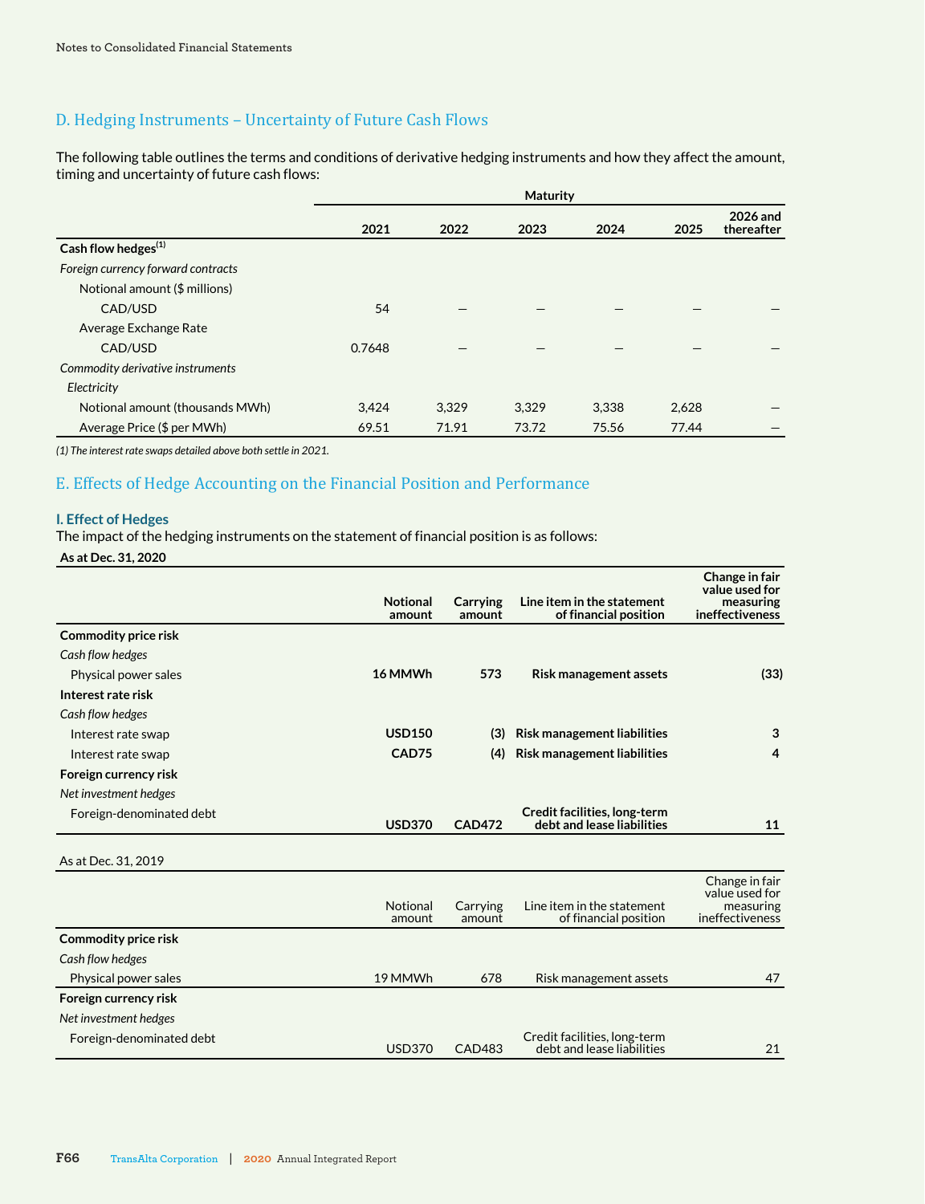## D. Hedging Instruments – Uncertainty of Future Cash Flows

The following table outlines the terms and conditions of derivative hedging instruments and how they affect the amount, timing and uncertainty of future cash flows:

| | Maturity | | | | | |
|---|---|---|---|---|---|---|
| | 2021 | 2022 | 2023 | 2024 | 2025 | 2026 and thereafter |
| **Cash flow hedges**[1] | | | | | | |
| *Foreign currency forward contracts* | | | | | | |
| Notional amount ($ millions) | | | | | | |
| CAD/USD | 54 | — | — | — | — | — |
| Average Exchange Rate | | | | | | |
| CAD/USD | 0.7648 | — | — | — | — | — |
| *Commodity derivative instruments* | | | | | | |
| *Electricity* | | | | | | |
| Notional amount (thousands MWh) | 3,424 | 3,329 | 3,329 | 3,338 | 2,628 | — |
| Average Price ($ per MWh) | 69.51 | 71.91 | 73.72 | 75.56 | 77.44 | — |

*(1) The interest rate swaps detailed above both settle in 2021.*

## E. Effects of Hedge Accounting on the Financial Position and Performance

### I. Effect of Hedges

The impact of the hedging instruments on the statement of financial position is as follows:

**As at Dec. 31, 2020**

| | Notional amount | Carrying amount | Line item in the statement of financial position | Change in fair value used for measuring ineffectiveness |
|---|---|---|---|---|
| **Commodity price risk** | | | | |
| *Cash flow hedges* | | | | |
| Physical power sales | **16 MMWh** | **573** | **Risk management assets** | **(33)** |
| **Interest rate risk** | | | | |
| *Cash flow hedges* | | | | |
| Interest rate swap | **USD150** | **(3)** | **Risk management liabilities** | **3** |
| Interest rate swap | **CAD75** | **(4)** | **Risk management liabilities** | **4** |
| **Foreign currency risk** | | | | |
| *Net investment hedges* | | | | |
| Foreign-denominated debt | **USD370** | **CAD472** | **Credit facilities, long-term debt and lease liabilities** | **11** |

As at Dec. 31, 2019

| | Notional amount | Carrying amount | Line item in the statement of financial position | Change in fair value used for measuring ineffectiveness |
|---|---|---|---|---|
| **Commodity price risk** | | | | |
| *Cash flow hedges* | | | | |
| Physical power sales | 19 MMWh | 678 | Risk management assets | 47 |
| **Foreign currency risk** | | | | |
| *Net investment hedges* | | | | |
| Foreign-denominated debt | USD370 | CAD483 | Credit facilities, long-term debt and lease liabilities | 21 |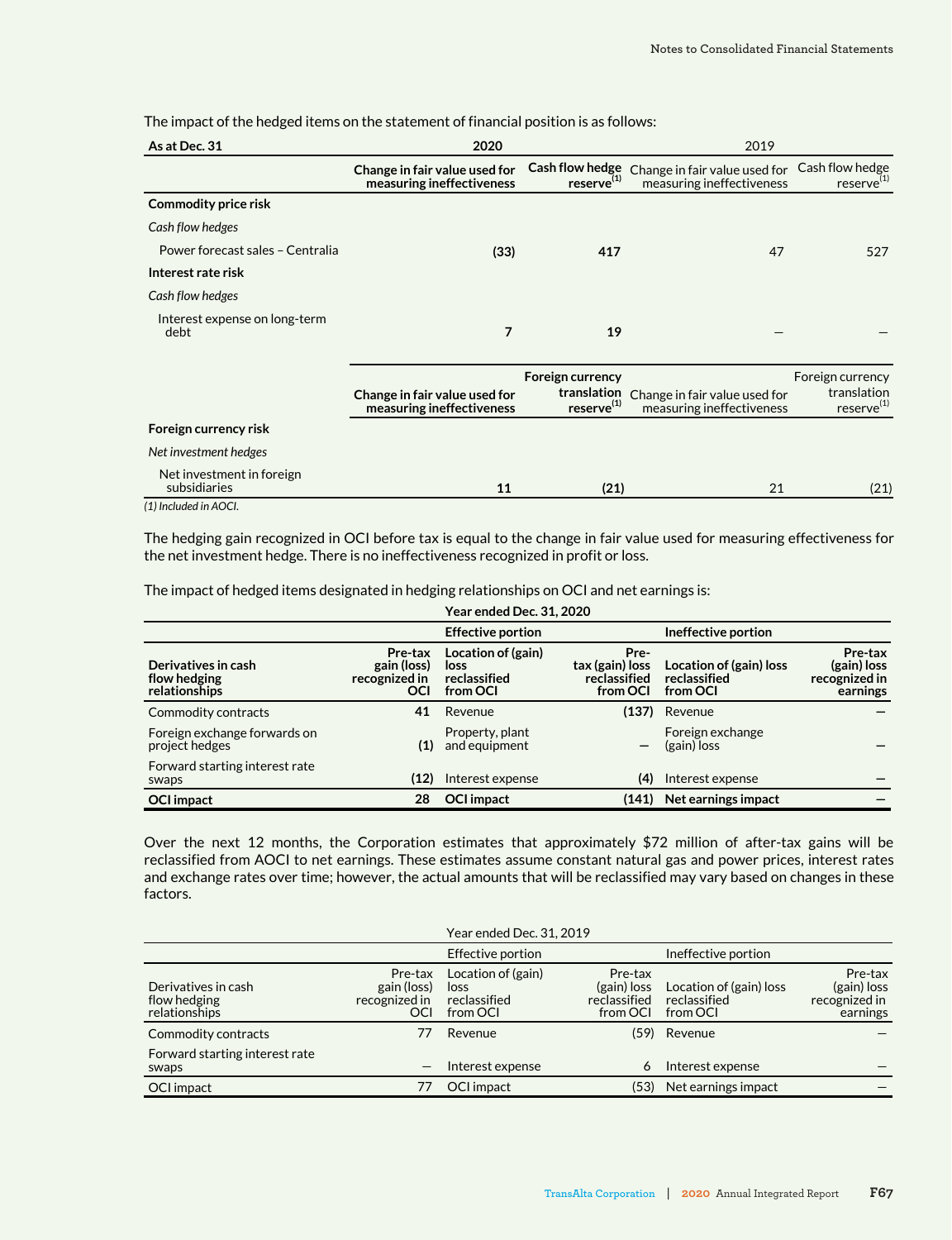The impact of the hedged items on the statement of financial position is as follows:

| As at Dec. 31 | 2020 | | 2019 | |
|---|---|---|---|---|
| | **Change in fair value used for measuring ineffectiveness** | **Cash flow hedge reserve[(1)]** | Change in fair value used for measuring ineffectiveness | Cash flow hedge reserve[(1)] |
| **Commodity price risk** | | | | |
| *Cash flow hedges* | | | | |
| Power forecast sales – Centralia | **(33)** | **417** | 47 | 527 |
| **Interest rate risk** | | | | |
| *Cash flow hedges* | | | | |
| Interest expense on long-term debt | **7** | **19** | — | — |
| | **Change in fair value used for measuring ineffectiveness** | **Foreign currency translation reserve[(1)]** | Change in fair value used for measuring ineffectiveness | Foreign currency translation reserve[(1)] |
| **Foreign currency risk** | | | | |
| *Net investment hedges* | | | | |
| Net investment in foreign subsidiaries | **11** | **(21)** | 21 | (21) |

*(1) Included in AOCI.*

The hedging gain recognized in OCI before tax is equal to the change in fair value used for measuring effectiveness for the net investment hedge. There is no ineffectiveness recognized in profit or loss.

The impact of hedged items designated in hedging relationships on OCI and net earnings is:

| | | **Year ended Dec. 31, 2020** | | | |
|---|---|---|---|---|---|
| | | **Effective portion** | | **Ineffective portion** | |
| **Derivatives in cash flow hedging relationships** | **Pre-tax gain (loss) recognized in OCI** | **Location of (gain) loss reclassified from OCI** | **Pre-tax (gain) loss reclassified from OCI** | **Location of (gain) loss reclassified from OCI** | **Pre-tax (gain) loss recognized in earnings** |
| Commodity contracts | **41** | Revenue | **(137)** | Revenue | **—** |
| Foreign exchange forwards on project hedges | **(1)** | Property, plant and equipment | **—** | Foreign exchange (gain) loss | **—** |
| Forward starting interest rate swaps | **(12)** | Interest expense | **(4)** | Interest expense | **—** |
| **OCI impact** | **28** | **OCI impact** | **(141)** | **Net earnings impact** | **—** |

Over the next 12 months, the Corporation estimates that approximately $72 million of after-tax gains will be reclassified from AOCI to net earnings. These estimates assume constant natural gas and power prices, interest rates and exchange rates over time; however, the actual amounts that will be reclassified may vary based on changes in these factors.

| | | Year ended Dec. 31, 2019 | | | |
|---|---|---|---|---|---|
| | | Effective portion | | Ineffective portion | |
| Derivatives in cash flow hedging relationships | Pre-tax gain (loss) recognized in OCI | Location of (gain) loss reclassified from OCI | Pre-tax (gain) loss reclassified from OCI | Location of (gain) loss reclassified from OCI | Pre-tax (gain) loss recognized in earnings |
| Commodity contracts | 77 | Revenue | (59) | Revenue | — |
| Forward starting interest rate swaps | — | Interest expense | 6 | Interest expense | — |
| OCI impact | 77 | OCI impact | (53) | Net earnings impact | — |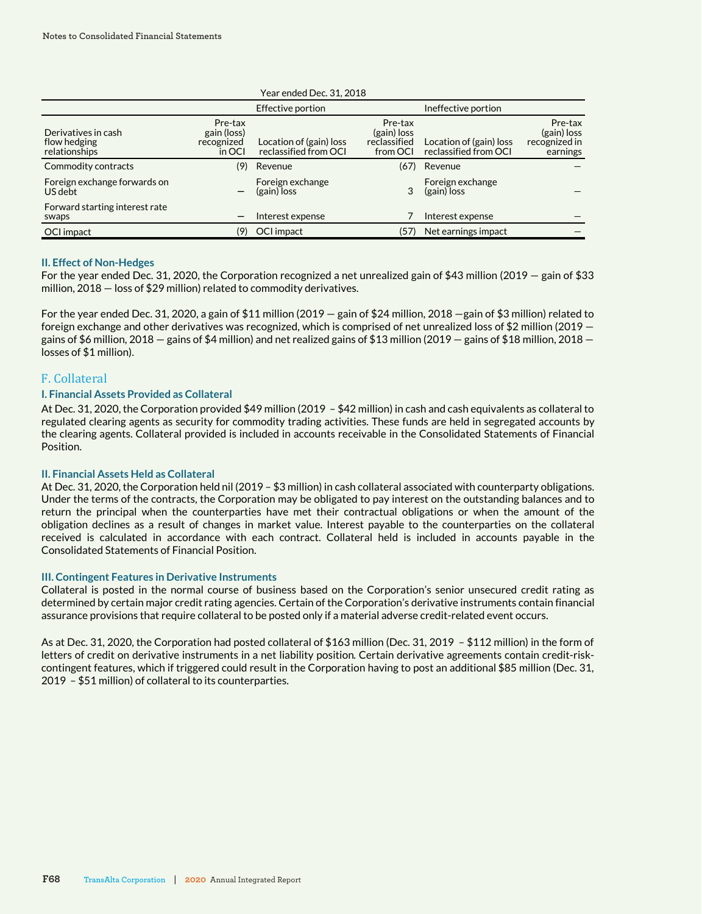| Year ended Dec. 31, 2018 | | | | | |
|---|---|---|---|---|---|
| | Effective portion | | | Ineffective portion | |
| Derivatives in cash flow hedging relationships | Pre-tax gain (loss) recognized in OCI | Location of (gain) loss reclassified from OCI | Pre-tax (gain) loss reclassified from OCI | Location of (gain) loss reclassified from OCI | Pre-tax (gain) loss recognized in earnings |
| Commodity contracts | (9) | Revenue | (67) | Revenue | — |
| Foreign exchange forwards on US debt | — | Foreign exchange (gain) loss | 3 | Foreign exchange (gain) loss | — |
| Forward starting interest rate swaps | — | Interest expense | 7 | Interest expense | — |
| OCI impact | (9) | OCI impact | (57) | Net earnings impact | — |

### II. Effect of Non-Hedges

For the year ended Dec. 31, 2020, the Corporation recognized a net unrealized gain of $43 million (2019 — gain of $33 million, 2018 — loss of $29 million) related to commodity derivatives.

For the year ended Dec. 31, 2020, a gain of $11 million (2019 — gain of $24 million, 2018 —gain of $3 million) related to foreign exchange and other derivatives was recognized, which is comprised of net unrealized loss of $2 million (2019 — gains of $6 million, 2018 — gains of $4 million) and net realized gains of $13 million (2019 — gains of $18 million, 2018 — losses of $1 million).

## F. Collateral

### I. Financial Assets Provided as Collateral

At Dec. 31, 2020, the Corporation provided $49 million (2019 – $42 million) in cash and cash equivalents as collateral to regulated clearing agents as security for commodity trading activities. These funds are held in segregated accounts by the clearing agents. Collateral provided is included in accounts receivable in the Consolidated Statements of Financial Position.

### II. Financial Assets Held as Collateral

At Dec. 31, 2020, the Corporation held nil (2019 – $3 million) in cash collateral associated with counterparty obligations. Under the terms of the contracts, the Corporation may be obligated to pay interest on the outstanding balances and to return the principal when the counterparties have met their contractual obligations or when the amount of the obligation declines as a result of changes in market value. Interest payable to the counterparties on the collateral received is calculated in accordance with each contract. Collateral held is included in accounts payable in the Consolidated Statements of Financial Position.

### III. Contingent Features in Derivative Instruments

Collateral is posted in the normal course of business based on the Corporation's senior unsecured credit rating as determined by certain major credit rating agencies. Certain of the Corporation's derivative instruments contain financial assurance provisions that require collateral to be posted only if a material adverse credit-related event occurs.

As at Dec. 31, 2020, the Corporation had posted collateral of $163 million (Dec. 31, 2019 – $112 million) in the form of letters of credit on derivative instruments in a net liability position. Certain derivative agreements contain credit-risk-contingent features, which if triggered could result in the Corporation having to post an additional $85 million (Dec. 31, 2019 – $51 million) of collateral to its counterparties.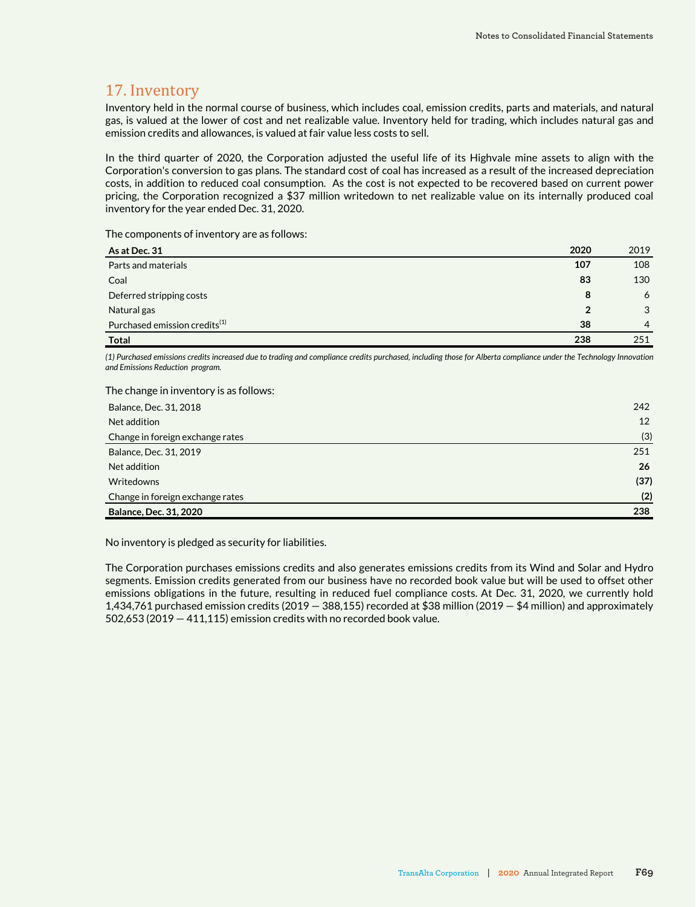## 17. Inventory

Inventory held in the normal course of business, which includes coal, emission credits, parts and materials, and natural gas, is valued at the lower of cost and net realizable value. Inventory held for trading, which includes natural gas and emission credits and allowances, is valued at fair value less costs to sell.

In the third quarter of 2020, the Corporation adjusted the useful life of its Highvale mine assets to align with the Corporation's conversion to gas plans. The standard cost of coal has increased as a result of the increased depreciation costs, in addition to reduced coal consumption. As the cost is not expected to be recovered based on current power pricing, the Corporation recognized a $37 million writedown to net realizable value on its internally produced coal inventory for the year ended Dec. 31, 2020.

The components of inventory are as follows:

| As at Dec. 31 | 2020 | 2019 |
|---|---|---|
| Parts and materials | **107** | 108 |
| Coal | **83** | 130 |
| Deferred stripping costs | **8** | 6 |
| Natural gas | **2** | 3 |
| Purchased emission credits[1] | **38** | 4 |
| **Total** | **238** | 251 |

*(1) Purchased emissions credits increased due to trading and compliance credits purchased, including those for Alberta compliance under the Technology Innovation and Emissions Reduction program.*

The change in inventory is as follows:

| | |
|---|---|
| Balance, Dec. 31, 2018 | 242 |
| Net addition | 12 |
| Change in foreign exchange rates | (3) |
| Balance, Dec. 31, 2019 | 251 |
| Net addition | **26** |
| Writedowns | **(37)** |
| Change in foreign exchange rates | **(2)** |
| **Balance, Dec. 31, 2020** | **238** |

No inventory is pledged as security for liabilities.

The Corporation purchases emissions credits and also generates emissions credits from its Wind and Solar and Hydro segments. Emission credits generated from our business have no recorded book value but will be used to offset other emissions obligations in the future, resulting in reduced fuel compliance costs. At Dec. 31, 2020, we currently hold 1,434,761 purchased emission credits (2019 — 388,155) recorded at $38 million (2019 — $4 million) and approximately 502,653 (2019 — 411,115) emission credits with no recorded book value.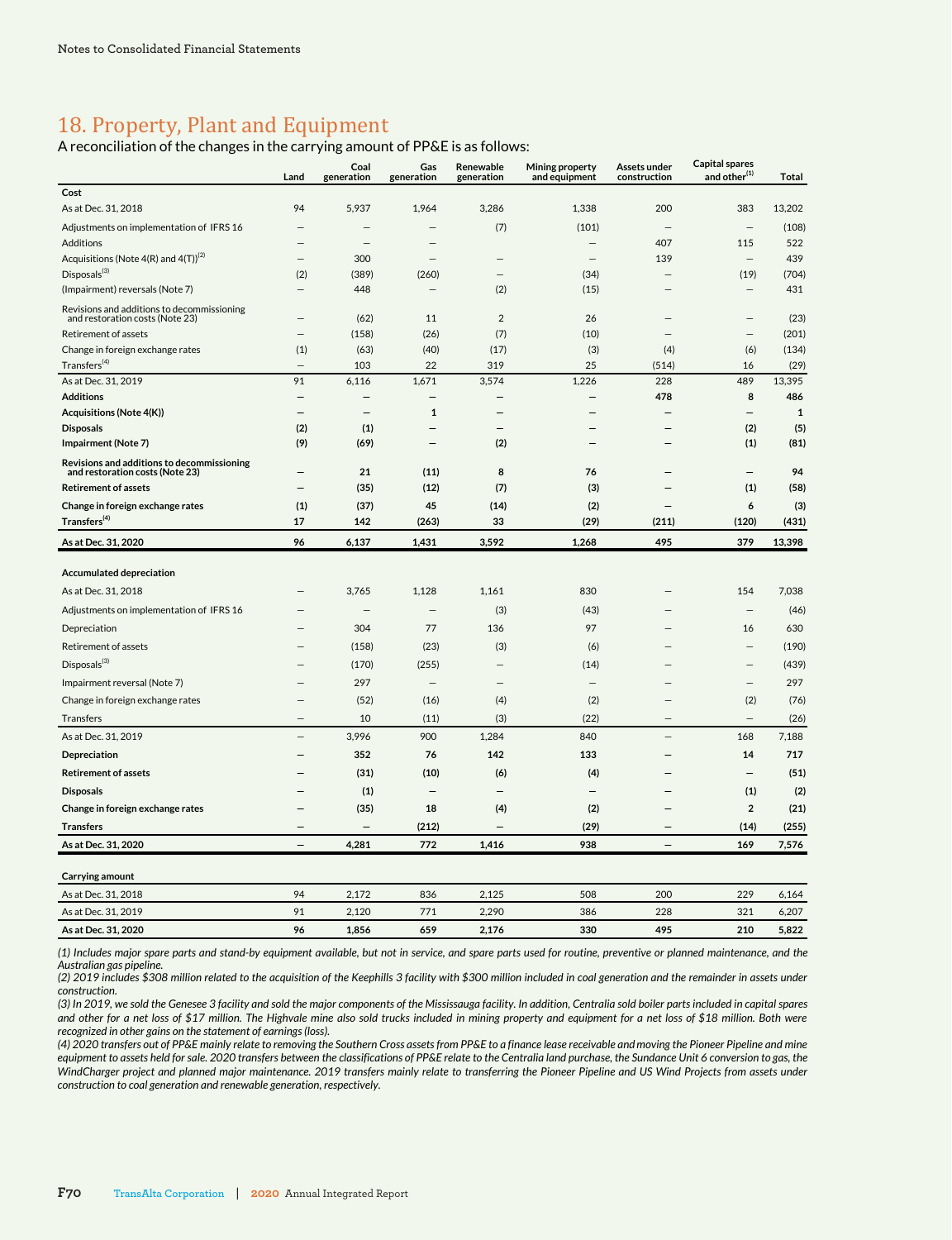## 18. Property, Plant and Equipment

A reconciliation of the changes in the carrying amount of PP&E is as follows:

| | Land | Coal generation | Gas generation | Renewable generation | Mining property and equipment | Assets under construction | Capital spares and other[1] | Total |
|---|---|---|---|---|---|---|---|---|
| **Cost** | | | | | | | | |
| As at Dec. 31, 2018 | 94 | 5,937 | 1,964 | 3,286 | 1,338 | 200 | 383 | 13,202 |
| Adjustments on implementation of IFRS 16 | – | – | – | (7) | (101) | – | – | (108) |
| Additions | – | – | – | | – | 407 | 115 | 522 |
| Acquisitions (Note 4(R) and 4(T))[2] | – | 300 | – | – | – | 139 | – | 439 |
| Disposals[3] | (2) | (389) | (260) | – | (34) | – | (19) | (704) |
| (Impairment) reversals (Note 7) | – | 448 | – | (2) | (15) | – | – | 431 |
| Revisions and additions to decommissioning and restoration costs (Note 23) | – | (62) | 11 | 2 | 26 | – | – | (23) |
| Retirement of assets | – | (158) | (26) | (7) | (10) | – | – | (201) |
| Change in foreign exchange rates | (1) | (63) | (40) | (17) | (3) | (4) | (6) | (134) |
| Transfers[4] | – | 103 | 22 | 319 | 25 | (514) | 16 | (29) |
| As at Dec. 31, 2019 | 91 | 6,116 | 1,671 | 3,574 | 1,226 | 228 | 489 | 13,395 |
| **Additions** | **–** | **–** | **–** | **–** | **–** | **478** | **8** | **486** |
| **Acquisitions (Note 4(K))** | **–** | **–** | **1** | **–** | **–** | **–** | **–** | **1** |
| **Disposals** | **(2)** | **(1)** | **–** | **–** | **–** | **–** | **(2)** | **(5)** |
| **Impairment (Note 7)** | **(9)** | **(69)** | **–** | **(2)** | **–** | **–** | **(1)** | **(81)** |
| **Revisions and additions to decommissioning and restoration costs (Note 23)** | **–** | **21** | **(11)** | **8** | **76** | **–** | **–** | **94** |
| **Retirement of assets** | **–** | **(35)** | **(12)** | **(7)** | **(3)** | **–** | **(1)** | **(58)** |
| **Change in foreign exchange rates** | **(1)** | **(37)** | **45** | **(14)** | **(2)** | **–** | **6** | **(3)** |
| **Transfers[4]** | **17** | **142** | **(263)** | **33** | **(29)** | **(211)** | **(120)** | **(431)** |
| **As at Dec. 31, 2020** | **96** | **6,137** | **1,431** | **3,592** | **1,268** | **495** | **379** | **13,398** |
| **Accumulated depreciation** | | | | | | | | |
| As at Dec. 31, 2018 | – | 3,765 | 1,128 | 1,161 | 830 | – | 154 | 7,038 |
| Adjustments on implementation of IFRS 16 | – | – | – | (3) | (43) | – | – | (46) |
| Depreciation | – | 304 | 77 | 136 | 97 | – | 16 | 630 |
| Retirement of assets | – | (158) | (23) | (3) | (6) | – | – | (190) |
| Disposals[3] | – | (170) | (255) | – | (14) | – | – | (439) |
| Impairment reversal (Note 7) | – | 297 | – | – | – | – | – | 297 |
| Change in foreign exchange rates | – | (52) | (16) | (4) | (2) | – | (2) | (76) |
| Transfers | – | 10 | (11) | (3) | (22) | – | – | (26) |
| As at Dec. 31, 2019 | – | 3,996 | 900 | 1,284 | 840 | – | 168 | 7,188 |
| **Depreciation** | **–** | **352** | **76** | **142** | **133** | **–** | **14** | **717** |
| **Retirement of assets** | **–** | **(31)** | **(10)** | **(6)** | **(4)** | **–** | **–** | **(51)** |
| **Disposals** | **–** | **(1)** | **–** | **–** | **–** | **–** | **(1)** | **(2)** |
| **Change in foreign exchange rates** | **–** | **(35)** | **18** | **(4)** | **(2)** | **–** | **2** | **(21)** |
| **Transfers** | **–** | **–** | **(212)** | **–** | **(29)** | **–** | **(14)** | **(255)** |
| **As at Dec. 31, 2020** | **–** | **4,281** | **772** | **1,416** | **938** | **–** | **169** | **7,576** |
| **Carrying amount** | | | | | | | | |
| As at Dec. 31, 2018 | 94 | 2,172 | 836 | 2,125 | 508 | 200 | 229 | 6,164 |
| As at Dec. 31, 2019 | 91 | 2,120 | 771 | 2,290 | 386 | 228 | 321 | 6,207 |
| **As at Dec. 31, 2020** | **96** | **1,856** | **659** | **2,176** | **330** | **495** | **210** | **5,822** |

*(1) Includes major spare parts and stand-by equipment available, but not in service, and spare parts used for routine, preventive or planned maintenance, and the Australian gas pipeline.*

*(2) 2019 includes $308 million related to the acquisition of the Keephills 3 facility with $300 million included in coal generation and the remainder in assets under construction.*

*(3) In 2019, we sold the Genesee 3 facility and sold the major components of the Mississauga facility. In addition, Centralia sold boiler parts included in capital spares and other for a net loss of $17 million. The Highvale mine also sold trucks included in mining property and equipment for a net loss of $18 million. Both were recognized in other gains on the statement of earnings (loss).*

*(4) 2020 transfers out of PP&E mainly relate to removing the Southern Cross assets from PP&E to a finance lease receivable and moving the Pioneer Pipeline and mine equipment to assets held for sale. 2020 transfers between the classifications of PP&E relate to the Centralia land purchase, the Sundance Unit 6 conversion to gas, the WindCharger project and planned major maintenance. 2019 transfers mainly relate to transferring the Pioneer Pipeline and US Wind Projects from assets under construction to coal generation and renewable generation, respectively.*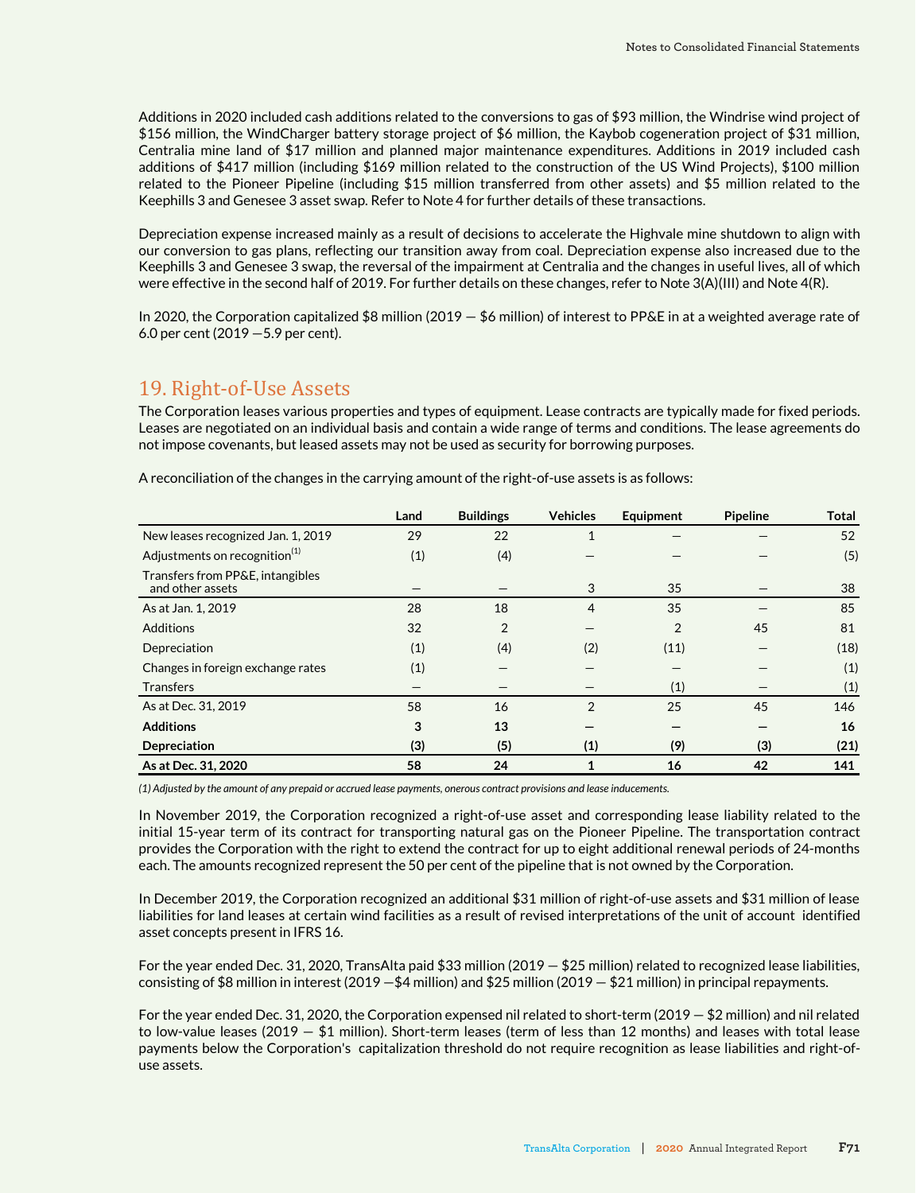Additions in 2020 included cash additions related to the conversions to gas of $93 million, the Windrise wind project of $156 million, the WindCharger battery storage project of $6 million, the Kaybob cogeneration project of $31 million, Centralia mine land of $17 million and planned major maintenance expenditures. Additions in 2019 included cash additions of $417 million (including $169 million related to the construction of the US Wind Projects), $100 million related to the Pioneer Pipeline (including $15 million transferred from other assets) and $5 million related to the Keephills 3 and Genesee 3 asset swap. Refer to Note 4 for further details of these transactions.

Depreciation expense increased mainly as a result of decisions to accelerate the Highvale mine shutdown to align with our conversion to gas plans, reflecting our transition away from coal. Depreciation expense also increased due to the Keephills 3 and Genesee 3 swap, the reversal of the impairment at Centralia and the changes in useful lives, all of which were effective in the second half of 2019. For further details on these changes, refer to Note 3(A)(III) and Note 4(R).

In 2020, the Corporation capitalized $8 million (2019 — $6 million) of interest to PP&E in at a weighted average rate of 6.0 per cent (2019 —5.9 per cent).

## 19. Right-of-Use Assets

The Corporation leases various properties and types of equipment. Lease contracts are typically made for fixed periods. Leases are negotiated on an individual basis and contain a wide range of terms and conditions. The lease agreements do not impose covenants, but leased assets may not be used as security for borrowing purposes.

A reconciliation of the changes in the carrying amount of the right-of-use assets is as follows:

| | Land | Buildings | Vehicles | Equipment | Pipeline | Total |
|---|---|---|---|---|---|---|
| New leases recognized Jan. 1, 2019 | 29 | 22 | 1 | — | — | 52 |
| Adjustments on recognition[1] | (1) | (4) | — | — | — | (5) |
| Transfers from PP&E, intangibles and other assets | — | — | 3 | 35 | — | 38 |
| As at Jan. 1, 2019 | 28 | 18 | 4 | 35 | — | 85 |
| Additions | 32 | 2 | — | 2 | 45 | 81 |
| Depreciation | (1) | (4) | (2) | (11) | — | (18) |
| Changes in foreign exchange rates | (1) | — | — | — | — | (1) |
| Transfers | — | — | — | (1) | — | (1) |
| As at Dec. 31, 2019 | 58 | 16 | 2 | 25 | 45 | 146 |
| **Additions** | **3** | **13** | **—** | **—** | **—** | **16** |
| **Depreciation** | **(3)** | **(5)** | **(1)** | **(9)** | **(3)** | **(21)** |
| **As at Dec. 31, 2020** | **58** | **24** | **1** | **16** | **42** | **141** |

*(1) Adjusted by the amount of any prepaid or accrued lease payments, onerous contract provisions and lease inducements.*

In November 2019, the Corporation recognized a right-of-use asset and corresponding lease liability related to the initial 15-year term of its contract for transporting natural gas on the Pioneer Pipeline. The transportation contract provides the Corporation with the right to extend the contract for up to eight additional renewal periods of 24-months each. The amounts recognized represent the 50 per cent of the pipeline that is not owned by the Corporation.

In December 2019, the Corporation recognized an additional $31 million of right-of-use assets and $31 million of lease liabilities for land leases at certain wind facilities as a result of revised interpretations of the unit of account identified asset concepts present in IFRS 16.

For the year ended Dec. 31, 2020, TransAlta paid $33 million (2019 — $25 million) related to recognized lease liabilities, consisting of $8 million in interest (2019 —$4 million) and $25 million (2019 — $21 million) in principal repayments.

For the year ended Dec. 31, 2020, the Corporation expensed nil related to short-term (2019 — $2 million) and nil related to low-value leases (2019 — $1 million). Short-term leases (term of less than 12 months) and leases with total lease payments below the Corporation's capitalization threshold do not require recognition as lease liabilities and right-of-use assets.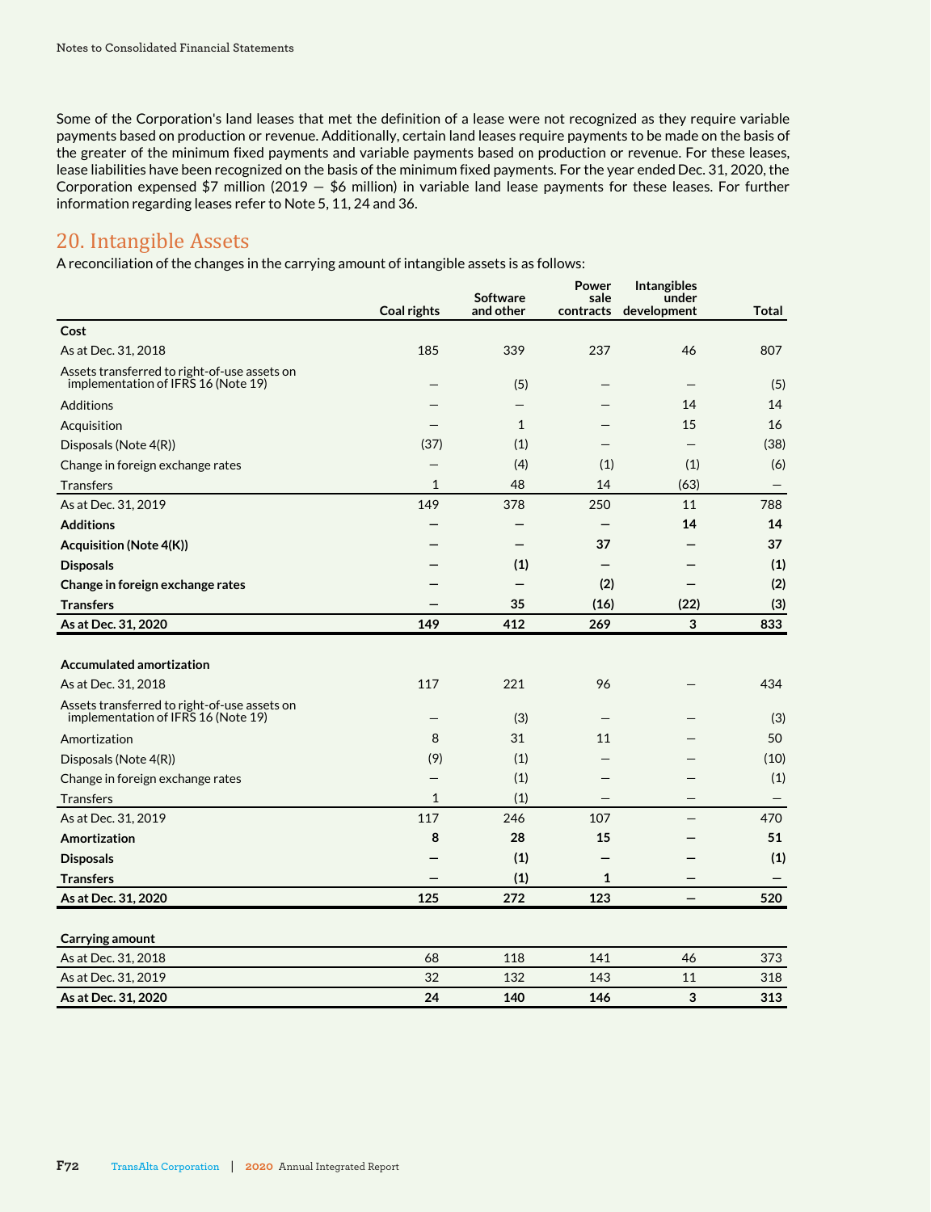Some of the Corporation's land leases that met the definition of a lease were not recognized as they require variable payments based on production or revenue. Additionally, certain land leases require payments to be made on the basis of the greater of the minimum fixed payments and variable payments based on production or revenue. For these leases, lease liabilities have been recognized on the basis of the minimum fixed payments. For the year ended Dec. 31, 2020, the Corporation expensed $7 million (2019 — $6 million) in variable land lease payments for these leases. For further information regarding leases refer to Note 5, 11, 24 and 36.

## 20. Intangible Assets

A reconciliation of the changes in the carrying amount of intangible assets is as follows:

| | Coal rights | Software and other | Power sale contracts | Intangibles under development | Total |
|---|---|---|---|---|---|
| **Cost** | | | | | |
| As at Dec. 31, 2018 | 185 | 339 | 237 | 46 | 807 |
| Assets transferred to right-of-use assets on implementation of IFRS 16 (Note 19) | — | (5) | — | — | (5) |
| Additions | — | — | — | 14 | 14 |
| Acquisition | — | 1 | — | 15 | 16 |
| Disposals (Note 4(R)) | (37) | (1) | — | — | (38) |
| Change in foreign exchange rates | — | (4) | (1) | (1) | (6) |
| Transfers | 1 | 48 | 14 | (63) | — |
| As at Dec. 31, 2019 | 149 | 378 | 250 | 11 | 788 |
| **Additions** | **—** | **—** | **—** | **14** | **14** |
| **Acquisition (Note 4(K))** | **—** | **—** | **37** | **—** | **37** |
| **Disposals** | **—** | **(1)** | **—** | **—** | **(1)** |
| **Change in foreign exchange rates** | **—** | **—** | **(2)** | **—** | **(2)** |
| **Transfers** | **—** | **35** | **(16)** | **(22)** | **(3)** |
| **As at Dec. 31, 2020** | **149** | **412** | **269** | **3** | **833** |
| | | | | | |
| **Accumulated amortization** | | | | | |
| As at Dec. 31, 2018 | 117 | 221 | 96 | — | 434 |
| Assets transferred to right-of-use assets on implementation of IFRS 16 (Note 19) | — | (3) | — | — | (3) |
| Amortization | 8 | 31 | 11 | — | 50 |
| Disposals (Note 4(R)) | (9) | (1) | — | — | (10) |
| Change in foreign exchange rates | — | (1) | — | — | (1) |
| Transfers | 1 | (1) | — | — | — |
| As at Dec. 31, 2019 | 117 | 246 | 107 | — | 470 |
| **Amortization** | **8** | **28** | **15** | **—** | **51** |
| **Disposals** | **—** | **(1)** | **—** | **—** | **(1)** |
| **Transfers** | **—** | **(1)** | **1** | **—** | **—** |
| **As at Dec. 31, 2020** | **125** | **272** | **123** | **—** | **520** |
| | | | | | |
| **Carrying amount** | | | | | |
| As at Dec. 31, 2018 | 68 | 118 | 141 | 46 | 373 |
| As at Dec. 31, 2019 | 32 | 132 | 143 | 11 | 318 |
| **As at Dec. 31, 2020** | **24** | **140** | **146** | **3** | **313** |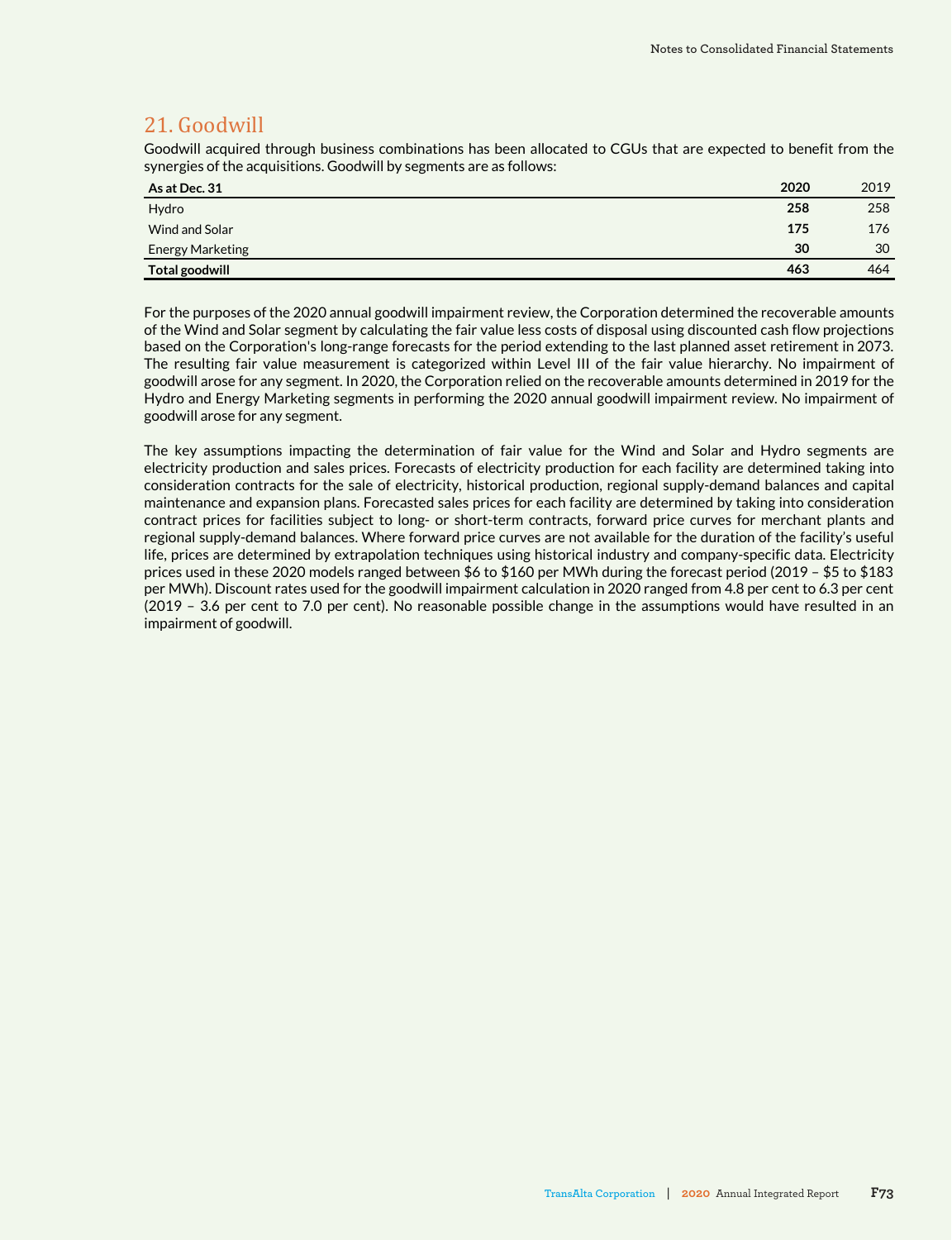## 21. Goodwill

Goodwill acquired through business combinations has been allocated to CGUs that are expected to benefit from the synergies of the acquisitions. Goodwill by segments are as follows:

| As at Dec. 31 | 2020 | 2019 |
|---|---|---|
| Hydro | **258** | 258 |
| Wind and Solar | **175** | 176 |
| Energy Marketing | **30** | 30 |
| **Total goodwill** | **463** | 464 |

For the purposes of the 2020 annual goodwill impairment review, the Corporation determined the recoverable amounts of the Wind and Solar segment by calculating the fair value less costs of disposal using discounted cash flow projections based on the Corporation's long-range forecasts for the period extending to the last planned asset retirement in 2073. The resulting fair value measurement is categorized within Level III of the fair value hierarchy. No impairment of goodwill arose for any segment. In 2020, the Corporation relied on the recoverable amounts determined in 2019 for the Hydro and Energy Marketing segments in performing the 2020 annual goodwill impairment review. No impairment of goodwill arose for any segment.

The key assumptions impacting the determination of fair value for the Wind and Solar and Hydro segments are electricity production and sales prices. Forecasts of electricity production for each facility are determined taking into consideration contracts for the sale of electricity, historical production, regional supply-demand balances and capital maintenance and expansion plans. Forecasted sales prices for each facility are determined by taking into consideration contract prices for facilities subject to long- or short-term contracts, forward price curves for merchant plants and regional supply-demand balances. Where forward price curves are not available for the duration of the facility's useful life, prices are determined by extrapolation techniques using historical industry and company-specific data. Electricity prices used in these 2020 models ranged between $6 to $160 per MWh during the forecast period (2019 – $5 to $183 per MWh). Discount rates used for the goodwill impairment calculation in 2020 ranged from 4.8 per cent to 6.3 per cent (2019 – 3.6 per cent to 7.0 per cent). No reasonable possible change in the assumptions would have resulted in an impairment of goodwill.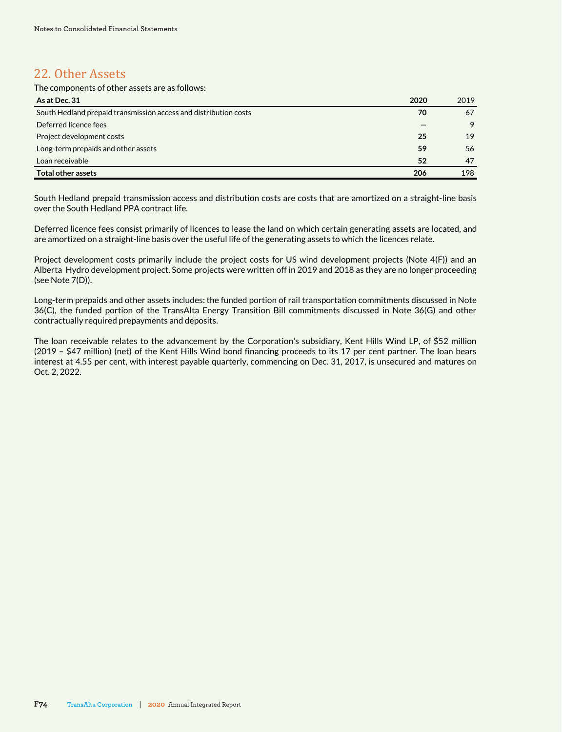## 22. Other Assets

The components of other assets are as follows:

| As at Dec. 31 | 2020 | 2019 |
|---|---|---|
| South Hedland prepaid transmission access and distribution costs | **70** | 67 |
| Deferred licence fees | **—** | 9 |
| Project development costs | **25** | 19 |
| Long-term prepaids and other assets | **59** | 56 |
| Loan receivable | **52** | 47 |
| **Total other assets** | **206** | 198 |

South Hedland prepaid transmission access and distribution costs are costs that are amortized on a straight-line basis over the South Hedland PPA contract life.

Deferred licence fees consist primarily of licences to lease the land on which certain generating assets are located, and are amortized on a straight-line basis over the useful life of the generating assets to which the licences relate.

Project development costs primarily include the project costs for US wind development projects (Note 4(F)) and an Alberta Hydro development project. Some projects were written off in 2019 and 2018 as they are no longer proceeding (see Note 7(D)).

Long-term prepaids and other assets includes: the funded portion of rail transportation commitments discussed in Note 36(C), the funded portion of the TransAlta Energy Transition Bill commitments discussed in Note 36(G) and other contractually required prepayments and deposits.

The loan receivable relates to the advancement by the Corporation's subsidiary, Kent Hills Wind LP, of $52 million (2019 – $47 million) (net) of the Kent Hills Wind bond financing proceeds to its 17 per cent partner. The loan bears interest at 4.55 per cent, with interest payable quarterly, commencing on Dec. 31, 2017, is unsecured and matures on Oct. 2, 2022.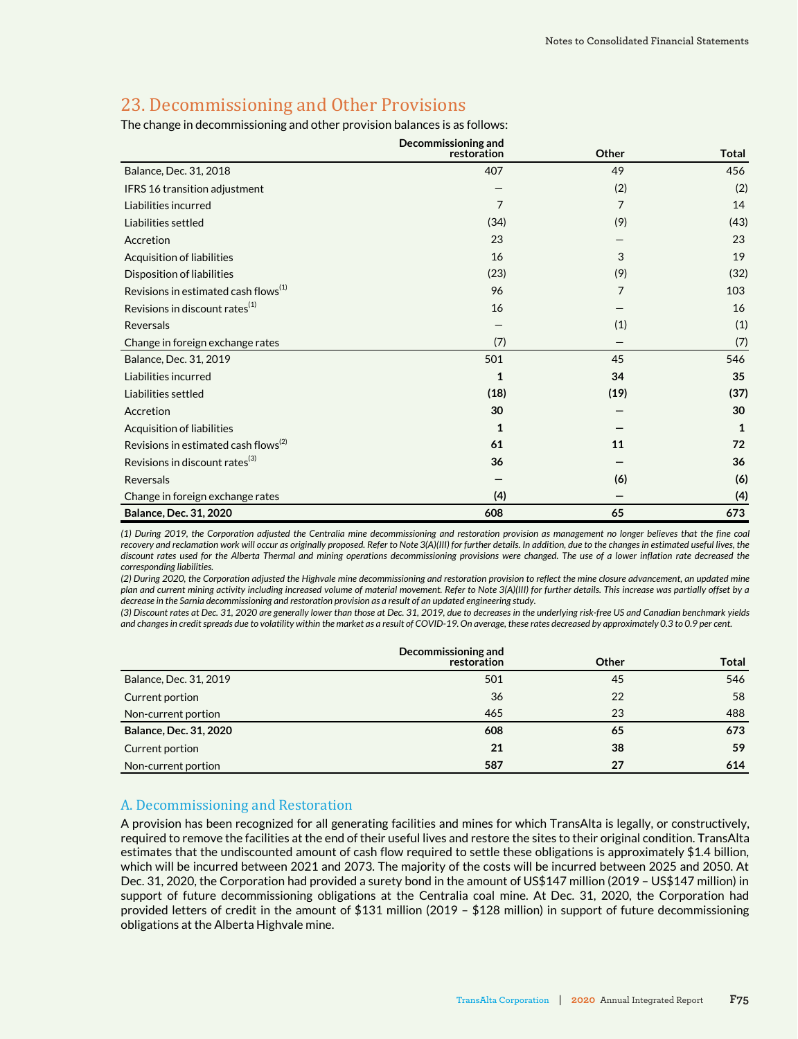## 23. Decommissioning and Other Provisions

The change in decommissioning and other provision balances is as follows:

| | Decommissioning and restoration | Other | Total |
|---|---|---|---|
| Balance, Dec. 31, 2018 | 407 | 49 | 456 |
| IFRS 16 transition adjustment | — | (2) | (2) |
| Liabilities incurred | 7 | 7 | 14 |
| Liabilities settled | (34) | (9) | (43) |
| Accretion | 23 | — | 23 |
| Acquisition of liabilities | 16 | 3 | 19 |
| Disposition of liabilities | (23) | (9) | (32) |
| Revisions in estimated cash flows(1) | 96 | 7 | 103 |
| Revisions in discount rates(1) | 16 | — | 16 |
| Reversals | — | (1) | (1) |
| Change in foreign exchange rates | (7) | — | (7) |
| Balance, Dec. 31, 2019 | 501 | 45 | 546 |
| Liabilities incurred | **1** | **34** | **35** |
| Liabilities settled | **(18)** | **(19)** | **(37)** |
| Accretion | **30** | **—** | **30** |
| Acquisition of liabilities | **1** | **—** | **1** |
| Revisions in estimated cash flows(2) | **61** | **11** | **72** |
| Revisions in discount rates(3) | **36** | **—** | **36** |
| Reversals | **—** | **(6)** | **(6)** |
| Change in foreign exchange rates | **(4)** | **—** | **(4)** |
| **Balance, Dec. 31, 2020** | **608** | **65** | **673** |

*(1) During 2019, the Corporation adjusted the Centralia mine decommissioning and restoration provision as management no longer believes that the fine coal recovery and reclamation work will occur as originally proposed. Refer to Note 3(A)(III) for further details. In addition, due to the changes in estimated useful lives, the discount rates used for the Alberta Thermal and mining operations decommissioning provisions were changed. The use of a lower inflation rate decreased the corresponding liabilities.*

*(2) During 2020, the Corporation adjusted the Highvale mine decommissioning and restoration provision to reflect the mine closure advancement, an updated mine plan and current mining activity including increased volume of material movement. Refer to Note 3(A)(III) for further details. This increase was partially offset by a decrease in the Sarnia decommissioning and restoration provision as a result of an updated engineering study.*

*(3) Discount rates at Dec. 31, 2020 are generally lower than those at Dec. 31, 2019, due to decreases in the underlying risk-free US and Canadian benchmark yields and changes in credit spreads due to volatility within the market as a result of COVID-19. On average, these rates decreased by approximately 0.3 to 0.9 per cent.*

| | Decommissioning and restoration | Other | Total |
|---|---|---|---|
| Balance, Dec. 31, 2019 | 501 | 45 | 546 |
| Current portion | 36 | 22 | 58 |
| Non-current portion | 465 | 23 | 488 |
| **Balance, Dec. 31, 2020** | **608** | **65** | **673** |
| Current portion | **21** | **38** | **59** |
| Non-current portion | **587** | **27** | **614** |

### A. Decommissioning and Restoration

A provision has been recognized for all generating facilities and mines for which TransAlta is legally, or constructively, required to remove the facilities at the end of their useful lives and restore the sites to their original condition. TransAlta estimates that the undiscounted amount of cash flow required to settle these obligations is approximately $1.4 billion, which will be incurred between 2021 and 2073. The majority of the costs will be incurred between 2025 and 2050. At Dec. 31, 2020, the Corporation had provided a surety bond in the amount of US$147 million (2019 – US$147 million) in support of future decommissioning obligations at the Centralia coal mine. At Dec. 31, 2020, the Corporation had provided letters of credit in the amount of $131 million (2019 – $128 million) in support of future decommissioning obligations at the Alberta Highvale mine.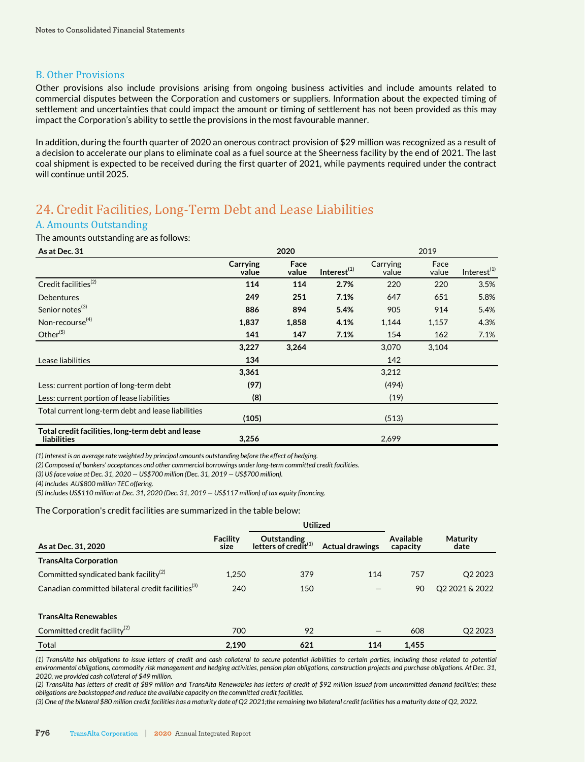## B. Other Provisions

Other provisions also include provisions arising from ongoing business activities and include amounts related to commercial disputes between the Corporation and customers or suppliers. Information about the expected timing of settlement and uncertainties that could impact the amount or timing of settlement has not been provided as this may impact the Corporation's ability to settle the provisions in the most favourable manner.

In addition, during the fourth quarter of 2020 an onerous contract provision of $29 million was recognized as a result of a decision to accelerate our plans to eliminate coal as a fuel source at the Sheerness facility by the end of 2021. The last coal shipment is expected to be received during the first quarter of 2021, while payments required under the contract will continue until 2025.

# 24. Credit Facilities, Long-Term Debt and Lease Liabilities

## A. Amounts Outstanding

The amounts outstanding are as follows:

| As at Dec. 31 | 2020 | | | 2019 | | |
|---|---|---|---|---|---|---|
| | Carrying value | Face value | Interest[1] | Carrying value | Face value | Interest[1] |
| Credit facilities[2] | **114** | **114** | **2.7%** | 220 | 220 | 3.5% |
| Debentures | **249** | **251** | **7.1%** | 647 | 651 | 5.8% |
| Senior notes[3] | **886** | **894** | **5.4%** | 905 | 914 | 5.4% |
| Non-recourse[4] | **1,837** | **1,858** | **4.1%** | 1,144 | 1,157 | 4.3% |
| Other[5] | **141** | **147** | **7.1%** | 154 | 162 | 7.1% |
| | **3,227** | **3,264** | | 3,070 | 3,104 | |
| Lease liabilities | **134** | | | 142 | | |
| | **3,361** | | | 3,212 | | |
| Less: current portion of long-term debt | **(97)** | | | (494) | | |
| Less: current portion of lease liabilities | **(8)** | | | (19) | | |
| Total current long-term debt and lease liabilities | **(105)** | | | (513) | | |
| **Total credit facilities, long-term debt and lease liabilities** | **3,256** | | | 2,699 | | |

*(1) Interest is an average rate weighted by principal amounts outstanding before the effect of hedging.*
*(2) Composed of bankers' acceptances and other commercial borrowings under long-term committed credit facilities.*
*(3) US face value at Dec. 31, 2020 — US$700 million (Dec. 31, 2019 — US$700 million).*
*(4) Includes AU$800 million TEC offering.*
*(5) Includes US$110 million at Dec. 31, 2020 (Dec. 31, 2019 — US$117 million) of tax equity financing.*

The Corporation's credit facilities are summarized in the table below:

| | | Utilized | | | |
|---|---|---|---|---|---|
| As at Dec. 31, 2020 | Facility size | Outstanding letters of credit[1] | Actual drawings | Available capacity | Maturity date |
| **TransAlta Corporation** | | | | | |
| Committed syndicated bank facility[2] | 1,250 | 379 | 114 | 757 | Q2 2023 |
| Canadian committed bilateral credit facilities[3] | 240 | 150 | — | 90 | Q2 2021 & 2022 |
| **TransAlta Renewables** | | | | | |
| Committed credit facility[2] | 700 | 92 | — | 608 | Q2 2023 |
| Total | **2,190** | **621** | **114** | **1,455** | |

*(1) TransAlta has obligations to issue letters of credit and cash collateral to secure potential liabilities to certain parties, including those related to potential environmental obligations, commodity risk management and hedging activities, pension plan obligations, construction projects and purchase obligations. At Dec. 31, 2020, we provided cash collateral of $49 million.*
*(2) TransAlta has letters of credit of $89 million and TransAlta Renewables has letters of credit of $92 million issued from uncommitted demand facilities; these obligations are backstopped and reduce the available capacity on the committed credit facilities.*
*(3) One of the bilateral $80 million credit facilities has a maturity date of Q2 2021;the remaining two bilateral credit facilities has a maturity date of Q2, 2022.*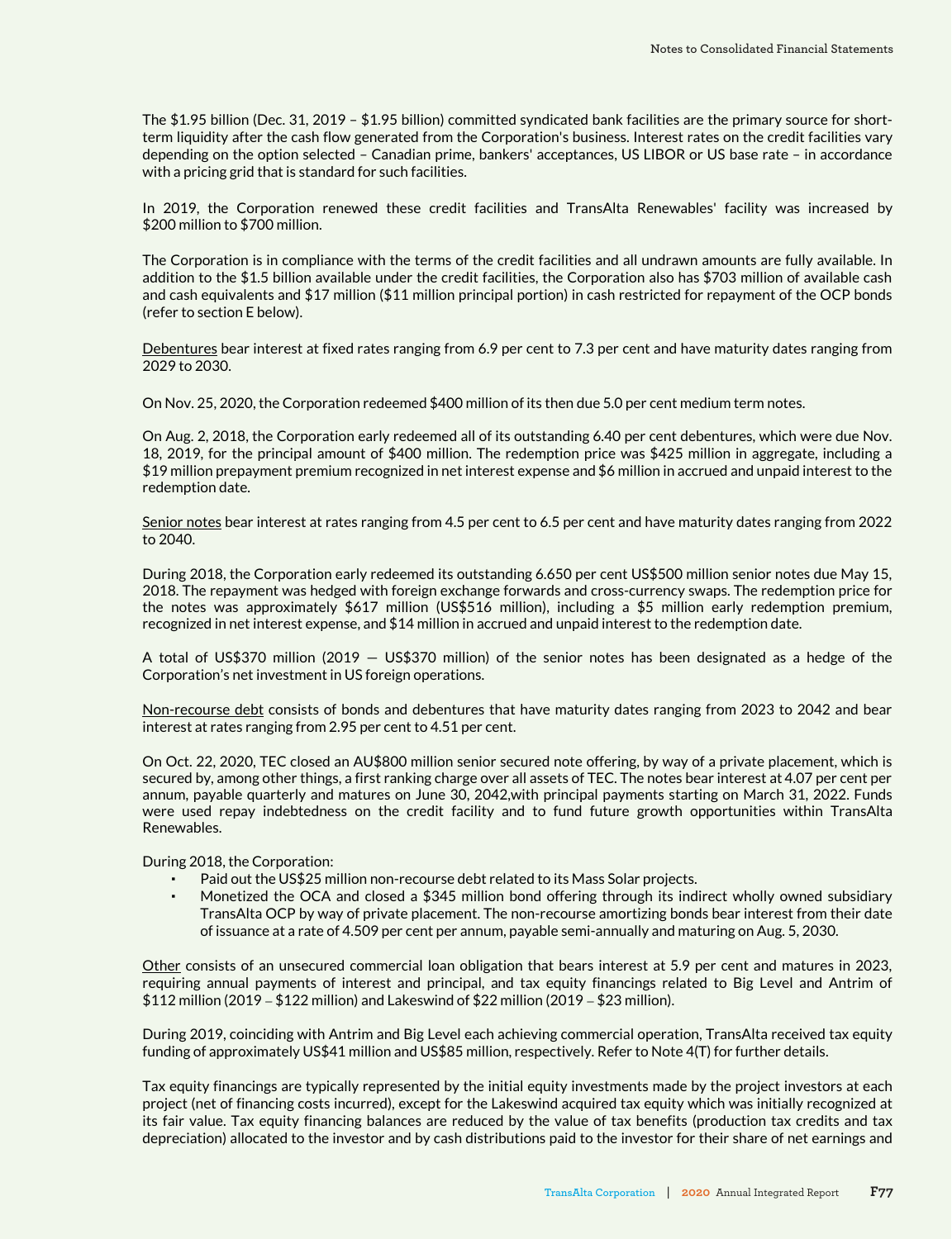The $1.95 billion (Dec. 31, 2019 – $1.95 billion) committed syndicated bank facilities are the primary source for short-term liquidity after the cash flow generated from the Corporation's business. Interest rates on the credit facilities vary depending on the option selected – Canadian prime, bankers' acceptances, US LIBOR or US base rate – in accordance with a pricing grid that is standard for such facilities.

In 2019, the Corporation renewed these credit facilities and TransAlta Renewables' facility was increased by $200 million to $700 million.

The Corporation is in compliance with the terms of the credit facilities and all undrawn amounts are fully available. In addition to the $1.5 billion available under the credit facilities, the Corporation also has $703 million of available cash and cash equivalents and $17 million ($11 million principal portion) in cash restricted for repayment of the OCP bonds (refer to section E below).

Debentures bear interest at fixed rates ranging from 6.9 per cent to 7.3 per cent and have maturity dates ranging from 2029 to 2030.

On Nov. 25, 2020, the Corporation redeemed $400 million of its then due 5.0 per cent medium term notes.

On Aug. 2, 2018, the Corporation early redeemed all of its outstanding 6.40 per cent debentures, which were due Nov. 18, 2019, for the principal amount of $400 million. The redemption price was $425 million in aggregate, including a $19 million prepayment premium recognized in net interest expense and $6 million in accrued and unpaid interest to the redemption date.

Senior notes bear interest at rates ranging from 4.5 per cent to 6.5 per cent and have maturity dates ranging from 2022 to 2040.

During 2018, the Corporation early redeemed its outstanding 6.650 per cent US$500 million senior notes due May 15, 2018. The repayment was hedged with foreign exchange forwards and cross-currency swaps. The redemption price for the notes was approximately $617 million (US$516 million), including a $5 million early redemption premium, recognized in net interest expense, and $14 million in accrued and unpaid interest to the redemption date.

A total of US$370 million (2019 — US$370 million) of the senior notes has been designated as a hedge of the Corporation's net investment in US foreign operations.

Non-recourse debt consists of bonds and debentures that have maturity dates ranging from 2023 to 2042 and bear interest at rates ranging from 2.95 per cent to 4.51 per cent.

On Oct. 22, 2020, TEC closed an AU$800 million senior secured note offering, by way of a private placement, which is secured by, among other things, a first ranking charge over all assets of TEC. The notes bear interest at 4.07 per cent per annum, payable quarterly and matures on June 30, 2042,with principal payments starting on March 31, 2022. Funds were used repay indebtedness on the credit facility and to fund future growth opportunities within TransAlta Renewables.

During 2018, the Corporation:

- Paid out the US$25 million non-recourse debt related to its Mass Solar projects.
- Monetized the OCA and closed a $345 million bond offering through its indirect wholly owned subsidiary TransAlta OCP by way of private placement. The non-recourse amortizing bonds bear interest from their date of issuance at a rate of 4.509 per cent per annum, payable semi-annually and maturing on Aug. 5, 2030.

Other consists of an unsecured commercial loan obligation that bears interest at 5.9 per cent and matures in 2023, requiring annual payments of interest and principal, and tax equity financings related to Big Level and Antrim of $112 million (2019 – $122 million) and Lakeswind of $22 million (2019 – $23 million).

During 2019, coinciding with Antrim and Big Level each achieving commercial operation, TransAlta received tax equity funding of approximately US$41 million and US$85 million, respectively. Refer to Note 4(T) for further details.

Tax equity financings are typically represented by the initial equity investments made by the project investors at each project (net of financing costs incurred), except for the Lakeswind acquired tax equity which was initially recognized at its fair value. Tax equity financing balances are reduced by the value of tax benefits (production tax credits and tax depreciation) allocated to the investor and by cash distributions paid to the investor for their share of net earnings and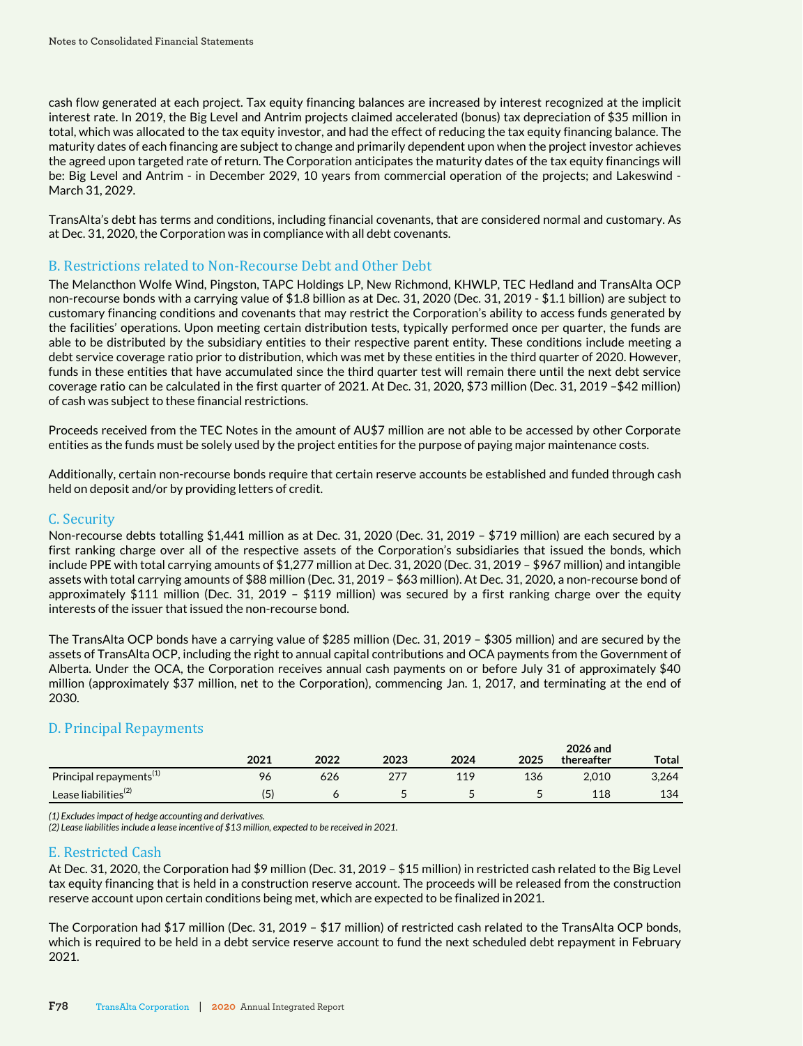cash flow generated at each project. Tax equity financing balances are increased by interest recognized at the implicit interest rate. In 2019, the Big Level and Antrim projects claimed accelerated (bonus) tax depreciation of $35 million in total, which was allocated to the tax equity investor, and had the effect of reducing the tax equity financing balance. The maturity dates of each financing are subject to change and primarily dependent upon when the project investor achieves the agreed upon targeted rate of return. The Corporation anticipates the maturity dates of the tax equity financings will be: Big Level and Antrim - in December 2029, 10 years from commercial operation of the projects; and Lakeswind - March 31, 2029.

TransAlta's debt has terms and conditions, including financial covenants, that are considered normal and customary. As at Dec. 31, 2020, the Corporation was in compliance with all debt covenants.

## B. Restrictions related to Non-Recourse Debt and Other Debt

The Melancthon Wolfe Wind, Pingston, TAPC Holdings LP, New Richmond, KHWLP, TEC Hedland and TransAlta OCP non-recourse bonds with a carrying value of $1.8 billion as at Dec. 31, 2020 (Dec. 31, 2019 - $1.1 billion) are subject to customary financing conditions and covenants that may restrict the Corporation's ability to access funds generated by the facilities' operations. Upon meeting certain distribution tests, typically performed once per quarter, the funds are able to be distributed by the subsidiary entities to their respective parent entity. These conditions include meeting a debt service coverage ratio prior to distribution, which was met by these entities in the third quarter of 2020. However, funds in these entities that have accumulated since the third quarter test will remain there until the next debt service coverage ratio can be calculated in the first quarter of 2021. At Dec. 31, 2020, $73 million (Dec. 31, 2019 –$42 million) of cash was subject to these financial restrictions.

Proceeds received from the TEC Notes in the amount of AU$7 million are not able to be accessed by other Corporate entities as the funds must be solely used by the project entities for the purpose of paying major maintenance costs.

Additionally, certain non-recourse bonds require that certain reserve accounts be established and funded through cash held on deposit and/or by providing letters of credit.

## C. Security

Non-recourse debts totalling $1,441 million as at Dec. 31, 2020 (Dec. 31, 2019 – $719 million) are each secured by a first ranking charge over all of the respective assets of the Corporation's subsidiaries that issued the bonds, which include PPE with total carrying amounts of $1,277 million at Dec. 31, 2020 (Dec. 31, 2019 – $967 million) and intangible assets with total carrying amounts of $88 million (Dec. 31, 2019 – $63 million). At Dec. 31, 2020, a non-recourse bond of approximately $111 million (Dec. 31, 2019 – $119 million) was secured by a first ranking charge over the equity interests of the issuer that issued the non-recourse bond.

The TransAlta OCP bonds have a carrying value of $285 million (Dec. 31, 2019 – $305 million) and are secured by the assets of TransAlta OCP, including the right to annual capital contributions and OCA payments from the Government of Alberta. Under the OCA, the Corporation receives annual cash payments on or before July 31 of approximately $40 million (approximately $37 million, net to the Corporation), commencing Jan. 1, 2017, and terminating at the end of 2030.

## D. Principal Repayments

| | 2021 | 2022 | 2023 | 2024 | 2025 | 2026 and thereafter | Total |
|---|---|---|---|---|---|---|---|
| Principal repayments[(1)] | 96 | 626 | 277 | 119 | 136 | 2,010 | 3,264 |
| Lease liabilities[(2)] | (5) | 6 | 5 | 5 | 5 | 118 | 134 |

*(1) Excludes impact of hedge accounting and derivatives.*
*(2) Lease liabilities include a lease incentive of $13 million, expected to be received in 2021.*

## E. Restricted Cash

At Dec. 31, 2020, the Corporation had $9 million (Dec. 31, 2019 – $15 million) in restricted cash related to the Big Level tax equity financing that is held in a construction reserve account. The proceeds will be released from the construction reserve account upon certain conditions being met, which are expected to be finalized in 2021.

The Corporation had $17 million (Dec. 31, 2019 – $17 million) of restricted cash related to the TransAlta OCP bonds, which is required to be held in a debt service reserve account to fund the next scheduled debt repayment in February 2021.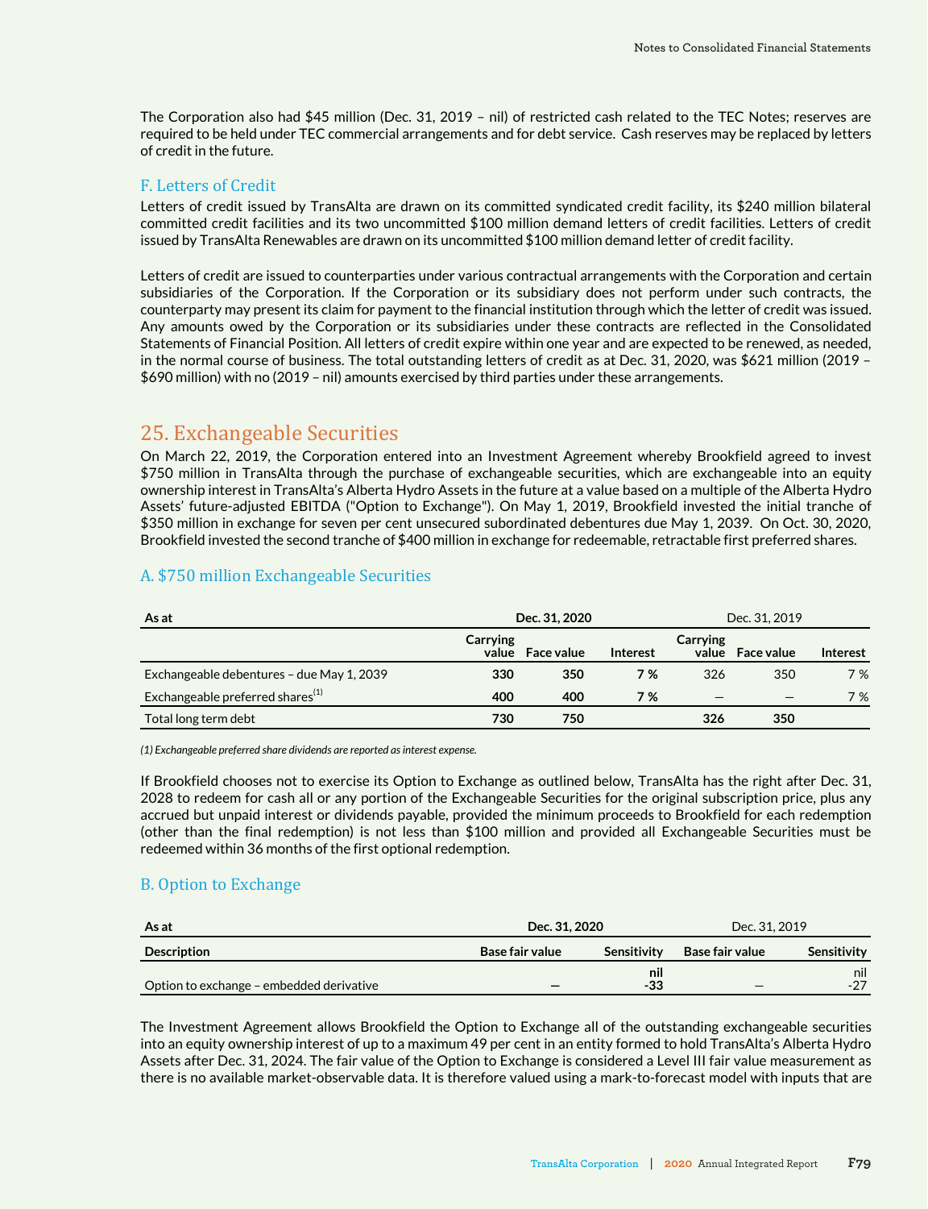The Corporation also had $45 million (Dec. 31, 2019 – nil) of restricted cash related to the TEC Notes; reserves are required to be held under TEC commercial arrangements and for debt service. Cash reserves may be replaced by letters of credit in the future.

### F. Letters of Credit

Letters of credit issued by TransAlta are drawn on its committed syndicated credit facility, its $240 million bilateral committed credit facilities and its two uncommitted $100 million demand letters of credit facilities. Letters of credit issued by TransAlta Renewables are drawn on its uncommitted $100 million demand letter of credit facility.

Letters of credit are issued to counterparties under various contractual arrangements with the Corporation and certain subsidiaries of the Corporation. If the Corporation or its subsidiary does not perform under such contracts, the counterparty may present its claim for payment to the financial institution through which the letter of credit was issued. Any amounts owed by the Corporation or its subsidiaries under these contracts are reflected in the Consolidated Statements of Financial Position. All letters of credit expire within one year and are expected to be renewed, as needed, in the normal course of business. The total outstanding letters of credit as at Dec. 31, 2020, was $621 million (2019 – $690 million) with no (2019 – nil) amounts exercised by third parties under these arrangements.

## 25. Exchangeable Securities

On March 22, 2019, the Corporation entered into an Investment Agreement whereby Brookfield agreed to invest $750 million in TransAlta through the purchase of exchangeable securities, which are exchangeable into an equity ownership interest in TransAlta's Alberta Hydro Assets in the future at a value based on a multiple of the Alberta Hydro Assets' future-adjusted EBITDA ("Option to Exchange"). On May 1, 2019, Brookfield invested the initial tranche of $350 million in exchange for seven per cent unsecured subordinated debentures due May 1, 2039. On Oct. 30, 2020, Brookfield invested the second tranche of $400 million in exchange for redeemable, retractable first preferred shares.

### A. $750 million Exchangeable Securities

| As at | Dec. 31, 2020 | | | Dec. 31, 2019 | | |
|---|---|---|---|---|---|---|
| | **Carrying value** | **Face value** | **Interest** | **Carrying value** | **Face value** | **Interest** |
| Exchangeable debentures – due May 1, 2039 | **330** | **350** | **7 %** | 326 | 350 | 7 % |
| Exchangeable preferred shares(1) | **400** | **400** | **7 %** | — | — | 7 % |
| Total long term debt | **730** | **750** | | **326** | **350** | |

*(1) Exchangeable preferred share dividends are reported as interest expense.*

If Brookfield chooses not to exercise its Option to Exchange as outlined below, TransAlta has the right after Dec. 31, 2028 to redeem for cash all or any portion of the Exchangeable Securities for the original subscription price, plus any accrued but unpaid interest or dividends payable, provided the minimum proceeds to Brookfield for each redemption (other than the final redemption) is not less than $100 million and provided all Exchangeable Securities must be redeemed within 36 months of the first optional redemption.

### B. Option to Exchange

| As at | Dec. 31, 2020 | | Dec. 31, 2019 | |
|---|---|---|---|---|
| **Description** | **Base fair value** | **Sensitivity** | **Base fair value** | **Sensitivity** |
| Option to exchange – embedded derivative | — | **nil -33** | — | nil -27 |

The Investment Agreement allows Brookfield the Option to Exchange all of the outstanding exchangeable securities into an equity ownership interest of up to a maximum 49 per cent in an entity formed to hold TransAlta's Alberta Hydro Assets after Dec. 31, 2024. The fair value of the Option to Exchange is considered a Level III fair value measurement as there is no available market-observable data. It is therefore valued using a mark-to-forecast model with inputs that are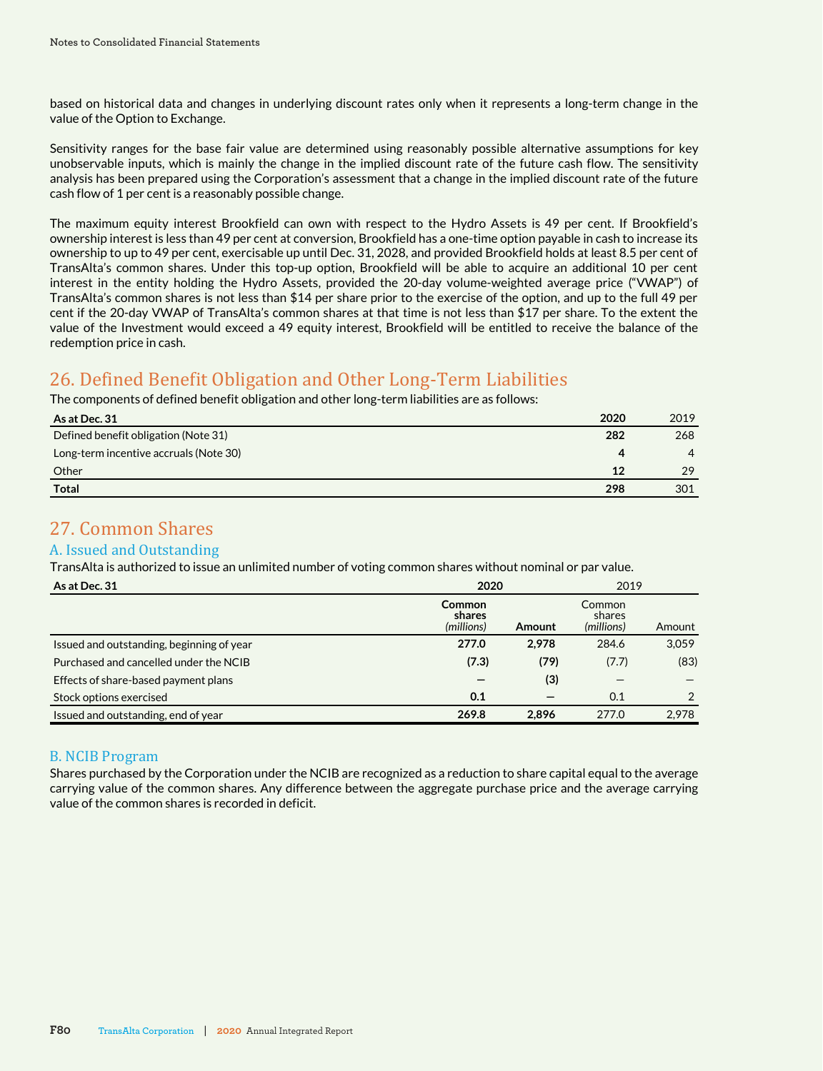based on historical data and changes in underlying discount rates only when it represents a long-term change in the value of the Option to Exchange.

Sensitivity ranges for the base fair value are determined using reasonably possible alternative assumptions for key unobservable inputs, which is mainly the change in the implied discount rate of the future cash flow. The sensitivity analysis has been prepared using the Corporation's assessment that a change in the implied discount rate of the future cash flow of 1 per cent is a reasonably possible change.

The maximum equity interest Brookfield can own with respect to the Hydro Assets is 49 per cent. If Brookfield's ownership interest is less than 49 per cent at conversion, Brookfield has a one-time option payable in cash to increase its ownership to up to 49 per cent, exercisable up until Dec. 31, 2028, and provided Brookfield holds at least 8.5 per cent of TransAlta's common shares. Under this top-up option, Brookfield will be able to acquire an additional 10 per cent interest in the entity holding the Hydro Assets, provided the 20-day volume-weighted average price ("VWAP") of TransAlta's common shares is not less than $14 per share prior to the exercise of the option, and up to the full 49 per cent if the 20-day VWAP of TransAlta's common shares at that time is not less than $17 per share. To the extent the value of the Investment would exceed a 49 equity interest, Brookfield will be entitled to receive the balance of the redemption price in cash.

# 26. Defined Benefit Obligation and Other Long-Term Liabilities

The components of defined benefit obligation and other long-term liabilities are as follows:

| As at Dec. 31 | 2020 | 2019 |
|---|---|---|
| Defined benefit obligation (Note 31) | **282** | 268 |
| Long-term incentive accruals (Note 30) | **4** | 4 |
| Other | **12** | 29 |
| **Total** | **298** | 301 |

# 27. Common Shares

## A. Issued and Outstanding

TransAlta is authorized to issue an unlimited number of voting common shares without nominal or par value.

| As at Dec. 31 | 2020 | | 2019 | |
|---|---|---|---|---|
| | **Common shares** *(millions)* | **Amount** | Common shares *(millions)* | Amount |
| Issued and outstanding, beginning of year | **277.0** | **2,978** | 284.6 | 3,059 |
| Purchased and cancelled under the NCIB | **(7.3)** | **(79)** | (7.7) | (83) |
| Effects of share-based payment plans | **—** | **(3)** | — | — |
| Stock options exercised | **0.1** | **—** | 0.1 | 2 |
| Issued and outstanding, end of year | **269.8** | **2,896** | 277.0 | 2,978 |

## B. NCIB Program

Shares purchased by the Corporation under the NCIB are recognized as a reduction to share capital equal to the average carrying value of the common shares. Any difference between the aggregate purchase price and the average carrying value of the common shares is recorded in deficit.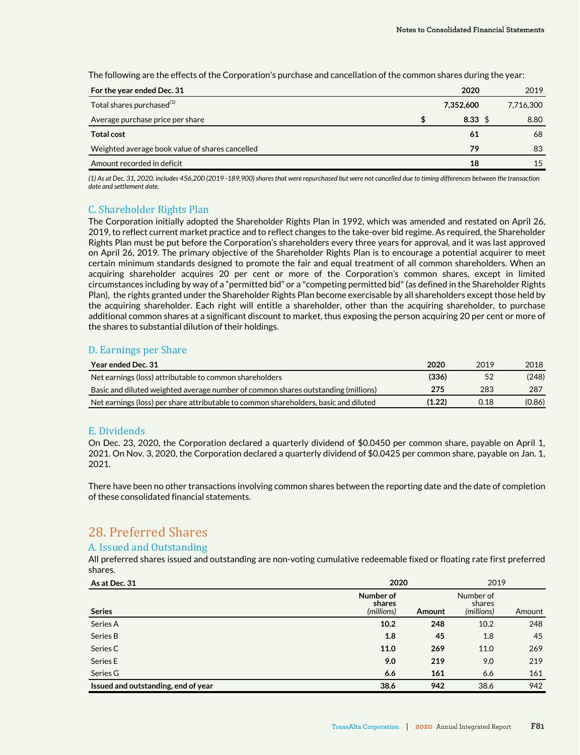The following are the effects of the Corporation's purchase and cancellation of the common shares during the year:

| For the year ended Dec. 31 | 2020 | 2019 |
|---|---|---|
| Total shares purchased[1] | **7,352,600** | 7,716,300 |
| Average purchase price per share | **$ 8.33** | $ 8.80 |
| **Total cost** | **61** | 68 |
| Weighted average book value of shares cancelled | **79** | 83 |
| Amount recorded in deficit | **18** | 15 |

*(1) As at Dec. 31, 2020, includes 456,200 (2019 -189,900) shares that were repurchased but were not cancelled due to timing differences between the transaction date and settlement date.*

### C. Shareholder Rights Plan

The Corporation initially adopted the Shareholder Rights Plan in 1992, which was amended and restated on April 26, 2019, to reflect current market practice and to reflect changes to the take-over bid regime. As required, the Shareholder Rights Plan must be put before the Corporation's shareholders every three years for approval, and it was last approved on April 26, 2019. The primary objective of the Shareholder Rights Plan is to encourage a potential acquirer to meet certain minimum standards designed to promote the fair and equal treatment of all common shareholders. When an acquiring shareholder acquires 20 per cent or more of the Corporation's common shares, except in limited circumstances including by way of a "permitted bid" or a "competing permitted bid" (as defined in the Shareholder Rights Plan), the rights granted under the Shareholder Rights Plan become exercisable by all shareholders except those held by the acquiring shareholder. Each right will entitle a shareholder, other than the acquiring shareholder, to purchase additional common shares at a significant discount to market, thus exposing the person acquiring 20 per cent or more of the shares to substantial dilution of their holdings.

### D. Earnings per Share

| Year ended Dec. 31 | 2020 | 2019 | 2018 |
|---|---|---|---|
| Net earnings (loss) attributable to common shareholders | **(336)** | 52 | (248) |
| Basic and diluted weighted average number of common shares outstanding (millions) | **275** | 283 | 287 |
| Net earnings (loss) per share attributable to common shareholders, basic and diluted | **(1.22)** | 0.18 | (0.86) |

### E. Dividends

On Dec. 23, 2020, the Corporation declared a quarterly dividend of $0.0450 per common share, payable on April 1, 2021. On Nov. 3, 2020, the Corporation declared a quarterly dividend of $0.0425 per common share, payable on Jan. 1, 2021.

There have been no other transactions involving common shares between the reporting date and the date of completion of these consolidated financial statements.

## 28. Preferred Shares

### A. Issued and Outstanding

All preferred shares issued and outstanding are non-voting cumulative redeemable fixed or floating rate first preferred shares.

| As at Dec. 31 | 2020 | | 2019 | |
|---|---|---|---|---|
| Series | Number of shares *(millions)* | Amount | Number of shares *(millions)* | Amount |
| Series A | **10.2** | **248** | 10.2 | 248 |
| Series B | **1.8** | **45** | 1.8 | 45 |
| Series C | **11.0** | **269** | 11.0 | 269 |
| Series E | **9.0** | **219** | 9.0 | 219 |
| Series G | **6.6** | **161** | 6.6 | 161 |
| **Issued and outstanding, end of year** | **38.6** | **942** | 38.6 | 942 |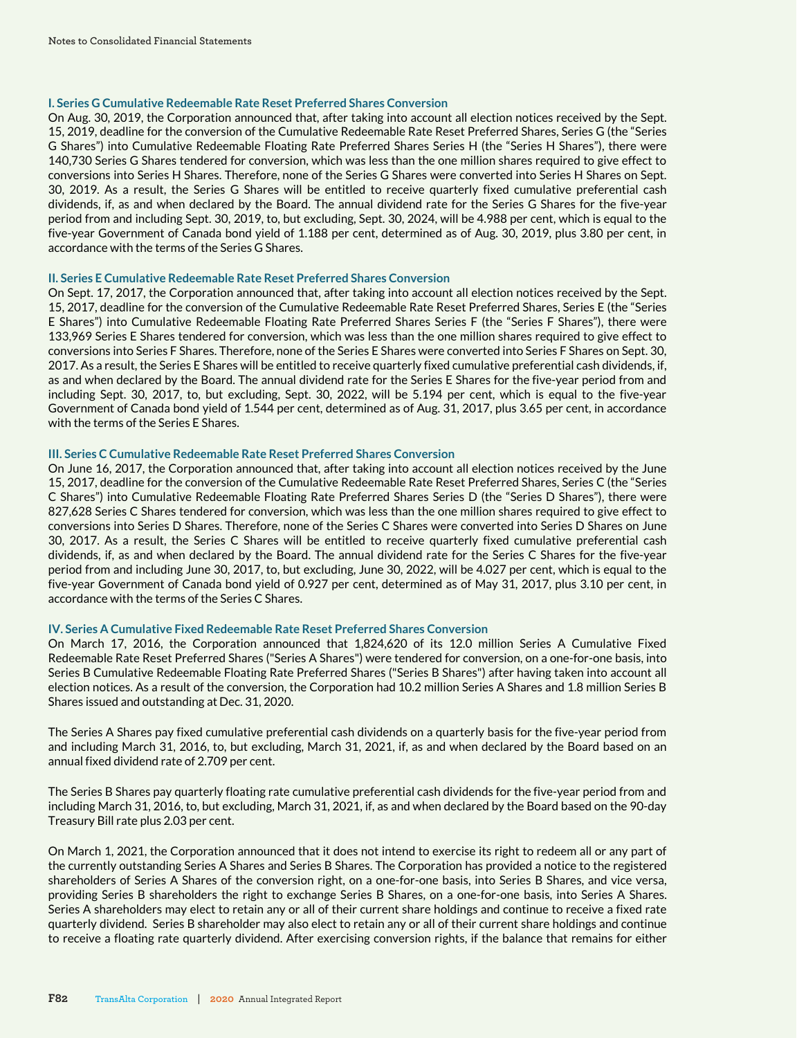### I. Series G Cumulative Redeemable Rate Reset Preferred Shares Conversion

On Aug. 30, 2019, the Corporation announced that, after taking into account all election notices received by the Sept. 15, 2019, deadline for the conversion of the Cumulative Redeemable Rate Reset Preferred Shares, Series G (the "Series G Shares") into Cumulative Redeemable Floating Rate Preferred Shares Series H (the "Series H Shares"), there were 140,730 Series G Shares tendered for conversion, which was less than the one million shares required to give effect to conversions into Series H Shares. Therefore, none of the Series G Shares were converted into Series H Shares on Sept. 30, 2019. As a result, the Series G Shares will be entitled to receive quarterly fixed cumulative preferential cash dividends, if, as and when declared by the Board. The annual dividend rate for the Series G Shares for the five-year period from and including Sept. 30, 2019, to, but excluding, Sept. 30, 2024, will be 4.988 per cent, which is equal to the five-year Government of Canada bond yield of 1.188 per cent, determined as of Aug. 30, 2019, plus 3.80 per cent, in accordance with the terms of the Series G Shares.

### II. Series E Cumulative Redeemable Rate Reset Preferred Shares Conversion

On Sept. 17, 2017, the Corporation announced that, after taking into account all election notices received by the Sept. 15, 2017, deadline for the conversion of the Cumulative Redeemable Rate Reset Preferred Shares, Series E (the "Series E Shares") into Cumulative Redeemable Floating Rate Preferred Shares Series F (the "Series F Shares"), there were 133,969 Series E Shares tendered for conversion, which was less than the one million shares required to give effect to conversions into Series F Shares. Therefore, none of the Series E Shares were converted into Series F Shares on Sept. 30, 2017. As a result, the Series E Shares will be entitled to receive quarterly fixed cumulative preferential cash dividends, if, as and when declared by the Board. The annual dividend rate for the Series E Shares for the five-year period from and including Sept. 30, 2017, to, but excluding, Sept. 30, 2022, will be 5.194 per cent, which is equal to the five-year Government of Canada bond yield of 1.544 per cent, determined as of Aug. 31, 2017, plus 3.65 per cent, in accordance with the terms of the Series E Shares.

### III. Series C Cumulative Redeemable Rate Reset Preferred Shares Conversion

On June 16, 2017, the Corporation announced that, after taking into account all election notices received by the June 15, 2017, deadline for the conversion of the Cumulative Redeemable Rate Reset Preferred Shares, Series C (the "Series C Shares") into Cumulative Redeemable Floating Rate Preferred Shares Series D (the "Series D Shares"), there were 827,628 Series C Shares tendered for conversion, which was less than the one million shares required to give effect to conversions into Series D Shares. Therefore, none of the Series C Shares were converted into Series D Shares on June 30, 2017. As a result, the Series C Shares will be entitled to receive quarterly fixed cumulative preferential cash dividends, if, as and when declared by the Board. The annual dividend rate for the Series C Shares for the five-year period from and including June 30, 2017, to, but excluding, June 30, 2022, will be 4.027 per cent, which is equal to the five-year Government of Canada bond yield of 0.927 per cent, determined as of May 31, 2017, plus 3.10 per cent, in accordance with the terms of the Series C Shares.

### IV. Series A Cumulative Fixed Redeemable Rate Reset Preferred Shares Conversion

On March 17, 2016, the Corporation announced that 1,824,620 of its 12.0 million Series A Cumulative Fixed Redeemable Rate Reset Preferred Shares ("Series A Shares") were tendered for conversion, on a one-for-one basis, into Series B Cumulative Redeemable Floating Rate Preferred Shares ("Series B Shares") after having taken into account all election notices. As a result of the conversion, the Corporation had 10.2 million Series A Shares and 1.8 million Series B Shares issued and outstanding at Dec. 31, 2020.

The Series A Shares pay fixed cumulative preferential cash dividends on a quarterly basis for the five-year period from and including March 31, 2016, to, but excluding, March 31, 2021, if, as and when declared by the Board based on an annual fixed dividend rate of 2.709 per cent.

The Series B Shares pay quarterly floating rate cumulative preferential cash dividends for the five-year period from and including March 31, 2016, to, but excluding, March 31, 2021, if, as and when declared by the Board based on the 90-day Treasury Bill rate plus 2.03 per cent.

On March 1, 2021, the Corporation announced that it does not intend to exercise its right to redeem all or any part of the currently outstanding Series A Shares and Series B Shares. The Corporation has provided a notice to the registered shareholders of Series A Shares of the conversion right, on a one-for-one basis, into Series B Shares, and vice versa, providing Series B shareholders the right to exchange Series B Shares, on a one-for-one basis, into Series A Shares. Series A shareholders may elect to retain any or all of their current share holdings and continue to receive a fixed rate quarterly dividend. Series B shareholder may also elect to retain any or all of their current share holdings and continue to receive a floating rate quarterly dividend. After exercising conversion rights, if the balance that remains for either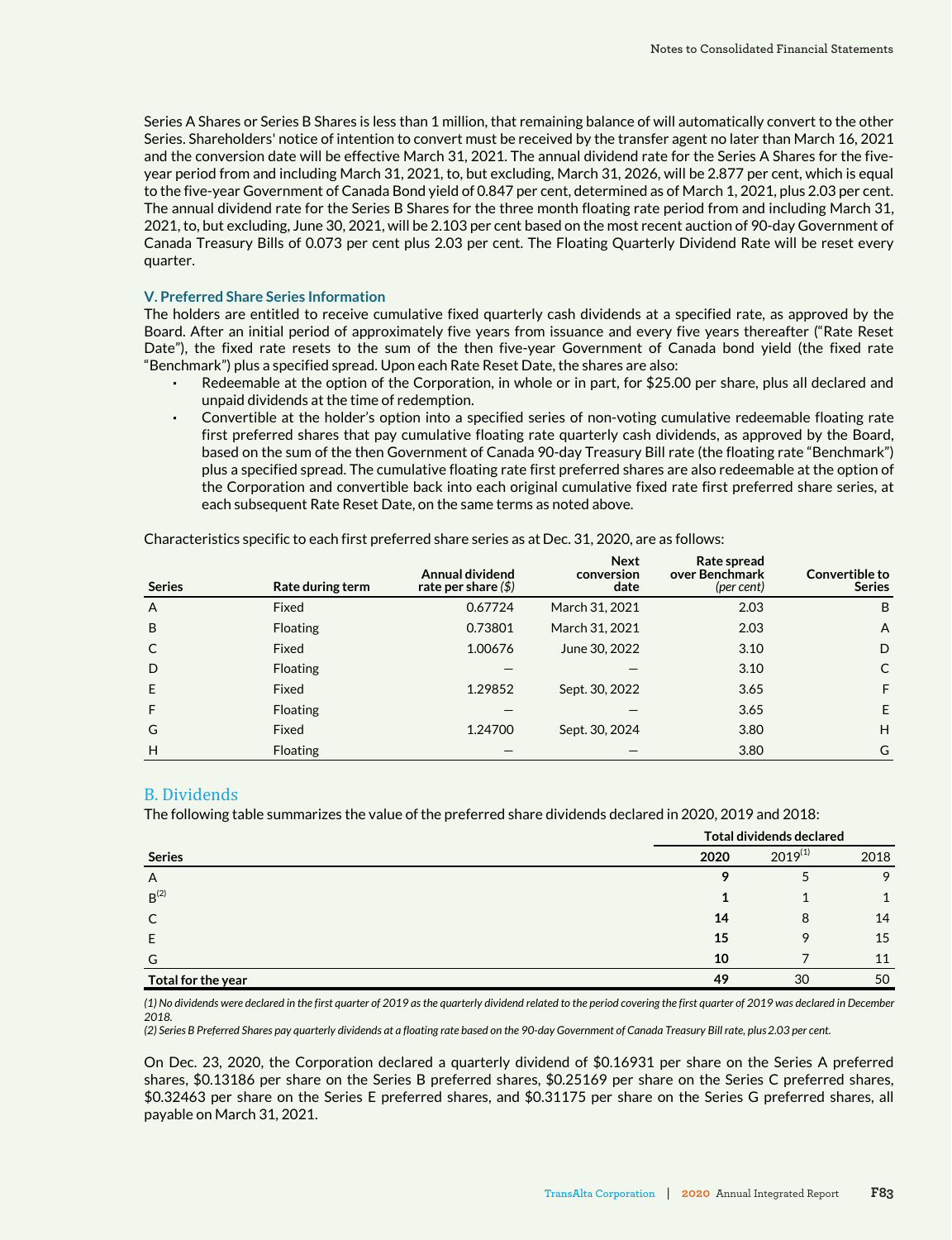Series A Shares or Series B Shares is less than 1 million, that remaining balance of will automatically convert to the other Series. Shareholders' notice of intention to convert must be received by the transfer agent no later than March 16, 2021 and the conversion date will be effective March 31, 2021. The annual dividend rate for the Series A Shares for the five-year period from and including March 31, 2021, to, but excluding, March 31, 2026, will be 2.877 per cent, which is equal to the five-year Government of Canada Bond yield of 0.847 per cent, determined as of March 1, 2021, plus 2.03 per cent. The annual dividend rate for the Series B Shares for the three month floating rate period from and including March 31, 2021, to, but excluding, June 30, 2021, will be 2.103 per cent based on the most recent auction of 90-day Government of Canada Treasury Bills of 0.073 per cent plus 2.03 per cent. The Floating Quarterly Dividend Rate will be reset every quarter.

### V. Preferred Share Series Information

The holders are entitled to receive cumulative fixed quarterly cash dividends at a specified rate, as approved by the Board. After an initial period of approximately five years from issuance and every five years thereafter ("Rate Reset Date"), the fixed rate resets to the sum of the then five-year Government of Canada bond yield (the fixed rate "Benchmark") plus a specified spread. Upon each Rate Reset Date, the shares are also:

- Redeemable at the option of the Corporation, in whole or in part, for $25.00 per share, plus all declared and unpaid dividends at the time of redemption.
- Convertible at the holder's option into a specified series of non-voting cumulative redeemable floating rate first preferred shares that pay cumulative floating rate quarterly cash dividends, as approved by the Board, based on the sum of the then Government of Canada 90-day Treasury Bill rate (the floating rate "Benchmark") plus a specified spread. The cumulative floating rate first preferred shares are also redeemable at the option of the Corporation and convertible back into each original cumulative fixed rate first preferred share series, at each subsequent Rate Reset Date, on the same terms as noted above.

Characteristics specific to each first preferred share series as at Dec. 31, 2020, are as follows:

| Series | Rate during term | Annual dividend rate per share *($)* | Next conversion date | Rate spread over Benchmark *(per cent)* | Convertible to Series |
|---|---|---|---|---|---|
| A | Fixed | 0.67724 | March 31, 2021 | 2.03 | B |
| B | Floating | 0.73801 | March 31, 2021 | 2.03 | A |
| C | Fixed | 1.00676 | June 30, 2022 | 3.10 | D |
| D | Floating | — | — | 3.10 | C |
| E | Fixed | 1.29852 | Sept. 30, 2022 | 3.65 | F |
| F | Floating | — | — | 3.65 | E |
| G | Fixed | 1.24700 | Sept. 30, 2024 | 3.80 | H |
| H | Floating | — | — | 3.80 | G |

## B. Dividends

The following table summarizes the value of the preferred share dividends declared in 2020, 2019 and 2018:

| | Total dividends declared | | |
|---|---|---|---|
| **Series** | **2020** | 2019[1] | 2018 |
| A | **9** | 5 | 9 |
| B[2] | **1** | 1 | 1 |
| C | **14** | 8 | 14 |
| E | **15** | 9 | 15 |
| G | **10** | 7 | 11 |
| **Total for the year** | **49** | 30 | 50 |

*(1) No dividends were declared in the first quarter of 2019 as the quarterly dividend related to the period covering the first quarter of 2019 was declared in December 2018.*
*(2) Series B Preferred Shares pay quarterly dividends at a floating rate based on the 90-day Government of Canada Treasury Bill rate, plus 2.03 per cent.*

On Dec. 23, 2020, the Corporation declared a quarterly dividend of $0.16931 per share on the Series A preferred shares, $0.13186 per share on the Series B preferred shares, $0.25169 per share on the Series C preferred shares, $0.32463 per share on the Series E preferred shares, and $0.31175 per share on the Series G preferred shares, all payable on March 31, 2021.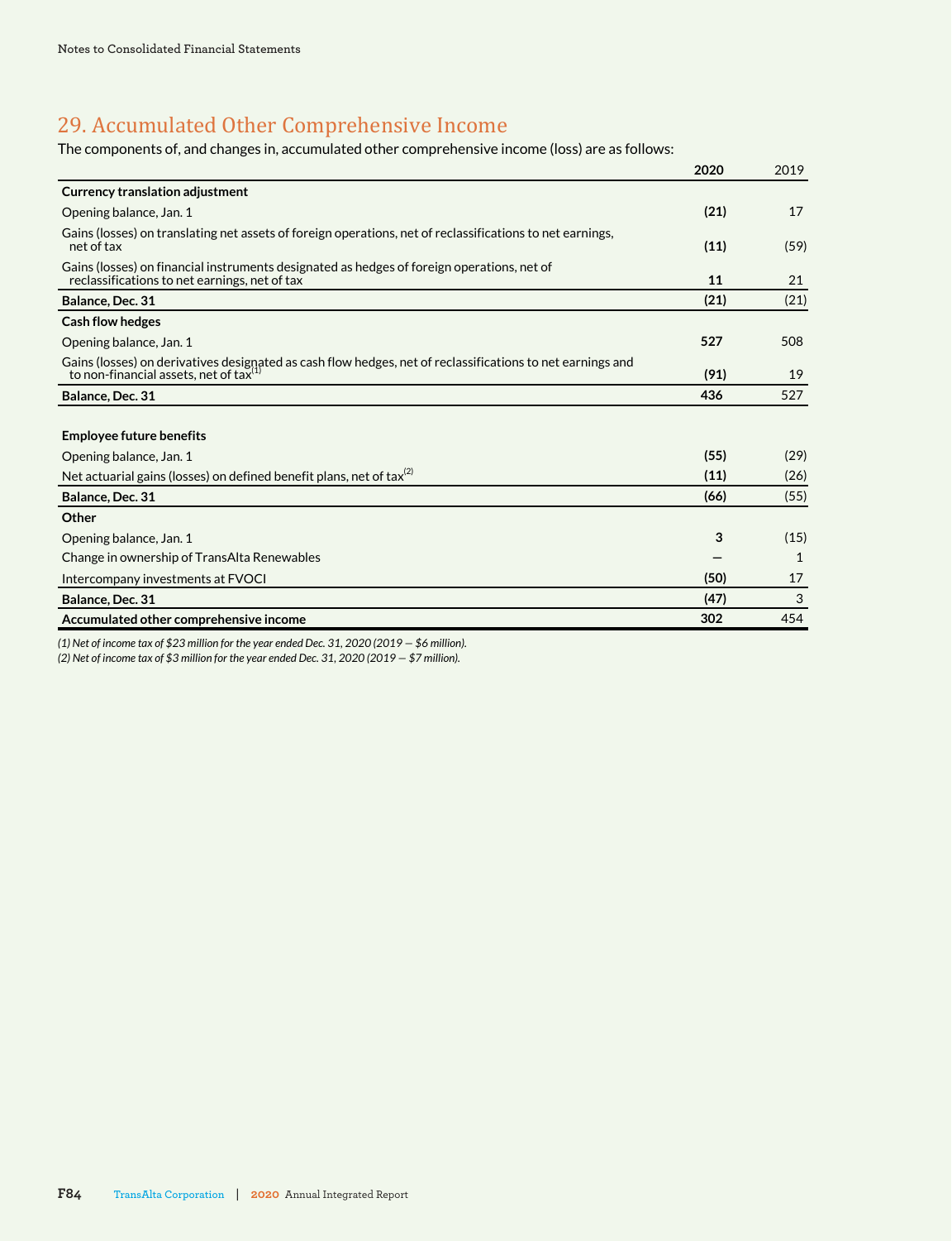## 29. Accumulated Other Comprehensive Income

The components of, and changes in, accumulated other comprehensive income (loss) are as follows:

| | **2020** | 2019 |
|---|---|---|
| **Currency translation adjustment** | | |
| Opening balance, Jan. 1 | **(21)** | 17 |
| Gains (losses) on translating net assets of foreign operations, net of reclassifications to net earnings, net of tax | **(11)** | (59) |
| Gains (losses) on financial instruments designated as hedges of foreign operations, net of reclassifications to net earnings, net of tax | **11** | 21 |
| **Balance, Dec. 31** | **(21)** | (21) |
| **Cash flow hedges** | | |
| Opening balance, Jan. 1 | **527** | 508 |
| Gains (losses) on derivatives designated as cash flow hedges, net of reclassifications to net earnings and to non-financial assets, net of tax[(1)] | **(91)** | 19 |
| **Balance, Dec. 31** | **436** | 527 |
| **Employee future benefits** | | |
| Opening balance, Jan. 1 | **(55)** | (29) |
| Net actuarial gains (losses) on defined benefit plans, net of tax[(2)] | **(11)** | (26) |
| **Balance, Dec. 31** | **(66)** | (55) |
| **Other** | | |
| Opening balance, Jan. 1 | **3** | (15) |
| Change in ownership of TransAlta Renewables | **—** | 1 |
| Intercompany investments at FVOCI | **(50)** | 17 |
| **Balance, Dec. 31** | **(47)** | 3 |
| **Accumulated other comprehensive income** | **302** | 454 |

*(1) Net of income tax of $23 million for the year ended Dec. 31, 2020 (2019 — $6 million).*
*(2) Net of income tax of $3 million for the year ended Dec. 31, 2020 (2019 — $7 million).*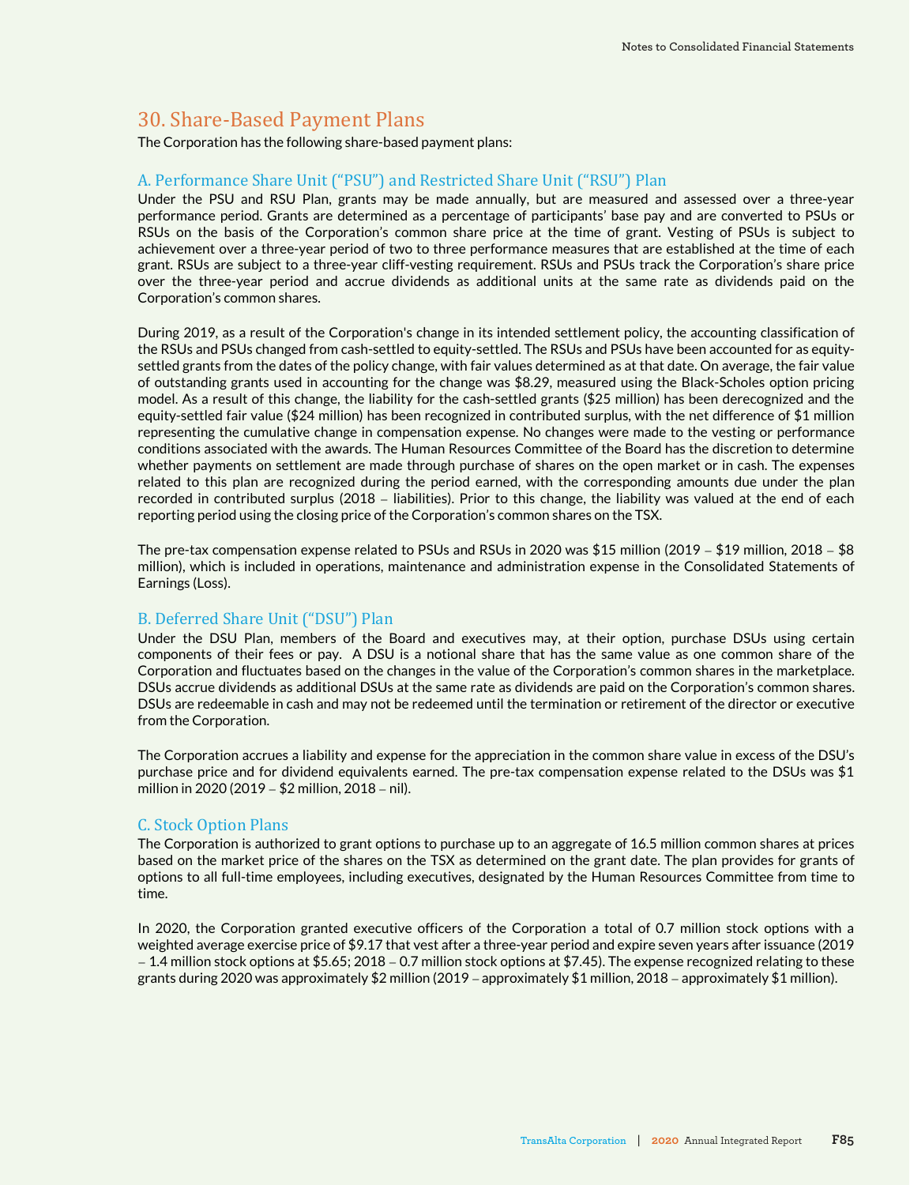## 30. Share-Based Payment Plans

The Corporation has the following share-based payment plans:

### A. Performance Share Unit ("PSU") and Restricted Share Unit ("RSU") Plan

Under the PSU and RSU Plan, grants may be made annually, but are measured and assessed over a three-year performance period. Grants are determined as a percentage of participants' base pay and are converted to PSUs or RSUs on the basis of the Corporation's common share price at the time of grant. Vesting of PSUs is subject to achievement over a three-year period of two to three performance measures that are established at the time of each grant. RSUs are subject to a three-year cliff-vesting requirement. RSUs and PSUs track the Corporation's share price over the three-year period and accrue dividends as additional units at the same rate as dividends paid on the Corporation's common shares.

During 2019, as a result of the Corporation's change in its intended settlement policy, the accounting classification of the RSUs and PSUs changed from cash-settled to equity-settled. The RSUs and PSUs have been accounted for as equity-settled grants from the dates of the policy change, with fair values determined as at that date. On average, the fair value of outstanding grants used in accounting for the change was $8.29, measured using the Black-Scholes option pricing model. As a result of this change, the liability for the cash-settled grants ($25 million) has been derecognized and the equity-settled fair value ($24 million) has been recognized in contributed surplus, with the net difference of $1 million representing the cumulative change in compensation expense. No changes were made to the vesting or performance conditions associated with the awards. The Human Resources Committee of the Board has the discretion to determine whether payments on settlement are made through purchase of shares on the open market or in cash. The expenses related to this plan are recognized during the period earned, with the corresponding amounts due under the plan recorded in contributed surplus (2018 – liabilities). Prior to this change, the liability was valued at the end of each reporting period using the closing price of the Corporation's common shares on the TSX.

The pre-tax compensation expense related to PSUs and RSUs in 2020 was $15 million (2019 – $19 million, 2018 – $8 million), which is included in operations, maintenance and administration expense in the Consolidated Statements of Earnings (Loss).

### B. Deferred Share Unit ("DSU") Plan

Under the DSU Plan, members of the Board and executives may, at their option, purchase DSUs using certain components of their fees or pay. A DSU is a notional share that has the same value as one common share of the Corporation and fluctuates based on the changes in the value of the Corporation's common shares in the marketplace. DSUs accrue dividends as additional DSUs at the same rate as dividends are paid on the Corporation's common shares. DSUs are redeemable in cash and may not be redeemed until the termination or retirement of the director or executive from the Corporation.

The Corporation accrues a liability and expense for the appreciation in the common share value in excess of the DSU's purchase price and for dividend equivalents earned. The pre-tax compensation expense related to the DSUs was $1 million in 2020 (2019 – $2 million, 2018 – nil).

### C. Stock Option Plans

The Corporation is authorized to grant options to purchase up to an aggregate of 16.5 million common shares at prices based on the market price of the shares on the TSX as determined on the grant date. The plan provides for grants of options to all full-time employees, including executives, designated by the Human Resources Committee from time to time.

In 2020, the Corporation granted executive officers of the Corporation a total of 0.7 million stock options with a weighted average exercise price of $9.17 that vest after a three-year period and expire seven years after issuance (2019 – 1.4 million stock options at $5.65; 2018 – 0.7 million stock options at $7.45). The expense recognized relating to these grants during 2020 was approximately $2 million (2019 – approximately $1 million, 2018 – approximately $1 million).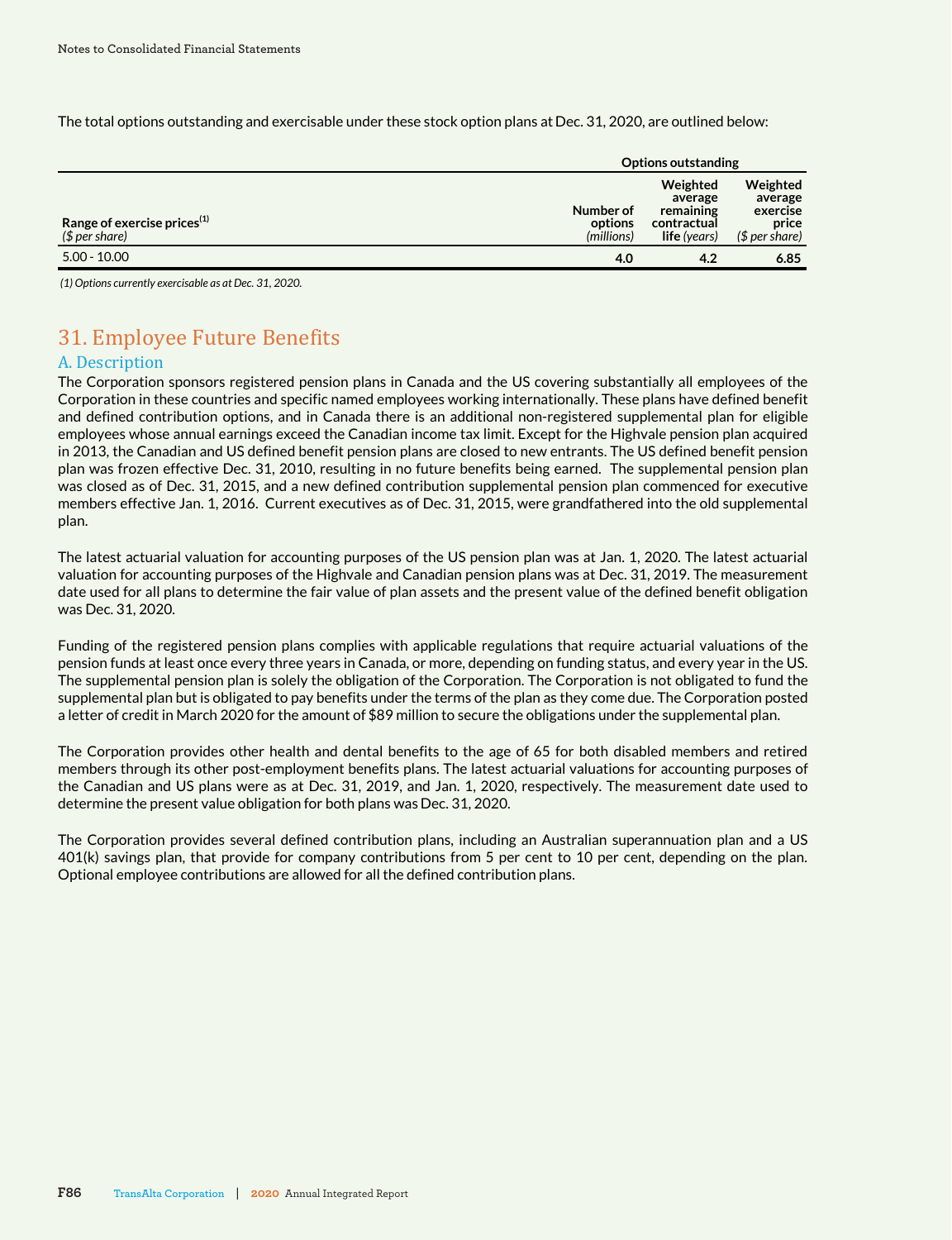The total options outstanding and exercisable under these stock option plans at Dec. 31, 2020, are outlined below:

| | Options outstanding | | |
|---|---|---|---|
| Range of exercise prices[1] *($ per share)* | Number of options *(millions)* | Weighted average remaining contractual life *(years)* | Weighted average exercise price *($ per share)* |
| 5.00 - 10.00 | **4.0** | **4.2** | **6.85** |

*(1) Options currently exercisable as at Dec. 31, 2020.*

# 31. Employee Future Benefits

## A. Description

The Corporation sponsors registered pension plans in Canada and the US covering substantially all employees of the Corporation in these countries and specific named employees working internationally. These plans have defined benefit and defined contribution options, and in Canada there is an additional non-registered supplemental plan for eligible employees whose annual earnings exceed the Canadian income tax limit. Except for the Highvale pension plan acquired in 2013, the Canadian and US defined benefit pension plans are closed to new entrants. The US defined benefit pension plan was frozen effective Dec. 31, 2010, resulting in no future benefits being earned. The supplemental pension plan was closed as of Dec. 31, 2015, and a new defined contribution supplemental pension plan commenced for executive members effective Jan. 1, 2016. Current executives as of Dec. 31, 2015, were grandfathered into the old supplemental plan.

The latest actuarial valuation for accounting purposes of the US pension plan was at Jan. 1, 2020. The latest actuarial valuation for accounting purposes of the Highvale and Canadian pension plans was at Dec. 31, 2019. The measurement date used for all plans to determine the fair value of plan assets and the present value of the defined benefit obligation was Dec. 31, 2020.

Funding of the registered pension plans complies with applicable regulations that require actuarial valuations of the pension funds at least once every three years in Canada, or more, depending on funding status, and every year in the US. The supplemental pension plan is solely the obligation of the Corporation. The Corporation is not obligated to fund the supplemental plan but is obligated to pay benefits under the terms of the plan as they come due. The Corporation posted a letter of credit in March 2020 for the amount of $89 million to secure the obligations under the supplemental plan.

The Corporation provides other health and dental benefits to the age of 65 for both disabled members and retired members through its other post-employment benefits plans. The latest actuarial valuations for accounting purposes of the Canadian and US plans were as at Dec. 31, 2019, and Jan. 1, 2020, respectively. The measurement date used to determine the present value obligation for both plans was Dec. 31, 2020.

The Corporation provides several defined contribution plans, including an Australian superannuation plan and a US 401(k) savings plan, that provide for company contributions from 5 per cent to 10 per cent, depending on the plan. Optional employee contributions are allowed for all the defined contribution plans.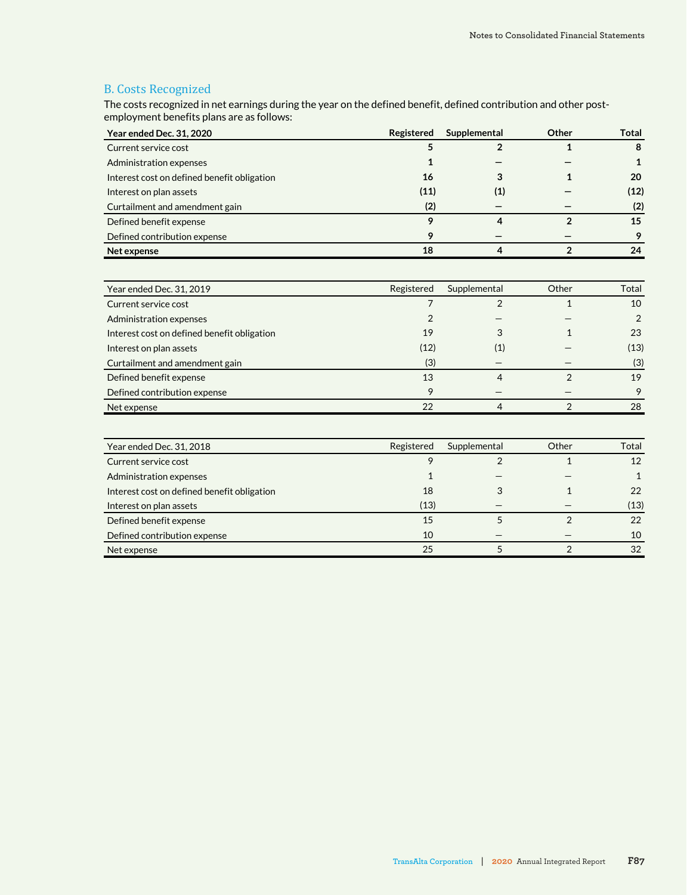## B. Costs Recognized

The costs recognized in net earnings during the year on the defined benefit, defined contribution and other post-employment benefits plans are as follows:

| **Year ended Dec. 31, 2020** | **Registered** | **Supplemental** | **Other** | **Total** |
|---|---|---|---|---|
| Current service cost | **5** | **2** | **1** | **8** |
| Administration expenses | **1** | **—** | **—** | **1** |
| Interest cost on defined benefit obligation | **16** | **3** | **1** | **20** |
| Interest on plan assets | **(11)** | **(1)** | **—** | **(12)** |
| Curtailment and amendment gain | **(2)** | **—** | **—** | **(2)** |
| Defined benefit expense | **9** | **4** | **2** | **15** |
| Defined contribution expense | **9** | **—** | **—** | **9** |
| **Net expense** | **18** | **4** | **2** | **24** |

| Year ended Dec. 31, 2019 | Registered | Supplemental | Other | Total |
|---|---|---|---|---|
| Current service cost | 7 | 2 | 1 | 10 |
| Administration expenses | 2 | — | — | 2 |
| Interest cost on defined benefit obligation | 19 | 3 | 1 | 23 |
| Interest on plan assets | (12) | (1) | — | (13) |
| Curtailment and amendment gain | (3) | — | — | (3) |
| Defined benefit expense | 13 | 4 | 2 | 19 |
| Defined contribution expense | 9 | — | — | 9 |
| Net expense | 22 | 4 | 2 | 28 |

| Year ended Dec. 31, 2018 | Registered | Supplemental | Other | Total |
|---|---|---|---|---|
| Current service cost | 9 | 2 | 1 | 12 |
| Administration expenses | 1 | — | — | 1 |
| Interest cost on defined benefit obligation | 18 | 3 | 1 | 22 |
| Interest on plan assets | (13) | — | — | (13) |
| Defined benefit expense | 15 | 5 | 2 | 22 |
| Defined contribution expense | 10 | — | — | 10 |
| Net expense | 25 | 5 | 2 | 32 |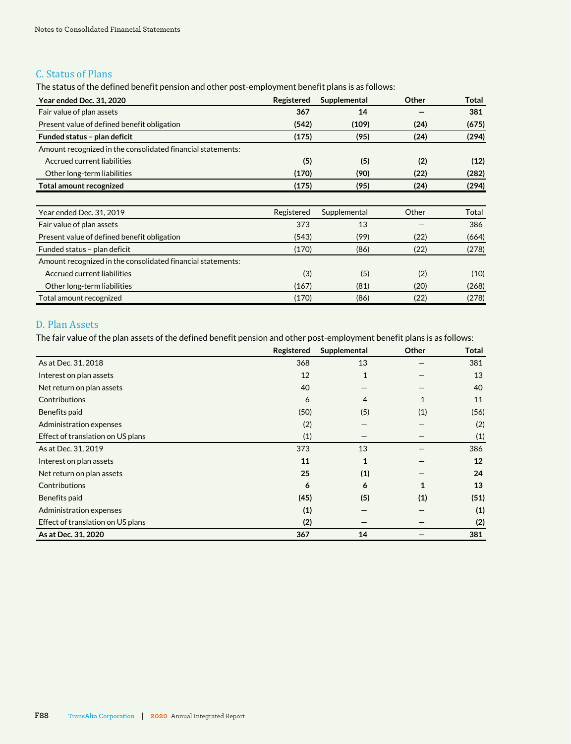## C. Status of Plans

The status of the defined benefit pension and other post-employment benefit plans is as follows:

| **Year ended Dec. 31, 2020** | **Registered** | **Supplemental** | **Other** | **Total** |
|---|---|---|---|---|
| Fair value of plan assets | **367** | **14** | **—** | **381** |
| Present value of defined benefit obligation | **(542)** | **(109)** | **(24)** | **(675)** |
| **Funded status – plan deficit** | **(175)** | **(95)** | **(24)** | **(294)** |
| Amount recognized in the consolidated financial statements: | | | | |
| Accrued current liabilities | **(5)** | **(5)** | **(2)** | **(12)** |
| Other long-term liabilities | **(170)** | **(90)** | **(22)** | **(282)** |
| **Total amount recognized** | **(175)** | **(95)** | **(24)** | **(294)** |

| Year ended Dec. 31, 2019 | Registered | Supplemental | Other | Total |
|---|---|---|---|---|
| Fair value of plan assets | 373 | 13 | — | 386 |
| Present value of defined benefit obligation | (543) | (99) | (22) | (664) |
| Funded status – plan deficit | (170) | (86) | (22) | (278) |
| Amount recognized in the consolidated financial statements: | | | | |
| Accrued current liabilities | (3) | (5) | (2) | (10) |
| Other long-term liabilities | (167) | (81) | (20) | (268) |
| Total amount recognized | (170) | (86) | (22) | (278) |

## D. Plan Assets

The fair value of the plan assets of the defined benefit pension and other post-employment benefit plans is as follows:

| | **Registered** | **Supplemental** | **Other** | **Total** |
|---|---|---|---|---|
| As at Dec. 31, 2018 | 368 | 13 | — | 381 |
| Interest on plan assets | 12 | 1 | — | 13 |
| Net return on plan assets | 40 | — | — | 40 |
| Contributions | 6 | 4 | 1 | 11 |
| Benefits paid | (50) | (5) | (1) | (56) |
| Administration expenses | (2) | — | — | (2) |
| Effect of translation on US plans | (1) | — | — | (1) |
| As at Dec. 31, 2019 | 373 | 13 | — | 386 |
| Interest on plan assets | **11** | **1** | **—** | **12** |
| Net return on plan assets | **25** | **(1)** | **—** | **24** |
| Contributions | **6** | **6** | **1** | **13** |
| Benefits paid | **(45)** | **(5)** | **(1)** | **(51)** |
| Administration expenses | **(1)** | **—** | **—** | **(1)** |
| Effect of translation on US plans | **(2)** | **—** | **—** | **(2)** |
| **As at Dec. 31, 2020** | **367** | **14** | **—** | **381** |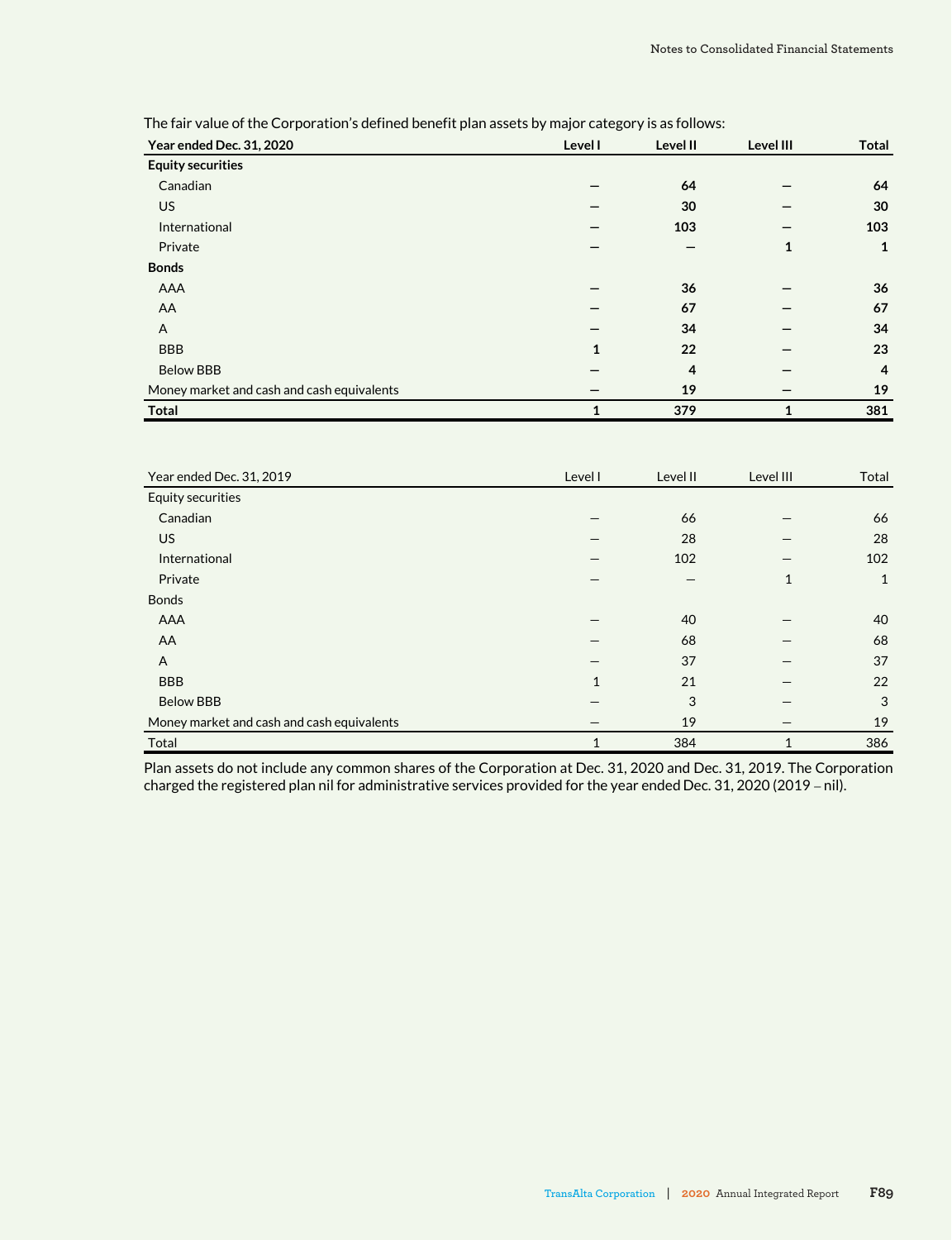The fair value of the Corporation's defined benefit plan assets by major category is as follows:

| **Year ended Dec. 31, 2020** | **Level I** | **Level II** | **Level III** | **Total** |
|---|---|---|---|---|
| **Equity securities** | | | | |
| Canadian | — | **64** | — | **64** |
| US | — | **30** | — | **30** |
| International | — | **103** | — | **103** |
| Private | — | — | **1** | **1** |
| **Bonds** | | | | |
| AAA | — | **36** | — | **36** |
| AA | — | **67** | — | **67** |
| A | — | **34** | — | **34** |
| BBB | **1** | **22** | — | **23** |
| Below BBB | — | **4** | — | **4** |
| Money market and cash and cash equivalents | — | **19** | — | **19** |
| **Total** | **1** | **379** | **1** | **381** |

| Year ended Dec. 31, 2019 | Level I | Level II | Level III | Total |
|---|---|---|---|---|
| Equity securities | | | | |
| Canadian | — | 66 | — | 66 |
| US | — | 28 | — | 28 |
| International | — | 102 | — | 102 |
| Private | — | — | 1 | 1 |
| Bonds | | | | |
| AAA | — | 40 | — | 40 |
| AA | — | 68 | — | 68 |
| A | — | 37 | — | 37 |
| BBB | 1 | 21 | — | 22 |
| Below BBB | — | 3 | — | 3 |
| Money market and cash and cash equivalents | — | 19 | — | 19 |
| Total | 1 | 384 | 1 | 386 |

Plan assets do not include any common shares of the Corporation at Dec. 31, 2020 and Dec. 31, 2019. The Corporation charged the registered plan nil for administrative services provided for the year ended Dec. 31, 2020 (2019 – nil).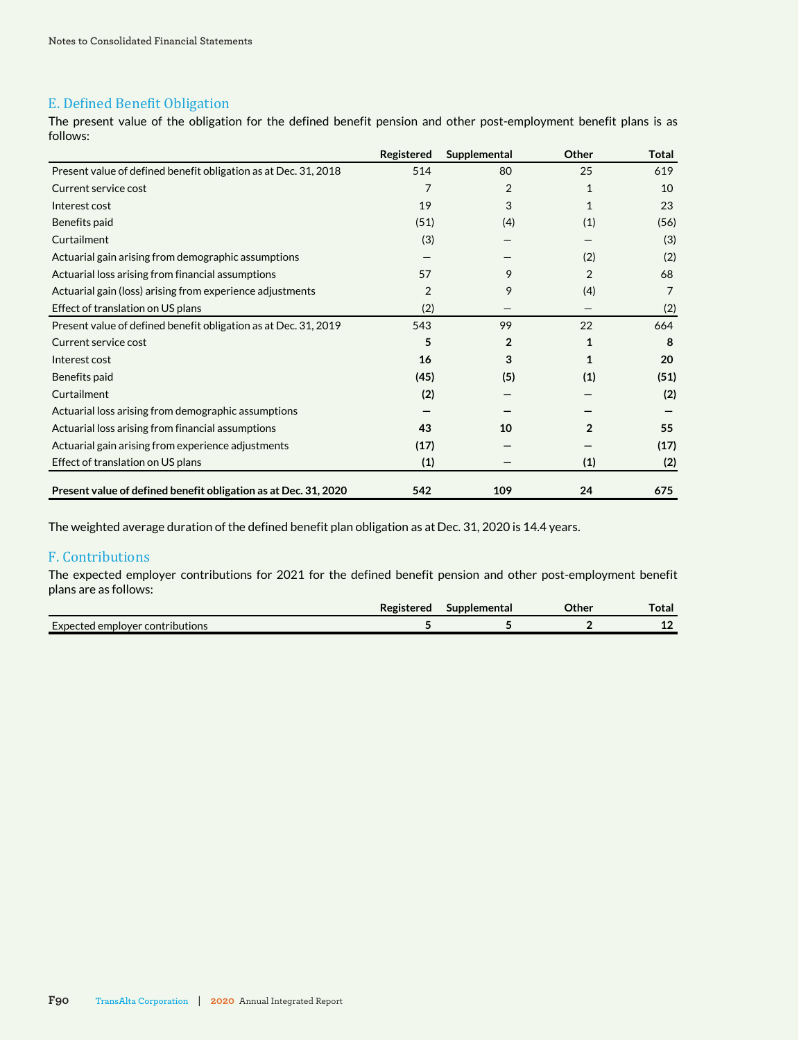## E. Defined Benefit Obligation

The present value of the obligation for the defined benefit pension and other post-employment benefit plans is as follows:

| | Registered | Supplemental | Other | Total |
|---|---|---|---|---|
| Present value of defined benefit obligation as at Dec. 31, 2018 | 514 | 80 | 25 | 619 |
| Current service cost | 7 | 2 | 1 | 10 |
| Interest cost | 19 | 3 | 1 | 23 |
| Benefits paid | (51) | (4) | (1) | (56) |
| Curtailment | (3) | — | — | (3) |
| Actuarial gain arising from demographic assumptions | — | — | (2) | (2) |
| Actuarial loss arising from financial assumptions | 57 | 9 | 2 | 68 |
| Actuarial gain (loss) arising from experience adjustments | 2 | 9 | (4) | 7 |
| Effect of translation on US plans | (2) | — | — | (2) |
| Present value of defined benefit obligation as at Dec. 31, 2019 | 543 | 99 | 22 | 664 |
| Current service cost | **5** | **2** | **1** | **8** |
| Interest cost | **16** | **3** | **1** | **20** |
| Benefits paid | **(45)** | **(5)** | **(1)** | **(51)** |
| Curtailment | **(2)** | **—** | **—** | **(2)** |
| Actuarial loss arising from demographic assumptions | **—** | **—** | **—** | **—** |
| Actuarial loss arising from financial assumptions | **43** | **10** | **2** | **55** |
| Actuarial gain arising from experience adjustments | **(17)** | **—** | **—** | **(17)** |
| Effect of translation on US plans | **(1)** | **—** | **(1)** | **(2)** |
| **Present value of defined benefit obligation as at Dec. 31, 2020** | **542** | **109** | **24** | **675** |

The weighted average duration of the defined benefit plan obligation as at Dec. 31, 2020 is 14.4 years.

## F. Contributions

The expected employer contributions for 2021 for the defined benefit pension and other post-employment benefit plans are as follows:

| | Registered | Supplemental | Other | Total |
|---|---|---|---|---|
| Expected employer contributions | **5** | **5** | **2** | **12** |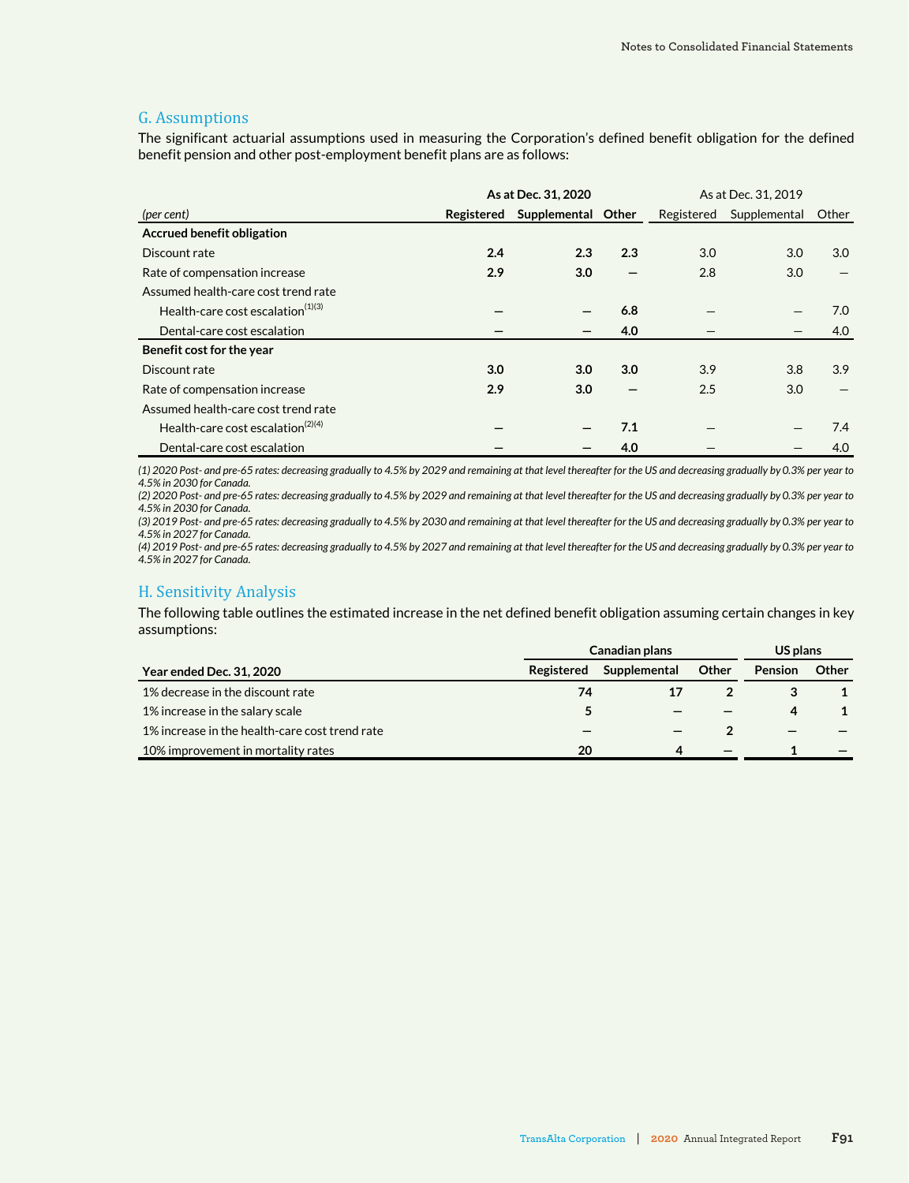## G. Assumptions

The significant actuarial assumptions used in measuring the Corporation's defined benefit obligation for the defined benefit pension and other post-employment benefit plans are as follows:

| | As at Dec. 31, 2020 | | | As at Dec. 31, 2019 | | |
|---|---|---|---|---|---|---|
| *(per cent)* | **Registered** | **Supplemental** | **Other** | Registered | Supplemental | Other |
| **Accrued benefit obligation** | | | | | | |
| Discount rate | **2.4** | **2.3** | **2.3** | 3.0 | 3.0 | 3.0 |
| Rate of compensation increase | **2.9** | **3.0** | **—** | 2.8 | 3.0 | — |
| Assumed health-care cost trend rate | | | | | | |
| Health-care cost escalation[(1)(3)] | **—** | **—** | **6.8** | — | — | 7.0 |
| Dental-care cost escalation | **—** | **—** | **4.0** | — | — | 4.0 |
| **Benefit cost for the year** | | | | | | |
| Discount rate | **3.0** | **3.0** | **3.0** | 3.9 | 3.8 | 3.9 |
| Rate of compensation increase | **2.9** | **3.0** | **—** | 2.5 | 3.0 | — |
| Assumed health-care cost trend rate | | | | | | |
| Health-care cost escalation[(2)(4)] | **—** | **—** | **7.1** | — | — | 7.4 |
| Dental-care cost escalation | **—** | **—** | **4.0** | — | — | 4.0 |

*(1) 2020 Post- and pre-65 rates: decreasing gradually to 4.5% by 2029 and remaining at that level thereafter for the US and decreasing gradually by 0.3% per year to 4.5% in 2030 for Canada.*
*(2) 2020 Post- and pre-65 rates: decreasing gradually to 4.5% by 2029 and remaining at that level thereafter for the US and decreasing gradually by 0.3% per year to 4.5% in 2030 for Canada.*
*(3) 2019 Post- and pre-65 rates: decreasing gradually to 4.5% by 2030 and remaining at that level thereafter for the US and decreasing gradually by 0.3% per year to 4.5% in 2027 for Canada.*
*(4) 2019 Post- and pre-65 rates: decreasing gradually to 4.5% by 2027 and remaining at that level thereafter for the US and decreasing gradually by 0.3% per year to 4.5% in 2027 for Canada.*

## H. Sensitivity Analysis

The following table outlines the estimated increase in the net defined benefit obligation assuming certain changes in key assumptions:

| | Canadian plans | | | US plans | |
|---|---|---|---|---|---|
| **Year ended Dec. 31, 2020** | **Registered** | **Supplemental** | **Other** | **Pension** | **Other** |
| 1% decrease in the discount rate | **74** | **17** | **2** | **3** | **1** |
| 1% increase in the salary scale | **5** | **—** | **—** | **4** | **1** |
| 1% increase in the health-care cost trend rate | **—** | **—** | **2** | **—** | **—** |
| 10% improvement in mortality rates | **20** | **4** | **—** | **1** | **—** |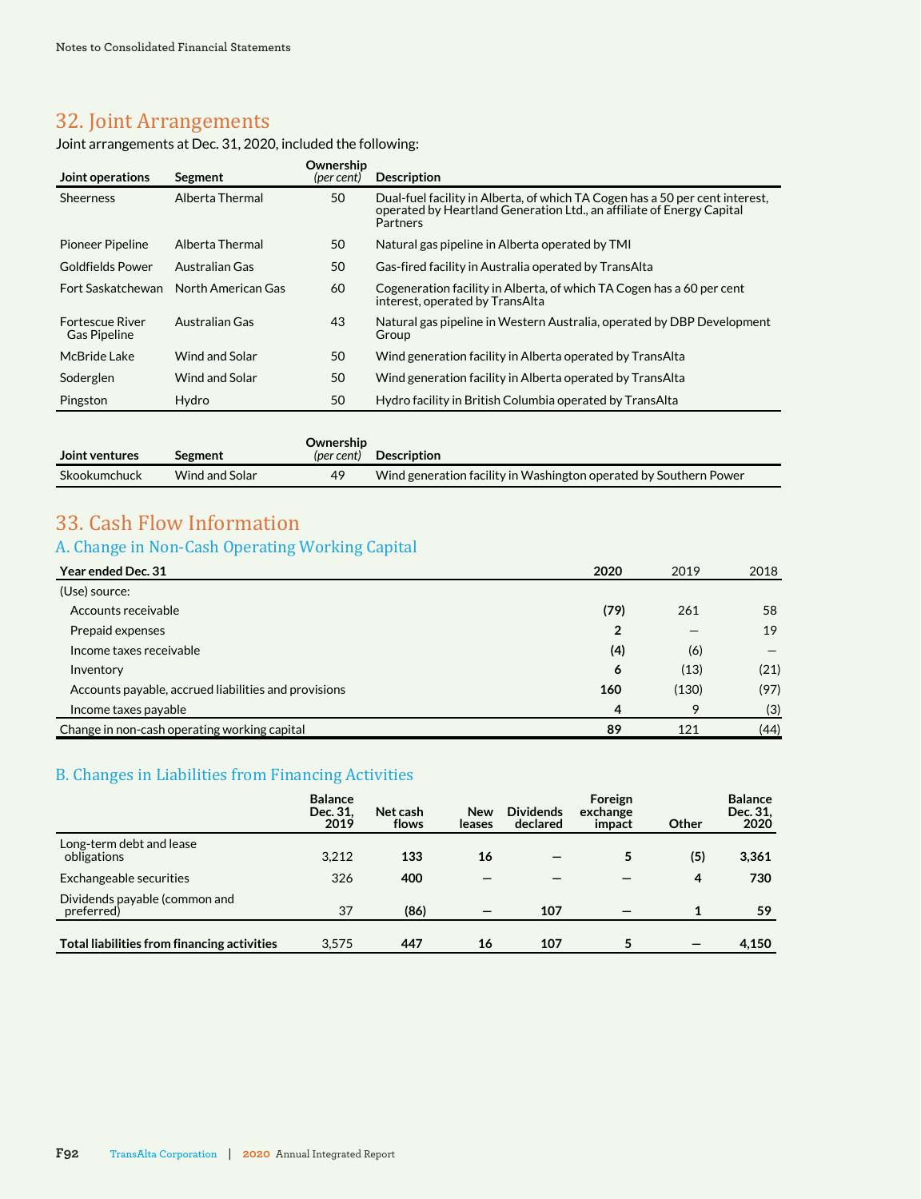## 32. Joint Arrangements

Joint arrangements at Dec. 31, 2020, included the following:

| Joint operations | Segment | Ownership *(per cent)* | Description |
|---|---|---|---|
| Sheerness | Alberta Thermal | 50 | Dual-fuel facility in Alberta, of which TA Cogen has a 50 per cent interest, operated by Heartland Generation Ltd., an affiliate of Energy Capital Partners |
| Pioneer Pipeline | Alberta Thermal | 50 | Natural gas pipeline in Alberta operated by TMI |
| Goldfields Power | Australian Gas | 50 | Gas-fired facility in Australia operated by TransAlta |
| Fort Saskatchewan | North American Gas | 60 | Cogeneration facility in Alberta, of which TA Cogen has a 60 per cent interest, operated by TransAlta |
| Fortescue River Gas Pipeline | Australian Gas | 43 | Natural gas pipeline in Western Australia, operated by DBP Development Group |
| McBride Lake | Wind and Solar | 50 | Wind generation facility in Alberta operated by TransAlta |
| Soderglen | Wind and Solar | 50 | Wind generation facility in Alberta operated by TransAlta |
| Pingston | Hydro | 50 | Hydro facility in British Columbia operated by TransAlta |

| Joint ventures | Segment | Ownership *(per cent)* | Description |
|---|---|---|---|
| Skookumchuck | Wind and Solar | 49 | Wind generation facility in Washington operated by Southern Power |

## 33. Cash Flow Information

### A. Change in Non-Cash Operating Working Capital

| Year ended Dec. 31 | 2020 | 2019 | 2018 |
|---|---|---|---|
| (Use) source: | | | |
| Accounts receivable | **(79)** | 261 | 58 |
| Prepaid expenses | **2** | — | 19 |
| Income taxes receivable | **(4)** | (6) | — |
| Inventory | **6** | (13) | (21) |
| Accounts payable, accrued liabilities and provisions | **160** | (130) | (97) |
| Income taxes payable | **4** | 9 | (3) |
| Change in non-cash operating working capital | **89** | 121 | (44) |

### B. Changes in Liabilities from Financing Activities

| | Balance Dec. 31, 2019 | Net cash flows | New leases | Dividends declared | Foreign exchange impact | Other | Balance Dec. 31, 2020 |
|---|---|---|---|---|---|---|---|
| Long-term debt and lease obligations | 3,212 | **133** | **16** | **—** | **5** | **(5)** | **3,361** |
| Exchangeable securities | 326 | **400** | **—** | **—** | **—** | **4** | **730** |
| Dividends payable (common and preferred) | 37 | **(86)** | **—** | **107** | **—** | **1** | **59** |
| **Total liabilities from financing activities** | 3,575 | **447** | **16** | **107** | **5** | **—** | **4,150** |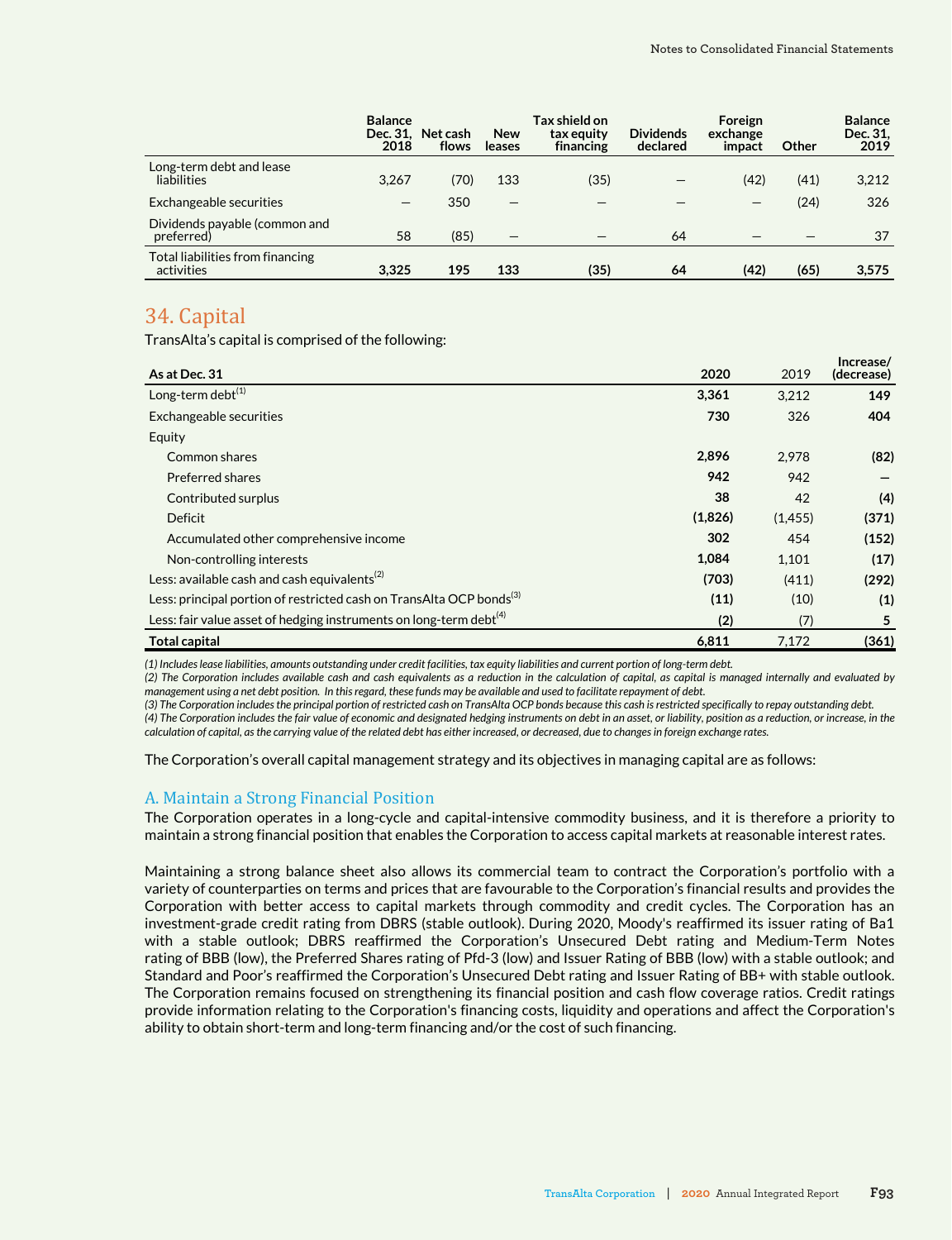|  | Balance Dec. 31, 2018 | Net cash flows | New leases | Tax shield on tax equity financing | Dividends declared | Foreign exchange impact | Other | Balance Dec. 31, 2019 |
|---|---|---|---|---|---|---|---|---|
| Long-term debt and lease liabilities | 3,267 | (70) | 133 | (35) | — | (42) | (41) | 3,212 |
| Exchangeable securities | — | 350 | — | — | — | — | (24) | 326 |
| Dividends payable (common and preferred) | 58 | (85) | — | — | 64 | — | — | 37 |
| **Total liabilities from financing activities** | **3,325** | **195** | **133** | **(35)** | **64** | **(42)** | **(65)** | **3,575** |

## 34. Capital

TransAlta's capital is comprised of the following:

| As at Dec. 31 | 2020 | 2019 | Increase/ (decrease) |
|---|---|---|---|
| Long-term debt[(1)] | **3,361** | 3,212 | **149** |
| Exchangeable securities | **730** | 326 | **404** |
| Equity | | | |
| Common shares | **2,896** | 2,978 | **(82)** |
| Preferred shares | **942** | 942 | **—** |
| Contributed surplus | **38** | 42 | **(4)** |
| Deficit | **(1,826)** | (1,455) | **(371)** |
| Accumulated other comprehensive income | **302** | 454 | **(152)** |
| Non-controlling interests | **1,084** | 1,101 | **(17)** |
| Less: available cash and cash equivalents[(2)] | **(703)** | (411) | **(292)** |
| Less: principal portion of restricted cash on TransAlta OCP bonds[(3)] | **(11)** | (10) | **(1)** |
| Less: fair value asset of hedging instruments on long-term debt[(4)] | **(2)** | (7) | **5** |
| **Total capital** | **6,811** | 7,172 | **(361)** |

*(1) Includes lease liabilities, amounts outstanding under credit facilities, tax equity liabilities and current portion of long-term debt.*

*(2) The Corporation includes available cash and cash equivalents as a reduction in the calculation of capital, as capital is managed internally and evaluated by management using a net debt position. In this regard, these funds may be available and used to facilitate repayment of debt.*

*(3) The Corporation includes the principal portion of restricted cash on TransAlta OCP bonds because this cash is restricted specifically to repay outstanding debt.*

*(4) The Corporation includes the fair value of economic and designated hedging instruments on debt in an asset, or liability, position as a reduction, or increase, in the calculation of capital, as the carrying value of the related debt has either increased, or decreased, due to changes in foreign exchange rates.*

The Corporation's overall capital management strategy and its objectives in managing capital are as follows:

### A. Maintain a Strong Financial Position

The Corporation operates in a long-cycle and capital-intensive commodity business, and it is therefore a priority to maintain a strong financial position that enables the Corporation to access capital markets at reasonable interest rates.

Maintaining a strong balance sheet also allows its commercial team to contract the Corporation's portfolio with a variety of counterparties on terms and prices that are favourable to the Corporation's financial results and provides the Corporation with better access to capital markets through commodity and credit cycles. The Corporation has an investment-grade credit rating from DBRS (stable outlook). During 2020, Moody's reaffirmed its issuer rating of Ba1 with a stable outlook; DBRS reaffirmed the Corporation's Unsecured Debt rating and Medium-Term Notes rating of BBB (low), the Preferred Shares rating of Pfd-3 (low) and Issuer Rating of BBB (low) with a stable outlook; and Standard and Poor's reaffirmed the Corporation's Unsecured Debt rating and Issuer Rating of BB+ with stable outlook. The Corporation remains focused on strengthening its financial position and cash flow coverage ratios. Credit ratings provide information relating to the Corporation's financing costs, liquidity and operations and affect the Corporation's ability to obtain short-term and long-term financing and/or the cost of such financing.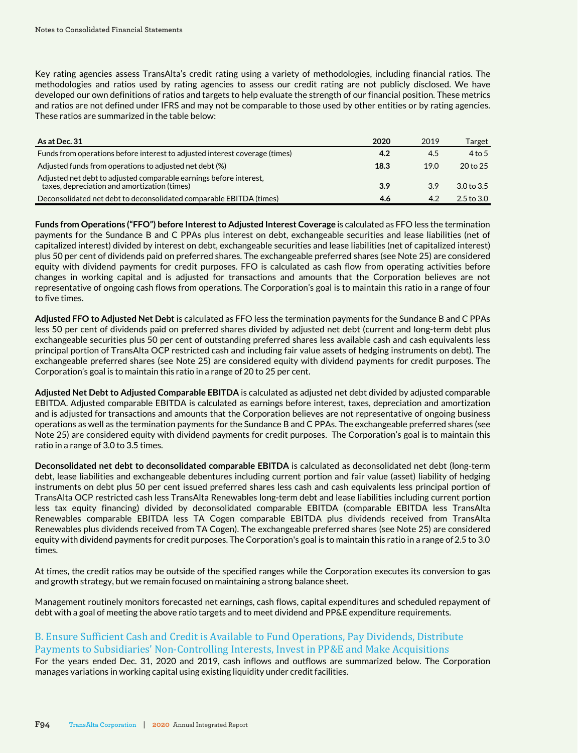Key rating agencies assess TransAlta's credit rating using a variety of methodologies, including financial ratios. The methodologies and ratios used by rating agencies to assess our credit rating are not publicly disclosed. We have developed our own definitions of ratios and targets to help evaluate the strength of our financial position. These metrics and ratios are not defined under IFRS and may not be comparable to those used by other entities or by rating agencies. These ratios are summarized in the table below:

| As at Dec. 31 | 2020 | 2019 | Target |
|---|---|---|---|
| Funds from operations before interest to adjusted interest coverage (times) | **4.2** | 4.5 | 4 to 5 |
| Adjusted funds from operations to adjusted net debt (%) | **18.3** | 19.0 | 20 to 25 |
| Adjusted net debt to adjusted comparable earnings before interest, taxes, depreciation and amortization (times) | **3.9** | 3.9 | 3.0 to 3.5 |
| Deconsolidated net debt to deconsolidated comparable EBITDA (times) | **4.6** | 4.2 | 2.5 to 3.0 |

**Funds from Operations ("FFO") before Interest to Adjusted Interest Coverage** is calculated as FFO less the termination payments for the Sundance B and C PPAs plus interest on debt, exchangeable securities and lease liabilities (net of capitalized interest) divided by interest on debt, exchangeable securities and lease liabilities (net of capitalized interest) plus 50 per cent of dividends paid on preferred shares. The exchangeable preferred shares (see Note 25) are considered equity with dividend payments for credit purposes. FFO is calculated as cash flow from operating activities before changes in working capital and is adjusted for transactions and amounts that the Corporation believes are not representative of ongoing cash flows from operations. The Corporation's goal is to maintain this ratio in a range of four to five times.

**Adjusted FFO to Adjusted Net Debt** is calculated as FFO less the termination payments for the Sundance B and C PPAs less 50 per cent of dividends paid on preferred shares divided by adjusted net debt (current and long-term debt plus exchangeable securities plus 50 per cent of outstanding preferred shares less available cash and cash equivalents less principal portion of TransAlta OCP restricted cash and including fair value assets of hedging instruments on debt). The exchangeable preferred shares (see Note 25) are considered equity with dividend payments for credit purposes. The Corporation's goal is to maintain this ratio in a range of 20 to 25 per cent.

**Adjusted Net Debt to Adjusted Comparable EBITDA** is calculated as adjusted net debt divided by adjusted comparable EBITDA. Adjusted comparable EBITDA is calculated as earnings before interest, taxes, depreciation and amortization and is adjusted for transactions and amounts that the Corporation believes are not representative of ongoing business operations as well as the termination payments for the Sundance B and C PPAs. The exchangeable preferred shares (see Note 25) are considered equity with dividend payments for credit purposes. The Corporation's goal is to maintain this ratio in a range of 3.0 to 3.5 times.

**Deconsolidated net debt to deconsolidated comparable EBITDA** is calculated as deconsolidated net debt (long-term debt, lease liabilities and exchangeable debentures including current portion and fair value (asset) liability of hedging instruments on debt plus 50 per cent issued preferred shares less cash and cash equivalents less principal portion of TransAlta OCP restricted cash less TransAlta Renewables long-term debt and lease liabilities including current portion less tax equity financing) divided by deconsolidated comparable EBITDA (comparable EBITDA less TransAlta Renewables comparable EBITDA less TA Cogen comparable EBITDA plus dividends received from TransAlta Renewables plus dividends received from TA Cogen). The exchangeable preferred shares (see Note 25) are considered equity with dividend payments for credit purposes. The Corporation's goal is to maintain this ratio in a range of 2.5 to 3.0 times.

At times, the credit ratios may be outside of the specified ranges while the Corporation executes its conversion to gas and growth strategy, but we remain focused on maintaining a strong balance sheet.

Management routinely monitors forecasted net earnings, cash flows, capital expenditures and scheduled repayment of debt with a goal of meeting the above ratio targets and to meet dividend and PP&E expenditure requirements.

### B. Ensure Sufficient Cash and Credit is Available to Fund Operations, Pay Dividends, Distribute Payments to Subsidiaries' Non-Controlling Interests, Invest in PP&E and Make Acquisitions

For the years ended Dec. 31, 2020 and 2019, cash inflows and outflows are summarized below. The Corporation manages variations in working capital using existing liquidity under credit facilities.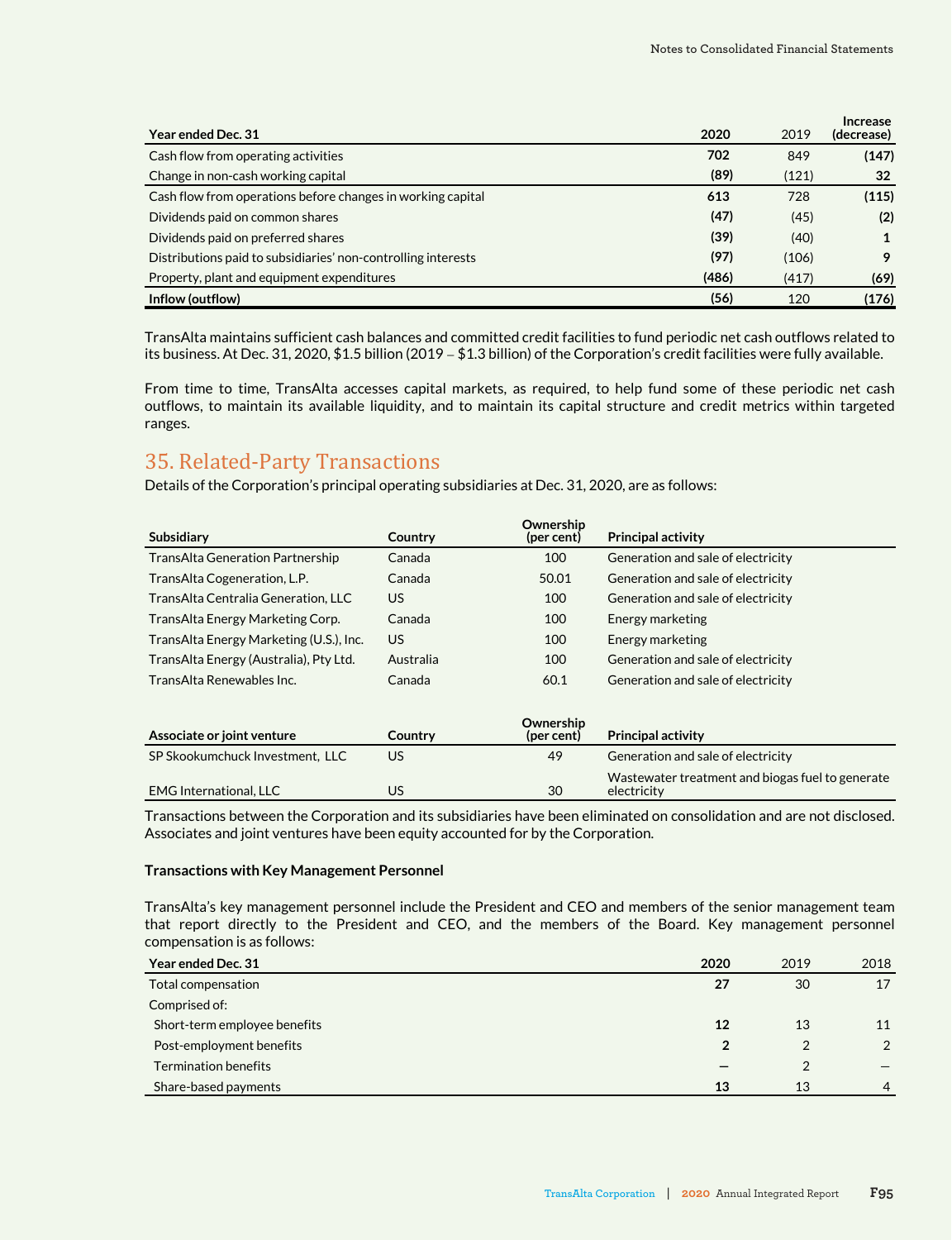| Year ended Dec. 31 | 2020 | 2019 | Increase (decrease) |
|---|---|---|---|
| Cash flow from operating activities | **702** | 849 | **(147)** |
| Change in non-cash working capital | **(89)** | (121) | **32** |
| Cash flow from operations before changes in working capital | **613** | 728 | **(115)** |
| Dividends paid on common shares | **(47)** | (45) | **(2)** |
| Dividends paid on preferred shares | **(39)** | (40) | **1** |
| Distributions paid to subsidiaries' non-controlling interests | **(97)** | (106) | **9** |
| Property, plant and equipment expenditures | **(486)** | (417) | **(69)** |
| **Inflow (outflow)** | **(56)** | 120 | **(176)** |

TransAlta maintains sufficient cash balances and committed credit facilities to fund periodic net cash outflows related to its business. At Dec. 31, 2020, $1.5 billion (2019 – $1.3 billion) of the Corporation's credit facilities were fully available.

From time to time, TransAlta accesses capital markets, as required, to help fund some of these periodic net cash outflows, to maintain its available liquidity, and to maintain its capital structure and credit metrics within targeted ranges.

## 35. Related-Party Transactions

Details of the Corporation's principal operating subsidiaries at Dec. 31, 2020, are as follows:

| Subsidiary | Country | Ownership (per cent) | Principal activity |
|---|---|---|---|
| TransAlta Generation Partnership | Canada | 100 | Generation and sale of electricity |
| TransAlta Cogeneration, L.P. | Canada | 50.01 | Generation and sale of electricity |
| TransAlta Centralia Generation, LLC | US | 100 | Generation and sale of electricity |
| TransAlta Energy Marketing Corp. | Canada | 100 | Energy marketing |
| TransAlta Energy Marketing (U.S.), Inc. | US | 100 | Energy marketing |
| TransAlta Energy (Australia), Pty Ltd. | Australia | 100 | Generation and sale of electricity |
| TransAlta Renewables Inc. | Canada | 60.1 | Generation and sale of electricity |

| Associate or joint venture | Country | Ownership (per cent) | Principal activity |
|---|---|---|---|
| SP Skookumchuck Investment, LLC | US | 49 | Generation and sale of electricity |
| EMG International, LLC | US | 30 | Wastewater treatment and biogas fuel to generate electricity |

Transactions between the Corporation and its subsidiaries have been eliminated on consolidation and are not disclosed. Associates and joint ventures have been equity accounted for by the Corporation.

**Transactions with Key Management Personnel**

TransAlta's key management personnel include the President and CEO and members of the senior management team that report directly to the President and CEO, and the members of the Board. Key management personnel compensation is as follows:

| Year ended Dec. 31 | 2020 | 2019 | 2018 |
|---|---|---|---|
| Total compensation | **27** | 30 | 17 |
| Comprised of: | | | |
| Short-term employee benefits | **12** | 13 | 11 |
| Post-employment benefits | **2** | 2 | 2 |
| Termination benefits | **—** | 2 | — |
| Share-based payments | **13** | 13 | 4 |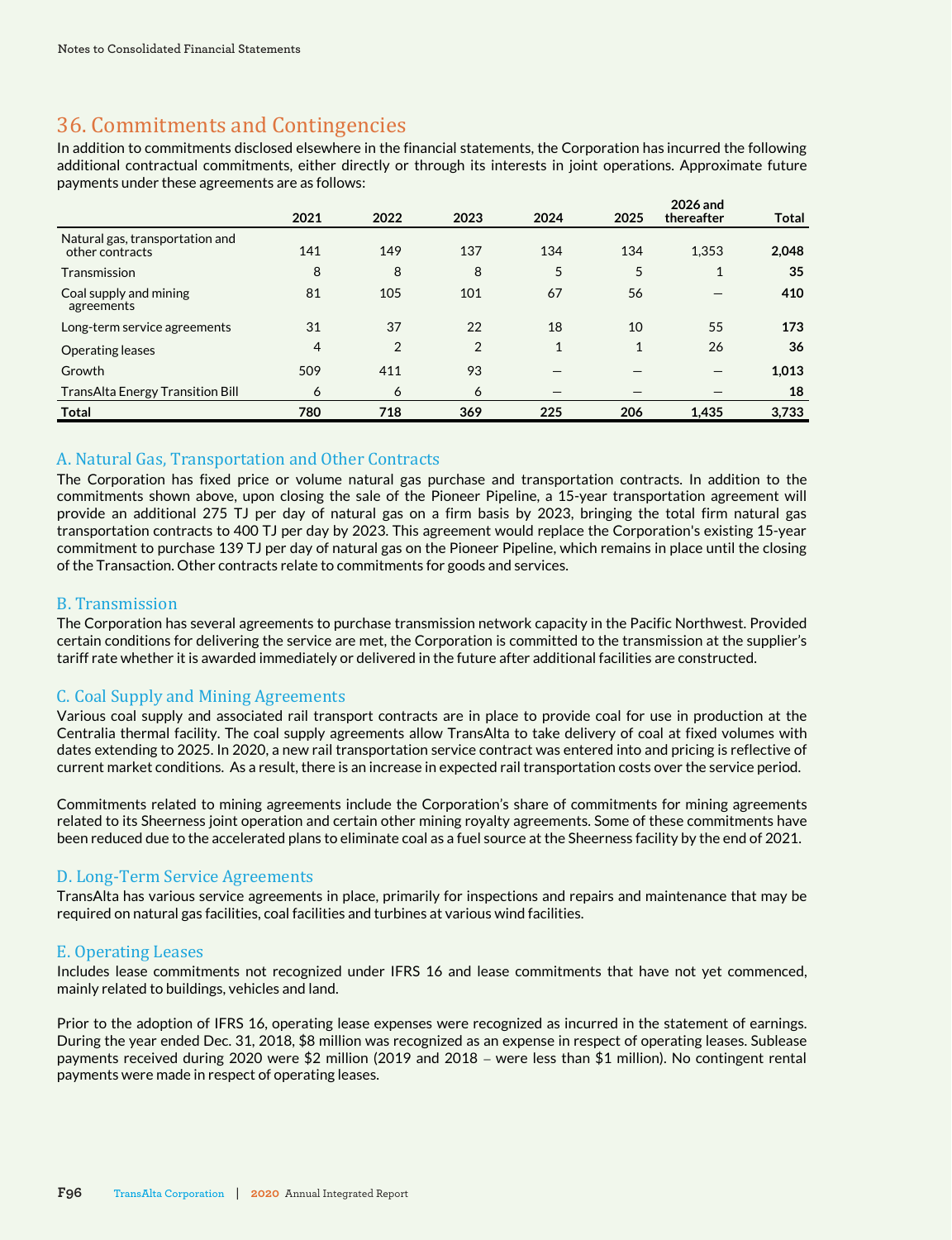## 36. Commitments and Contingencies

In addition to commitments disclosed elsewhere in the financial statements, the Corporation has incurred the following additional contractual commitments, either directly or through its interests in joint operations. Approximate future payments under these agreements are as follows:

| | 2021 | 2022 | 2023 | 2024 | 2025 | 2026 and thereafter | Total |
|---|---|---|---|---|---|---|---|
| Natural gas, transportation and other contracts | 141 | 149 | 137 | 134 | 134 | 1,353 | **2,048** |
| Transmission | 8 | 8 | 8 | 5 | 5 | 1 | **35** |
| Coal supply and mining agreements | 81 | 105 | 101 | 67 | 56 | — | **410** |
| Long-term service agreements | 31 | 37 | 22 | 18 | 10 | 55 | **173** |
| Operating leases | 4 | 2 | 2 | 1 | 1 | 26 | **36** |
| Growth | 509 | 411 | 93 | — | — | — | **1,013** |
| TransAlta Energy Transition Bill | 6 | 6 | 6 | — | — | — | **18** |
| **Total** | **780** | **718** | **369** | **225** | **206** | **1,435** | **3,733** |

### A. Natural Gas, Transportation and Other Contracts

The Corporation has fixed price or volume natural gas purchase and transportation contracts. In addition to the commitments shown above, upon closing the sale of the Pioneer Pipeline, a 15-year transportation agreement will provide an additional 275 TJ per day of natural gas on a firm basis by 2023, bringing the total firm natural gas transportation contracts to 400 TJ per day by 2023. This agreement would replace the Corporation's existing 15-year commitment to purchase 139 TJ per day of natural gas on the Pioneer Pipeline, which remains in place until the closing of the Transaction. Other contracts relate to commitments for goods and services.

### B. Transmission

The Corporation has several agreements to purchase transmission network capacity in the Pacific Northwest. Provided certain conditions for delivering the service are met, the Corporation is committed to the transmission at the supplier's tariff rate whether it is awarded immediately or delivered in the future after additional facilities are constructed.

### C. Coal Supply and Mining Agreements

Various coal supply and associated rail transport contracts are in place to provide coal for use in production at the Centralia thermal facility. The coal supply agreements allow TransAlta to take delivery of coal at fixed volumes with dates extending to 2025. In 2020, a new rail transportation service contract was entered into and pricing is reflective of current market conditions. As a result, there is an increase in expected rail transportation costs over the service period.

Commitments related to mining agreements include the Corporation's share of commitments for mining agreements related to its Sheerness joint operation and certain other mining royalty agreements. Some of these commitments have been reduced due to the accelerated plans to eliminate coal as a fuel source at the Sheerness facility by the end of 2021.

### D. Long-Term Service Agreements

TransAlta has various service agreements in place, primarily for inspections and repairs and maintenance that may be required on natural gas facilities, coal facilities and turbines at various wind facilities.

### E. Operating Leases

Includes lease commitments not recognized under IFRS 16 and lease commitments that have not yet commenced, mainly related to buildings, vehicles and land.

Prior to the adoption of IFRS 16, operating lease expenses were recognized as incurred in the statement of earnings. During the year ended Dec. 31, 2018, $8 million was recognized as an expense in respect of operating leases. Sublease payments received during 2020 were $2 million (2019 and 2018 – were less than $1 million). No contingent rental payments were made in respect of operating leases.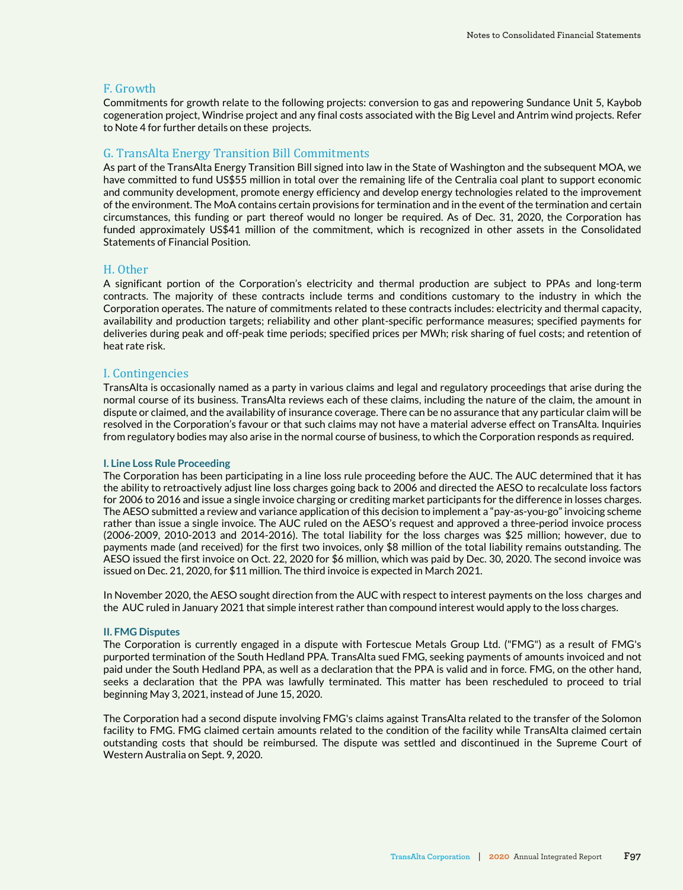## F. Growth

Commitments for growth relate to the following projects: conversion to gas and repowering Sundance Unit 5, Kaybob cogeneration project, Windrise project and any final costs associated with the Big Level and Antrim wind projects. Refer to Note 4 for further details on these projects.

## G. TransAlta Energy Transition Bill Commitments

As part of the TransAlta Energy Transition Bill signed into law in the State of Washington and the subsequent MOA, we have committed to fund US$55 million in total over the remaining life of the Centralia coal plant to support economic and community development, promote energy efficiency and develop energy technologies related to the improvement of the environment. The MoA contains certain provisions for termination and in the event of the termination and certain circumstances, this funding or part thereof would no longer be required. As of Dec. 31, 2020, the Corporation has funded approximately US$41 million of the commitment, which is recognized in other assets in the Consolidated Statements of Financial Position.

## H. Other

A significant portion of the Corporation's electricity and thermal production are subject to PPAs and long-term contracts. The majority of these contracts include terms and conditions customary to the industry in which the Corporation operates. The nature of commitments related to these contracts includes: electricity and thermal capacity, availability and production targets; reliability and other plant-specific performance measures; specified payments for deliveries during peak and off-peak time periods; specified prices per MWh; risk sharing of fuel costs; and retention of heat rate risk.

## I. Contingencies

TransAlta is occasionally named as a party in various claims and legal and regulatory proceedings that arise during the normal course of its business. TransAlta reviews each of these claims, including the nature of the claim, the amount in dispute or claimed, and the availability of insurance coverage. There can be no assurance that any particular claim will be resolved in the Corporation's favour or that such claims may not have a material adverse effect on TransAlta. Inquiries from regulatory bodies may also arise in the normal course of business, to which the Corporation responds as required.

### I. Line Loss Rule Proceeding

The Corporation has been participating in a line loss rule proceeding before the AUC. The AUC determined that it has the ability to retroactively adjust line loss charges going back to 2006 and directed the AESO to recalculate loss factors for 2006 to 2016 and issue a single invoice charging or crediting market participants for the difference in losses charges. The AESO submitted a review and variance application of this decision to implement a "pay-as-you-go" invoicing scheme rather than issue a single invoice. The AUC ruled on the AESO's request and approved a three-period invoice process (2006-2009, 2010-2013 and 2014-2016). The total liability for the loss charges was $25 million; however, due to payments made (and received) for the first two invoices, only $8 million of the total liability remains outstanding. The AESO issued the first invoice on Oct. 22, 2020 for $6 million, which was paid by Dec. 30, 2020. The second invoice was issued on Dec. 21, 2020, for $11 million. The third invoice is expected in March 2021.

In November 2020, the AESO sought direction from the AUC with respect to interest payments on the loss charges and the AUC ruled in January 2021 that simple interest rather than compound interest would apply to the loss charges.

### II. FMG Disputes

The Corporation is currently engaged in a dispute with Fortescue Metals Group Ltd. ("FMG") as a result of FMG's purported termination of the South Hedland PPA. TransAlta sued FMG, seeking payments of amounts invoiced and not paid under the South Hedland PPA, as well as a declaration that the PPA is valid and in force. FMG, on the other hand, seeks a declaration that the PPA was lawfully terminated. This matter has been rescheduled to proceed to trial beginning May 3, 2021, instead of June 15, 2020.

The Corporation had a second dispute involving FMG's claims against TransAlta related to the transfer of the Solomon facility to FMG. FMG claimed certain amounts related to the condition of the facility while TransAlta claimed certain outstanding costs that should be reimbursed. The dispute was settled and discontinued in the Supreme Court of Western Australia on Sept. 9, 2020.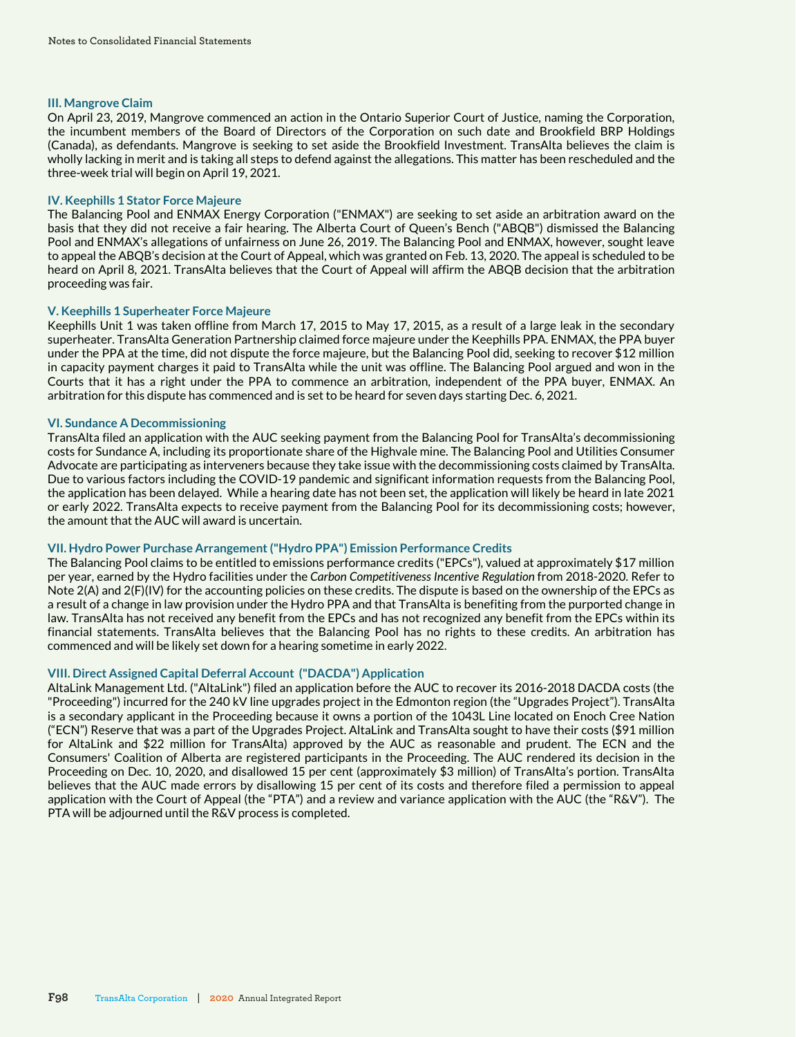### III. Mangrove Claim

On April 23, 2019, Mangrove commenced an action in the Ontario Superior Court of Justice, naming the Corporation, the incumbent members of the Board of Directors of the Corporation on such date and Brookfield BRP Holdings (Canada), as defendants. Mangrove is seeking to set aside the Brookfield Investment. TransAlta believes the claim is wholly lacking in merit and is taking all steps to defend against the allegations. This matter has been rescheduled and the three-week trial will begin on April 19, 2021.

### IV. Keephills 1 Stator Force Majeure

The Balancing Pool and ENMAX Energy Corporation ("ENMAX") are seeking to set aside an arbitration award on the basis that they did not receive a fair hearing. The Alberta Court of Queen's Bench ("ABQB") dismissed the Balancing Pool and ENMAX's allegations of unfairness on June 26, 2019. The Balancing Pool and ENMAX, however, sought leave to appeal the ABQB's decision at the Court of Appeal, which was granted on Feb. 13, 2020. The appeal is scheduled to be heard on April 8, 2021. TransAlta believes that the Court of Appeal will affirm the ABQB decision that the arbitration proceeding was fair.

### V. Keephills 1 Superheater Force Majeure

Keephills Unit 1 was taken offline from March 17, 2015 to May 17, 2015, as a result of a large leak in the secondary superheater. TransAlta Generation Partnership claimed force majeure under the Keephills PPA. ENMAX, the PPA buyer under the PPA at the time, did not dispute the force majeure, but the Balancing Pool did, seeking to recover $12 million in capacity payment charges it paid to TransAlta while the unit was offline. The Balancing Pool argued and won in the Courts that it has a right under the PPA to commence an arbitration, independent of the PPA buyer, ENMAX. An arbitration for this dispute has commenced and is set to be heard for seven days starting Dec. 6, 2021.

### VI. Sundance A Decommissioning

TransAlta filed an application with the AUC seeking payment from the Balancing Pool for TransAlta's decommissioning costs for Sundance A, including its proportionate share of the Highvale mine. The Balancing Pool and Utilities Consumer Advocate are participating as interveners because they take issue with the decommissioning costs claimed by TransAlta. Due to various factors including the COVID-19 pandemic and significant information requests from the Balancing Pool, the application has been delayed. While a hearing date has not been set, the application will likely be heard in late 2021 or early 2022. TransAlta expects to receive payment from the Balancing Pool for its decommissioning costs; however, the amount that the AUC will award is uncertain.

### VII. Hydro Power Purchase Arrangement ("Hydro PPA") Emission Performance Credits

The Balancing Pool claims to be entitled to emissions performance credits ("EPCs"), valued at approximately $17 million per year, earned by the Hydro facilities under the *Carbon Competitiveness Incentive Regulation* from 2018-2020. Refer to Note 2(A) and 2(F)(IV) for the accounting policies on these credits. The dispute is based on the ownership of the EPCs as a result of a change in law provision under the Hydro PPA and that TransAlta is benefiting from the purported change in law. TransAlta has not received any benefit from the EPCs and has not recognized any benefit from the EPCs within its financial statements. TransAlta believes that the Balancing Pool has no rights to these credits. An arbitration has commenced and will be likely set down for a hearing sometime in early 2022.

### VIII. Direct Assigned Capital Deferral Account ("DACDA") Application

AltaLink Management Ltd. ("AltaLink") filed an application before the AUC to recover its 2016-2018 DACDA costs (the "Proceeding") incurred for the 240 kV line upgrades project in the Edmonton region (the "Upgrades Project"). TransAlta is a secondary applicant in the Proceeding because it owns a portion of the 1043L Line located on Enoch Cree Nation ("ECN") Reserve that was a part of the Upgrades Project. AltaLink and TransAlta sought to have their costs ($91 million for AltaLink and $22 million for TransAlta) approved by the AUC as reasonable and prudent. The ECN and the Consumers' Coalition of Alberta are registered participants in the Proceeding. The AUC rendered its decision in the Proceeding on Dec. 10, 2020, and disallowed 15 per cent (approximately $3 million) of TransAlta's portion. TransAlta believes that the AUC made errors by disallowing 15 per cent of its costs and therefore filed a permission to appeal application with the Court of Appeal (the "PTA") and a review and variance application with the AUC (the "R&V"). The PTA will be adjourned until the R&V process is completed.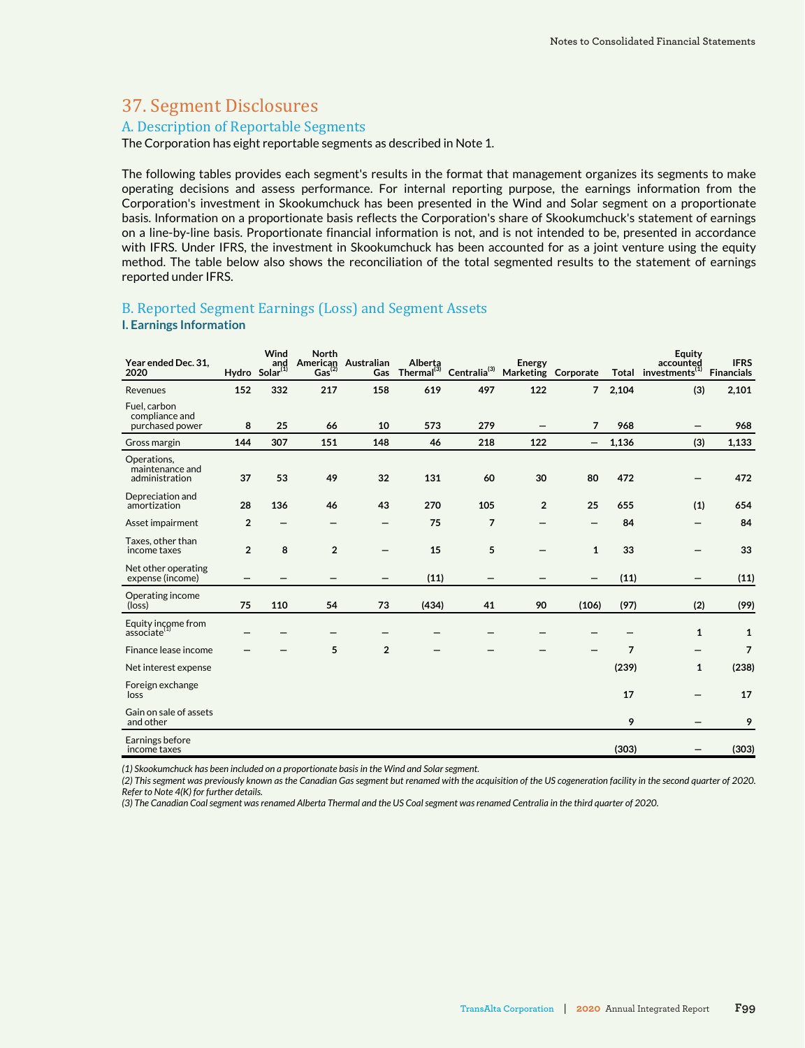# 37. Segment Disclosures

## A. Description of Reportable Segments

The Corporation has eight reportable segments as described in Note 1.

The following tables provides each segment's results in the format that management organizes its segments to make operating decisions and assess performance. For internal reporting purpose, the earnings information from the Corporation's investment in Skookumchuck has been presented in the Wind and Solar segment on a proportionate basis. Information on a proportionate basis reflects the Corporation's share of Skookumchuck's statement of earnings on a line-by-line basis. Proportionate financial information is not, and is not intended to be, presented in accordance with IFRS. Under IFRS, the investment in Skookumchuck has been accounted for as a joint venture using the equity method. The table below also shows the reconciliation of the total segmented results to the statement of earnings reported under IFRS.

## B. Reported Segment Earnings (Loss) and Segment Assets

### I. Earnings Information

| Year ended Dec. 31, 2020 | Hydro | Wind and Solar[1] | North American Gas[2] | Australian Gas | Alberta Thermal[3] | Centralia[3] | Energy Marketing | Corporate | Total | Equity accounted investments[1] | IFRS Financials |
|---|---|---|---|---|---|---|---|---|---|---|---|
| Revenues | 152 | 332 | 217 | 158 | 619 | 497 | 122 | 7 | 2,104 | (3) | 2,101 |
| Fuel, carbon compliance and purchased power | 8 | 25 | 66 | 10 | 573 | 279 | — | 7 | 968 | — | 968 |
| Gross margin | 144 | 307 | 151 | 148 | 46 | 218 | 122 | — | 1,136 | (3) | 1,133 |
| Operations, maintenance and administration | 37 | 53 | 49 | 32 | 131 | 60 | 30 | 80 | 472 | — | 472 |
| Depreciation and amortization | 28 | 136 | 46 | 43 | 270 | 105 | 2 | 25 | 655 | (1) | 654 |
| Asset impairment | 2 | — | — | — | 75 | 7 | — | — | 84 | — | 84 |
| Taxes, other than income taxes | 2 | 8 | 2 | — | 15 | 5 | — | 1 | 33 | — | 33 |
| Net other operating expense (income) | — | — | — | — | (11) | — | — | — | (11) | — | (11) |
| Operating income (loss) | 75 | 110 | 54 | 73 | (434) | 41 | 90 | (106) | (97) | (2) | (99) |
| Equity income from associate[1] | — | — | — | — | — | — | — | — | — | 1 | 1 |
| Finance lease income | — | — | 5 | 2 | — | — | — | — | 7 | — | 7 |
| Net interest expense | | | | | | | | | (239) | 1 | (238) |
| Foreign exchange loss | | | | | | | | | 17 | — | 17 |
| Gain on sale of assets and other | | | | | | | | | 9 | — | 9 |
| Earnings before income taxes | | | | | | | | | (303) | — | (303) |

*(1) Skookumchuck has been included on a proportionate basis in the Wind and Solar segment.*

*(2) This segment was previously known as the Canadian Gas segment but renamed with the acquisition of the US cogeneration facility in the second quarter of 2020. Refer to Note 4(K) for further details.*

*(3) The Canadian Coal segment was renamed Alberta Thermal and the US Coal segment was renamed Centralia in the third quarter of 2020.*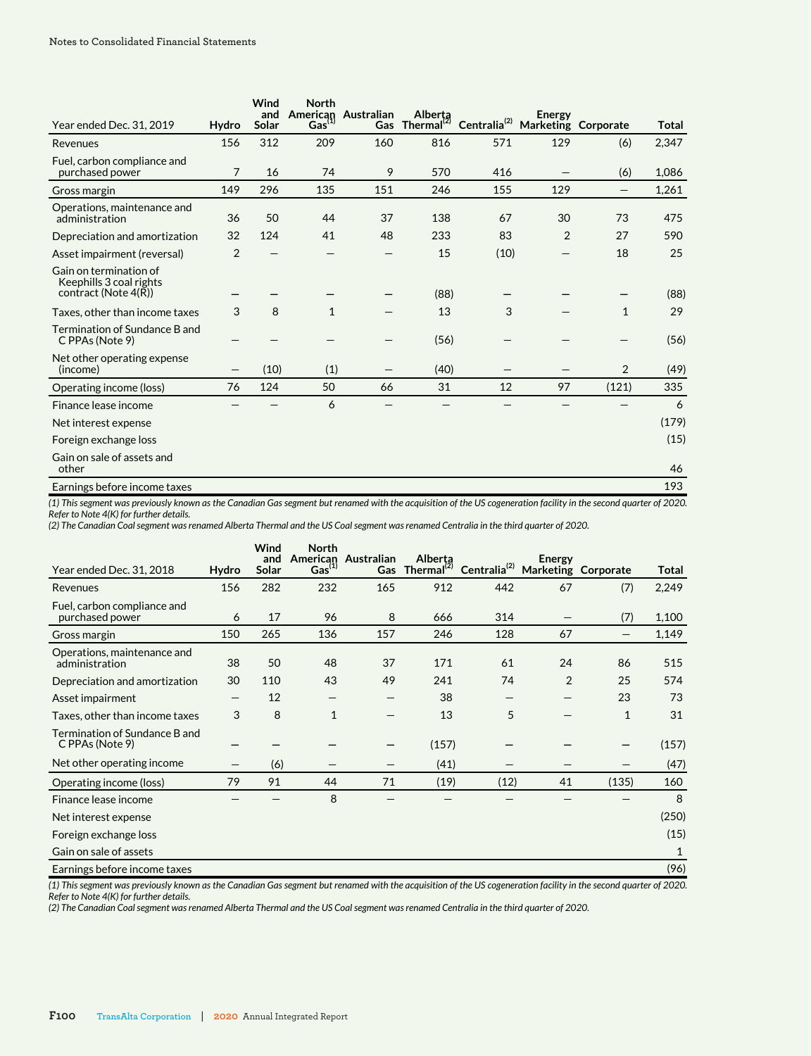| Year ended Dec. 31, 2019 | Hydro | Wind and Solar | North American Gas[(1)] | Australian Gas | Alberta Thermal[(2)] | Centralia[(2)] | Energy Marketing | Corporate | Total |
|---|---|---|---|---|---|---|---|---|---|
| Revenues | 156 | 312 | 209 | 160 | 816 | 571 | 129 | (6) | 2,347 |
| Fuel, carbon compliance and purchased power | 7 | 16 | 74 | 9 | 570 | 416 | — | (6) | 1,086 |
| Gross margin | 149 | 296 | 135 | 151 | 246 | 155 | 129 | — | 1,261 |
| Operations, maintenance and administration | 36 | 50 | 44 | 37 | 138 | 67 | 30 | 73 | 475 |
| Depreciation and amortization | 32 | 124 | 41 | 48 | 233 | 83 | 2 | 27 | 590 |
| Asset impairment (reversal) | 2 | — | — | — | 15 | (10) | — | 18 | 25 |
| Gain on termination of Keephills 3 coal rights contract (Note 4(R)) | — | — | — | — | (88) | — | — | — | (88) |
| Taxes, other than income taxes | 3 | 8 | 1 | — | 13 | 3 | — | 1 | 29 |
| Termination of Sundance B and C PPAs (Note 9) | — | — | — | — | (56) | — | — | — | (56) |
| Net other operating expense (income) | — | (10) | (1) | — | (40) | — | — | 2 | (49) |
| Operating income (loss) | 76 | 124 | 50 | 66 | 31 | 12 | 97 | (121) | 335 |
| Finance lease income | — | — | 6 | — | — | — | — | — | 6 |
| Net interest expense | | | | | | | | | (179) |
| Foreign exchange loss | | | | | | | | | (15) |
| Gain on sale of assets and other | | | | | | | | | 46 |
| Earnings before income taxes | | | | | | | | | 193 |

*(1) This segment was previously known as the Canadian Gas segment but renamed with the acquisition of the US cogeneration facility in the second quarter of 2020. Refer to Note 4(K) for further details.*

*(2) The Canadian Coal segment was renamed Alberta Thermal and the US Coal segment was renamed Centralia in the third quarter of 2020.*

| Year ended Dec. 31, 2018 | Hydro | Wind and Solar | North American Gas[(1)] | Australian Gas | Alberta Thermal[(2)] | Centralia[(2)] | Energy Marketing | Corporate | Total |
|---|---|---|---|---|---|---|---|---|---|
| Revenues | 156 | 282 | 232 | 165 | 912 | 442 | 67 | (7) | 2,249 |
| Fuel, carbon compliance and purchased power | 6 | 17 | 96 | 8 | 666 | 314 | — | (7) | 1,100 |
| Gross margin | 150 | 265 | 136 | 157 | 246 | 128 | 67 | — | 1,149 |
| Operations, maintenance and administration | 38 | 50 | 48 | 37 | 171 | 61 | 24 | 86 | 515 |
| Depreciation and amortization | 30 | 110 | 43 | 49 | 241 | 74 | 2 | 25 | 574 |
| Asset impairment | — | 12 | — | — | 38 | — | — | 23 | 73 |
| Taxes, other than income taxes | 3 | 8 | 1 | — | 13 | 5 | — | 1 | 31 |
| Termination of Sundance B and C PPAs (Note 9) | — | — | — | — | (157) | — | — | — | (157) |
| Net other operating income | — | (6) | — | — | (41) | — | — | — | (47) |
| Operating income (loss) | 79 | 91 | 44 | 71 | (19) | (12) | 41 | (135) | 160 |
| Finance lease income | — | — | 8 | — | — | — | — | — | 8 |
| Net interest expense | | | | | | | | | (250) |
| Foreign exchange loss | | | | | | | | | (15) |
| Gain on sale of assets | | | | | | | | | 1 |
| Earnings before income taxes | | | | | | | | | (96) |

*(1) This segment was previously known as the Canadian Gas segment but renamed with the acquisition of the US cogeneration facility in the second quarter of 2020. Refer to Note 4(K) for further details.*

*(2) The Canadian Coal segment was renamed Alberta Thermal and the US Coal segment was renamed Centralia in the third quarter of 2020.*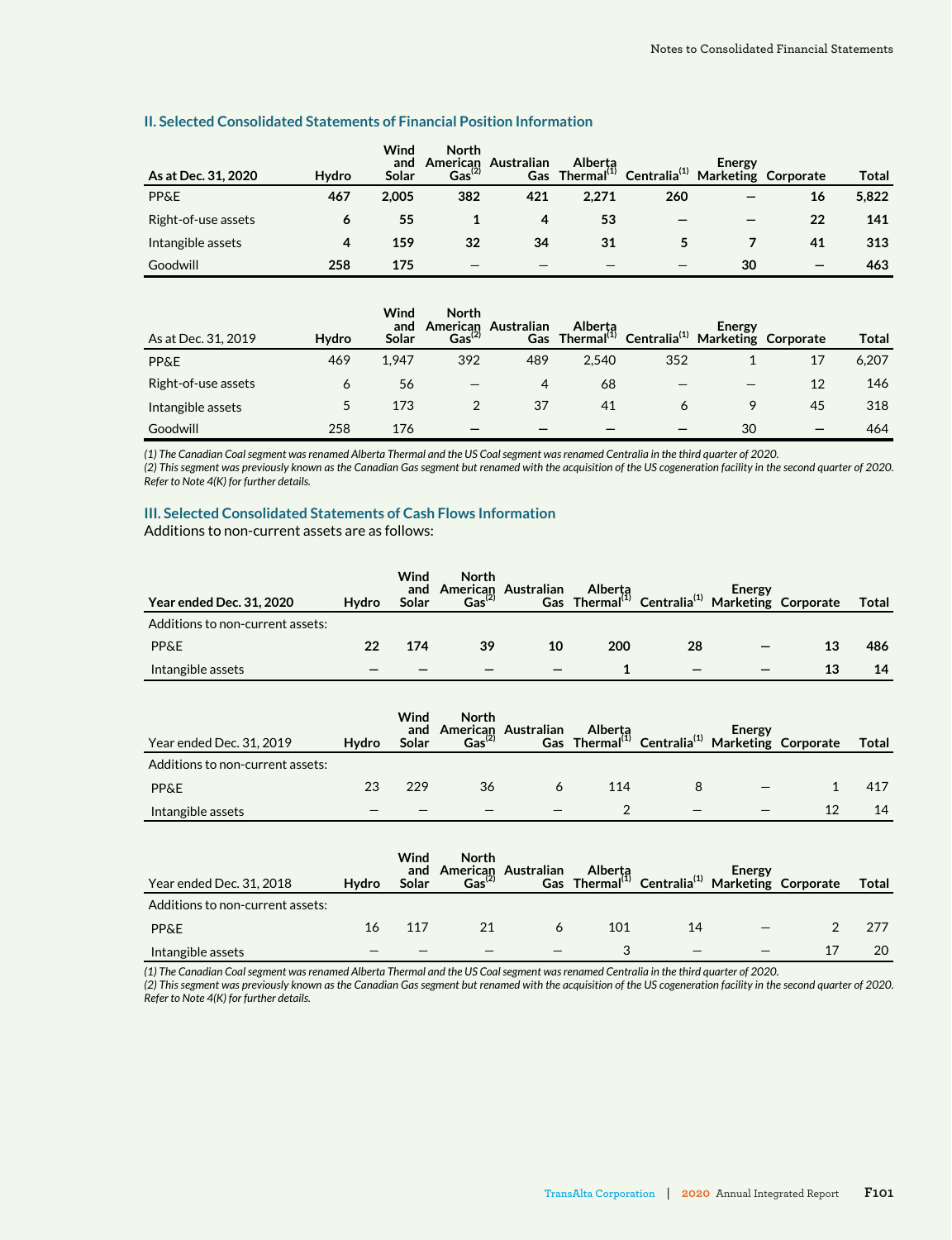### II. Selected Consolidated Statements of Financial Position Information

| As at Dec. 31, 2020 | Hydro | Wind and Solar | North American Gas(2) | Australian Gas | Alberta Thermal(1) | Centralia(1) | Energy Marketing | Corporate | Total |
|---|---|---|---|---|---|---|---|---|---|
| PP&E | **467** | **2,005** | **382** | **421** | **2,271** | **260** | **—** | **16** | **5,822** |
| Right-of-use assets | **6** | **55** | **1** | **4** | **53** | **—** | **—** | **22** | **141** |
| Intangible assets | **4** | **159** | **32** | **34** | **31** | **5** | **7** | **41** | **313** |
| Goodwill | **258** | **175** | **—** | **—** | **—** | **—** | **30** | **—** | **463** |

| As at Dec. 31, 2019 | Hydro | Wind and Solar | North American Gas(2) | Australian Gas | Alberta Thermal(1) | Centralia(1) | Energy Marketing | Corporate | Total |
|---|---|---|---|---|---|---|---|---|---|
| PP&E | 469 | 1,947 | 392 | 489 | 2,540 | 352 | 1 | 17 | 6,207 |
| Right-of-use assets | 6 | 56 | — | 4 | 68 | — | — | 12 | 146 |
| Intangible assets | 5 | 173 | 2 | 37 | 41 | 6 | 9 | 45 | 318 |
| Goodwill | 258 | 176 | — | — | — | — | 30 | — | 464 |

*(1) The Canadian Coal segment was renamed Alberta Thermal and the US Coal segment was renamed Centralia in the third quarter of 2020.*
*(2) This segment was previously known as the Canadian Gas segment but renamed with the acquisition of the US cogeneration facility in the second quarter of 2020. Refer to Note 4(K) for further details.*

### III. Selected Consolidated Statements of Cash Flows Information

Additions to non-current assets are as follows:

| Year ended Dec. 31, 2020 | Hydro | Wind and Solar | North American Gas(2) | Australian Gas | Alberta Thermal(1) | Centralia(1) | Energy Marketing | Corporate | Total |
|---|---|---|---|---|---|---|---|---|---|
| Additions to non-current assets: | | | | | | | | | |
| PP&E | **22** | **174** | **39** | **10** | **200** | **28** | **—** | **13** | **486** |
| Intangible assets | **—** | **—** | **—** | **—** | **1** | **—** | **—** | **13** | **14** |

| Year ended Dec. 31, 2019 | Hydro | Wind and Solar | North American Gas(2) | Australian Gas | Alberta Thermal(1) | Centralia(1) | Energy Marketing | Corporate | Total |
|---|---|---|---|---|---|---|---|---|---|
| Additions to non-current assets: | | | | | | | | | |
| PP&E | 23 | 229 | 36 | 6 | 114 | 8 | — | 1 | 417 |
| Intangible assets | — | — | — | — | 2 | — | — | 12 | 14 |

| Year ended Dec. 31, 2018 | Hydro | Wind and Solar | North American Gas(2) | Australian Gas | Alberta Thermal(1) | Centralia(1) | Energy Marketing | Corporate | Total |
|---|---|---|---|---|---|---|---|---|---|
| Additions to non-current assets: | | | | | | | | | |
| PP&E | 16 | 117 | 21 | 6 | 101 | 14 | — | 2 | 277 |
| Intangible assets | — | — | — | — | 3 | — | — | 17 | 20 |

*(1) The Canadian Coal segment was renamed Alberta Thermal and the US Coal segment was renamed Centralia in the third quarter of 2020.*
*(2) This segment was previously known as the Canadian Gas segment but renamed with the acquisition of the US cogeneration facility in the second quarter of 2020. Refer to Note 4(K) for further details.*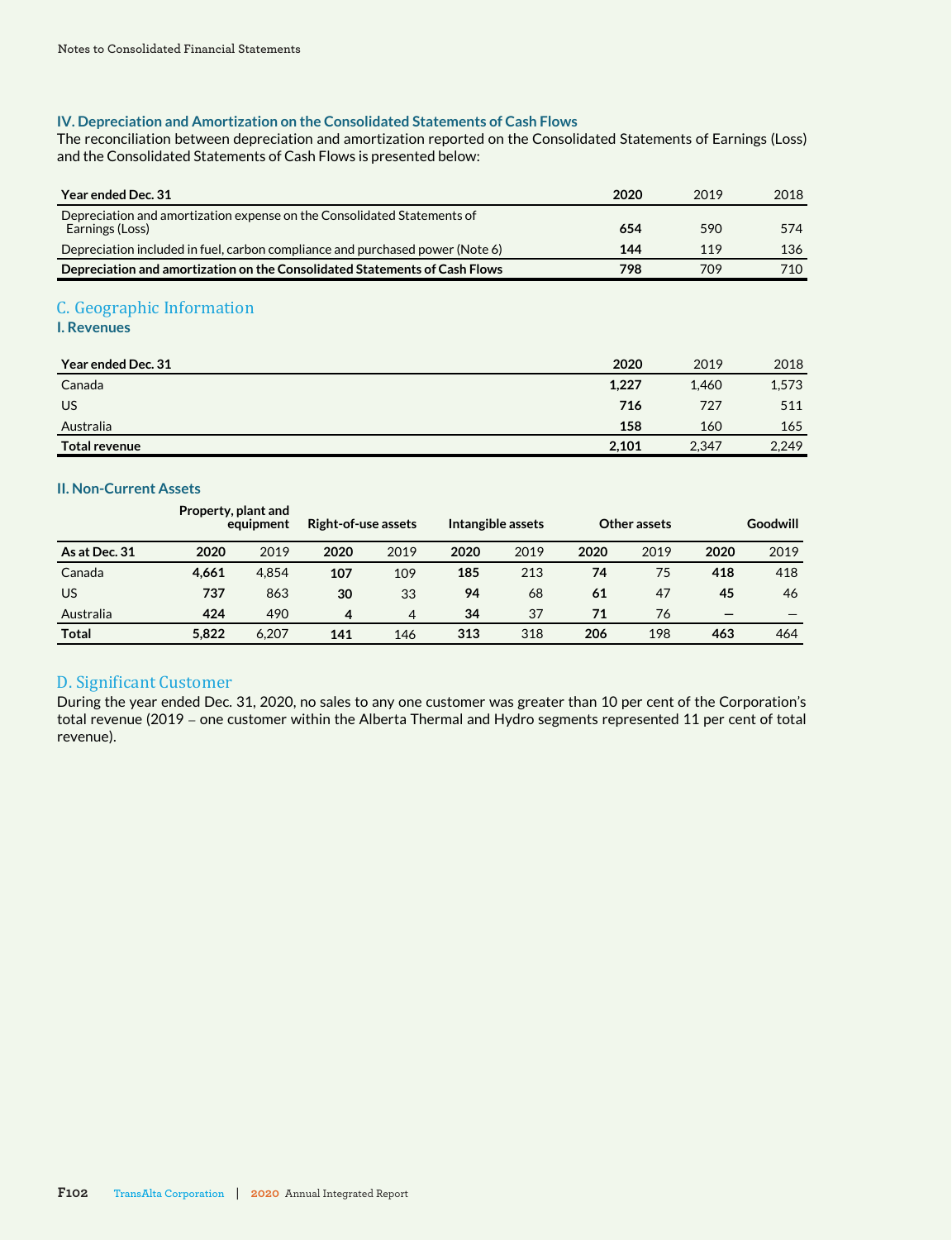### IV. Depreciation and Amortization on the Consolidated Statements of Cash Flows

The reconciliation between depreciation and amortization reported on the Consolidated Statements of Earnings (Loss) and the Consolidated Statements of Cash Flows is presented below:

| Year ended Dec. 31 | 2020 | 2019 | 2018 |
|---|---|---|---|
| Depreciation and amortization expense on the Consolidated Statements of Earnings (Loss) | **654** | 590 | 574 |
| Depreciation included in fuel, carbon compliance and purchased power (Note 6) | **144** | 119 | 136 |
| **Depreciation and amortization on the Consolidated Statements of Cash Flows** | **798** | 709 | 710 |

## C. Geographic Information

### I. Revenues

| Year ended Dec. 31 | 2020 | 2019 | 2018 |
|---|---|---|---|
| Canada | **1,227** | 1,460 | 1,573 |
| US | **716** | 727 | 511 |
| Australia | **158** | 160 | 165 |
| **Total revenue** | **2,101** | 2,347 | 2,249 |

### II. Non-Current Assets

| | Property, plant and equipment | | Right-of-use assets | | Intangible assets | | Other assets | | Goodwill | |
|---|---|---|---|---|---|---|---|---|---|---|
| As at Dec. 31 | 2020 | 2019 | 2020 | 2019 | 2020 | 2019 | 2020 | 2019 | 2020 | 2019 |
| Canada | **4,661** | 4,854 | **107** | 109 | **185** | 213 | **74** | 75 | **418** | 418 |
| US | **737** | 863 | **30** | 33 | **94** | 68 | **61** | 47 | **45** | 46 |
| Australia | **424** | 490 | **4** | 4 | **34** | 37 | **71** | 76 | **—** | — |
| **Total** | **5,822** | 6,207 | **141** | 146 | **313** | 318 | **206** | 198 | **463** | 464 |

## D. Significant Customer

During the year ended Dec. 31, 2020, no sales to any one customer was greater than 10 per cent of the Corporation's total revenue (2019 – one customer within the Alberta Thermal and Hydro segments represented 11 per cent of total revenue).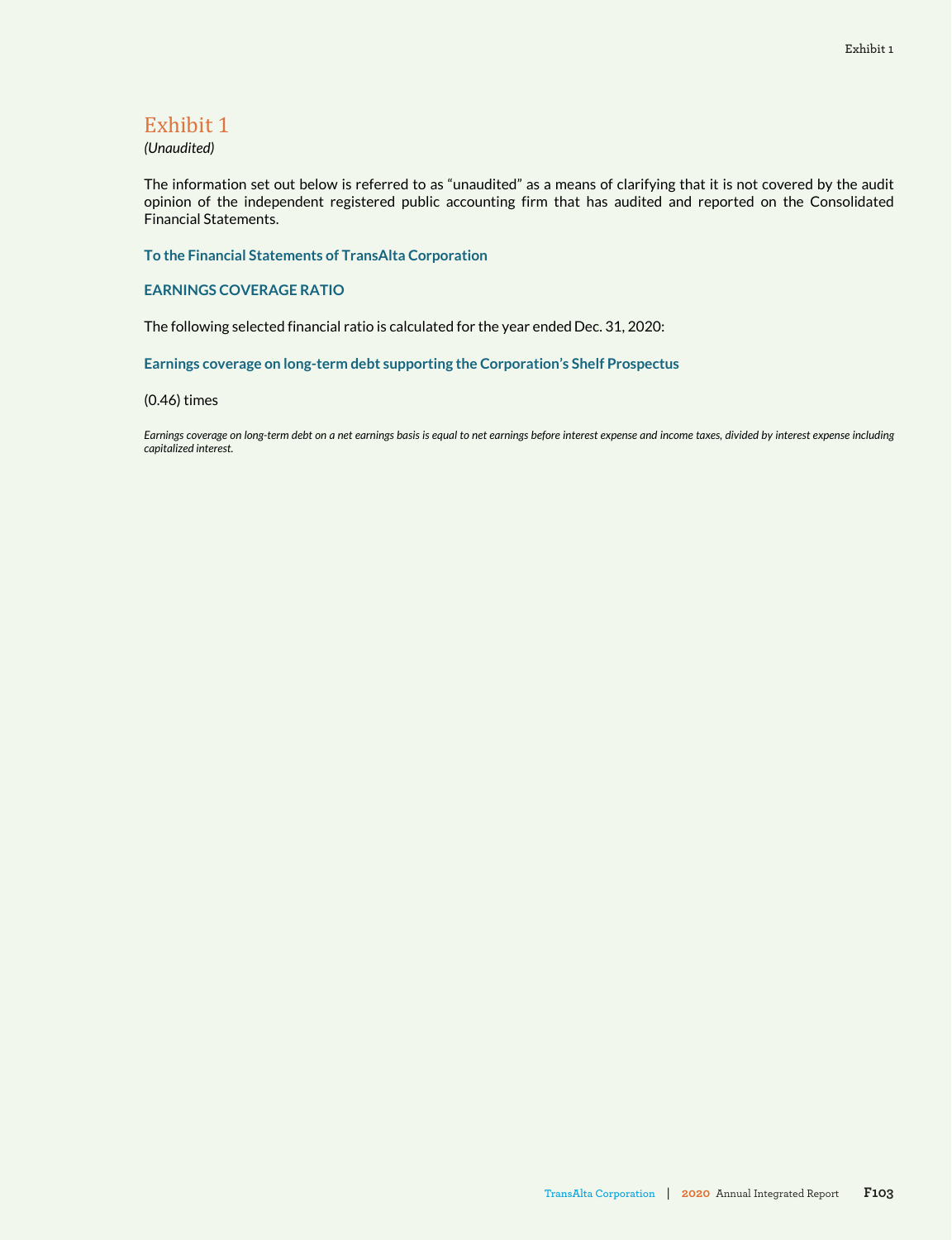# Exhibit 1

*(Unaudited)*

The information set out below is referred to as "unaudited" as a means of clarifying that it is not covered by the audit opinion of the independent registered public accounting firm that has audited and reported on the Consolidated Financial Statements.

### To the Financial Statements of TransAlta Corporation

### EARNINGS COVERAGE RATIO

The following selected financial ratio is calculated for the year ended Dec. 31, 2020:

### Earnings coverage on long-term debt supporting the Corporation's Shelf Prospectus

(0.46) times

*Earnings coverage on long-term debt on a net earnings basis is equal to net earnings before interest expense and income taxes, divided by interest expense including capitalized interest.*